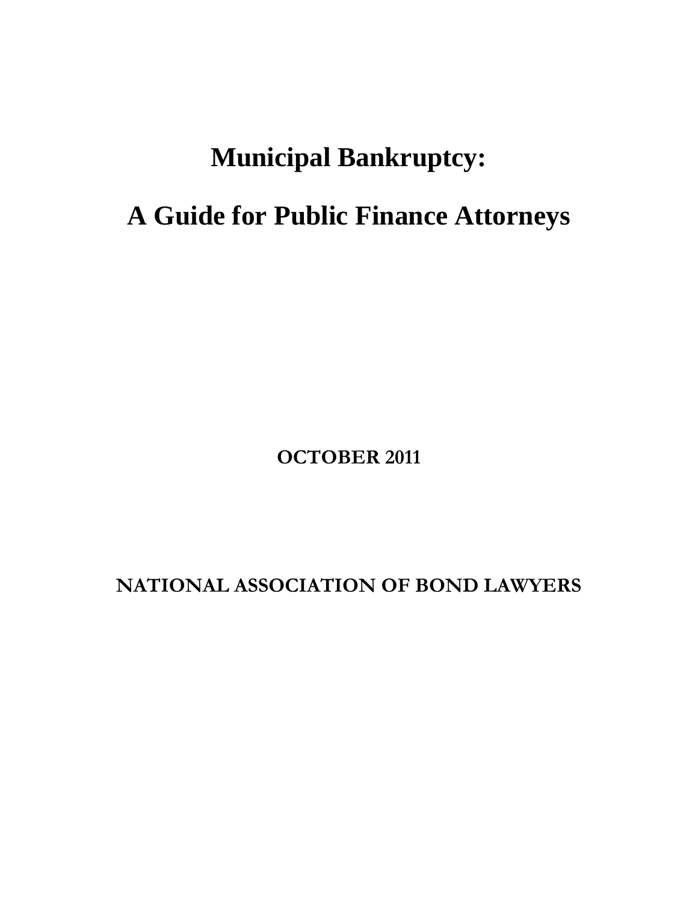# Municipal Bankruptcy:

# A Guide for Public Finance Attorneys

**OCTOBER 2011**

**NATIONAL ASSOCIATION OF BOND LAWYERS**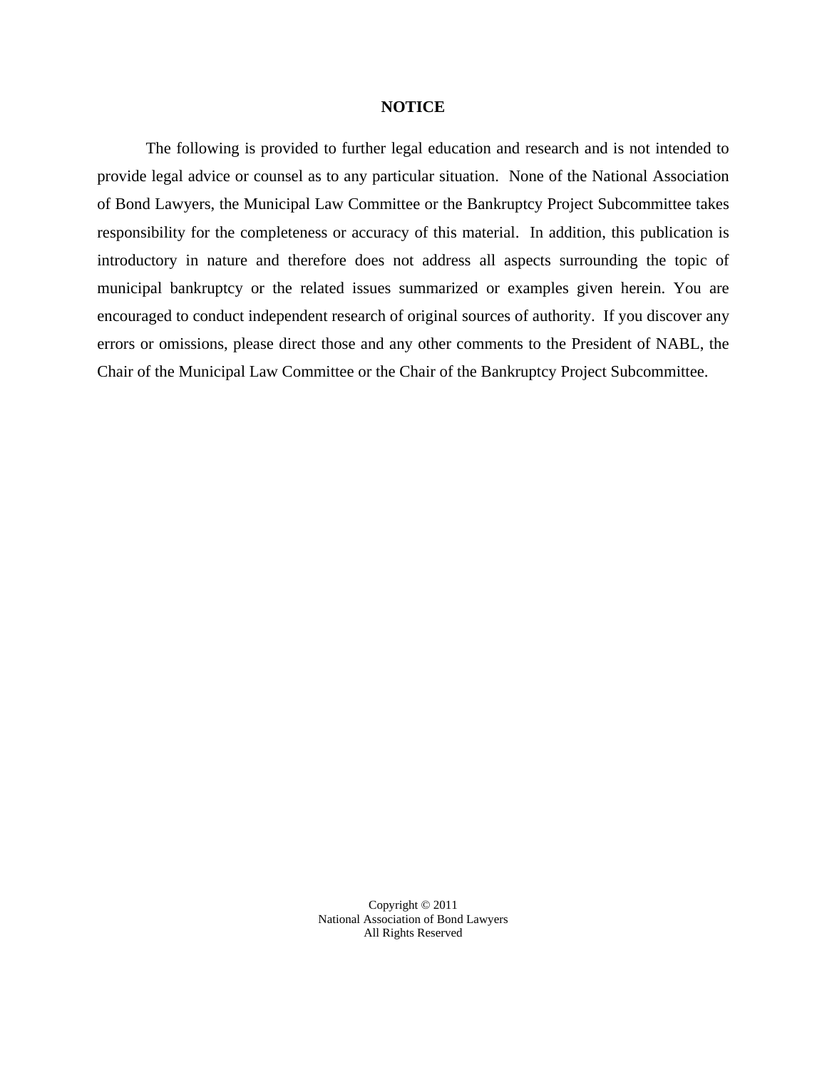# NOTICE

The following is provided to further legal education and research and is not intended to provide legal advice or counsel as to any particular situation. None of the National Association of Bond Lawyers, the Municipal Law Committee or the Bankruptcy Project Subcommittee takes responsibility for the completeness or accuracy of this material. In addition, this publication is introductory in nature and therefore does not address all aspects surrounding the topic of municipal bankruptcy or the related issues summarized or examples given herein. You are encouraged to conduct independent research of original sources of authority. If you discover any errors or omissions, please direct those and any other comments to the President of NABL, the Chair of the Municipal Law Committee or the Chair of the Bankruptcy Project Subcommittee.

Copyright © 2011
National Association of Bond Lawyers
All Rights Reserved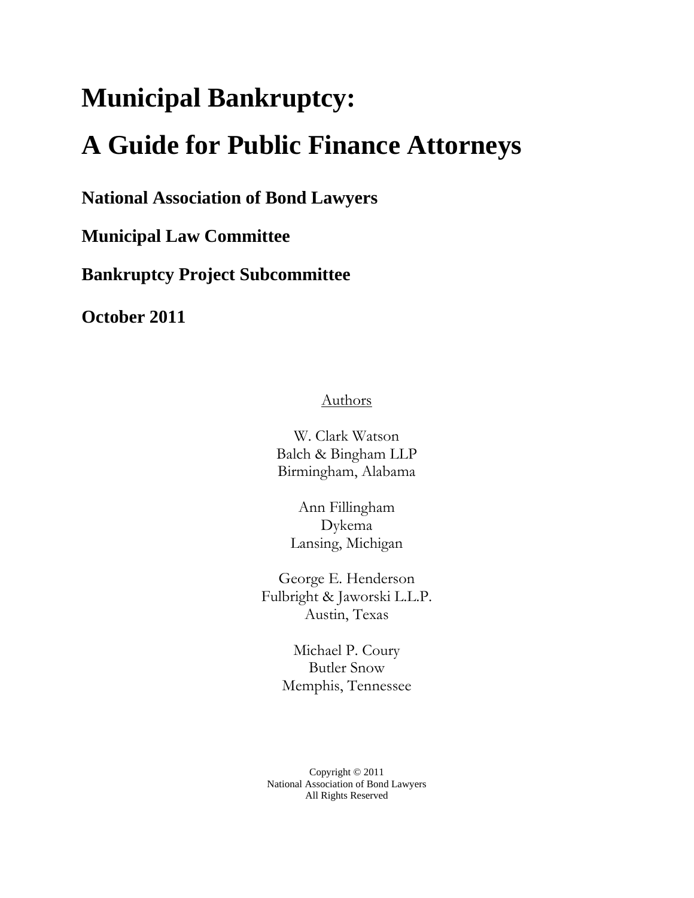# Municipal Bankruptcy:

# A Guide for Public Finance Attorneys

**National Association of Bond Lawyers**

**Municipal Law Committee**

**Bankruptcy Project Subcommittee**

**October 2011**

Authors

W. Clark Watson
Balch & Bingham LLP
Birmingham, Alabama

Ann Fillingham
Dykema
Lansing, Michigan

George E. Henderson
Fulbright & Jaworski L.L.P.
Austin, Texas

Michael P. Coury
Butler Snow
Memphis, Tennessee

Copyright © 2011
National Association of Bond Lawyers
All Rights Reserved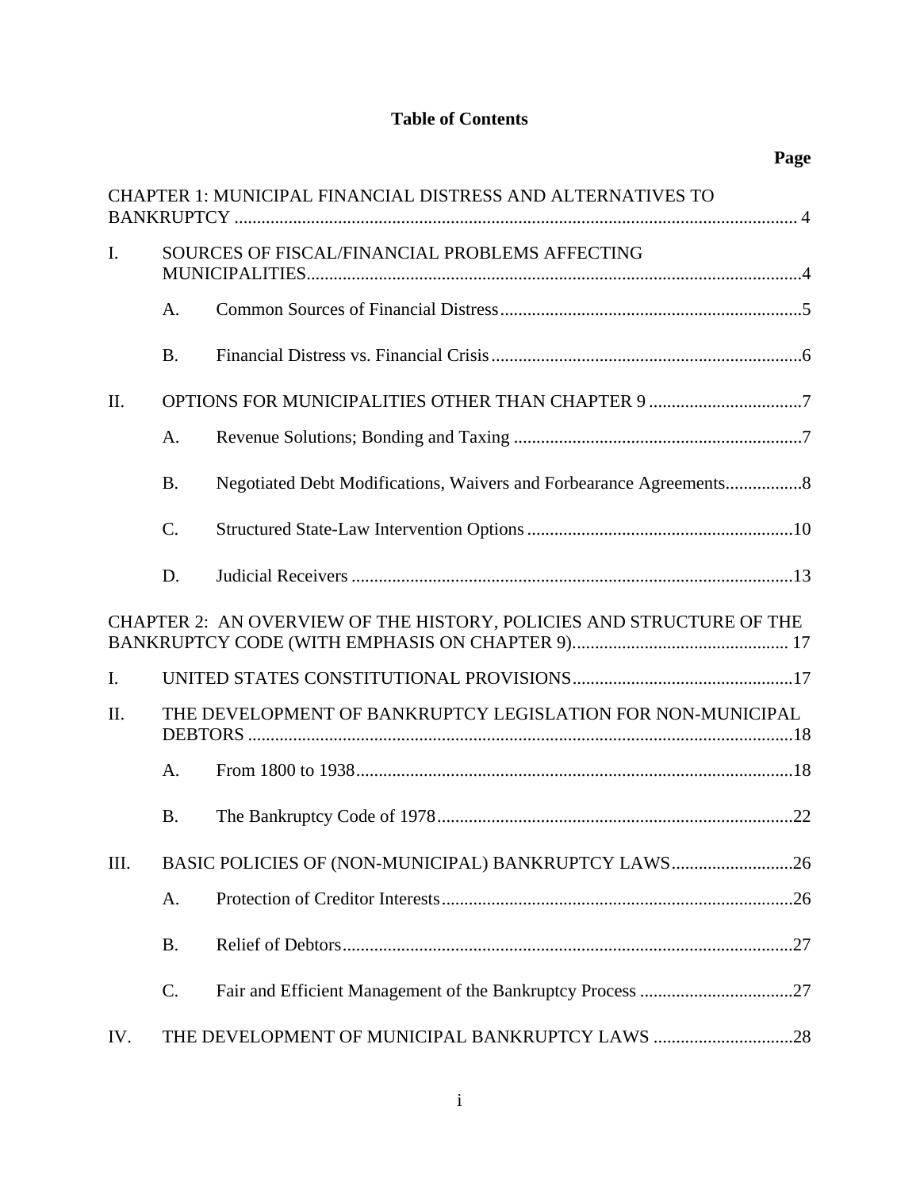# Table of Contents

| | | | Page |
|---|---|---|---|
| CHAPTER 1: MUNICIPAL FINANCIAL DISTRESS AND ALTERNATIVES TO BANKRUPTCY | | | 4 |
| I. | SOURCES OF FISCAL/FINANCIAL PROBLEMS AFFECTING MUNICIPALITIES | | 4 |
| | A. | Common Sources of Financial Distress | 5 |
| | B. | Financial Distress vs. Financial Crisis | 6 |
| II. | OPTIONS FOR MUNICIPALITIES OTHER THAN CHAPTER 9 | | 7 |
| | A. | Revenue Solutions; Bonding and Taxing | 7 |
| | B. | Negotiated Debt Modifications, Waivers and Forbearance Agreements | 8 |
| | C. | Structured State-Law Intervention Options | 10 |
| | D. | Judicial Receivers | 13 |
| CHAPTER 2: AN OVERVIEW OF THE HISTORY, POLICIES AND STRUCTURE OF THE BANKRUPTCY CODE (WITH EMPHASIS ON CHAPTER 9) | | | 17 |
| I. | UNITED STATES CONSTITUTIONAL PROVISIONS | | 17 |
| II. | THE DEVELOPMENT OF BANKRUPTCY LEGISLATION FOR NON-MUNICIPAL DEBTORS | | 18 |
| | A. | From 1800 to 1938 | 18 |
| | B. | The Bankruptcy Code of 1978 | 22 |
| III. | BASIC POLICIES OF (NON-MUNICIPAL) BANKRUPTCY LAWS | | 26 |
| | A. | Protection of Creditor Interests | 26 |
| | B. | Relief of Debtors | 27 |
| | C. | Fair and Efficient Management of the Bankruptcy Process | 27 |
| IV. | THE DEVELOPMENT OF MUNICIPAL BANKRUPTCY LAWS | | 28 |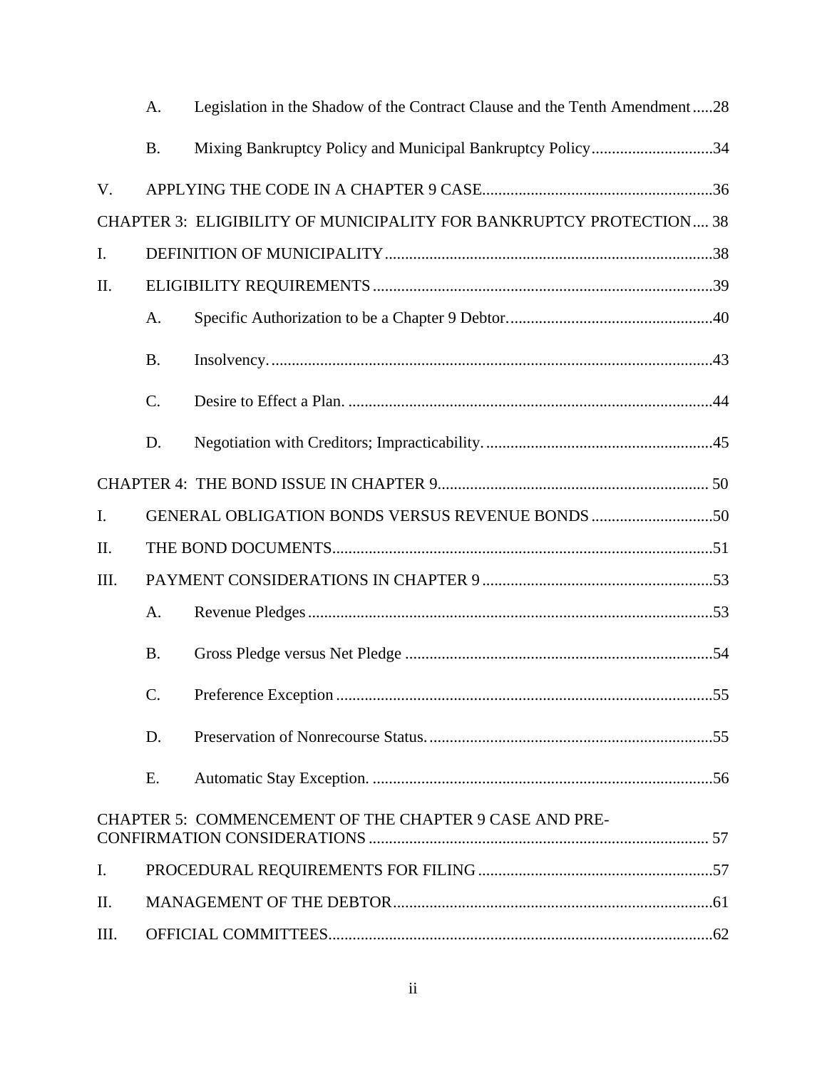A. Legislation in the Shadow of the Contract Clause and the Tenth Amendment .....28

B. Mixing Bankruptcy Policy and Municipal Bankruptcy Policy ..............................34

V. APPLYING THE CODE IN A CHAPTER 9 CASE .........................................................36

CHAPTER 3: ELIGIBILITY OF MUNICIPALITY FOR BANKRUPTCY PROTECTION .... 38

I. DEFINITION OF MUNICIPALITY .................................................................................38

II. ELIGIBILITY REQUIREMENTS ....................................................................................39

A. Specific Authorization to be a Chapter 9 Debtor. ..................................................40

B. Insolvency. ............................................................................................................43

C. Desire to Effect a Plan. ..........................................................................................44

D. Negotiation with Creditors; Impracticability. ........................................................45

CHAPTER 4: THE BOND ISSUE IN CHAPTER 9 .................................................................. 50

I. GENERAL OBLIGATION BONDS VERSUS REVENUE BONDS ..............................50

II. THE BOND DOCUMENTS .............................................................................................51

III. PAYMENT CONSIDERATIONS IN CHAPTER 9 .........................................................53

A. Revenue Pledges ....................................................................................................53

B. Gross Pledge versus Net Pledge ............................................................................54

C. Preference Exception .............................................................................................55

D. Preservation of Nonrecourse Status. ......................................................................55

E. Automatic Stay Exception. ....................................................................................56

CHAPTER 5: COMMENCEMENT OF THE CHAPTER 9 CASE AND PRE-CONFIRMATION CONSIDERATIONS .................................................................................... 57

I. PROCEDURAL REQUIREMENTS FOR FILING ..........................................................57

II. MANAGEMENT OF THE DEBTOR ...............................................................................61

III. OFFICIAL COMMITTEES ...............................................................................................62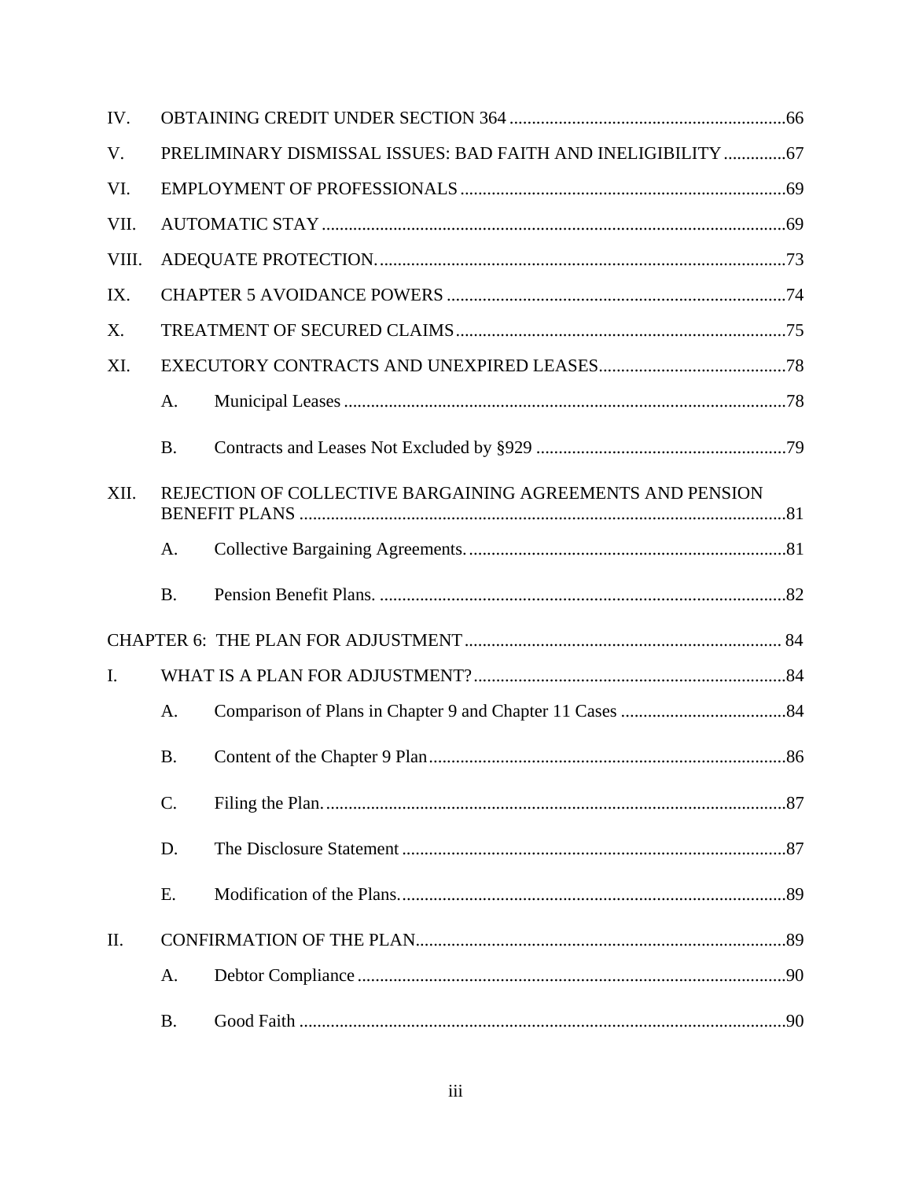IV. OBTAINING CREDIT UNDER SECTION 364 ....................................................................66

V. PRELIMINARY DISMISSAL ISSUES: BAD FAITH AND INELIGIBILITY ..............67

VI. EMPLOYMENT OF PROFESSIONALS .........................................................................69

VII. AUTOMATIC STAY ........................................................................................................69

VIII. ADEQUATE PROTECTION. ...........................................................................................73

IX. CHAPTER 5 AVOIDANCE POWERS ............................................................................74

X. TREATMENT OF SECURED CLAIMS ..........................................................................75

XI. EXECUTORY CONTRACTS AND UNEXPIRED LEASES..........................................78

- A. Municipal Leases ...................................................................................................78
- B. Contracts and Leases Not Excluded by §929 ........................................................79

XII. REJECTION OF COLLECTIVE BARGAINING AGREEMENTS AND PENSION BENEFIT PLANS ............................................................................................................81

- A. Collective Bargaining Agreements. .......................................................................81
- B. Pension Benefit Plans. ...........................................................................................82

CHAPTER 6: THE PLAN FOR ADJUSTMENT ....................................................................... 84

I. WHAT IS A PLAN FOR ADJUSTMENT? ......................................................................84

- A. Comparison of Plans in Chapter 9 and Chapter 11 Cases .....................................84
- B. Content of the Chapter 9 Plan ................................................................................86
- C. Filing the Plan. .......................................................................................................87
- D. The Disclosure Statement ......................................................................................87
- E. Modification of the Plans. ......................................................................................89

II. CONFIRMATION OF THE PLAN...................................................................................89

- A. Debtor Compliance ................................................................................................90
- B. Good Faith ............................................................................................................90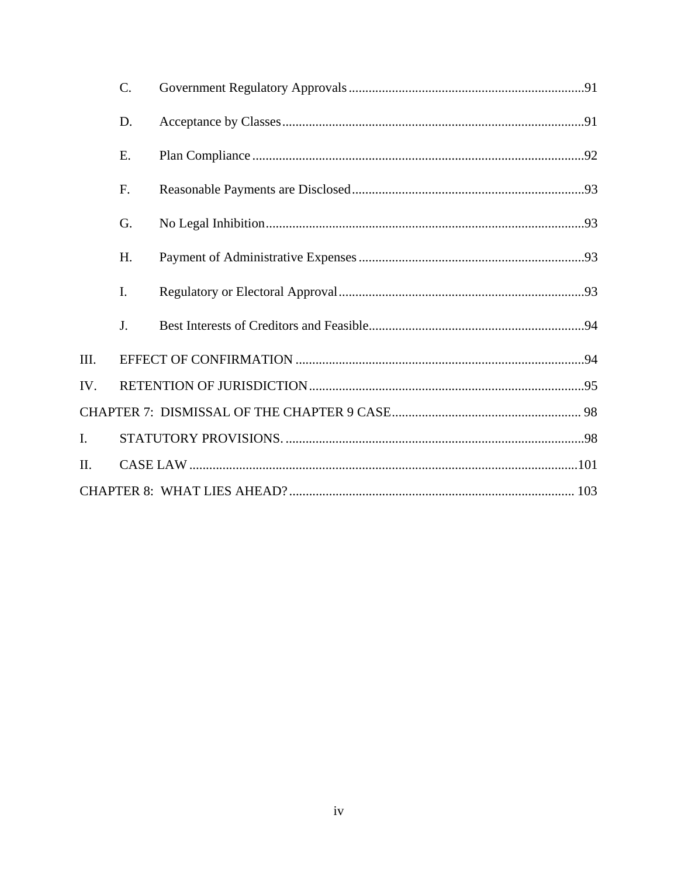C. Government Regulatory Approvals ........ 91

D. Acceptance by Classes ........ 91

E. Plan Compliance ........ 92

F. Reasonable Payments are Disclosed ........ 93

G. No Legal Inhibition ........ 93

H. Payment of Administrative Expenses ........ 93

I. Regulatory or Electoral Approval ........ 93

J. Best Interests of Creditors and Feasible ........ 94

III. EFFECT OF CONFIRMATION ........ 94

IV. RETENTION OF JURISDICTION ........ 95

CHAPTER 7: DISMISSAL OF THE CHAPTER 9 CASE ........ 98

I. STATUTORY PROVISIONS. ........ 98

II. CASE LAW ........ 101

CHAPTER 8: WHAT LIES AHEAD? ........ 103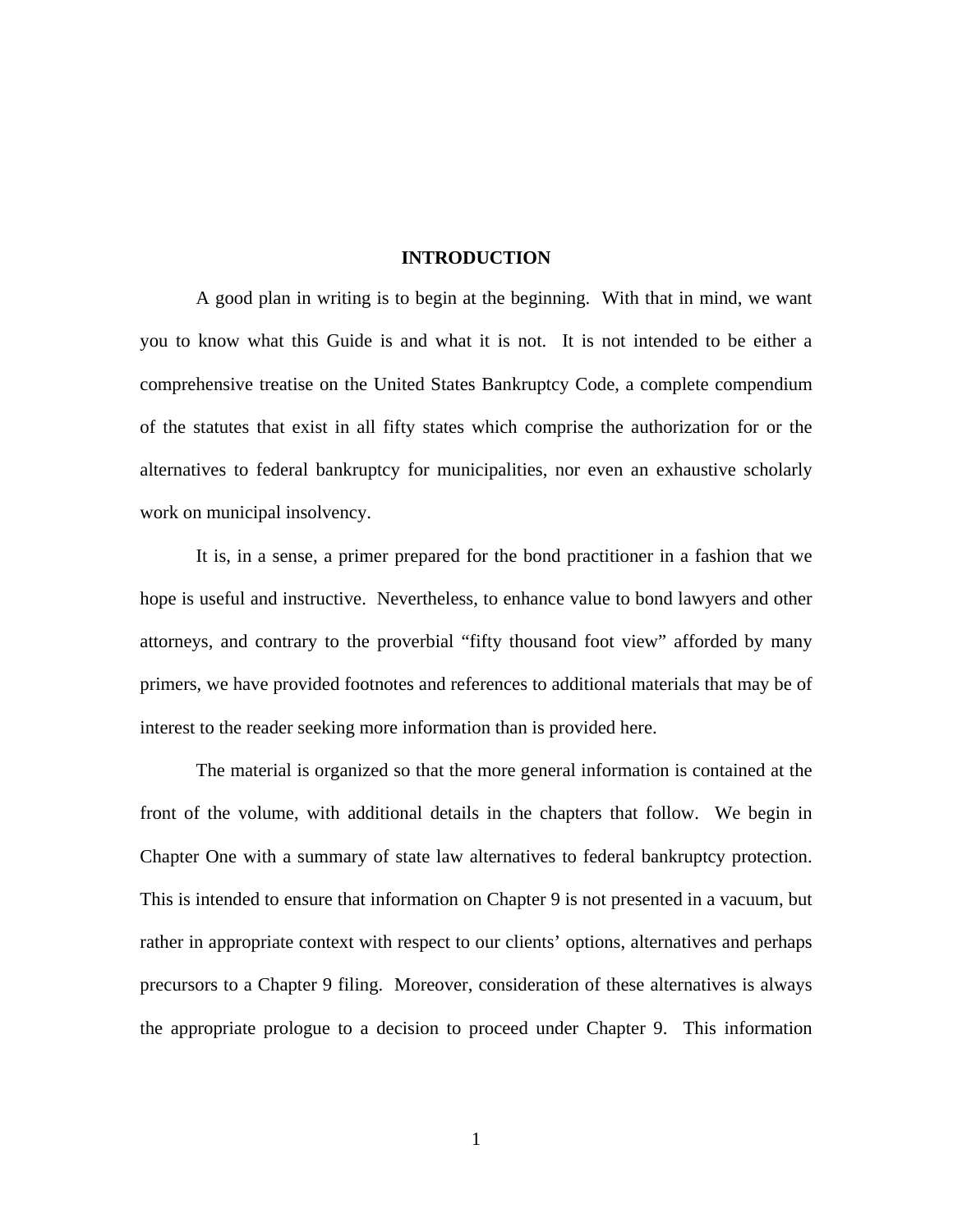# INTRODUCTION

A good plan in writing is to begin at the beginning. With that in mind, we want you to know what this Guide is and what it is not. It is not intended to be either a comprehensive treatise on the United States Bankruptcy Code, a complete compendium of the statutes that exist in all fifty states which comprise the authorization for or the alternatives to federal bankruptcy for municipalities, nor even an exhaustive scholarly work on municipal insolvency.

It is, in a sense, a primer prepared for the bond practitioner in a fashion that we hope is useful and instructive. Nevertheless, to enhance value to bond lawyers and other attorneys, and contrary to the proverbial "fifty thousand foot view" afforded by many primers, we have provided footnotes and references to additional materials that may be of interest to the reader seeking more information than is provided here.

The material is organized so that the more general information is contained at the front of the volume, with additional details in the chapters that follow. We begin in Chapter One with a summary of state law alternatives to federal bankruptcy protection. This is intended to ensure that information on Chapter 9 is not presented in a vacuum, but rather in appropriate context with respect to our clients' options, alternatives and perhaps precursors to a Chapter 9 filing. Moreover, consideration of these alternatives is always the appropriate prologue to a decision to proceed under Chapter 9. This information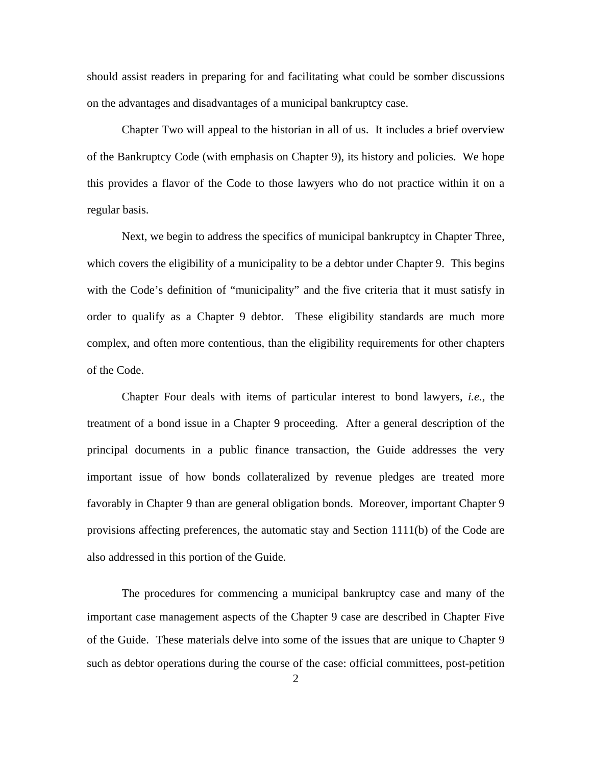should assist readers in preparing for and facilitating what could be somber discussions on the advantages and disadvantages of a municipal bankruptcy case.

Chapter Two will appeal to the historian in all of us. It includes a brief overview of the Bankruptcy Code (with emphasis on Chapter 9), its history and policies. We hope this provides a flavor of the Code to those lawyers who do not practice within it on a regular basis.

Next, we begin to address the specifics of municipal bankruptcy in Chapter Three, which covers the eligibility of a municipality to be a debtor under Chapter 9. This begins with the Code's definition of "municipality" and the five criteria that it must satisfy in order to qualify as a Chapter 9 debtor. These eligibility standards are much more complex, and often more contentious, than the eligibility requirements for other chapters of the Code.

Chapter Four deals with items of particular interest to bond lawyers, *i.e.*, the treatment of a bond issue in a Chapter 9 proceeding. After a general description of the principal documents in a public finance transaction, the Guide addresses the very important issue of how bonds collateralized by revenue pledges are treated more favorably in Chapter 9 than are general obligation bonds. Moreover, important Chapter 9 provisions affecting preferences, the automatic stay and Section 1111(b) of the Code are also addressed in this portion of the Guide.

The procedures for commencing a municipal bankruptcy case and many of the important case management aspects of the Chapter 9 case are described in Chapter Five of the Guide. These materials delve into some of the issues that are unique to Chapter 9 such as debtor operations during the course of the case: official committees, post-petition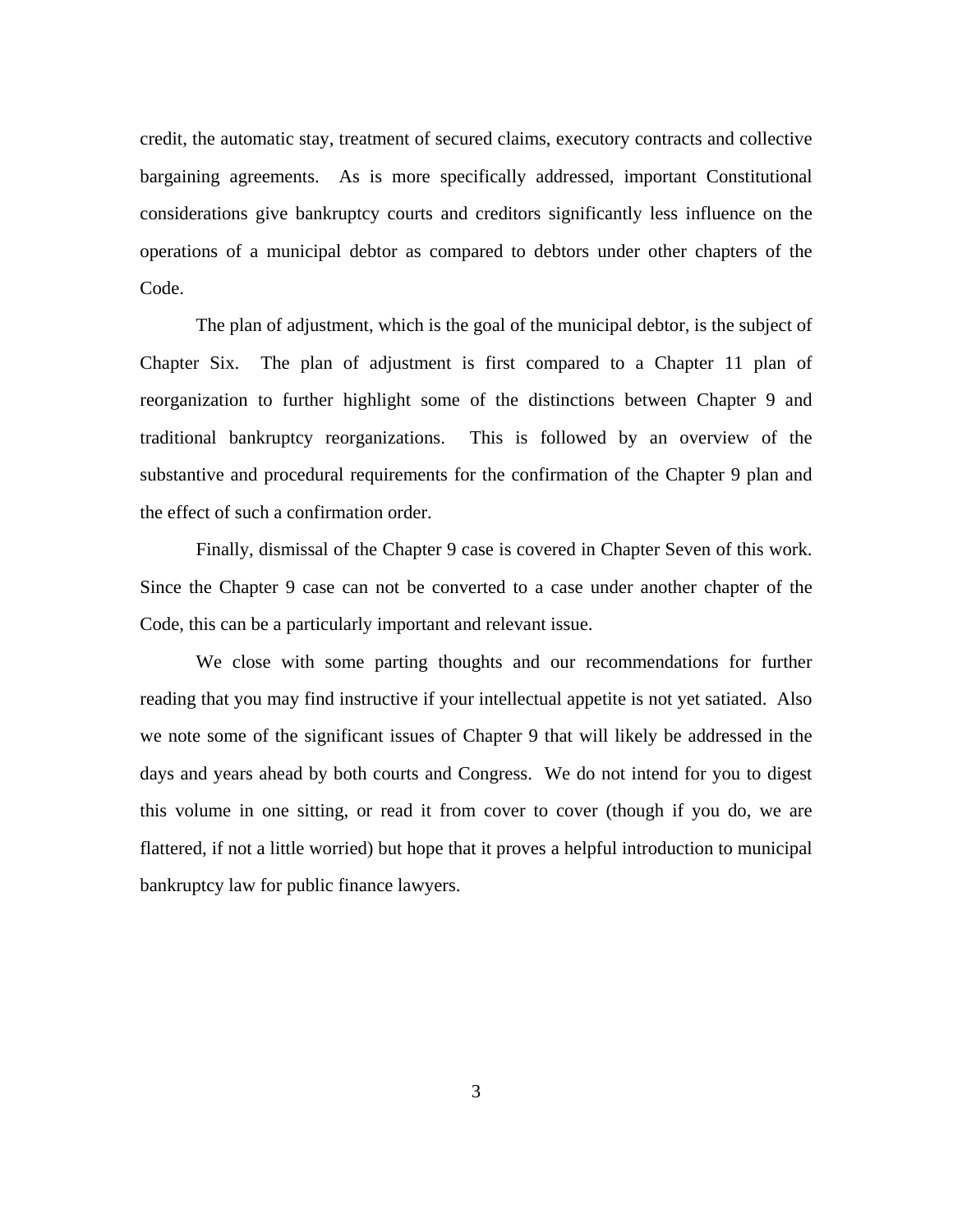credit, the automatic stay, treatment of secured claims, executory contracts and collective bargaining agreements. As is more specifically addressed, important Constitutional considerations give bankruptcy courts and creditors significantly less influence on the operations of a municipal debtor as compared to debtors under other chapters of the Code.

The plan of adjustment, which is the goal of the municipal debtor, is the subject of Chapter Six. The plan of adjustment is first compared to a Chapter 11 plan of reorganization to further highlight some of the distinctions between Chapter 9 and traditional bankruptcy reorganizations. This is followed by an overview of the substantive and procedural requirements for the confirmation of the Chapter 9 plan and the effect of such a confirmation order.

Finally, dismissal of the Chapter 9 case is covered in Chapter Seven of this work. Since the Chapter 9 case can not be converted to a case under another chapter of the Code, this can be a particularly important and relevant issue.

We close with some parting thoughts and our recommendations for further reading that you may find instructive if your intellectual appetite is not yet satiated. Also we note some of the significant issues of Chapter 9 that will likely be addressed in the days and years ahead by both courts and Congress. We do not intend for you to digest this volume in one sitting, or read it from cover to cover (though if you do, we are flattered, if not a little worried) but hope that it proves a helpful introduction to municipal bankruptcy law for public finance lawyers.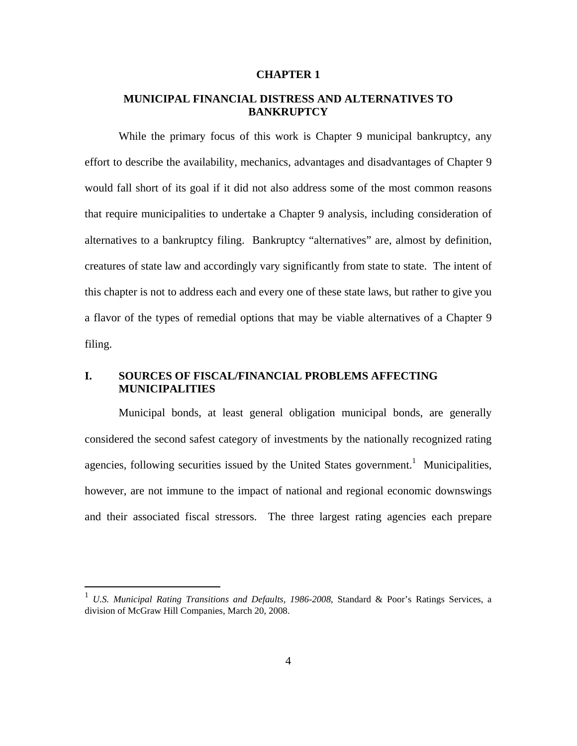# CHAPTER 1

# MUNICIPAL FINANCIAL DISTRESS AND ALTERNATIVES TO BANKRUPTCY

While the primary focus of this work is Chapter 9 municipal bankruptcy, any effort to describe the availability, mechanics, advantages and disadvantages of Chapter 9 would fall short of its goal if it did not also address some of the most common reasons that require municipalities to undertake a Chapter 9 analysis, including consideration of alternatives to a bankruptcy filing. Bankruptcy "alternatives" are, almost by definition, creatures of state law and accordingly vary significantly from state to state. The intent of this chapter is not to address each and every one of these state laws, but rather to give you a flavor of the types of remedial options that may be viable alternatives of a Chapter 9 filing.

## I. SOURCES OF FISCAL/FINANCIAL PROBLEMS AFFECTING MUNICIPALITIES

Municipal bonds, at least general obligation municipal bonds, are generally considered the second safest category of investments by the nationally recognized rating agencies, following securities issued by the United States government.[1] Municipalities, however, are not immune to the impact of national and regional economic downswings and their associated fiscal stressors. The three largest rating agencies each prepare

---

[1] *U.S. Municipal Rating Transitions and Defaults, 1986-2008*, Standard & Poor's Ratings Services, a division of McGraw Hill Companies, March 20, 2008.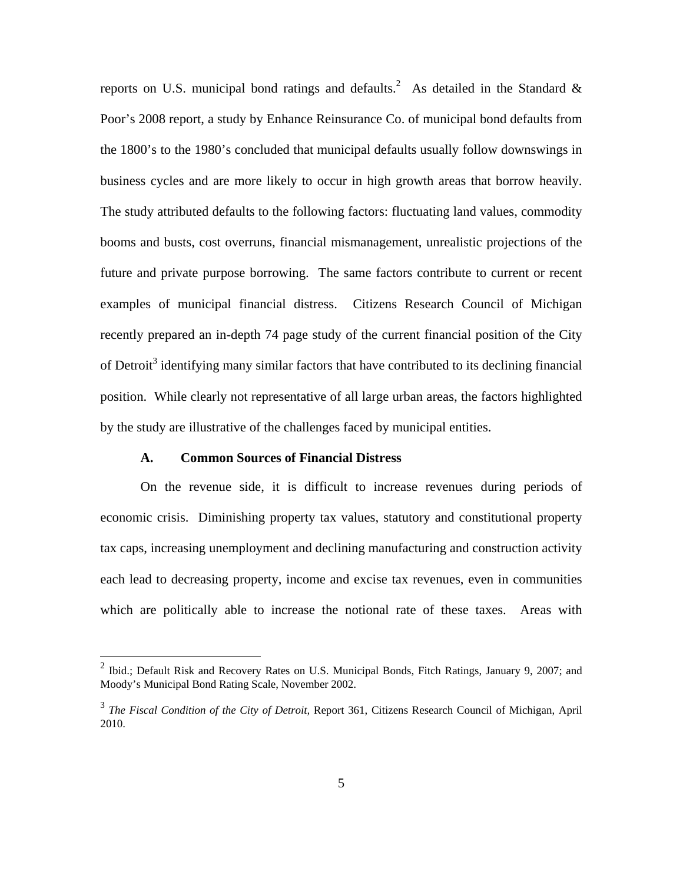reports on U.S. municipal bond ratings and defaults.[2] As detailed in the Standard & Poor's 2008 report, a study by Enhance Reinsurance Co. of municipal bond defaults from the 1800's to the 1980's concluded that municipal defaults usually follow downswings in business cycles and are more likely to occur in high growth areas that borrow heavily. The study attributed defaults to the following factors: fluctuating land values, commodity booms and busts, cost overruns, financial mismanagement, unrealistic projections of the future and private purpose borrowing. The same factors contribute to current or recent examples of municipal financial distress. Citizens Research Council of Michigan recently prepared an in-depth 74 page study of the current financial position of the City of Detroit[3] identifying many similar factors that have contributed to its declining financial position. While clearly not representative of all large urban areas, the factors highlighted by the study are illustrative of the challenges faced by municipal entities.

### A. Common Sources of Financial Distress

On the revenue side, it is difficult to increase revenues during periods of economic crisis. Diminishing property tax values, statutory and constitutional property tax caps, increasing unemployment and declining manufacturing and construction activity each lead to decreasing property, income and excise tax revenues, even in communities which are politically able to increase the notional rate of these taxes. Areas with

---

[2] Ibid.; Default Risk and Recovery Rates on U.S. Municipal Bonds, Fitch Ratings, January 9, 2007; and Moody's Municipal Bond Rating Scale, November 2002.

[3] *The Fiscal Condition of the City of Detroit,* Report 361, Citizens Research Council of Michigan, April 2010.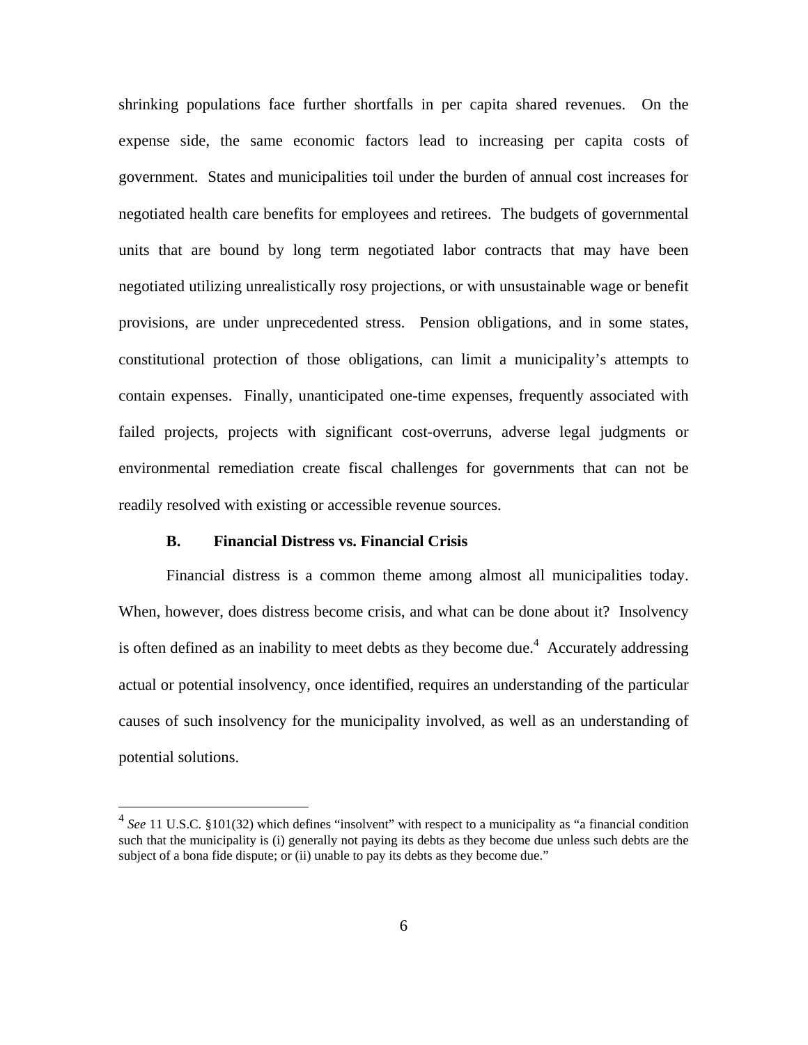shrinking populations face further shortfalls in per capita shared revenues. On the expense side, the same economic factors lead to increasing per capita costs of government. States and municipalities toil under the burden of annual cost increases for negotiated health care benefits for employees and retirees. The budgets of governmental units that are bound by long term negotiated labor contracts that may have been negotiated utilizing unrealistically rosy projections, or with unsustainable wage or benefit provisions, are under unprecedented stress. Pension obligations, and in some states, constitutional protection of those obligations, can limit a municipality's attempts to contain expenses. Finally, unanticipated one-time expenses, frequently associated with failed projects, projects with significant cost-overruns, adverse legal judgments or environmental remediation create fiscal challenges for governments that can not be readily resolved with existing or accessible revenue sources.

### B. Financial Distress vs. Financial Crisis

Financial distress is a common theme among almost all municipalities today. When, however, does distress become crisis, and what can be done about it? Insolvency is often defined as an inability to meet debts as they become due.[4] Accurately addressing actual or potential insolvency, once identified, requires an understanding of the particular causes of such insolvency for the municipality involved, as well as an understanding of potential solutions.

---

[4] *See* 11 U.S.C. §101(32) which defines "insolvent" with respect to a municipality as "a financial condition such that the municipality is (i) generally not paying its debts as they become due unless such debts are the subject of a bona fide dispute; or (ii) unable to pay its debts as they become due."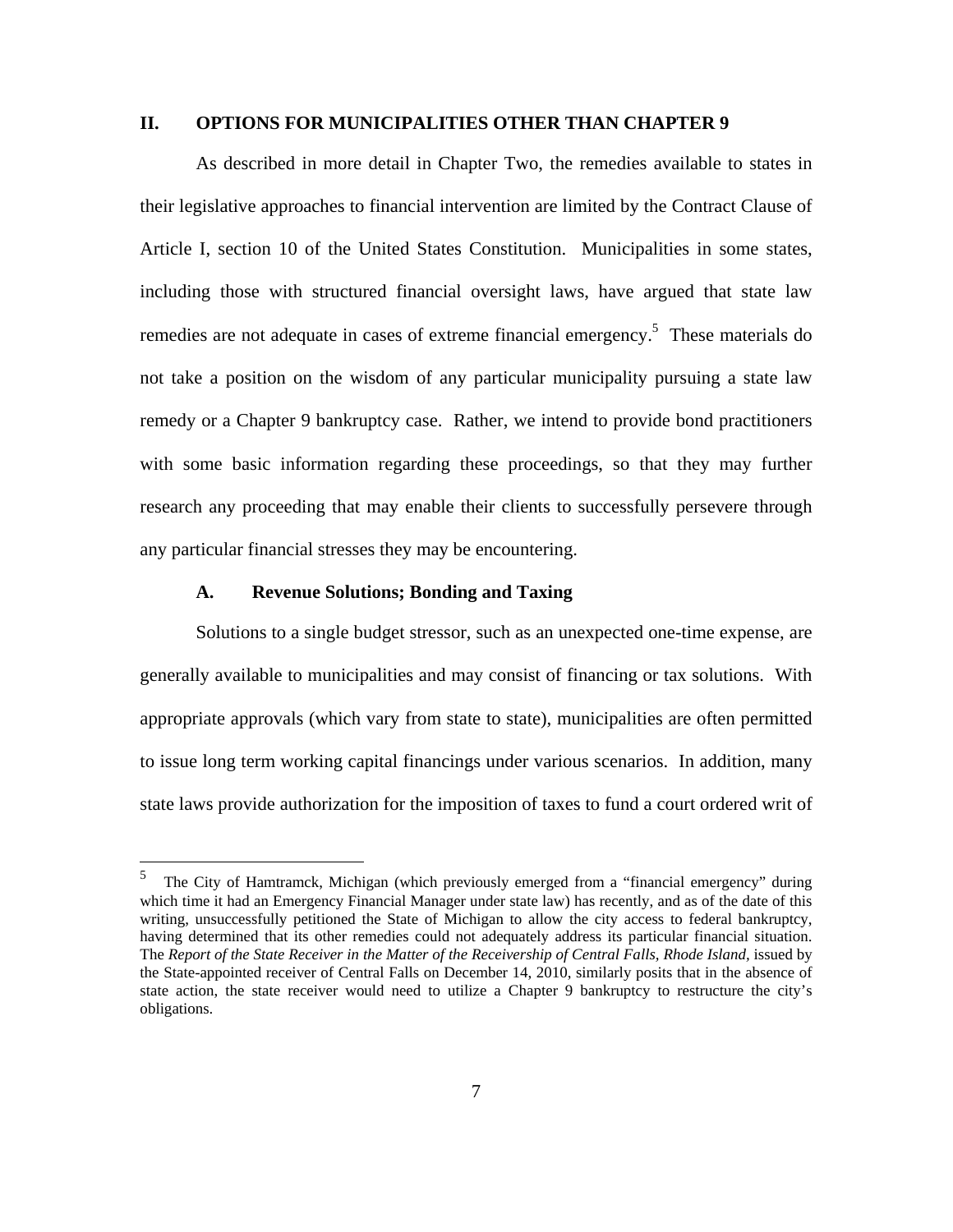## II. OPTIONS FOR MUNICIPALITIES OTHER THAN CHAPTER 9

As described in more detail in Chapter Two, the remedies available to states in their legislative approaches to financial intervention are limited by the Contract Clause of Article I, section 10 of the United States Constitution. Municipalities in some states, including those with structured financial oversight laws, have argued that state law remedies are not adequate in cases of extreme financial emergency.[5] These materials do not take a position on the wisdom of any particular municipality pursuing a state law remedy or a Chapter 9 bankruptcy case. Rather, we intend to provide bond practitioners with some basic information regarding these proceedings, so that they may further research any proceeding that may enable their clients to successfully persevere through any particular financial stresses they may be encountering.

### A. Revenue Solutions; Bonding and Taxing

Solutions to a single budget stressor, such as an unexpected one-time expense, are generally available to municipalities and may consist of financing or tax solutions. With appropriate approvals (which vary from state to state), municipalities are often permitted to issue long term working capital financings under various scenarios. In addition, many state laws provide authorization for the imposition of taxes to fund a court ordered writ of

---

[5] The City of Hamtramck, Michigan (which previously emerged from a "financial emergency" during which time it had an Emergency Financial Manager under state law) has recently, and as of the date of this writing, unsuccessfully petitioned the State of Michigan to allow the city access to federal bankruptcy, having determined that its other remedies could not adequately address its particular financial situation. The *Report of the State Receiver in the Matter of the Receivership of Central Falls, Rhode Island*, issued by the State-appointed receiver of Central Falls on December 14, 2010, similarly posits that in the absence of state action, the state receiver would need to utilize a Chapter 9 bankruptcy to restructure the city's obligations.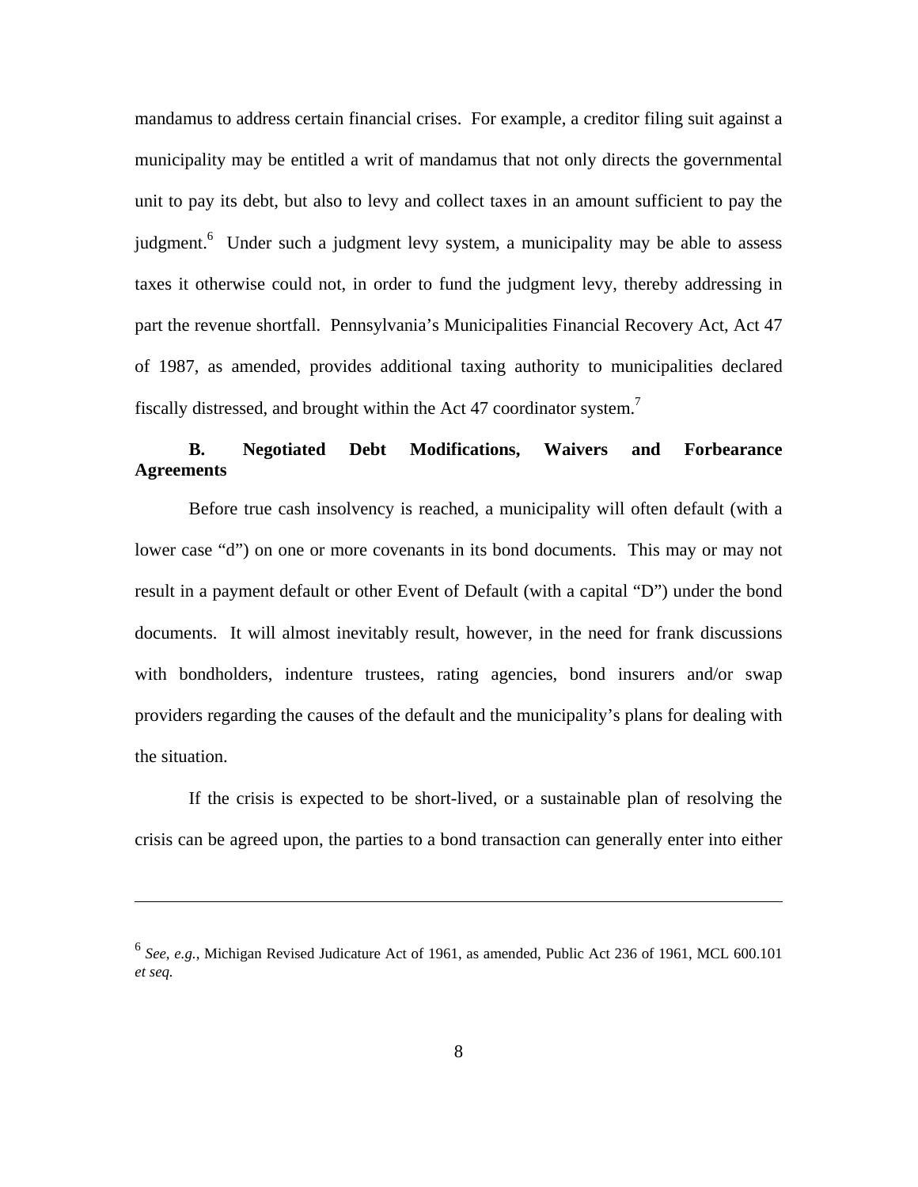mandamus to address certain financial crises. For example, a creditor filing suit against a municipality may be entitled a writ of mandamus that not only directs the governmental unit to pay its debt, but also to levy and collect taxes in an amount sufficient to pay the judgment.[6] Under such a judgment levy system, a municipality may be able to assess taxes it otherwise could not, in order to fund the judgment levy, thereby addressing in part the revenue shortfall. Pennsylvania's Municipalities Financial Recovery Act, Act 47 of 1987, as amended, provides additional taxing authority to municipalities declared fiscally distressed, and brought within the Act 47 coordinator system.[7]

### B. Negotiated Debt Modifications, Waivers and Forbearance Agreements

Before true cash insolvency is reached, a municipality will often default (with a lower case "d") on one or more covenants in its bond documents. This may or may not result in a payment default or other Event of Default (with a capital "D") under the bond documents. It will almost inevitably result, however, in the need for frank discussions with bondholders, indenture trustees, rating agencies, bond insurers and/or swap providers regarding the causes of the default and the municipality's plans for dealing with the situation.

If the crisis is expected to be short-lived, or a sustainable plan of resolving the crisis can be agreed upon, the parties to a bond transaction can generally enter into either

---

[6] *See, e.g.,* Michigan Revised Judicature Act of 1961, as amended, Public Act 236 of 1961, MCL 600.101 *et seq.*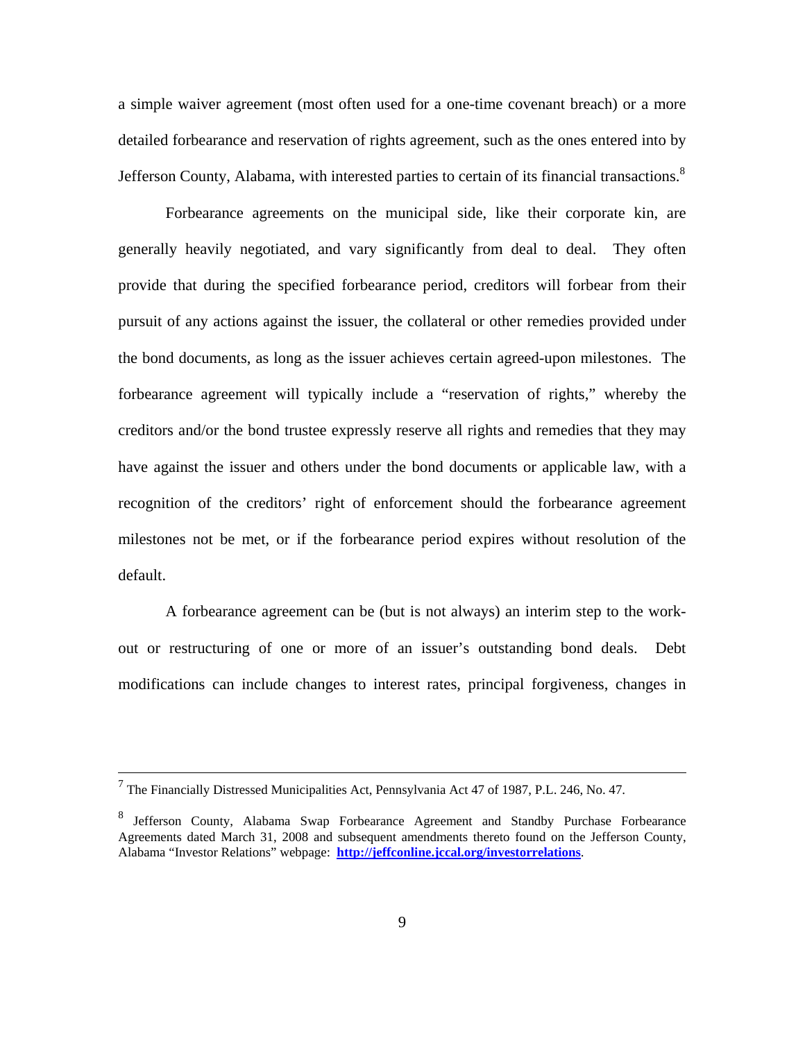a simple waiver agreement (most often used for a one-time covenant breach) or a more detailed forbearance and reservation of rights agreement, such as the ones entered into by Jefferson County, Alabama, with interested parties to certain of its financial transactions.[8]

Forbearance agreements on the municipal side, like their corporate kin, are generally heavily negotiated, and vary significantly from deal to deal. They often provide that during the specified forbearance period, creditors will forbear from their pursuit of any actions against the issuer, the collateral or other remedies provided under the bond documents, as long as the issuer achieves certain agreed-upon milestones. The forbearance agreement will typically include a "reservation of rights," whereby the creditors and/or the bond trustee expressly reserve all rights and remedies that they may have against the issuer and others under the bond documents or applicable law, with a recognition of the creditors' right of enforcement should the forbearance agreement milestones not be met, or if the forbearance period expires without resolution of the default.

A forbearance agreement can be (but is not always) an interim step to the work-out or restructuring of one or more of an issuer's outstanding bond deals. Debt modifications can include changes to interest rates, principal forgiveness, changes in

---

[7] The Financially Distressed Municipalities Act, Pennsylvania Act 47 of 1987, P.L. 246, No. 47.

[8] Jefferson County, Alabama Swap Forbearance Agreement and Standby Purchase Forbearance Agreements dated March 31, 2008 and subsequent amendments thereto found on the Jefferson County, Alabama "Investor Relations" webpage: **http://jeffconline.jccal.org/investorrelations**.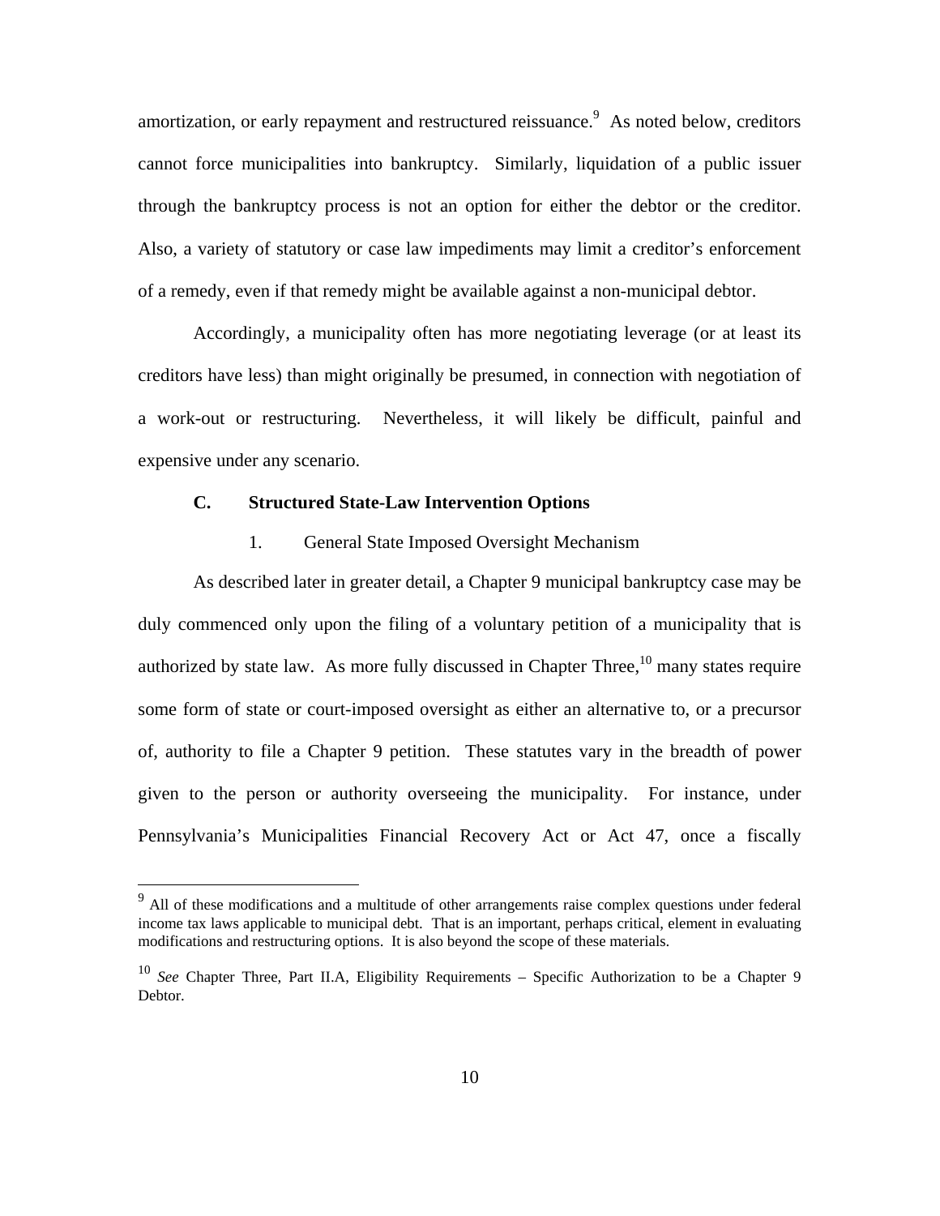amortization, or early repayment and restructured reissuance.[9] As noted below, creditors cannot force municipalities into bankruptcy. Similarly, liquidation of a public issuer through the bankruptcy process is not an option for either the debtor or the creditor. Also, a variety of statutory or case law impediments may limit a creditor's enforcement of a remedy, even if that remedy might be available against a non-municipal debtor.

Accordingly, a municipality often has more negotiating leverage (or at least its creditors have less) than might originally be presumed, in connection with negotiation of a work-out or restructuring. Nevertheless, it will likely be difficult, painful and expensive under any scenario.

### C. Structured State-Law Intervention Options

#### 1. General State Imposed Oversight Mechanism

As described later in greater detail, a Chapter 9 municipal bankruptcy case may be duly commenced only upon the filing of a voluntary petition of a municipality that is authorized by state law. As more fully discussed in Chapter Three,[10] many states require some form of state or court-imposed oversight as either an alternative to, or a precursor of, authority to file a Chapter 9 petition. These statutes vary in the breadth of power given to the person or authority overseeing the municipality. For instance, under Pennsylvania's Municipalities Financial Recovery Act or Act 47, once a fiscally

---

[9] All of these modifications and a multitude of other arrangements raise complex questions under federal income tax laws applicable to municipal debt. That is an important, perhaps critical, element in evaluating modifications and restructuring options. It is also beyond the scope of these materials.

[10] *See* Chapter Three, Part II.A, Eligibility Requirements – Specific Authorization to be a Chapter 9 Debtor.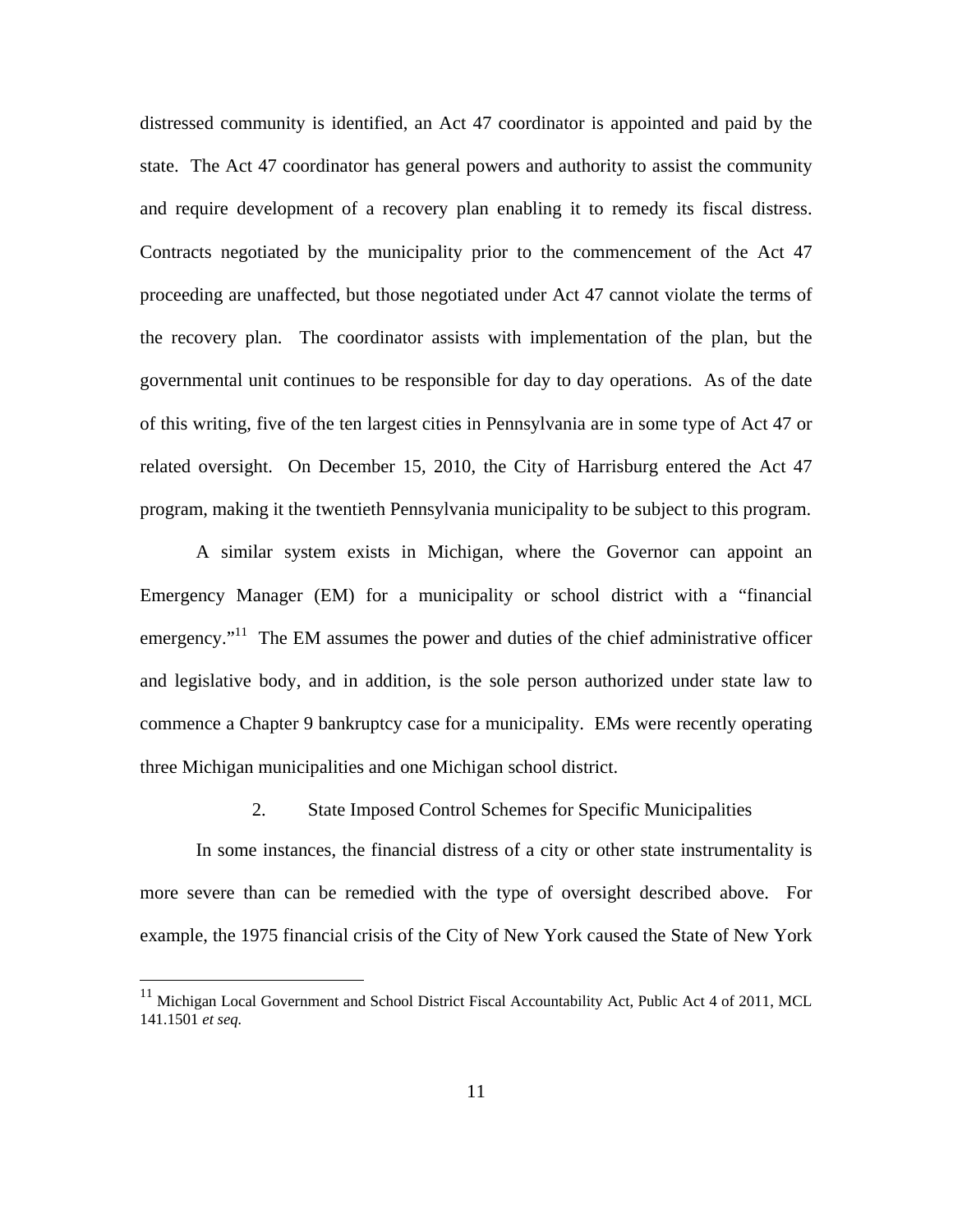distressed community is identified, an Act 47 coordinator is appointed and paid by the state. The Act 47 coordinator has general powers and authority to assist the community and require development of a recovery plan enabling it to remedy its fiscal distress. Contracts negotiated by the municipality prior to the commencement of the Act 47 proceeding are unaffected, but those negotiated under Act 47 cannot violate the terms of the recovery plan. The coordinator assists with implementation of the plan, but the governmental unit continues to be responsible for day to day operations. As of the date of this writing, five of the ten largest cities in Pennsylvania are in some type of Act 47 or related oversight. On December 15, 2010, the City of Harrisburg entered the Act 47 program, making it the twentieth Pennsylvania municipality to be subject to this program.

A similar system exists in Michigan, where the Governor can appoint an Emergency Manager (EM) for a municipality or school district with a "financial emergency."[11] The EM assumes the power and duties of the chief administrative officer and legislative body, and in addition, is the sole person authorized under state law to commence a Chapter 9 bankruptcy case for a municipality. EMs were recently operating three Michigan municipalities and one Michigan school district.

### 2. State Imposed Control Schemes for Specific Municipalities

In some instances, the financial distress of a city or other state instrumentality is more severe than can be remedied with the type of oversight described above. For example, the 1975 financial crisis of the City of New York caused the State of New York

[11] Michigan Local Government and School District Fiscal Accountability Act, Public Act 4 of 2011, MCL 141.1501 *et seq.*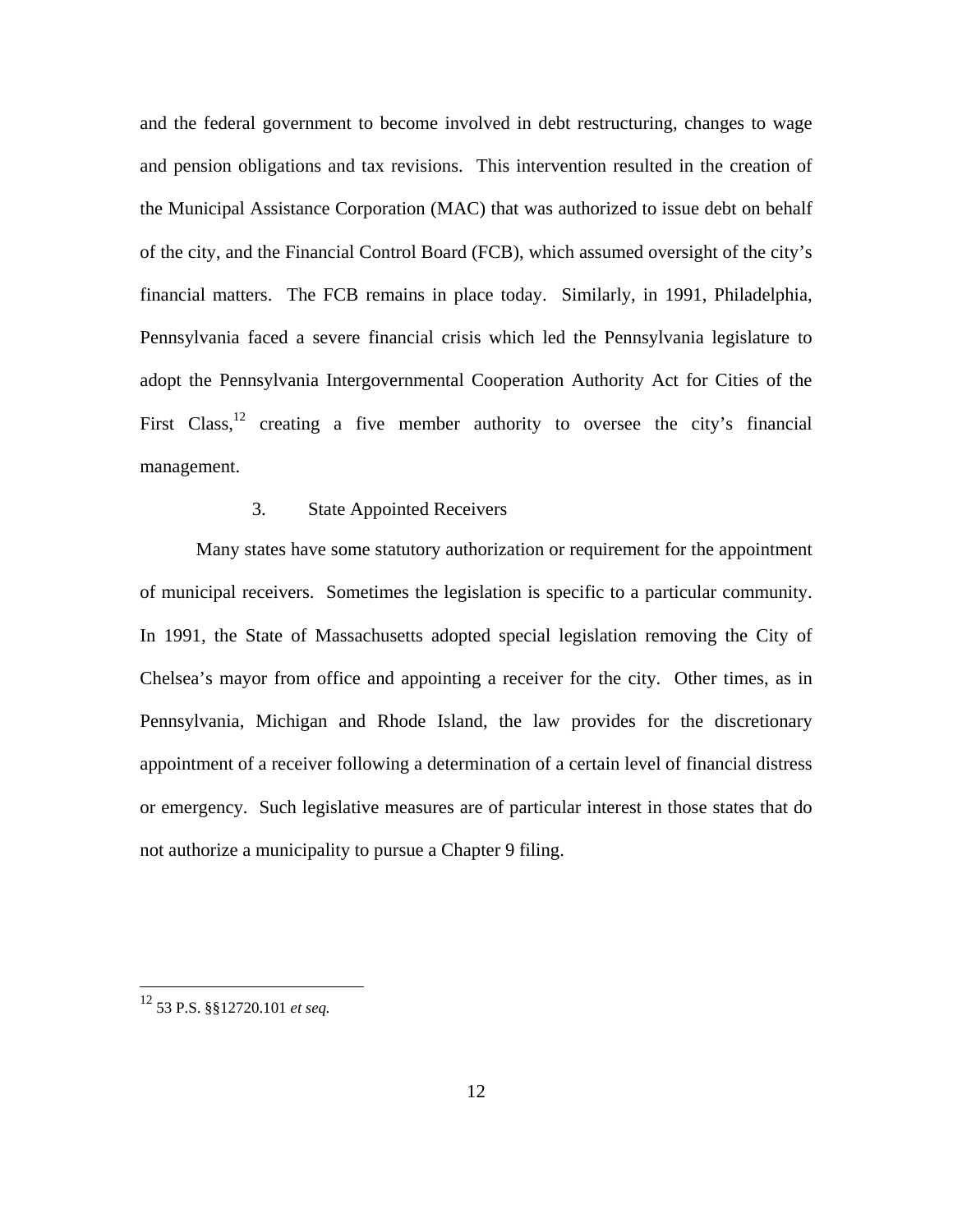and the federal government to become involved in debt restructuring, changes to wage and pension obligations and tax revisions. This intervention resulted in the creation of the Municipal Assistance Corporation (MAC) that was authorized to issue debt on behalf of the city, and the Financial Control Board (FCB), which assumed oversight of the city's financial matters. The FCB remains in place today. Similarly, in 1991, Philadelphia, Pennsylvania faced a severe financial crisis which led the Pennsylvania legislature to adopt the Pennsylvania Intergovernmental Cooperation Authority Act for Cities of the First Class,[12] creating a five member authority to oversee the city's financial management.

### 3. State Appointed Receivers

Many states have some statutory authorization or requirement for the appointment of municipal receivers. Sometimes the legislation is specific to a particular community. In 1991, the State of Massachusetts adopted special legislation removing the City of Chelsea's mayor from office and appointing a receiver for the city. Other times, as in Pennsylvania, Michigan and Rhode Island, the law provides for the discretionary appointment of a receiver following a determination of a certain level of financial distress or emergency. Such legislative measures are of particular interest in those states that do not authorize a municipality to pursue a Chapter 9 filing.

---

[12] 53 P.S. §§12720.101 *et seq.*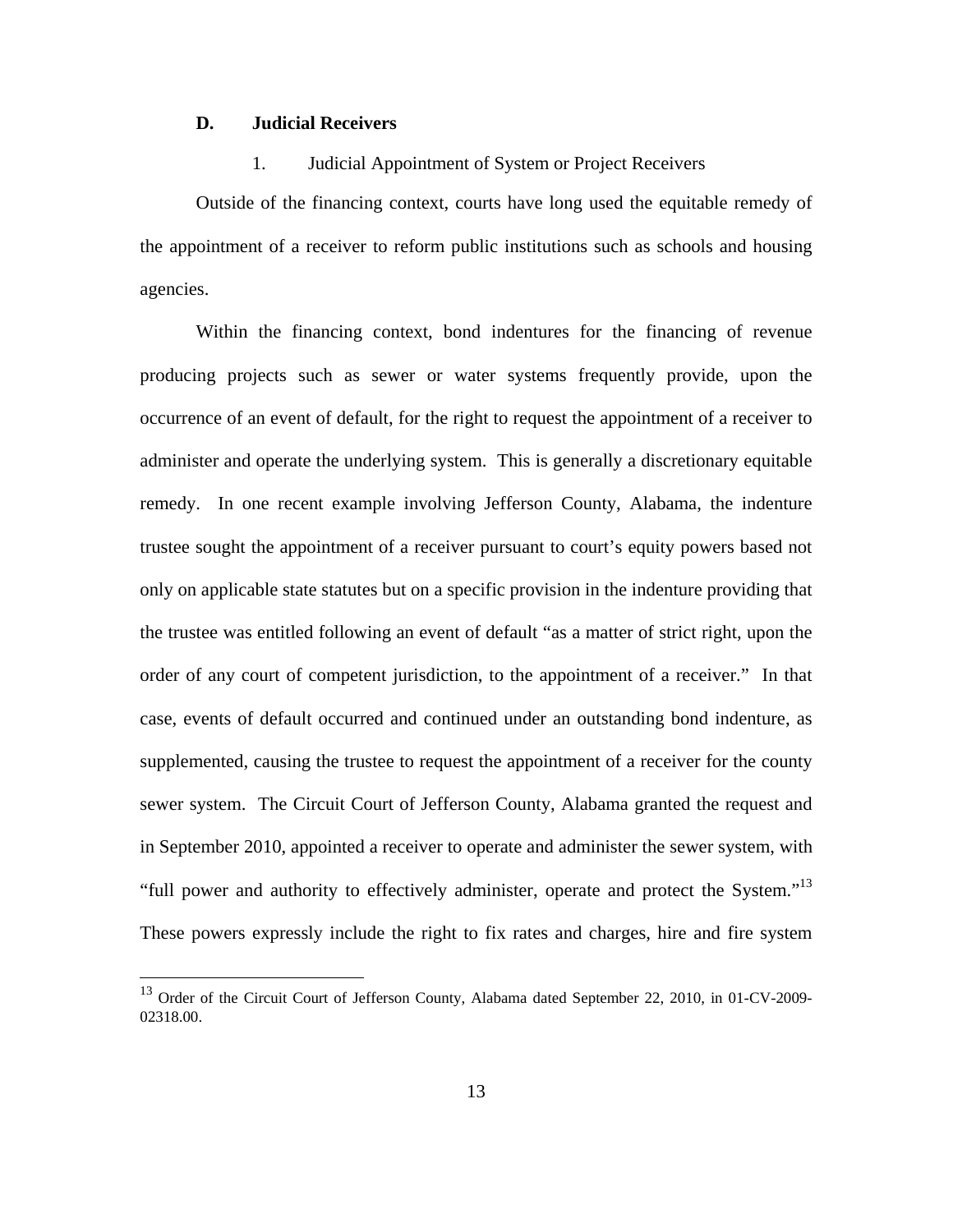### D. Judicial Receivers

#### 1. Judicial Appointment of System or Project Receivers

Outside of the financing context, courts have long used the equitable remedy of the appointment of a receiver to reform public institutions such as schools and housing agencies.

Within the financing context, bond indentures for the financing of revenue producing projects such as sewer or water systems frequently provide, upon the occurrence of an event of default, for the right to request the appointment of a receiver to administer and operate the underlying system. This is generally a discretionary equitable remedy. In one recent example involving Jefferson County, Alabama, the indenture trustee sought the appointment of a receiver pursuant to court's equity powers based not only on applicable state statutes but on a specific provision in the indenture providing that the trustee was entitled following an event of default "as a matter of strict right, upon the order of any court of competent jurisdiction, to the appointment of a receiver." In that case, events of default occurred and continued under an outstanding bond indenture, as supplemented, causing the trustee to request the appointment of a receiver for the county sewer system. The Circuit Court of Jefferson County, Alabama granted the request and in September 2010, appointed a receiver to operate and administer the sewer system, with "full power and authority to effectively administer, operate and protect the System."[13] These powers expressly include the right to fix rates and charges, hire and fire system

[13] Order of the Circuit Court of Jefferson County, Alabama dated September 22, 2010, in 01-CV-2009-02318.00.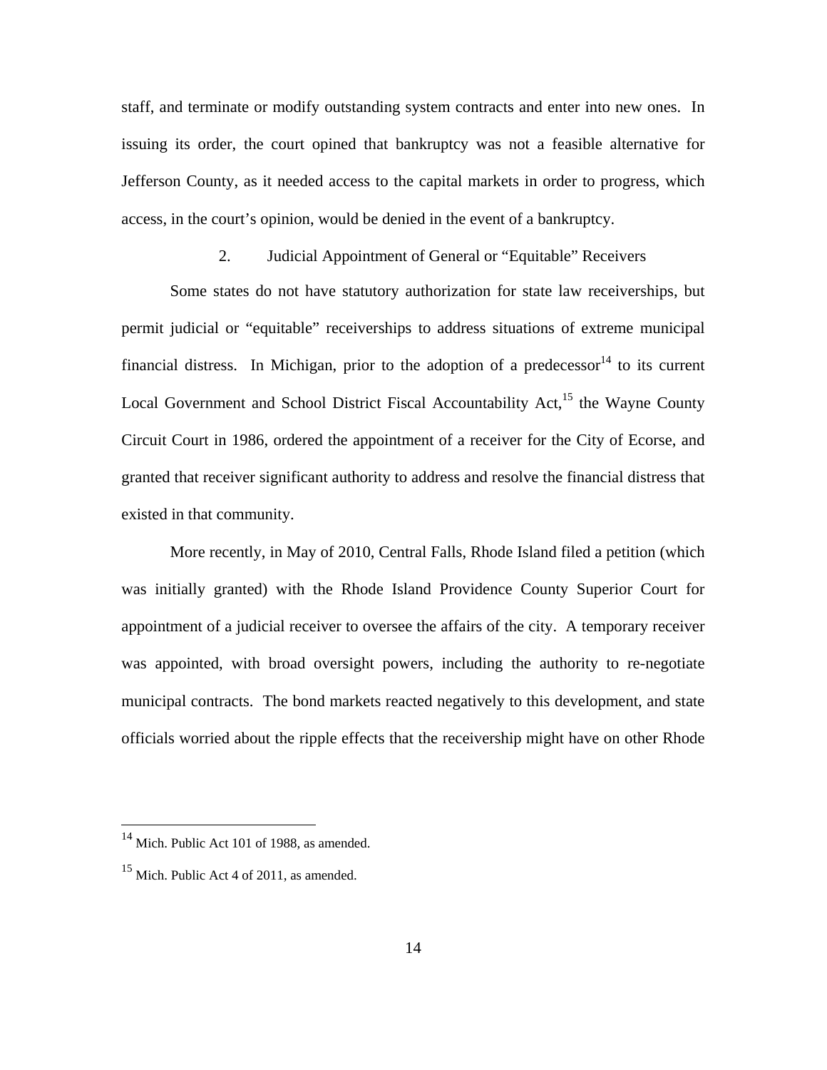staff, and terminate or modify outstanding system contracts and enter into new ones. In issuing its order, the court opined that bankruptcy was not a feasible alternative for Jefferson County, as it needed access to the capital markets in order to progress, which access, in the court's opinion, would be denied in the event of a bankruptcy.

### 2. Judicial Appointment of General or "Equitable" Receivers

Some states do not have statutory authorization for state law receiverships, but permit judicial or "equitable" receiverships to address situations of extreme municipal financial distress. In Michigan, prior to the adoption of a predecessor[14] to its current Local Government and School District Fiscal Accountability Act,[15] the Wayne County Circuit Court in 1986, ordered the appointment of a receiver for the City of Ecorse, and granted that receiver significant authority to address and resolve the financial distress that existed in that community.

More recently, in May of 2010, Central Falls, Rhode Island filed a petition (which was initially granted) with the Rhode Island Providence County Superior Court for appointment of a judicial receiver to oversee the affairs of the city. A temporary receiver was appointed, with broad oversight powers, including the authority to re-negotiate municipal contracts. The bond markets reacted negatively to this development, and state officials worried about the ripple effects that the receivership might have on other Rhode

---

[14] Mich. Public Act 101 of 1988, as amended.

[15] Mich. Public Act 4 of 2011, as amended.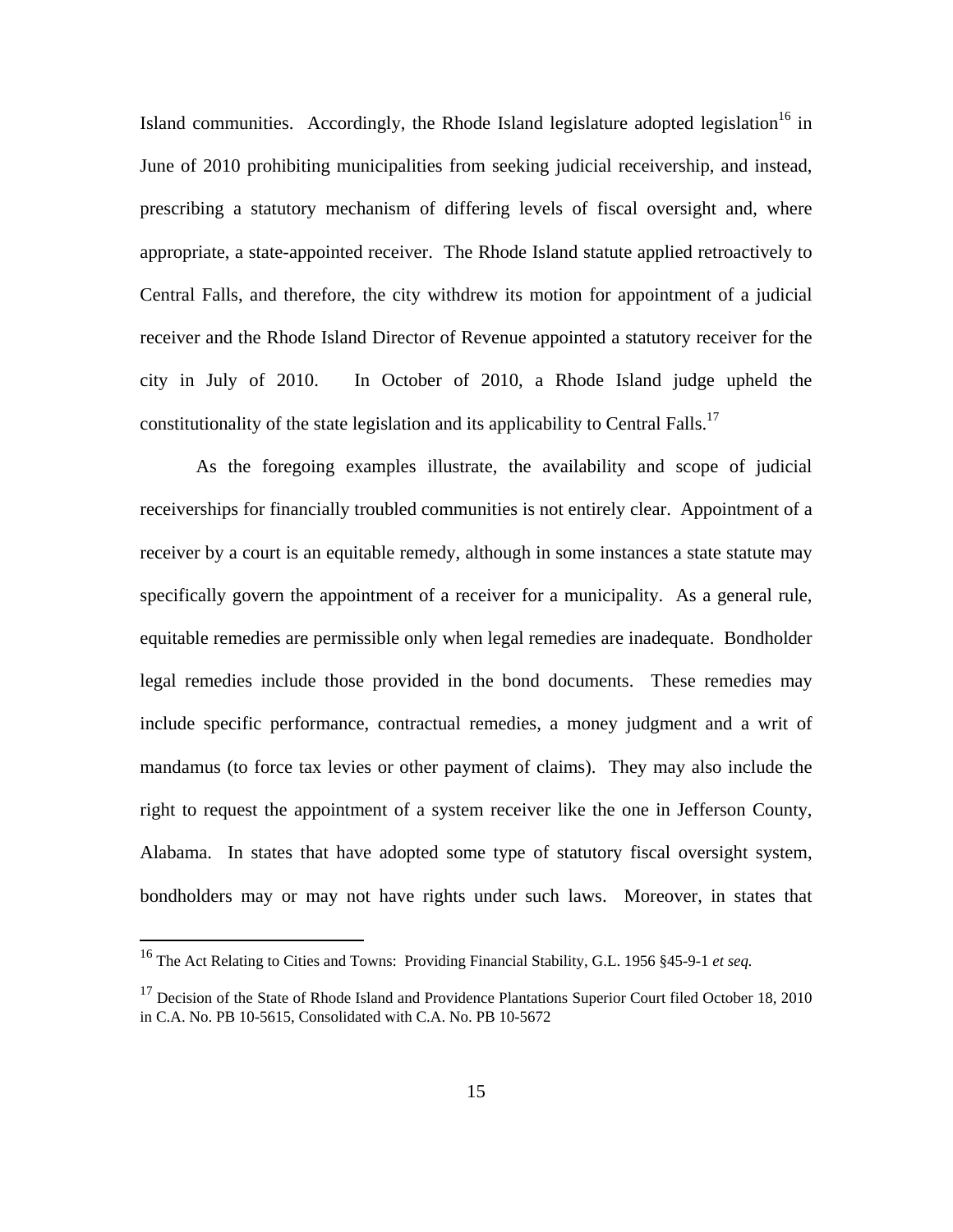Island communities. Accordingly, the Rhode Island legislature adopted legislation[16] in June of 2010 prohibiting municipalities from seeking judicial receivership, and instead, prescribing a statutory mechanism of differing levels of fiscal oversight and, where appropriate, a state-appointed receiver. The Rhode Island statute applied retroactively to Central Falls, and therefore, the city withdrew its motion for appointment of a judicial receiver and the Rhode Island Director of Revenue appointed a statutory receiver for the city in July of 2010. In October of 2010, a Rhode Island judge upheld the constitutionality of the state legislation and its applicability to Central Falls.[17]

As the foregoing examples illustrate, the availability and scope of judicial receiverships for financially troubled communities is not entirely clear. Appointment of a receiver by a court is an equitable remedy, although in some instances a state statute may specifically govern the appointment of a receiver for a municipality. As a general rule, equitable remedies are permissible only when legal remedies are inadequate. Bondholder legal remedies include those provided in the bond documents. These remedies may include specific performance, contractual remedies, a money judgment and a writ of mandamus (to force tax levies or other payment of claims). They may also include the right to request the appointment of a system receiver like the one in Jefferson County, Alabama. In states that have adopted some type of statutory fiscal oversight system, bondholders may or may not have rights under such laws. Moreover, in states that

---

[16] The Act Relating to Cities and Towns: Providing Financial Stability, G.L. 1956 §45-9-1 *et seq.*

[17] Decision of the State of Rhode Island and Providence Plantations Superior Court filed October 18, 2010 in C.A. No. PB 10-5615, Consolidated with C.A. No. PB 10-5672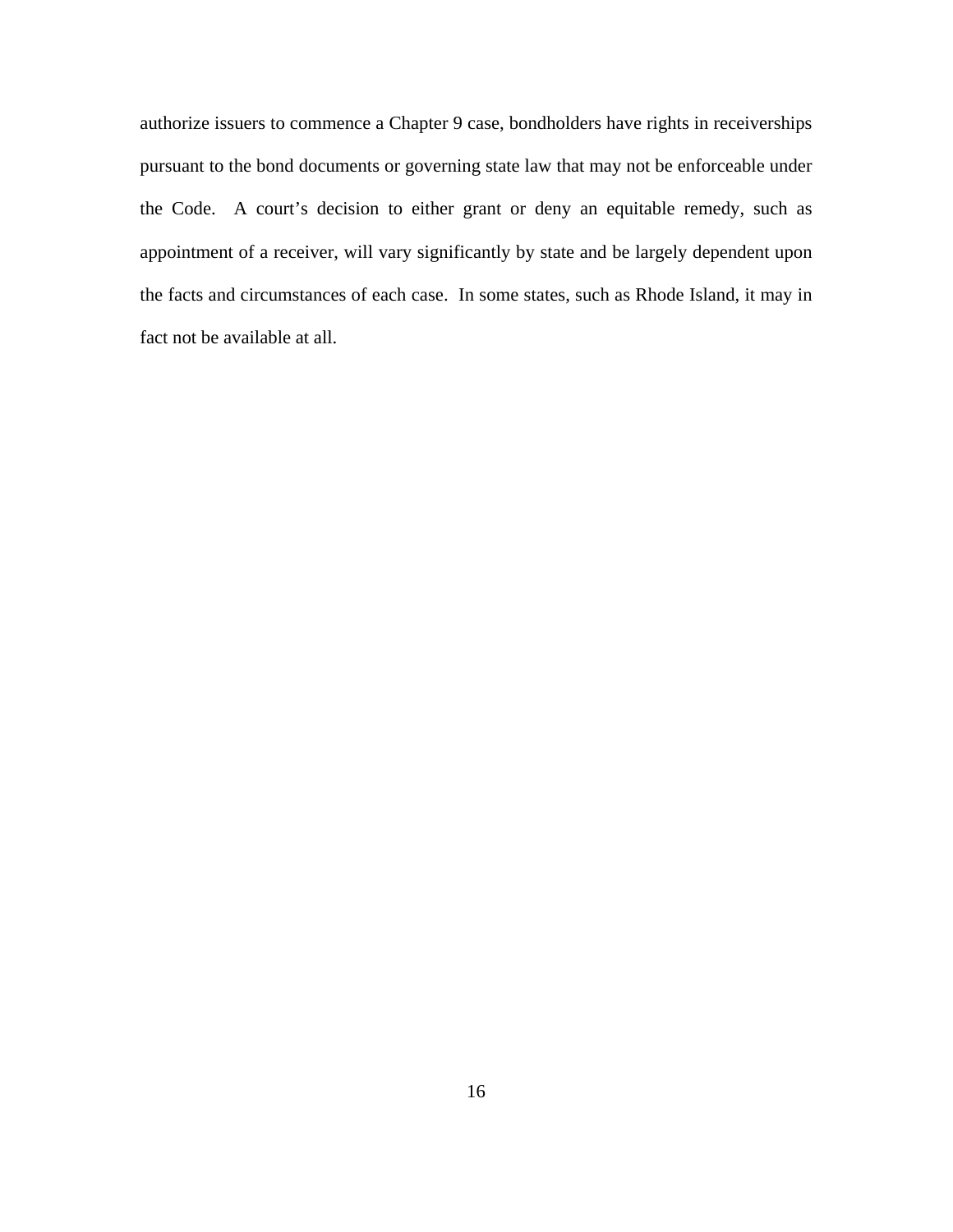authorize issuers to commence a Chapter 9 case, bondholders have rights in receiverships pursuant to the bond documents or governing state law that may not be enforceable under the Code. A court's decision to either grant or deny an equitable remedy, such as appointment of a receiver, will vary significantly by state and be largely dependent upon the facts and circumstances of each case. In some states, such as Rhode Island, it may in fact not be available at all.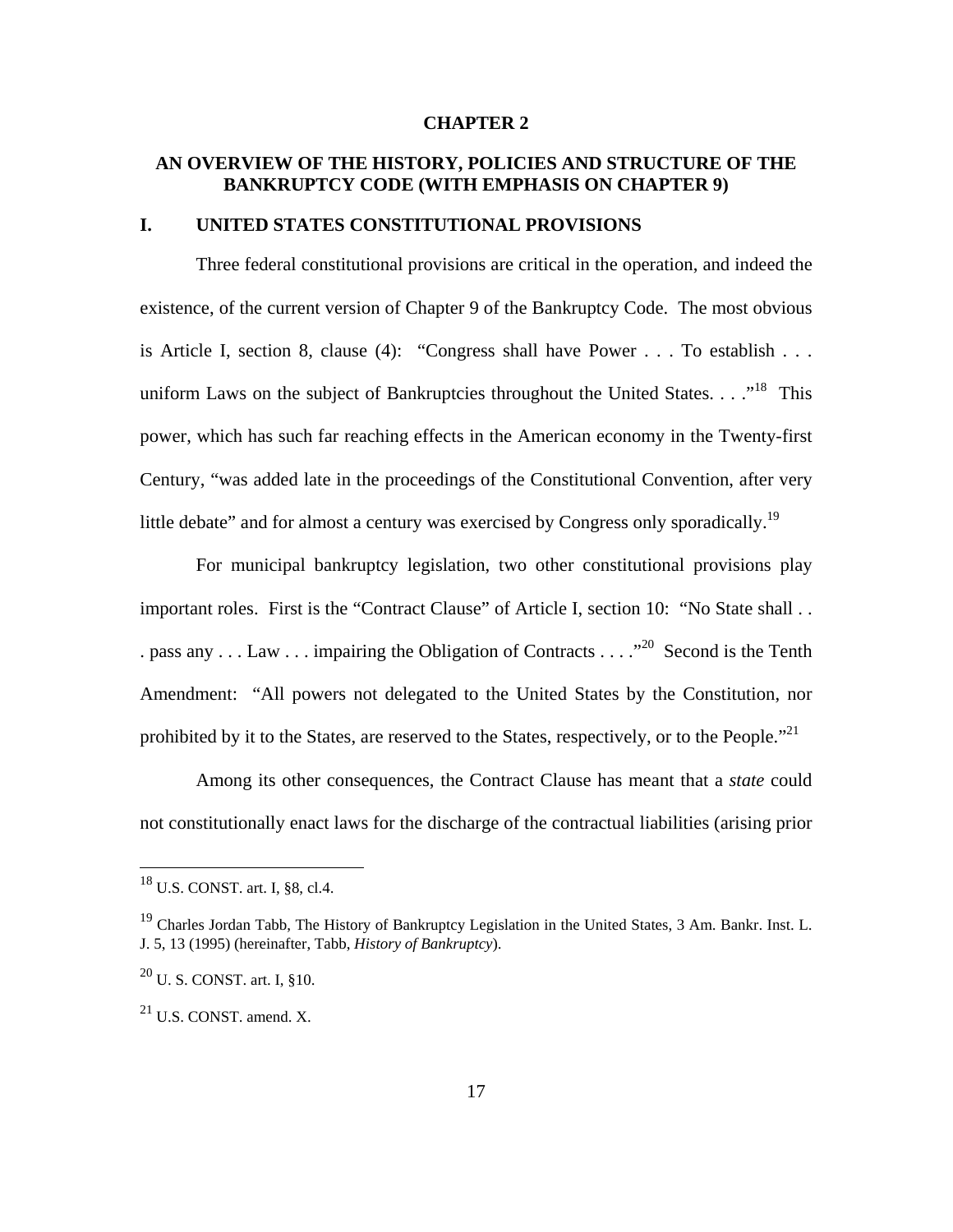# CHAPTER 2

## AN OVERVIEW OF THE HISTORY, POLICIES AND STRUCTURE OF THE BANKRUPTCY CODE (WITH EMPHASIS ON CHAPTER 9)

### I. UNITED STATES CONSTITUTIONAL PROVISIONS

Three federal constitutional provisions are critical in the operation, and indeed the existence, of the current version of Chapter 9 of the Bankruptcy Code. The most obvious is Article I, section 8, clause (4): "Congress shall have Power . . . To establish . . . uniform Laws on the subject of Bankruptcies throughout the United States. . . ."[18] This power, which has such far reaching effects in the American economy in the Twenty-first Century, "was added late in the proceedings of the Constitutional Convention, after very little debate" and for almost a century was exercised by Congress only sporadically.[19]

For municipal bankruptcy legislation, two other constitutional provisions play important roles. First is the "Contract Clause" of Article I, section 10: "No State shall . . . pass any . . . Law . . . impairing the Obligation of Contracts . . . ."[20] Second is the Tenth Amendment: "All powers not delegated to the United States by the Constitution, nor prohibited by it to the States, are reserved to the States, respectively, or to the People."[21]

Among its other consequences, the Contract Clause has meant that a *state* could not constitutionally enact laws for the discharge of the contractual liabilities (arising prior

---

[18] U.S. CONST. art. I, §8, cl.4.

[19] Charles Jordan Tabb, The History of Bankruptcy Legislation in the United States, 3 Am. Bankr. Inst. L. J. 5, 13 (1995) (hereinafter, Tabb, *History of Bankruptcy*).

[20] U. S. CONST. art. I, §10.

[21] U.S. CONST. amend. X.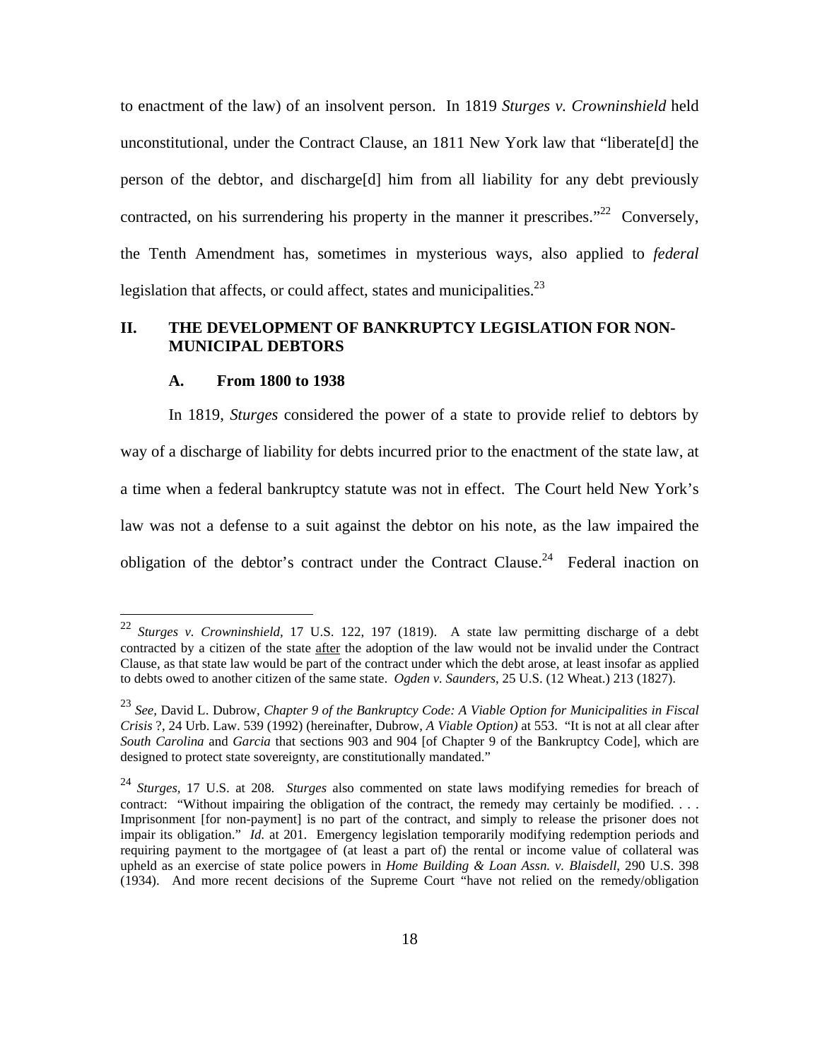to enactment of the law) of an insolvent person. In 1819 *Sturges v. Crowninshield* held unconstitutional, under the Contract Clause, an 1811 New York law that "liberate[d] the person of the debtor, and discharge[d] him from all liability for any debt previously contracted, on his surrendering his property in the manner it prescribes."[22] Conversely, the Tenth Amendment has, sometimes in mysterious ways, also applied to *federal* legislation that affects, or could affect, states and municipalities.[23]

## II. THE DEVELOPMENT OF BANKRUPTCY LEGISLATION FOR NON-MUNICIPAL DEBTORS

### A. From 1800 to 1938

In 1819, *Sturges* considered the power of a state to provide relief to debtors by way of a discharge of liability for debts incurred prior to the enactment of the state law, at a time when a federal bankruptcy statute was not in effect. The Court held New York's law was not a defense to a suit against the debtor on his note, as the law impaired the obligation of the debtor's contract under the Contract Clause.[24] Federal inaction on

---

[22] *Sturges v. Crowninshield*, 17 U.S. 122, 197 (1819). A state law permitting discharge of a debt contracted by a citizen of the state after the adoption of the law would not be invalid under the Contract Clause, as that state law would be part of the contract under which the debt arose, at least insofar as applied to debts owed to another citizen of the same state. *Ogden v. Saunders*, 25 U.S. (12 Wheat.) 213 (1827).

[23] *See*, David L. Dubrow, *Chapter 9 of the Bankruptcy Code: A Viable Option for Municipalities in Fiscal Crisis* ?, 24 Urb. Law. 539 (1992) (hereinafter, Dubrow, *A Viable Option)* at 553. "It is not at all clear after *South Carolina* and *Garcia* that sections 903 and 904 [of Chapter 9 of the Bankruptcy Code], which are designed to protect state sovereignty, are constitutionally mandated."

[24] *Sturges*, 17 U.S. at 208. *Sturges* also commented on state laws modifying remedies for breach of contract: "Without impairing the obligation of the contract, the remedy may certainly be modified. . . . Imprisonment [for non-payment] is no part of the contract, and simply to release the prisoner does not impair its obligation." *Id.* at 201. Emergency legislation temporarily modifying redemption periods and requiring payment to the mortgagee of (at least a part of) the rental or income value of collateral was upheld as an exercise of state police powers in *Home Building & Loan Assn. v. Blaisdell*, 290 U.S. 398 (1934). And more recent decisions of the Supreme Court "have not relied on the remedy/obligation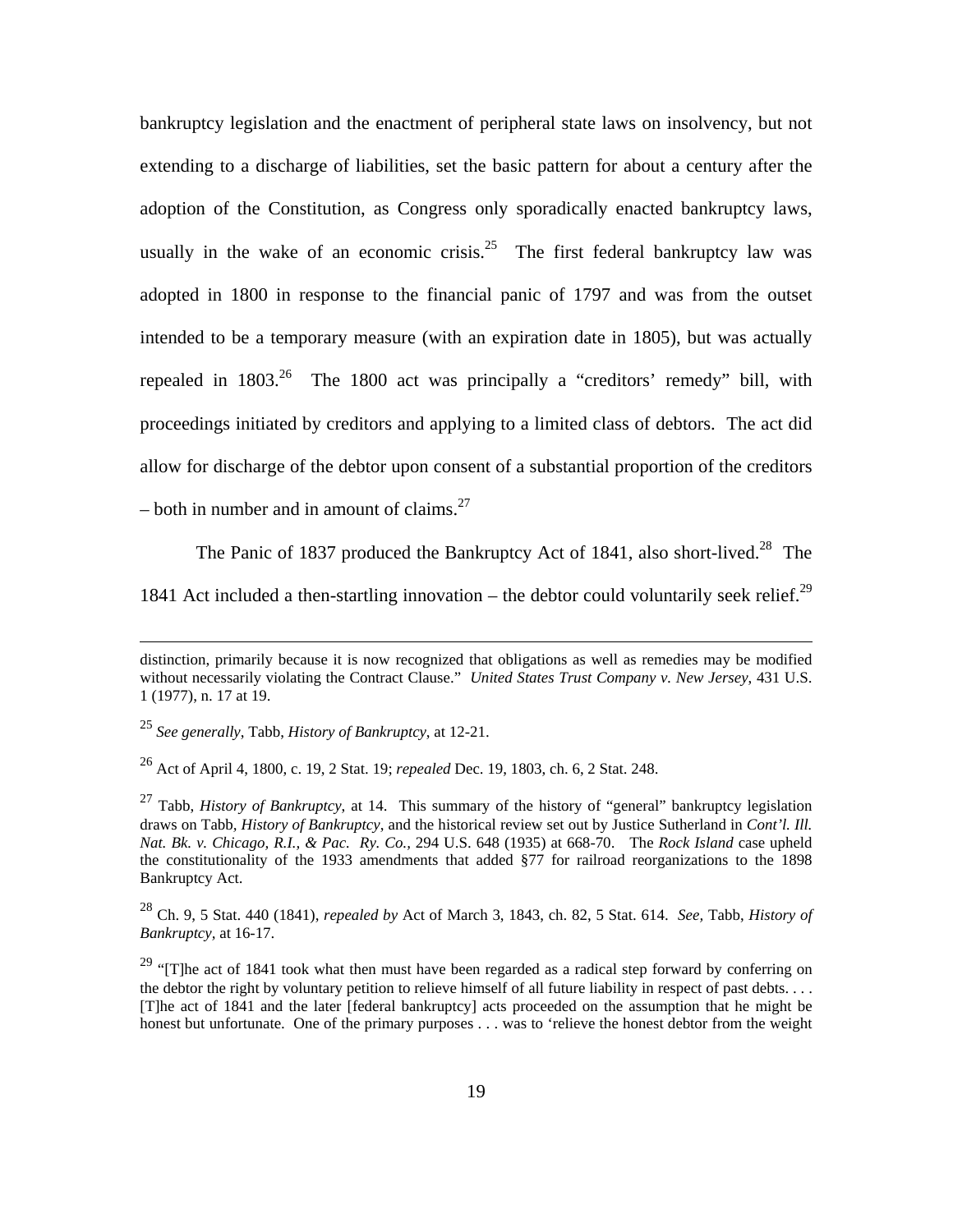bankruptcy legislation and the enactment of peripheral state laws on insolvency, but not extending to a discharge of liabilities, set the basic pattern for about a century after the adoption of the Constitution, as Congress only sporadically enacted bankruptcy laws, usually in the wake of an economic crisis.[25] The first federal bankruptcy law was adopted in 1800 in response to the financial panic of 1797 and was from the outset intended to be a temporary measure (with an expiration date in 1805), but was actually repealed in 1803.[26] The 1800 act was principally a "creditors' remedy" bill, with proceedings initiated by creditors and applying to a limited class of debtors. The act did allow for discharge of the debtor upon consent of a substantial proportion of the creditors – both in number and in amount of claims.[27]

The Panic of 1837 produced the Bankruptcy Act of 1841, also short-lived.[28] The 1841 Act included a then-startling innovation – the debtor could voluntarily seek relief.[29]

---

distinction, primarily because it is now recognized that obligations as well as remedies may be modified without necessarily violating the Contract Clause." *United States Trust Company v. New Jersey*, 431 U.S. 1 (1977), n. 17 at 19.

[25] *See generally*, Tabb, *History of Bankruptcy*, at 12-21.

[26] Act of April 4, 1800, c. 19, 2 Stat. 19; *repealed* Dec. 19, 1803, ch. 6, 2 Stat. 248.

[27] Tabb, *History of Bankruptcy*, at 14. This summary of the history of "general" bankruptcy legislation draws on Tabb, *History of Bankruptcy*, and the historical review set out by Justice Sutherland in *Cont'l. Ill. Nat. Bk. v. Chicago, R.I., & Pac. Ry. Co.,* 294 U.S. 648 (1935) at 668-70. The *Rock Island* case upheld the constitutionality of the 1933 amendments that added §77 for railroad reorganizations to the 1898 Bankruptcy Act.

[28] Ch. 9, 5 Stat. 440 (1841), *repealed by* Act of March 3, 1843, ch. 82, 5 Stat. 614. *See*, Tabb, *History of Bankruptcy,* at 16-17.

[29] "[T]he act of 1841 took what then must have been regarded as a radical step forward by conferring on the debtor the right by voluntary petition to relieve himself of all future liability in respect of past debts. . . . [T]he act of 1841 and the later [federal bankruptcy] acts proceeded on the assumption that he might be honest but unfortunate. One of the primary purposes . . . was to 'relieve the honest debtor from the weight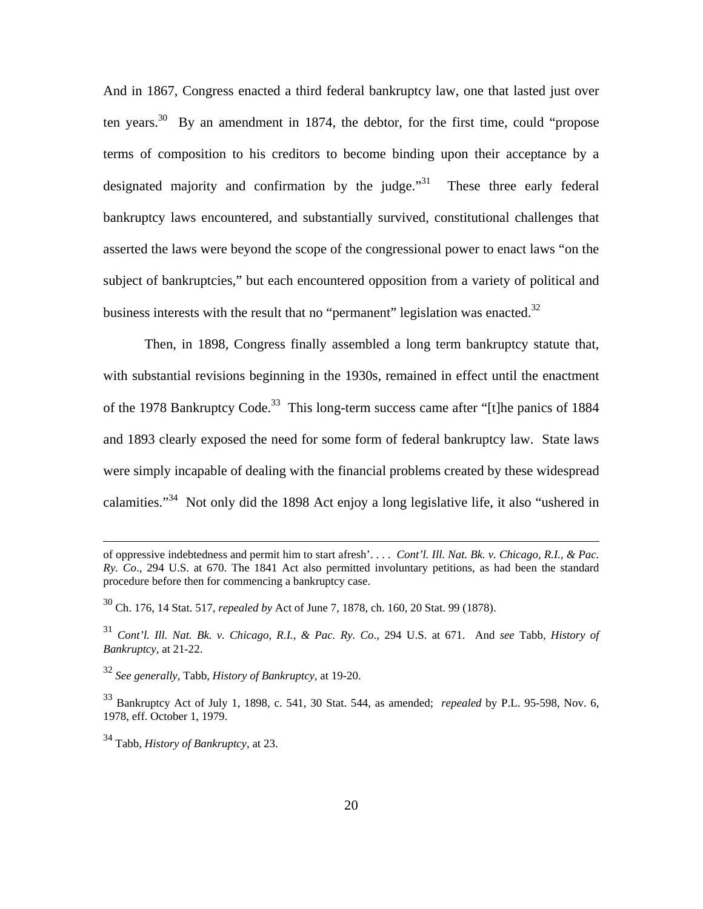And in 1867, Congress enacted a third federal bankruptcy law, one that lasted just over ten years.[30] By an amendment in 1874, the debtor, for the first time, could "propose terms of composition to his creditors to become binding upon their acceptance by a designated majority and confirmation by the judge."[31] These three early federal bankruptcy laws encountered, and substantially survived, constitutional challenges that asserted the laws were beyond the scope of the congressional power to enact laws "on the subject of bankruptcies," but each encountered opposition from a variety of political and business interests with the result that no "permanent" legislation was enacted.[32]

Then, in 1898, Congress finally assembled a long term bankruptcy statute that, with substantial revisions beginning in the 1930s, remained in effect until the enactment of the 1978 Bankruptcy Code.[33] This long-term success came after "[t]he panics of 1884 and 1893 clearly exposed the need for some form of federal bankruptcy law. State laws were simply incapable of dealing with the financial problems created by these widespread calamities."[34] Not only did the 1898 Act enjoy a long legislative life, it also "ushered in

---

of oppressive indebtedness and permit him to start afresh'. . . . *Cont'l. Ill. Nat. Bk. v. Chicago, R.I., & Pac. Ry. Co*., 294 U.S. at 670. The 1841 Act also permitted involuntary petitions, as had been the standard procedure before then for commencing a bankruptcy case.

[30] Ch. 176, 14 Stat. 517, *repealed by* Act of June 7, 1878, ch. 160, 20 Stat. 99 (1878).

[31] *Cont'l. Ill. Nat. Bk. v. Chicago, R.I., & Pac. Ry. Co*., 294 U.S. at 671. And *see* Tabb, *History of Bankruptcy*, at 21-22.

[32] *See generally*, Tabb, *History of Bankruptcy*, at 19-20.

[33] Bankruptcy Act of July 1, 1898, c. 541, 30 Stat. 544, as amended; *repealed* by P.L. 95-598, Nov. 6, 1978, eff. October 1, 1979.

[34] Tabb, *History of Bankruptcy*, at 23.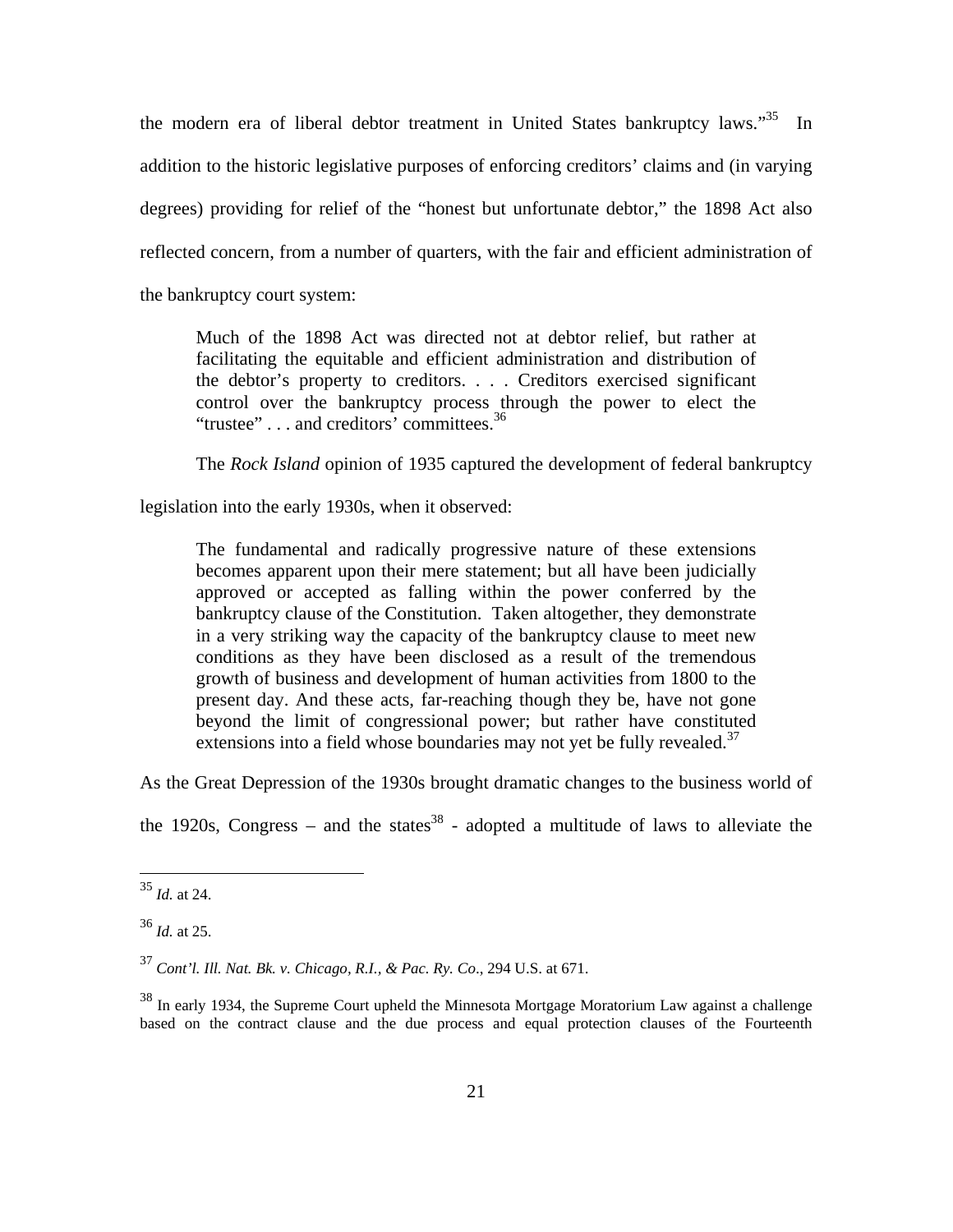the modern era of liberal debtor treatment in United States bankruptcy laws."[35] In addition to the historic legislative purposes of enforcing creditors' claims and (in varying degrees) providing for relief of the "honest but unfortunate debtor," the 1898 Act also reflected concern, from a number of quarters, with the fair and efficient administration of the bankruptcy court system:

> Much of the 1898 Act was directed not at debtor relief, but rather at facilitating the equitable and efficient administration and distribution of the debtor's property to creditors. . . . Creditors exercised significant control over the bankruptcy process through the power to elect the "trustee" . . . and creditors' committees.[36]

The *Rock Island* opinion of 1935 captured the development of federal bankruptcy legislation into the early 1930s, when it observed:

> The fundamental and radically progressive nature of these extensions becomes apparent upon their mere statement; but all have been judicially approved or accepted as falling within the power conferred by the bankruptcy clause of the Constitution. Taken altogether, they demonstrate in a very striking way the capacity of the bankruptcy clause to meet new conditions as they have been disclosed as a result of the tremendous growth of business and development of human activities from 1800 to the present day. And these acts, far-reaching though they be, have not gone beyond the limit of congressional power; but rather have constituted extensions into a field whose boundaries may not yet be fully revealed.[37]

As the Great Depression of the 1930s brought dramatic changes to the business world of the 1920s, Congress – and the states[38] - adopted a multitude of laws to alleviate the

---

[35] *Id.* at 24.

[36] *Id.* at 25.

[37] *Cont'l. Ill. Nat. Bk. v. Chicago, R.I., & Pac. Ry. Co*., 294 U.S. at 671.

[38] In early 1934, the Supreme Court upheld the Minnesota Mortgage Moratorium Law against a challenge based on the contract clause and the due process and equal protection clauses of the Fourteenth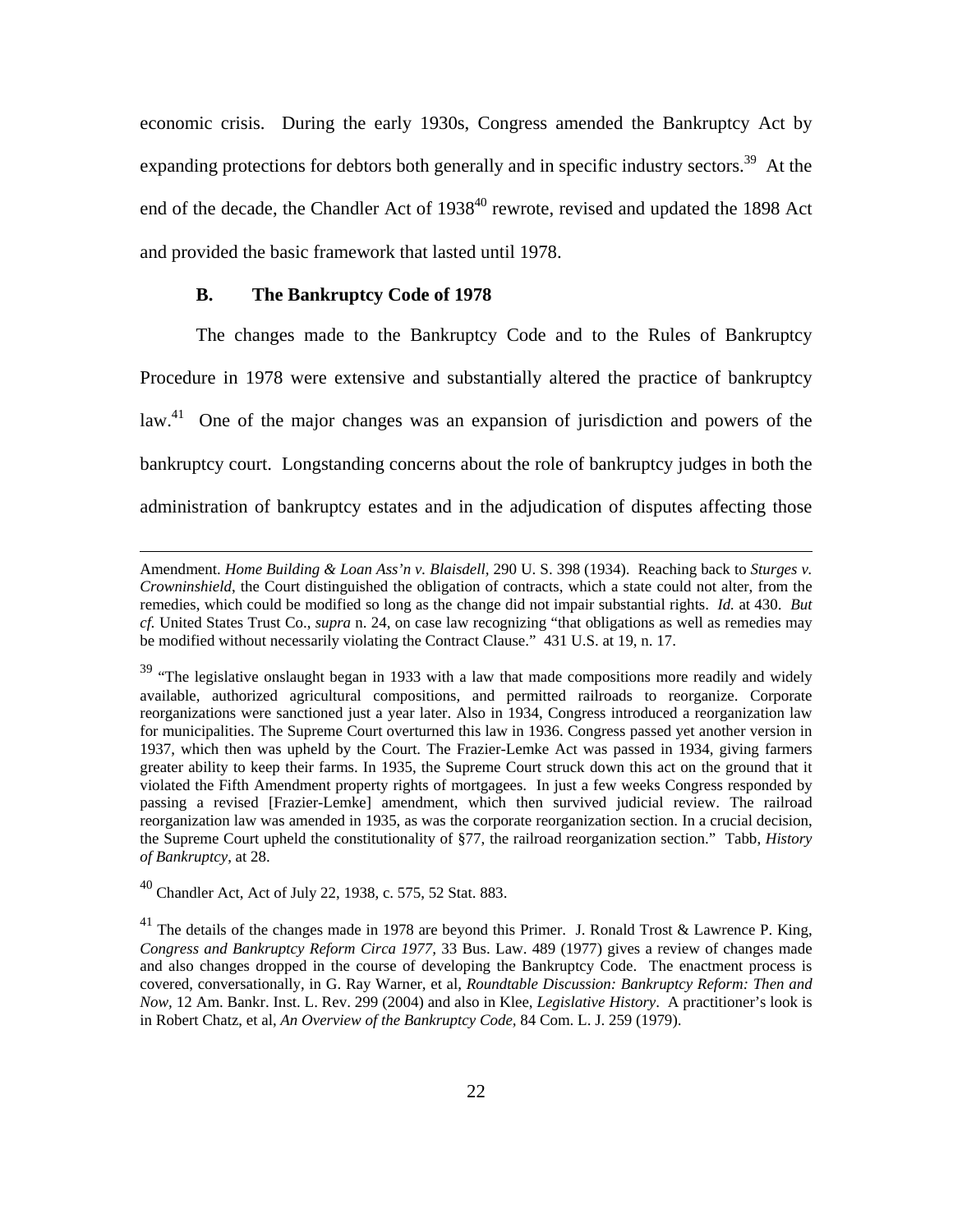economic crisis. During the early 1930s, Congress amended the Bankruptcy Act by expanding protections for debtors both generally and in specific industry sectors.[39] At the end of the decade, the Chandler Act of 1938[40] rewrote, revised and updated the 1898 Act and provided the basic framework that lasted until 1978.

### B. The Bankruptcy Code of 1978

The changes made to the Bankruptcy Code and to the Rules of Bankruptcy Procedure in 1978 were extensive and substantially altered the practice of bankruptcy law.[41] One of the major changes was an expansion of jurisdiction and powers of the bankruptcy court. Longstanding concerns about the role of bankruptcy judges in both the administration of bankruptcy estates and in the adjudication of disputes affecting those

---

Amendment. *Home Building & Loan Ass'n v. Blaisdell*, 290 U. S. 398 (1934). Reaching back to *Sturges v. Crowninshield*, the Court distinguished the obligation of contracts, which a state could not alter, from the remedies, which could be modified so long as the change did not impair substantial rights. *Id.* at 430. *But cf.* United States Trust Co., *supra* n. 24, on case law recognizing "that obligations as well as remedies may be modified without necessarily violating the Contract Clause." 431 U.S. at 19, n. 17.

[39] "The legislative onslaught began in 1933 with a law that made compositions more readily and widely available, authorized agricultural compositions, and permitted railroads to reorganize. Corporate reorganizations were sanctioned just a year later. Also in 1934, Congress introduced a reorganization law for municipalities. The Supreme Court overturned this law in 1936. Congress passed yet another version in 1937, which then was upheld by the Court. The Frazier-Lemke Act was passed in 1934, giving farmers greater ability to keep their farms. In 1935, the Supreme Court struck down this act on the ground that it violated the Fifth Amendment property rights of mortgagees. In just a few weeks Congress responded by passing a revised [Frazier-Lemke] amendment, which then survived judicial review. The railroad reorganization law was amended in 1935, as was the corporate reorganization section. In a crucial decision, the Supreme Court upheld the constitutionality of §77, the railroad reorganization section." Tabb, *History of Bankruptcy*, at 28.

[40] Chandler Act, Act of July 22, 1938, c. 575, 52 Stat. 883.

[41] The details of the changes made in 1978 are beyond this Primer. J. Ronald Trost & Lawrence P. King, *Congress and Bankruptcy Reform Circa 1977*, 33 Bus. Law. 489 (1977) gives a review of changes made and also changes dropped in the course of developing the Bankruptcy Code. The enactment process is covered, conversationally, in G. Ray Warner, et al, *Roundtable Discussion: Bankruptcy Reform: Then and Now*, 12 Am. Bankr. Inst. L. Rev. 299 (2004) and also in Klee, *Legislative History*. A practitioner's look is in Robert Chatz, et al, *An Overview of the Bankruptcy Code*, 84 Com. L. J. 259 (1979).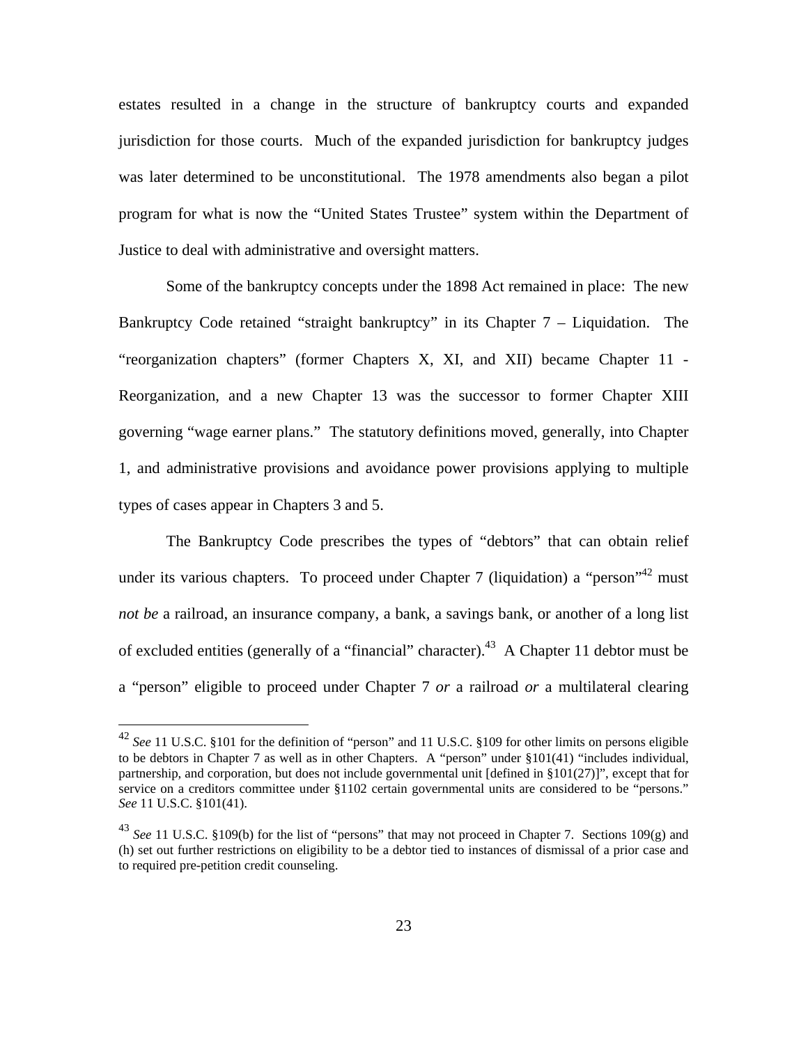estates resulted in a change in the structure of bankruptcy courts and expanded jurisdiction for those courts. Much of the expanded jurisdiction for bankruptcy judges was later determined to be unconstitutional. The 1978 amendments also began a pilot program for what is now the "United States Trustee" system within the Department of Justice to deal with administrative and oversight matters.

Some of the bankruptcy concepts under the 1898 Act remained in place: The new Bankruptcy Code retained "straight bankruptcy" in its Chapter 7 – Liquidation. The "reorganization chapters" (former Chapters X, XI, and XII) became Chapter 11 - Reorganization, and a new Chapter 13 was the successor to former Chapter XIII governing "wage earner plans." The statutory definitions moved, generally, into Chapter 1, and administrative provisions and avoidance power provisions applying to multiple types of cases appear in Chapters 3 and 5.

The Bankruptcy Code prescribes the types of "debtors" that can obtain relief under its various chapters. To proceed under Chapter 7 (liquidation) a "person"[42] must *not be* a railroad, an insurance company, a bank, a savings bank, or another of a long list of excluded entities (generally of a "financial" character).[43] A Chapter 11 debtor must be a "person" eligible to proceed under Chapter 7 *or* a railroad *or* a multilateral clearing

---

[42] *See* 11 U.S.C. §101 for the definition of "person" and 11 U.S.C. §109 for other limits on persons eligible to be debtors in Chapter 7 as well as in other Chapters. A "person" under §101(41) "includes individual, partnership, and corporation, but does not include governmental unit [defined in §101(27)]", except that for service on a creditors committee under §1102 certain governmental units are considered to be "persons." *See* 11 U.S.C. §101(41).

[43] *See* 11 U.S.C. §109(b) for the list of "persons" that may not proceed in Chapter 7. Sections 109(g) and (h) set out further restrictions on eligibility to be a debtor tied to instances of dismissal of a prior case and to required pre-petition credit counseling.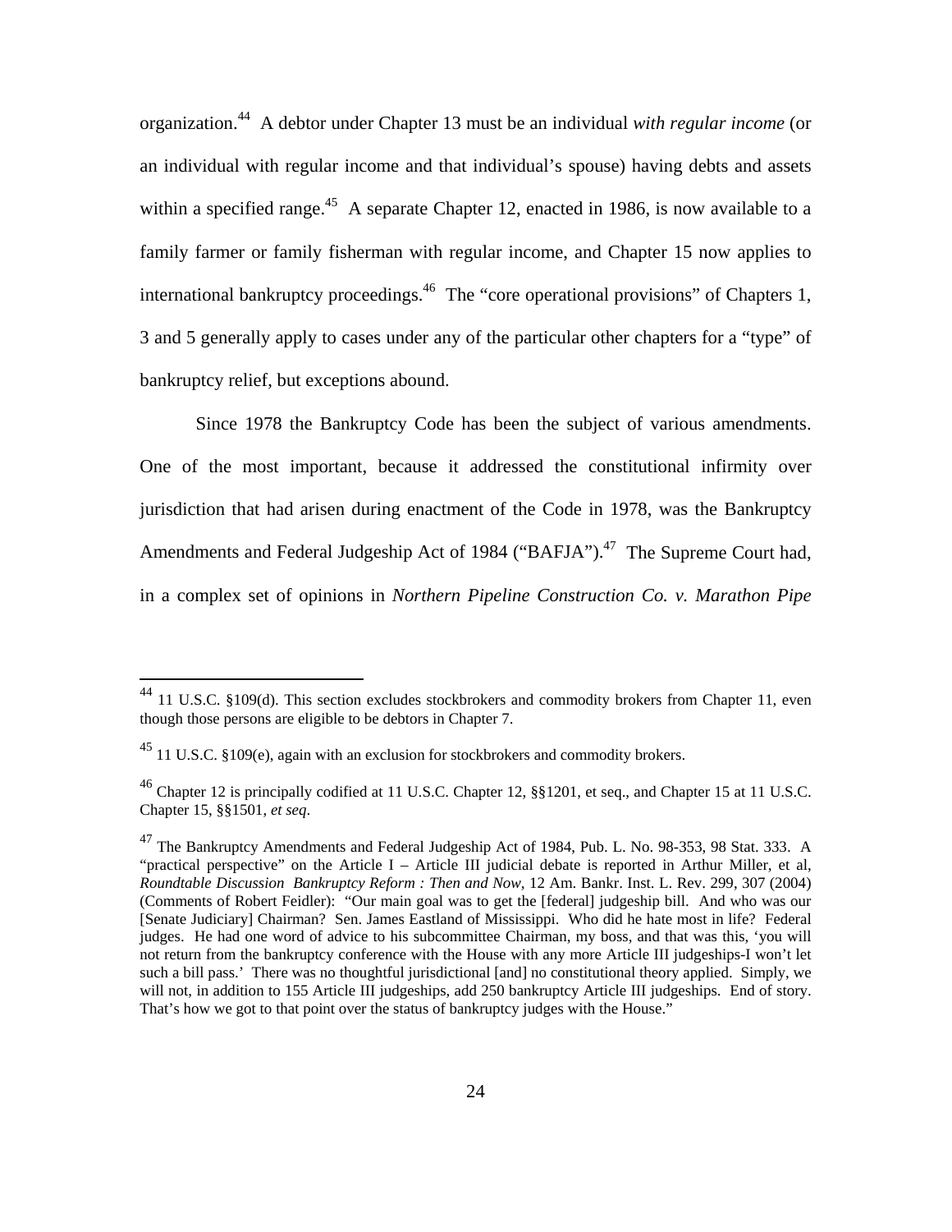organization.[44] A debtor under Chapter 13 must be an individual *with regular income* (or an individual with regular income and that individual's spouse) having debts and assets within a specified range.[45] A separate Chapter 12, enacted in 1986, is now available to a family farmer or family fisherman with regular income, and Chapter 15 now applies to international bankruptcy proceedings.[46] The "core operational provisions" of Chapters 1, 3 and 5 generally apply to cases under any of the particular other chapters for a "type" of bankruptcy relief, but exceptions abound.

Since 1978 the Bankruptcy Code has been the subject of various amendments. One of the most important, because it addressed the constitutional infirmity over jurisdiction that had arisen during enactment of the Code in 1978, was the Bankruptcy Amendments and Federal Judgeship Act of 1984 ("BAFJA").[47] The Supreme Court had, in a complex set of opinions in *Northern Pipeline Construction Co. v. Marathon Pipe*

---

[44] 11 U.S.C. §109(d). This section excludes stockbrokers and commodity brokers from Chapter 11, even though those persons are eligible to be debtors in Chapter 7.

[45] 11 U.S.C. §109(e), again with an exclusion for stockbrokers and commodity brokers.

[46] Chapter 12 is principally codified at 11 U.S.C. Chapter 12, §§1201, et seq., and Chapter 15 at 11 U.S.C. Chapter 15, §§1501, *et seq*.

[47] The Bankruptcy Amendments and Federal Judgeship Act of 1984, Pub. L. No. 98-353, 98 Stat. 333. A "practical perspective" on the Article I – Article III judicial debate is reported in Arthur Miller, et al, *Roundtable Discussion Bankruptcy Reform : Then and Now,* 12 Am. Bankr. Inst. L. Rev. 299, 307 (2004) (Comments of Robert Feidler): "Our main goal was to get the [federal] judgeship bill. And who was our [Senate Judiciary] Chairman? Sen. James Eastland of Mississippi. Who did he hate most in life? Federal judges. He had one word of advice to his subcommittee Chairman, my boss, and that was this, 'you will not return from the bankruptcy conference with the House with any more Article III judgeships-I won't let such a bill pass.' There was no thoughtful jurisdictional [and] no constitutional theory applied. Simply, we will not, in addition to 155 Article III judgeships, add 250 bankruptcy Article III judgeships. End of story. That's how we got to that point over the status of bankruptcy judges with the House."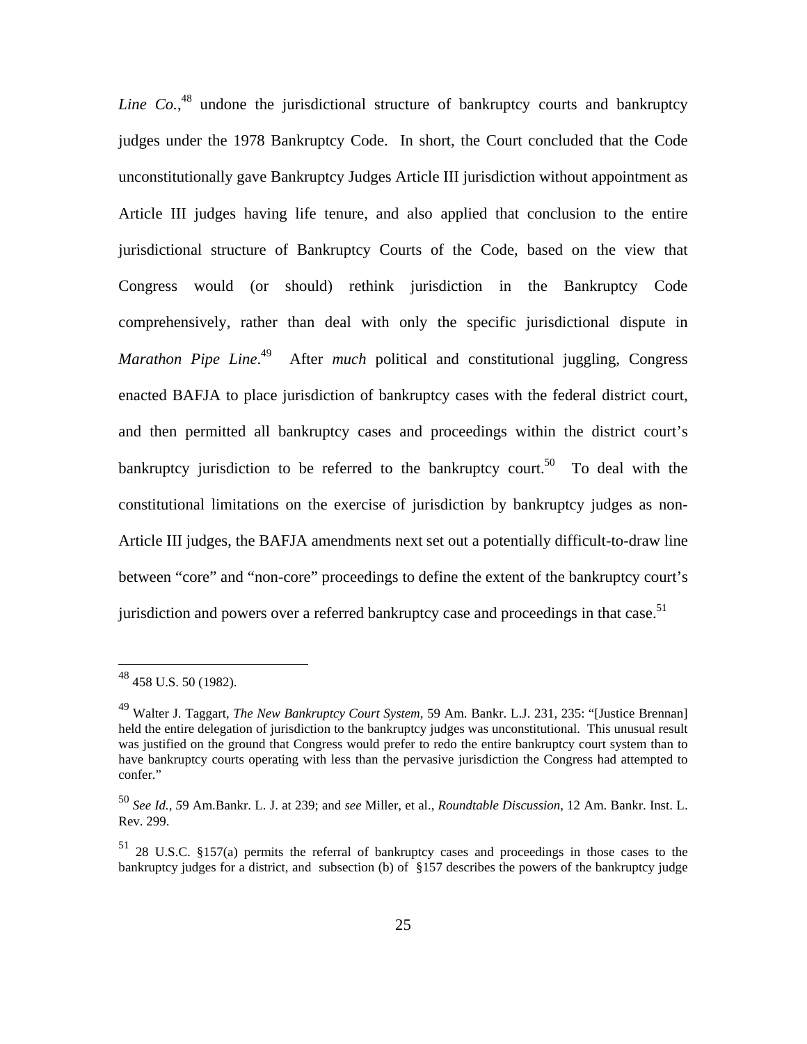*Line Co.*,[48] undone the jurisdictional structure of bankruptcy courts and bankruptcy judges under the 1978 Bankruptcy Code. In short, the Court concluded that the Code unconstitutionally gave Bankruptcy Judges Article III jurisdiction without appointment as Article III judges having life tenure, and also applied that conclusion to the entire jurisdictional structure of Bankruptcy Courts of the Code, based on the view that Congress would (or should) rethink jurisdiction in the Bankruptcy Code comprehensively, rather than deal with only the specific jurisdictional dispute in *Marathon Pipe Line*.[49] After *much* political and constitutional juggling, Congress enacted BAFJA to place jurisdiction of bankruptcy cases with the federal district court, and then permitted all bankruptcy cases and proceedings within the district court's bankruptcy jurisdiction to be referred to the bankruptcy court.[50] To deal with the constitutional limitations on the exercise of jurisdiction by bankruptcy judges as non-Article III judges, the BAFJA amendments next set out a potentially difficult-to-draw line between "core" and "non-core" proceedings to define the extent of the bankruptcy court's jurisdiction and powers over a referred bankruptcy case and proceedings in that case.[51]

---

[48] 458 U.S. 50 (1982).

[49] Walter J. Taggart, *The New Bankruptcy Court System,* 59 Am. Bankr. L.J. 231, 235: "[Justice Brennan] held the entire delegation of jurisdiction to the bankruptcy judges was unconstitutional. This unusual result was justified on the ground that Congress would prefer to redo the entire bankruptcy court system than to have bankruptcy courts operating with less than the pervasive jurisdiction the Congress had attempted to confer."

[50] *See Id., 5*9 Am.Bankr. L. J. at 239; and *see* Miller, et al., *Roundtable Discussion*, 12 Am. Bankr. Inst. L. Rev. 299.

[51] 28 U.S.C. §157(a) permits the referral of bankruptcy cases and proceedings in those cases to the bankruptcy judges for a district, and subsection (b) of §157 describes the powers of the bankruptcy judge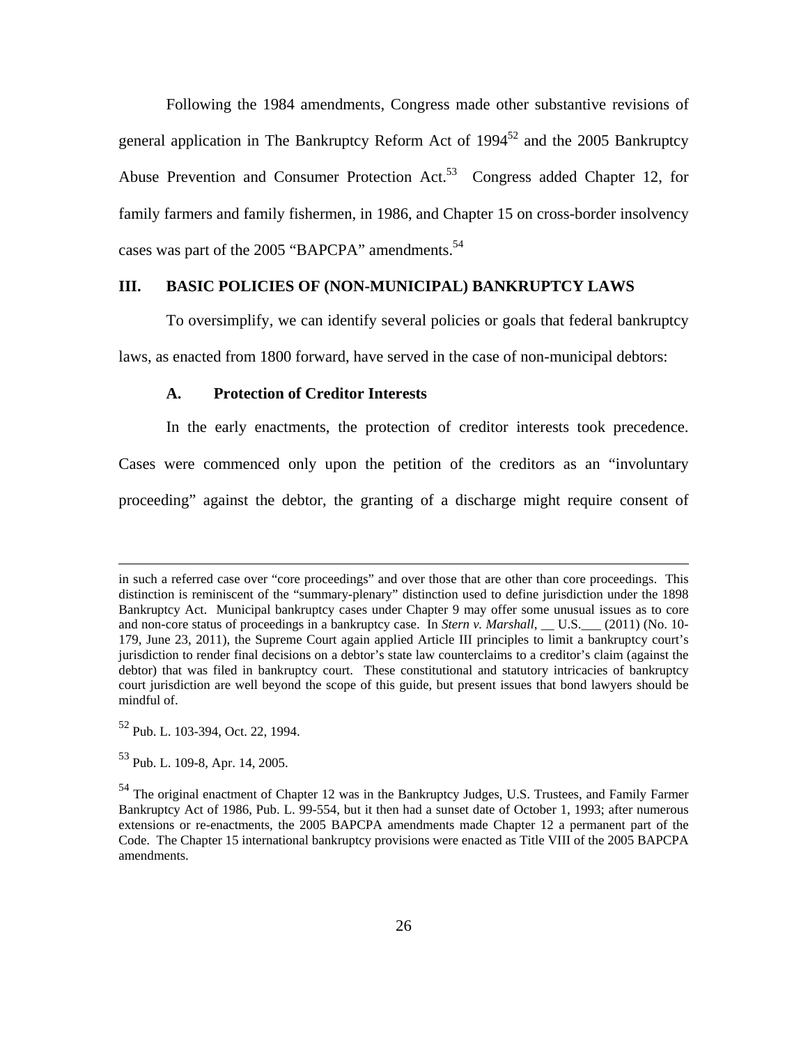Following the 1984 amendments, Congress made other substantive revisions of general application in The Bankruptcy Reform Act of 1994[52] and the 2005 Bankruptcy Abuse Prevention and Consumer Protection Act.[53] Congress added Chapter 12, for family farmers and family fishermen, in 1986, and Chapter 15 on cross-border insolvency cases was part of the 2005 "BAPCPA" amendments.[54]

## III. BASIC POLICIES OF (NON-MUNICIPAL) BANKRUPTCY LAWS

To oversimplify, we can identify several policies or goals that federal bankruptcy laws, as enacted from 1800 forward, have served in the case of non-municipal debtors:

### A. Protection of Creditor Interests

In the early enactments, the protection of creditor interests took precedence. Cases were commenced only upon the petition of the creditors as an "involuntary proceeding" against the debtor, the granting of a discharge might require consent of

---

in such a referred case over "core proceedings" and over those that are other than core proceedings. This distinction is reminiscent of the "summary-plenary" distinction used to define jurisdiction under the 1898 Bankruptcy Act. Municipal bankruptcy cases under Chapter 9 may offer some unusual issues as to core and non-core status of proceedings in a bankruptcy case. In *Stern v. Marshall*, __ U.S.___ (2011) (No. 10-179, June 23, 2011), the Supreme Court again applied Article III principles to limit a bankruptcy court's jurisdiction to render final decisions on a debtor's state law counterclaims to a creditor's claim (against the debtor) that was filed in bankruptcy court. These constitutional and statutory intricacies of bankruptcy court jurisdiction are well beyond the scope of this guide, but present issues that bond lawyers should be mindful of.

[52] Pub. L. 103-394, Oct. 22, 1994.

[53] Pub. L. 109-8, Apr. 14, 2005.

[54] The original enactment of Chapter 12 was in the Bankruptcy Judges, U.S. Trustees, and Family Farmer Bankruptcy Act of 1986, Pub. L. 99-554, but it then had a sunset date of October 1, 1993; after numerous extensions or re-enactments, the 2005 BAPCPA amendments made Chapter 12 a permanent part of the Code. The Chapter 15 international bankruptcy provisions were enacted as Title VIII of the 2005 BAPCPA amendments.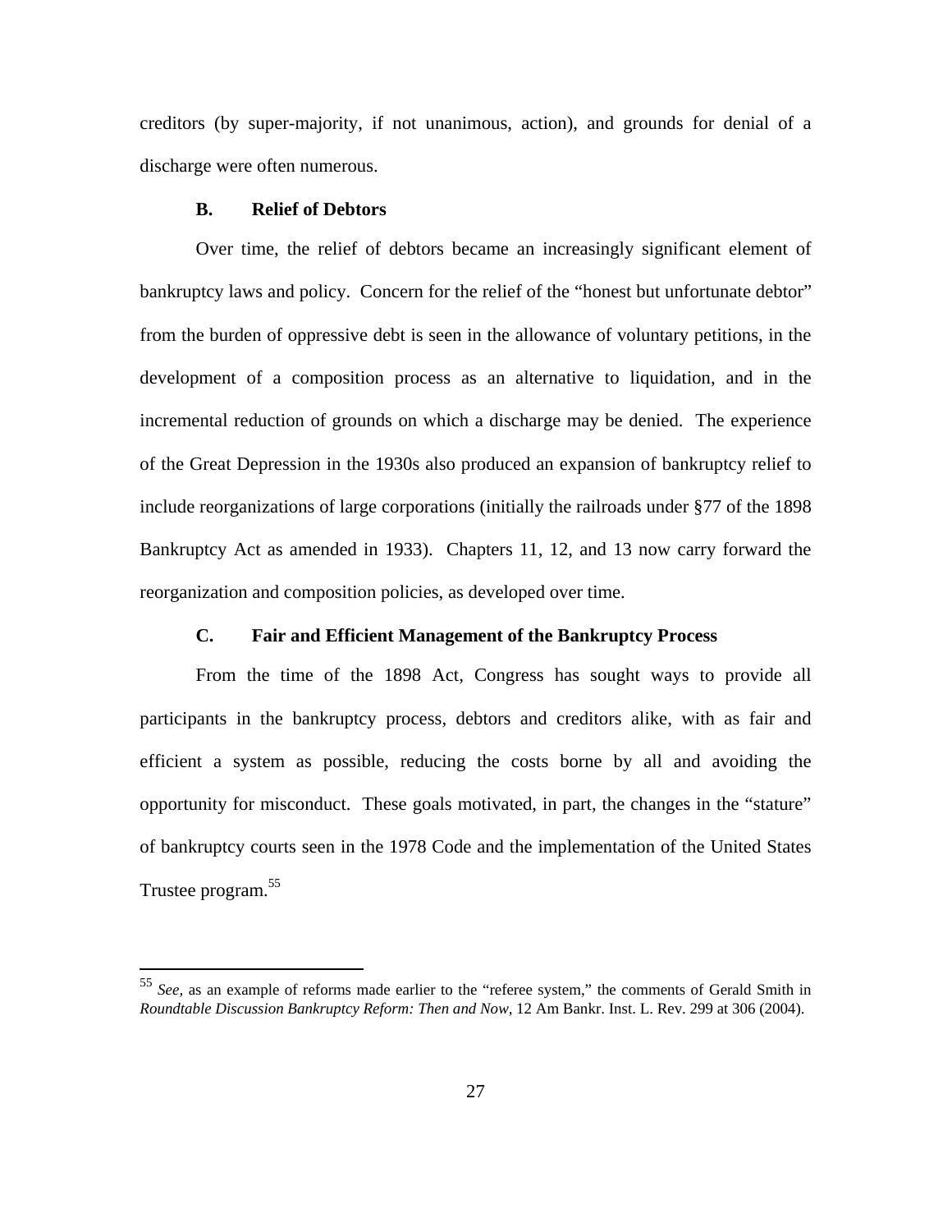creditors (by super-majority, if not unanimous, action), and grounds for denial of a discharge were often numerous.

### B. Relief of Debtors

Over time, the relief of debtors became an increasingly significant element of bankruptcy laws and policy. Concern for the relief of the "honest but unfortunate debtor" from the burden of oppressive debt is seen in the allowance of voluntary petitions, in the development of a composition process as an alternative to liquidation, and in the incremental reduction of grounds on which a discharge may be denied. The experience of the Great Depression in the 1930s also produced an expansion of bankruptcy relief to include reorganizations of large corporations (initially the railroads under §77 of the 1898 Bankruptcy Act as amended in 1933). Chapters 11, 12, and 13 now carry forward the reorganization and composition policies, as developed over time.

### C. Fair and Efficient Management of the Bankruptcy Process

From the time of the 1898 Act, Congress has sought ways to provide all participants in the bankruptcy process, debtors and creditors alike, with as fair and efficient a system as possible, reducing the costs borne by all and avoiding the opportunity for misconduct. These goals motivated, in part, the changes in the "stature" of bankruptcy courts seen in the 1978 Code and the implementation of the United States Trustee program.[55]

---

[55] *See,* as an example of reforms made earlier to the "referee system," the comments of Gerald Smith in *Roundtable Discussion Bankruptcy Reform: Then and Now*, 12 Am Bankr. Inst. L. Rev. 299 at 306 (2004).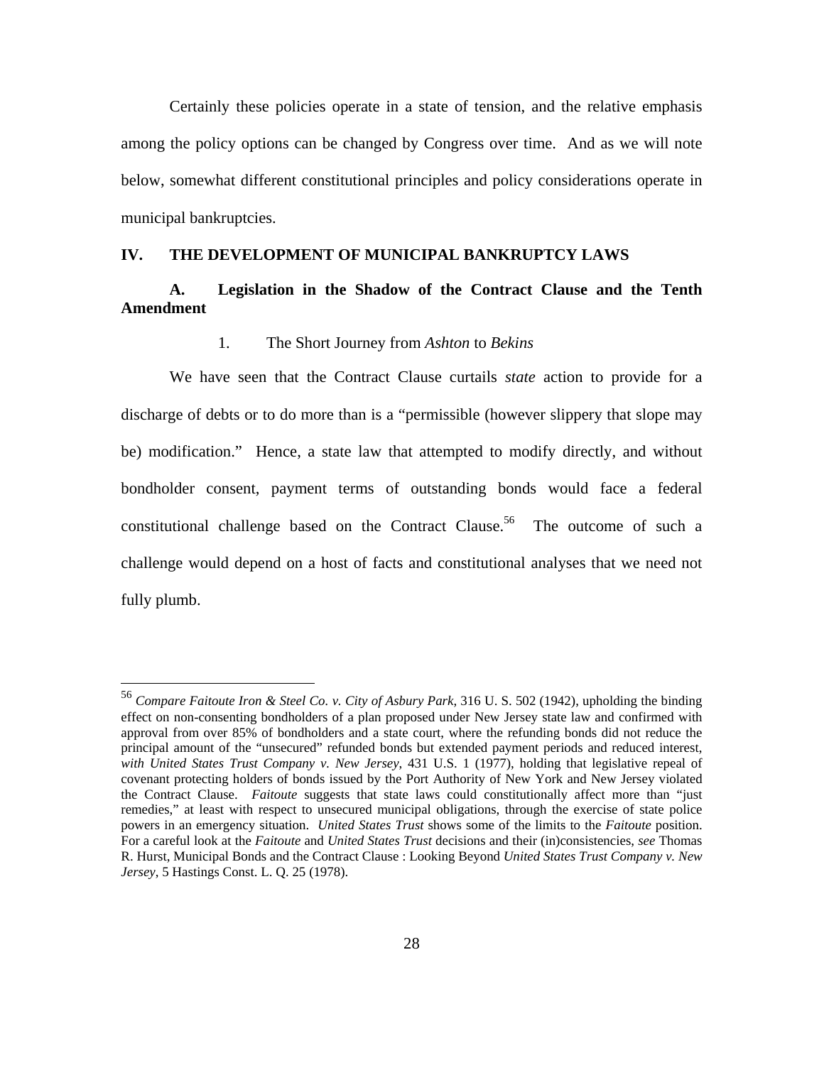Certainly these policies operate in a state of tension, and the relative emphasis among the policy options can be changed by Congress over time. And as we will note below, somewhat different constitutional principles and policy considerations operate in municipal bankruptcies.

## IV. THE DEVELOPMENT OF MUNICIPAL BANKRUPTCY LAWS

### A. Legislation in the Shadow of the Contract Clause and the Tenth Amendment

#### 1. The Short Journey from *Ashton* to *Bekins*

We have seen that the Contract Clause curtails *state* action to provide for a discharge of debts or to do more than is a "permissible (however slippery that slope may be) modification." Hence, a state law that attempted to modify directly, and without bondholder consent, payment terms of outstanding bonds would face a federal constitutional challenge based on the Contract Clause.[56] The outcome of such a challenge would depend on a host of facts and constitutional analyses that we need not fully plumb.

---

[56] *Compare Faitoute Iron & Steel Co. v. City of Asbury Park*, 316 U. S. 502 (1942), upholding the binding effect on non-consenting bondholders of a plan proposed under New Jersey state law and confirmed with approval from over 85% of bondholders and a state court, where the refunding bonds did not reduce the principal amount of the "unsecured" refunded bonds but extended payment periods and reduced interest, *with United States Trust Company v. New Jersey*, 431 U.S. 1 (1977), holding that legislative repeal of covenant protecting holders of bonds issued by the Port Authority of New York and New Jersey violated the Contract Clause. *Faitoute* suggests that state laws could constitutionally affect more than "just remedies," at least with respect to unsecured municipal obligations, through the exercise of state police powers in an emergency situation. *United States Trust* shows some of the limits to the *Faitoute* position. For a careful look at the *Faitoute* and *United States Trust* decisions and their (in)consistencies, *see* Thomas R. Hurst, Municipal Bonds and the Contract Clause : Looking Beyond *United States Trust Company v. New Jersey*, 5 Hastings Const. L. Q. 25 (1978).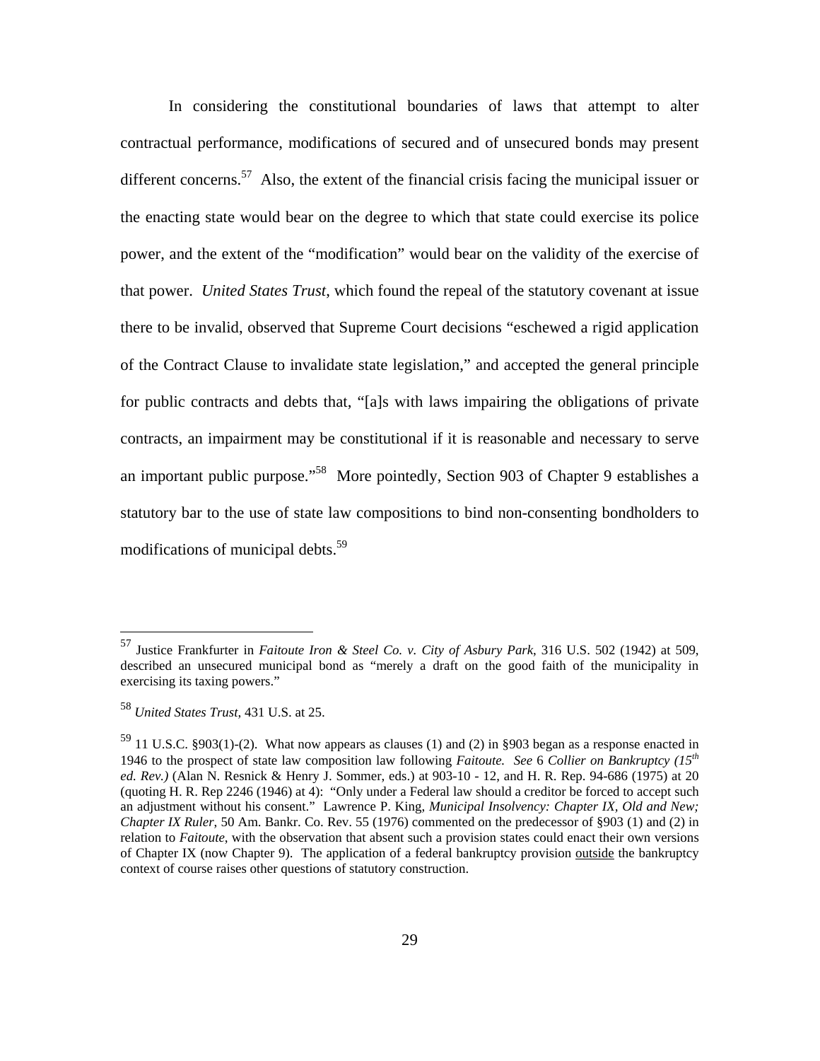In considering the constitutional boundaries of laws that attempt to alter contractual performance, modifications of secured and of unsecured bonds may present different concerns.[57] Also, the extent of the financial crisis facing the municipal issuer or the enacting state would bear on the degree to which that state could exercise its police power, and the extent of the "modification" would bear on the validity of the exercise of that power. *United States Trust*, which found the repeal of the statutory covenant at issue there to be invalid, observed that Supreme Court decisions "eschewed a rigid application of the Contract Clause to invalidate state legislation," and accepted the general principle for public contracts and debts that, "[a]s with laws impairing the obligations of private contracts, an impairment may be constitutional if it is reasonable and necessary to serve an important public purpose."[58] More pointedly, Section 903 of Chapter 9 establishes a statutory bar to the use of state law compositions to bind non-consenting bondholders to modifications of municipal debts.[59]

---

[57] Justice Frankfurter in *Faitoute Iron & Steel Co. v. City of Asbury Park*, 316 U.S. 502 (1942) at 509, described an unsecured municipal bond as "merely a draft on the good faith of the municipality in exercising its taxing powers."

[58] *United States Trust*, 431 U.S. at 25.

[59] 11 U.S.C. §903(1)-(2). What now appears as clauses (1) and (2) in §903 began as a response enacted in 1946 to the prospect of state law composition law following *Faitoute. See* 6 *Collier on Bankruptcy (15th ed. Rev.)* (Alan N. Resnick & Henry J. Sommer, eds.) at 903-10 - 12, and H. R. Rep. 94-686 (1975) at 20 (quoting H. R. Rep 2246 (1946) at 4): "Only under a Federal law should a creditor be forced to accept such an adjustment without his consent." Lawrence P. King, *Municipal Insolvency: Chapter IX, Old and New; Chapter IX Ruler,* 50 Am. Bankr. Co. Rev. 55 (1976) commented on the predecessor of §903 (1) and (2) in relation to *Faitoute*, with the observation that absent such a provision states could enact their own versions of Chapter IX (now Chapter 9). The application of a federal bankruptcy provision outside the bankruptcy context of course raises other questions of statutory construction.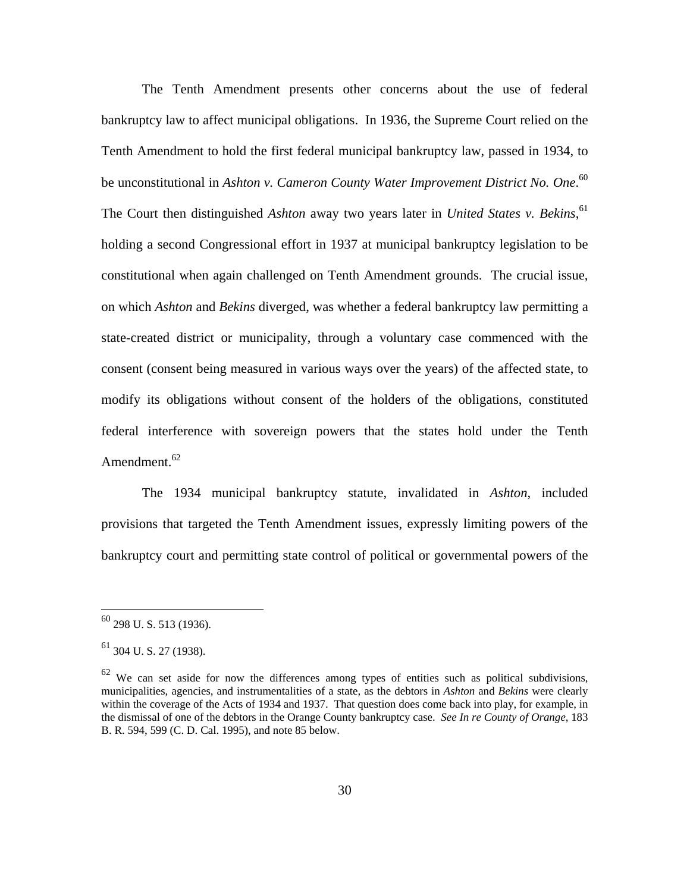The Tenth Amendment presents other concerns about the use of federal bankruptcy law to affect municipal obligations. In 1936, the Supreme Court relied on the Tenth Amendment to hold the first federal municipal bankruptcy law, passed in 1934, to be unconstitutional in *Ashton v. Cameron County Water Improvement District No. One*.[60] The Court then distinguished *Ashton* away two years later in *United States v. Bekins*,[61] holding a second Congressional effort in 1937 at municipal bankruptcy legislation to be constitutional when again challenged on Tenth Amendment grounds. The crucial issue, on which *Ashton* and *Bekins* diverged, was whether a federal bankruptcy law permitting a state-created district or municipality, through a voluntary case commenced with the consent (consent being measured in various ways over the years) of the affected state, to modify its obligations without consent of the holders of the obligations, constituted federal interference with sovereign powers that the states hold under the Tenth Amendment.[62]

The 1934 municipal bankruptcy statute, invalidated in *Ashton*, included provisions that targeted the Tenth Amendment issues, expressly limiting powers of the bankruptcy court and permitting state control of political or governmental powers of the

---

[60] 298 U. S. 513 (1936).

[61] 304 U. S. 27 (1938).

[62] We can set aside for now the differences among types of entities such as political subdivisions, municipalities, agencies, and instrumentalities of a state, as the debtors in *Ashton* and *Bekins* were clearly within the coverage of the Acts of 1934 and 1937. That question does come back into play, for example, in the dismissal of one of the debtors in the Orange County bankruptcy case. *See In re County of Orange*, 183 B. R. 594, 599 (C. D. Cal. 1995), and note 85 below.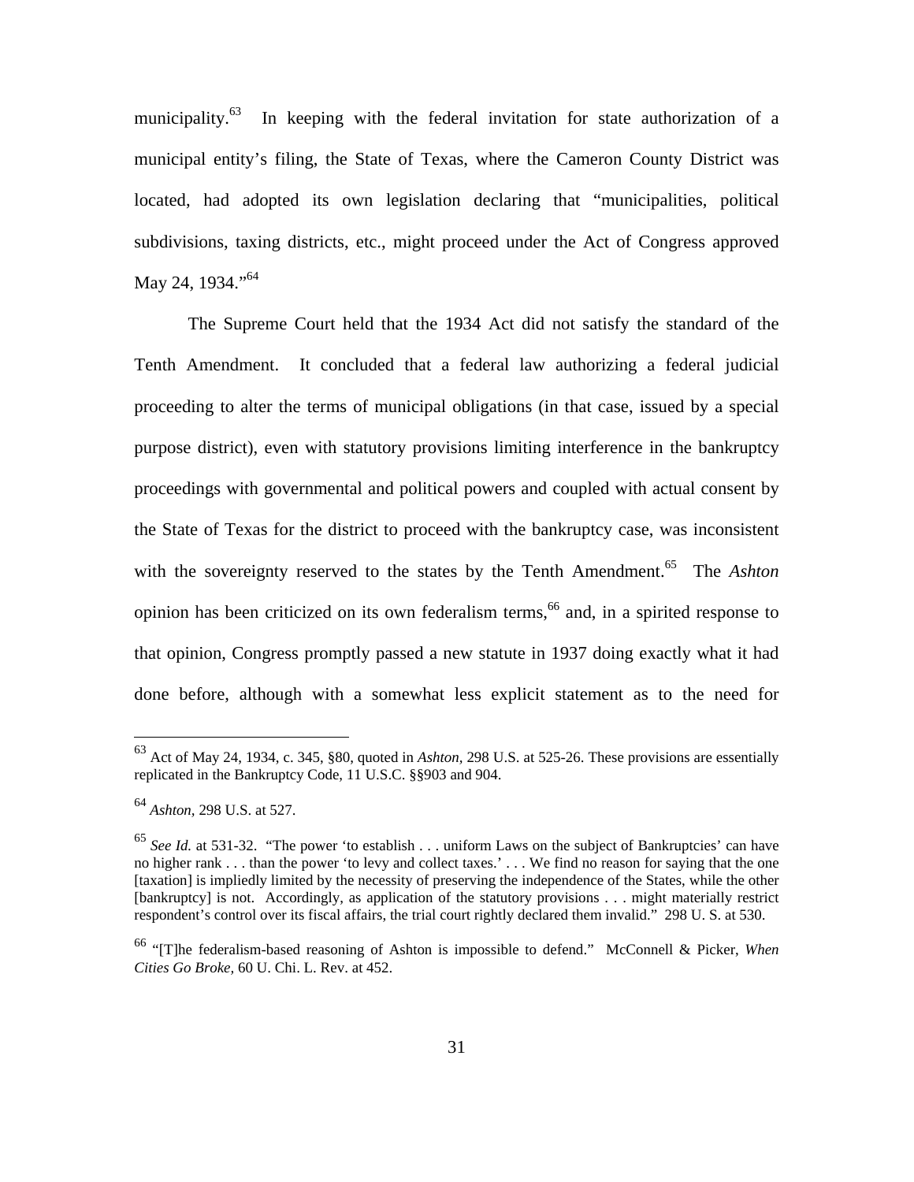municipality.[63] In keeping with the federal invitation for state authorization of a municipal entity's filing, the State of Texas, where the Cameron County District was located, had adopted its own legislation declaring that "municipalities, political subdivisions, taxing districts, etc., might proceed under the Act of Congress approved May 24, 1934."[64]

The Supreme Court held that the 1934 Act did not satisfy the standard of the Tenth Amendment. It concluded that a federal law authorizing a federal judicial proceeding to alter the terms of municipal obligations (in that case, issued by a special purpose district), even with statutory provisions limiting interference in the bankruptcy proceedings with governmental and political powers and coupled with actual consent by the State of Texas for the district to proceed with the bankruptcy case, was inconsistent with the sovereignty reserved to the states by the Tenth Amendment.[65] The *Ashton* opinion has been criticized on its own federalism terms,[66] and, in a spirited response to that opinion, Congress promptly passed a new statute in 1937 doing exactly what it had done before, although with a somewhat less explicit statement as to the need for

---

[63] Act of May 24, 1934, c. 345, §80, quoted in *Ashton*, 298 U.S. at 525-26. These provisions are essentially replicated in the Bankruptcy Code, 11 U.S.C. §§903 and 904.

[64] *Ashton*, 298 U.S. at 527.

[65] *See Id.* at 531-32. "The power 'to establish . . . uniform Laws on the subject of Bankruptcies' can have no higher rank . . . than the power 'to levy and collect taxes.' . . . We find no reason for saying that the one [taxation] is impliedly limited by the necessity of preserving the independence of the States, while the other [bankruptcy] is not. Accordingly, as application of the statutory provisions . . . might materially restrict respondent's control over its fiscal affairs, the trial court rightly declared them invalid." 298 U. S. at 530.

[66] "[T]he federalism-based reasoning of Ashton is impossible to defend." McConnell & Picker, *When Cities Go Broke*, 60 U. Chi. L. Rev. at 452.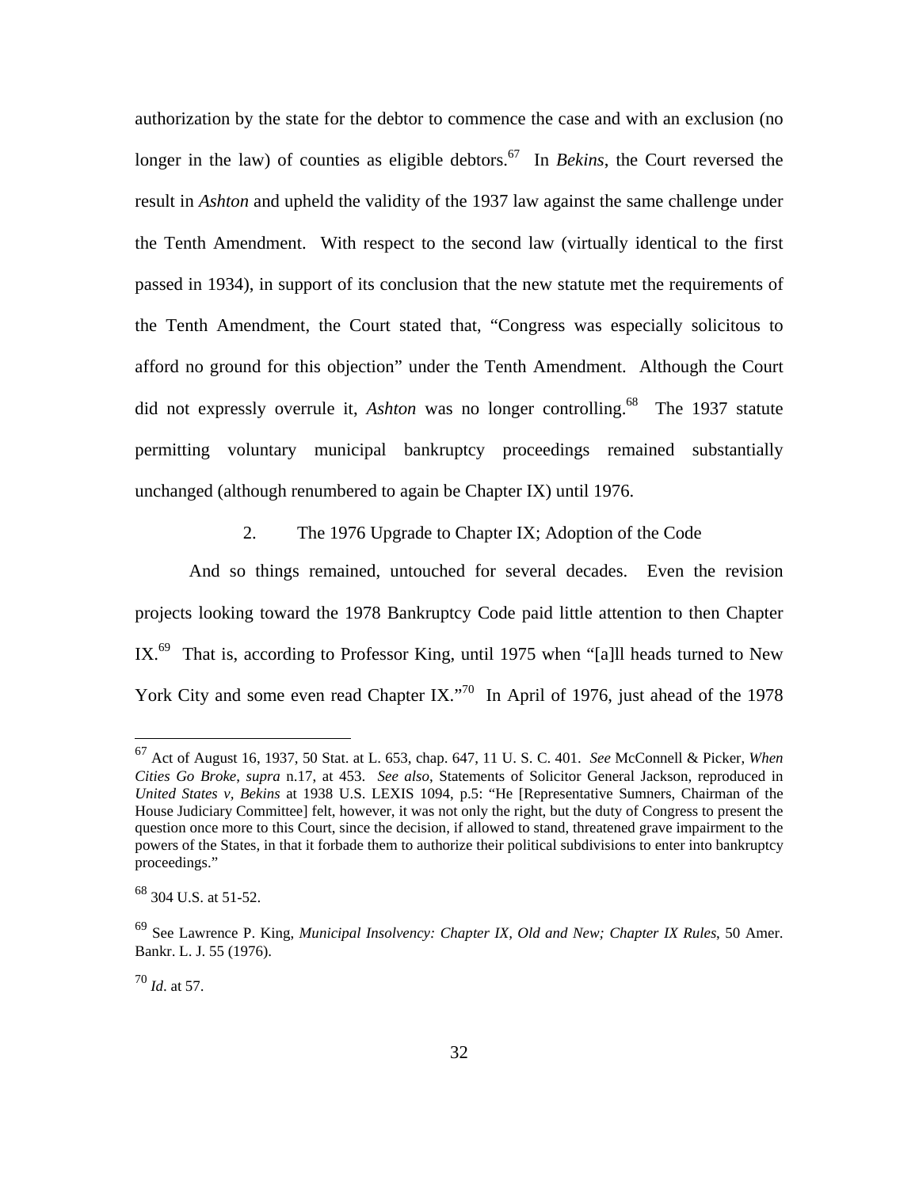authorization by the state for the debtor to commence the case and with an exclusion (no longer in the law) of counties as eligible debtors.[67] In *Bekins*, the Court reversed the result in *Ashton* and upheld the validity of the 1937 law against the same challenge under the Tenth Amendment. With respect to the second law (virtually identical to the first passed in 1934), in support of its conclusion that the new statute met the requirements of the Tenth Amendment, the Court stated that, "Congress was especially solicitous to afford no ground for this objection" under the Tenth Amendment. Although the Court did not expressly overrule it, *Ashton* was no longer controlling.[68] The 1937 statute permitting voluntary municipal bankruptcy proceedings remained substantially unchanged (although renumbered to again be Chapter IX) until 1976.

2. The 1976 Upgrade to Chapter IX; Adoption of the Code

And so things remained, untouched for several decades. Even the revision projects looking toward the 1978 Bankruptcy Code paid little attention to then Chapter IX.[69] That is, according to Professor King, until 1975 when "[a]ll heads turned to New York City and some even read Chapter IX."[70] In April of 1976, just ahead of the 1978

---

[67] Act of August 16, 1937, 50 Stat. at L. 653, chap. 647, 11 U. S. C. 401. *See* McConnell & Picker, *When Cities Go Broke*, *supra* n.17, at 453. *See also*, Statements of Solicitor General Jackson, reproduced in *United States v, Bekins* at 1938 U.S. LEXIS 1094, p.5: "He [Representative Sumners, Chairman of the House Judiciary Committee] felt, however, it was not only the right, but the duty of Congress to present the question once more to this Court, since the decision, if allowed to stand, threatened grave impairment to the powers of the States, in that it forbade them to authorize their political subdivisions to enter into bankruptcy proceedings."

[68] 304 U.S. at 51-52.

[69] See Lawrence P. King, *Municipal Insolvency: Chapter IX, Old and New; Chapter IX Rules*, 50 Amer. Bankr. L. J. 55 (1976).

[70] *Id*. at 57.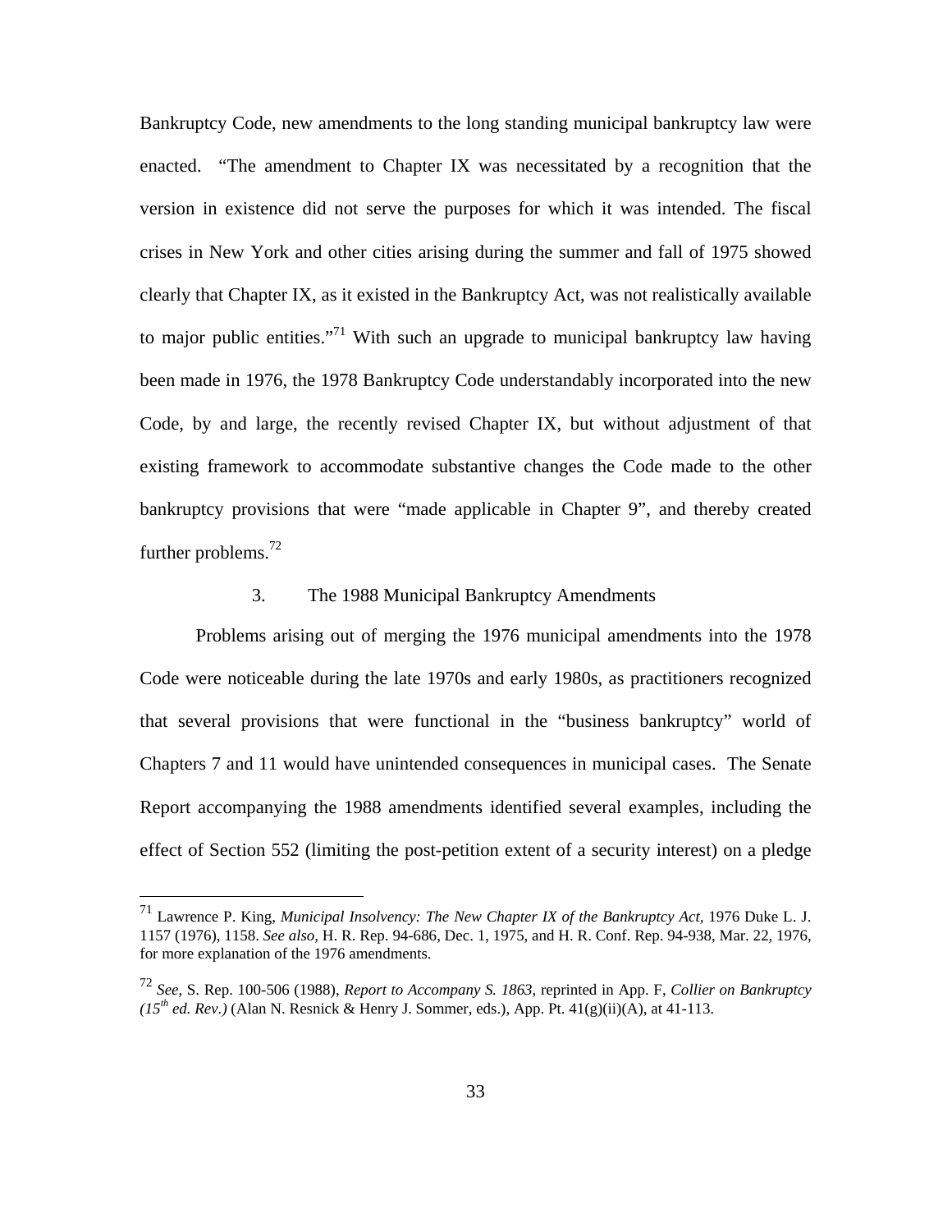Bankruptcy Code, new amendments to the long standing municipal bankruptcy law were enacted. "The amendment to Chapter IX was necessitated by a recognition that the version in existence did not serve the purposes for which it was intended. The fiscal crises in New York and other cities arising during the summer and fall of 1975 showed clearly that Chapter IX, as it existed in the Bankruptcy Act, was not realistically available to major public entities."[71] With such an upgrade to municipal bankruptcy law having been made in 1976, the 1978 Bankruptcy Code understandably incorporated into the new Code, by and large, the recently revised Chapter IX, but without adjustment of that existing framework to accommodate substantive changes the Code made to the other bankruptcy provisions that were "made applicable in Chapter 9", and thereby created further problems.[72]

### 3. The 1988 Municipal Bankruptcy Amendments

Problems arising out of merging the 1976 municipal amendments into the 1978 Code were noticeable during the late 1970s and early 1980s, as practitioners recognized that several provisions that were functional in the "business bankruptcy" world of Chapters 7 and 11 would have unintended consequences in municipal cases. The Senate Report accompanying the 1988 amendments identified several examples, including the effect of Section 552 (limiting the post-petition extent of a security interest) on a pledge

---

[71] Lawrence P. King, *Municipal Insolvency: The New Chapter IX of the Bankruptcy Act*, 1976 Duke L. J. 1157 (1976), 1158. *See also,* H. R. Rep. 94-686, Dec. 1, 1975, and H. R. Conf. Rep. 94-938, Mar. 22, 1976, for more explanation of the 1976 amendments.

[72] *See,* S. Rep. 100-506 (1988), *Report to Accompany S. 1863*, reprinted in App. F, *Collier on Bankruptcy (15th ed. Rev.)* (Alan N. Resnick & Henry J. Sommer, eds.), App. Pt. 41(g)(ii)(A), at 41-113.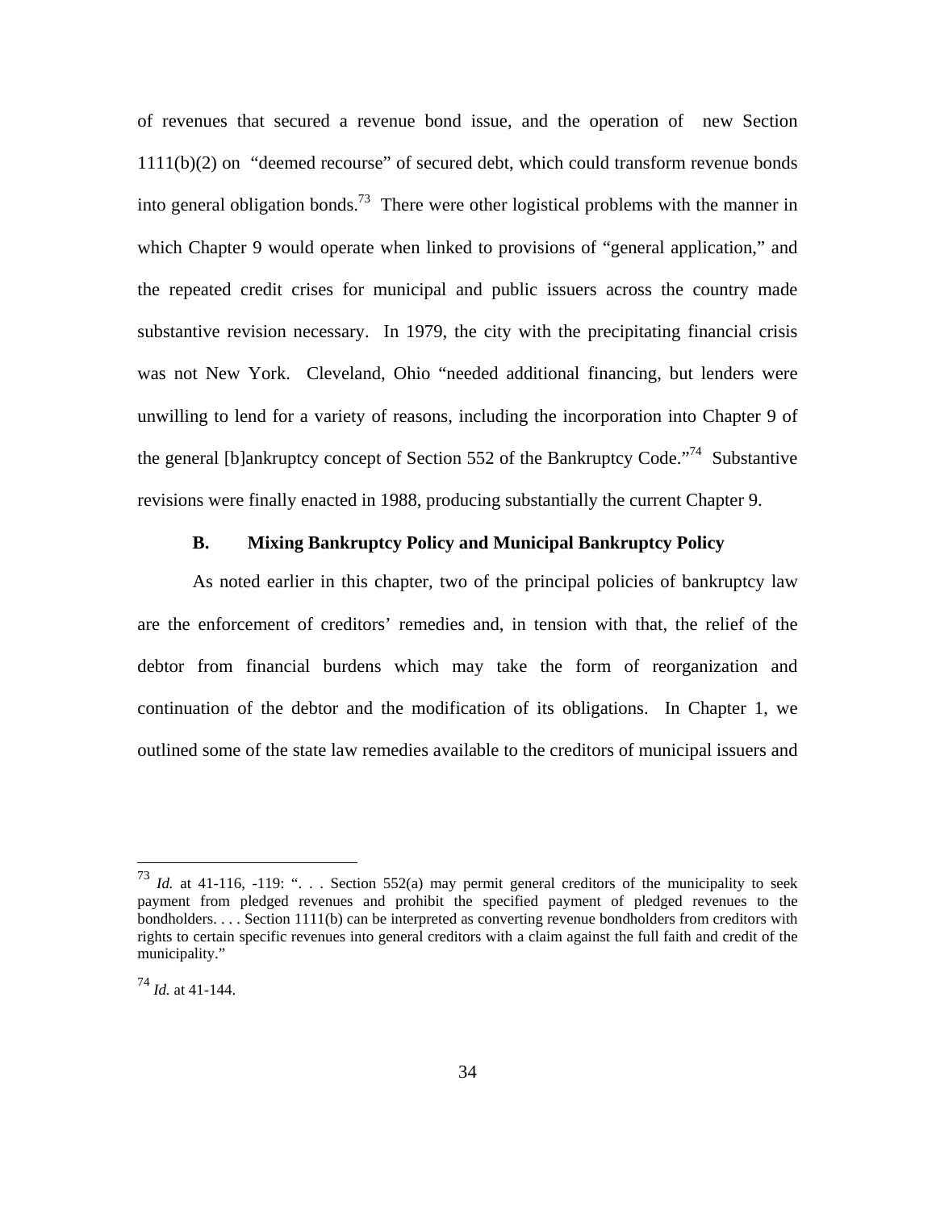of revenues that secured a revenue bond issue, and the operation of new Section 1111(b)(2) on "deemed recourse" of secured debt, which could transform revenue bonds into general obligation bonds.[73] There were other logistical problems with the manner in which Chapter 9 would operate when linked to provisions of "general application," and the repeated credit crises for municipal and public issuers across the country made substantive revision necessary. In 1979, the city with the precipitating financial crisis was not New York. Cleveland, Ohio "needed additional financing, but lenders were unwilling to lend for a variety of reasons, including the incorporation into Chapter 9 of the general [b]ankruptcy concept of Section 552 of the Bankruptcy Code."[74] Substantive revisions were finally enacted in 1988, producing substantially the current Chapter 9.

### B. Mixing Bankruptcy Policy and Municipal Bankruptcy Policy

As noted earlier in this chapter, two of the principal policies of bankruptcy law are the enforcement of creditors' remedies and, in tension with that, the relief of the debtor from financial burdens which may take the form of reorganization and continuation of the debtor and the modification of its obligations. In Chapter 1, we outlined some of the state law remedies available to the creditors of municipal issuers and

---

[73] *Id.* at 41-116, -119: ". . . Section 552(a) may permit general creditors of the municipality to seek payment from pledged revenues and prohibit the specified payment of pledged revenues to the bondholders. . . . Section 1111(b) can be interpreted as converting revenue bondholders from creditors with rights to certain specific revenues into general creditors with a claim against the full faith and credit of the municipality."

[74] *Id.* at 41-144.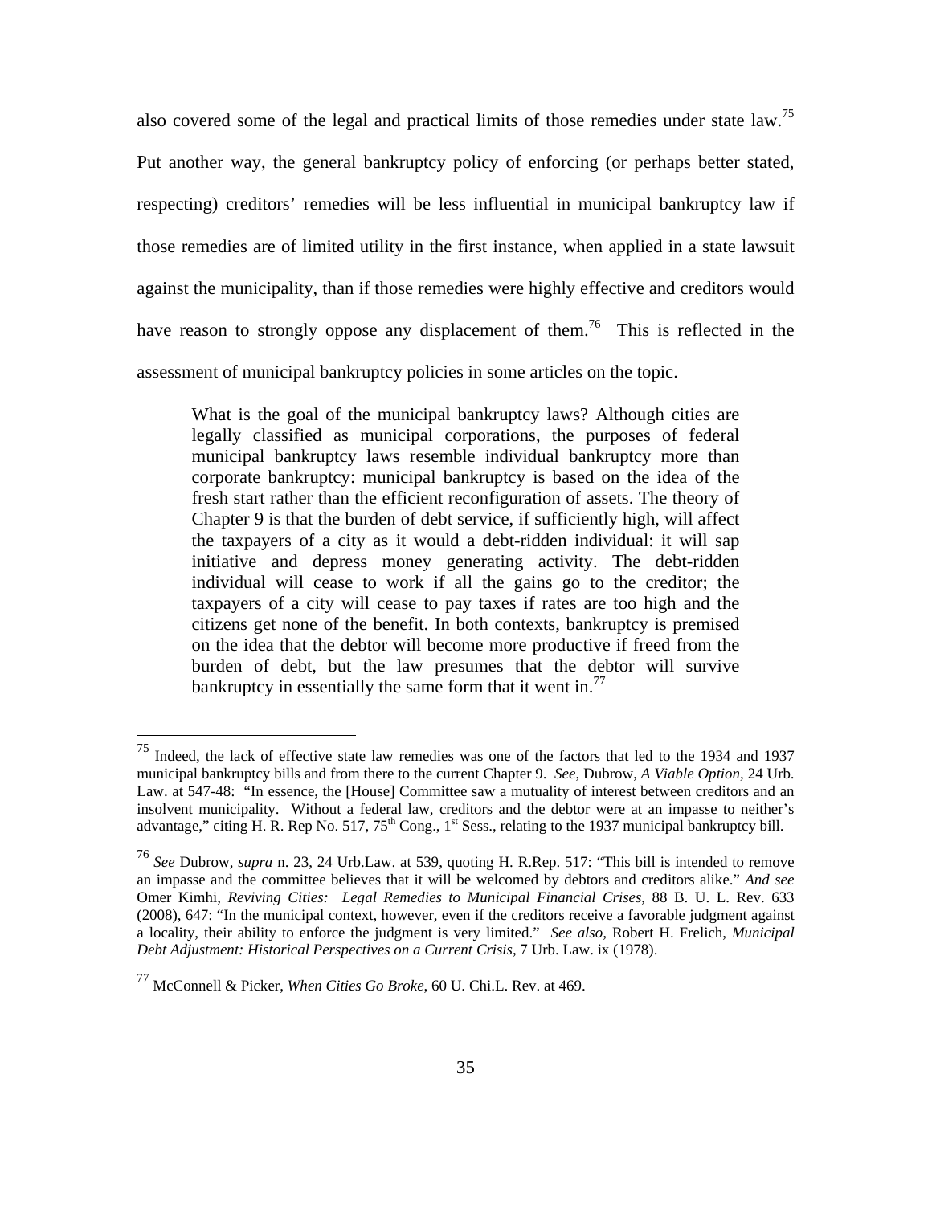also covered some of the legal and practical limits of those remedies under state law.[75] Put another way, the general bankruptcy policy of enforcing (or perhaps better stated, respecting) creditors' remedies will be less influential in municipal bankruptcy law if those remedies are of limited utility in the first instance, when applied in a state lawsuit against the municipality, than if those remedies were highly effective and creditors would have reason to strongly oppose any displacement of them.[76] This is reflected in the assessment of municipal bankruptcy policies in some articles on the topic.

> What is the goal of the municipal bankruptcy laws? Although cities are legally classified as municipal corporations, the purposes of federal municipal bankruptcy laws resemble individual bankruptcy more than corporate bankruptcy: municipal bankruptcy is based on the idea of the fresh start rather than the efficient reconfiguration of assets. The theory of Chapter 9 is that the burden of debt service, if sufficiently high, will affect the taxpayers of a city as it would a debt-ridden individual: it will sap initiative and depress money generating activity. The debt-ridden individual will cease to work if all the gains go to the creditor; the taxpayers of a city will cease to pay taxes if rates are too high and the citizens get none of the benefit. In both contexts, bankruptcy is premised on the idea that the debtor will become more productive if freed from the burden of debt, but the law presumes that the debtor will survive bankruptcy in essentially the same form that it went in.[77]

---

[75] Indeed, the lack of effective state law remedies was one of the factors that led to the 1934 and 1937 municipal bankruptcy bills and from there to the current Chapter 9. *See*, Dubrow, *A Viable Option*, 24 Urb. Law. at 547-48: "In essence, the [House] Committee saw a mutuality of interest between creditors and an insolvent municipality. Without a federal law, creditors and the debtor were at an impasse to neither's advantage," citing H. R. Rep No. 517, 75th Cong., 1st Sess., relating to the 1937 municipal bankruptcy bill.

[76] *See* Dubrow, *supra* n. 23, 24 Urb.Law. at 539, quoting H. R.Rep. 517: "This bill is intended to remove an impasse and the committee believes that it will be welcomed by debtors and creditors alike." *And see* Omer Kimhi, *Reviving Cities: Legal Remedies to Municipal Financial Crises*, 88 B. U. L. Rev. 633 (2008), 647: "In the municipal context, however, even if the creditors receive a favorable judgment against a locality, their ability to enforce the judgment is very limited." *See also,* Robert H. Frelich, *Municipal Debt Adjustment: Historical Perspectives on a Current Crisis*, 7 Urb. Law. ix (1978).

[77] McConnell & Picker, *When Cities Go Broke*, 60 U. Chi.L. Rev. at 469.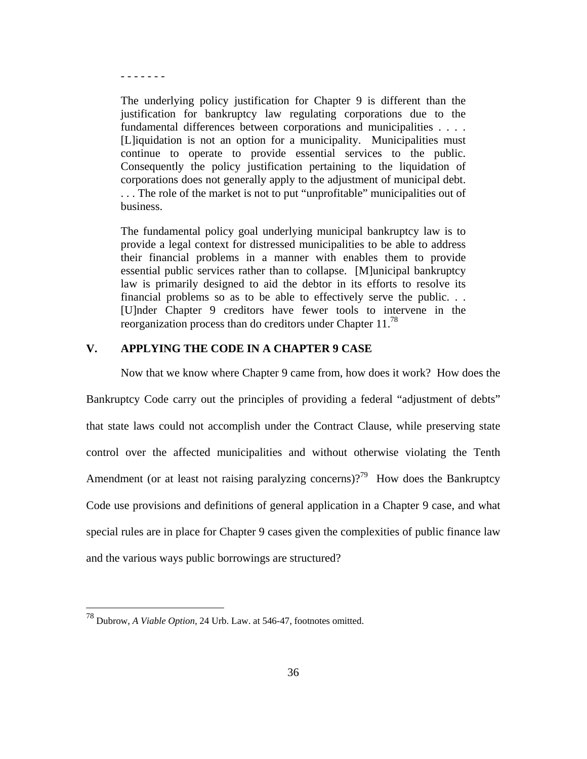- - - - - - -

> The underlying policy justification for Chapter 9 is different than the justification for bankruptcy law regulating corporations due to the fundamental differences between corporations and municipalities . . . . [L]iquidation is not an option for a municipality. Municipalities must continue to operate to provide essential services to the public. Consequently the policy justification pertaining to the liquidation of corporations does not generally apply to the adjustment of municipal debt. . . . The role of the market is not to put "unprofitable" municipalities out of business.
>
> The fundamental policy goal underlying municipal bankruptcy law is to provide a legal context for distressed municipalities to be able to address their financial problems in a manner with enables them to provide essential public services rather than to collapse. [M]unicipal bankruptcy law is primarily designed to aid the debtor in its efforts to resolve its financial problems so as to be able to effectively serve the public. . . [U]nder Chapter 9 creditors have fewer tools to intervene in the reorganization process than do creditors under Chapter 11.[78]

## V. APPLYING THE CODE IN A CHAPTER 9 CASE

Now that we know where Chapter 9 came from, how does it work? How does the Bankruptcy Code carry out the principles of providing a federal "adjustment of debts" that state laws could not accomplish under the Contract Clause, while preserving state control over the affected municipalities and without otherwise violating the Tenth Amendment (or at least not raising paralyzing concerns)?[79] How does the Bankruptcy Code use provisions and definitions of general application in a Chapter 9 case, and what special rules are in place for Chapter 9 cases given the complexities of public finance law and the various ways public borrowings are structured?

---

[78] Dubrow, *A Viable Option*, 24 Urb. Law. at 546-47, footnotes omitted.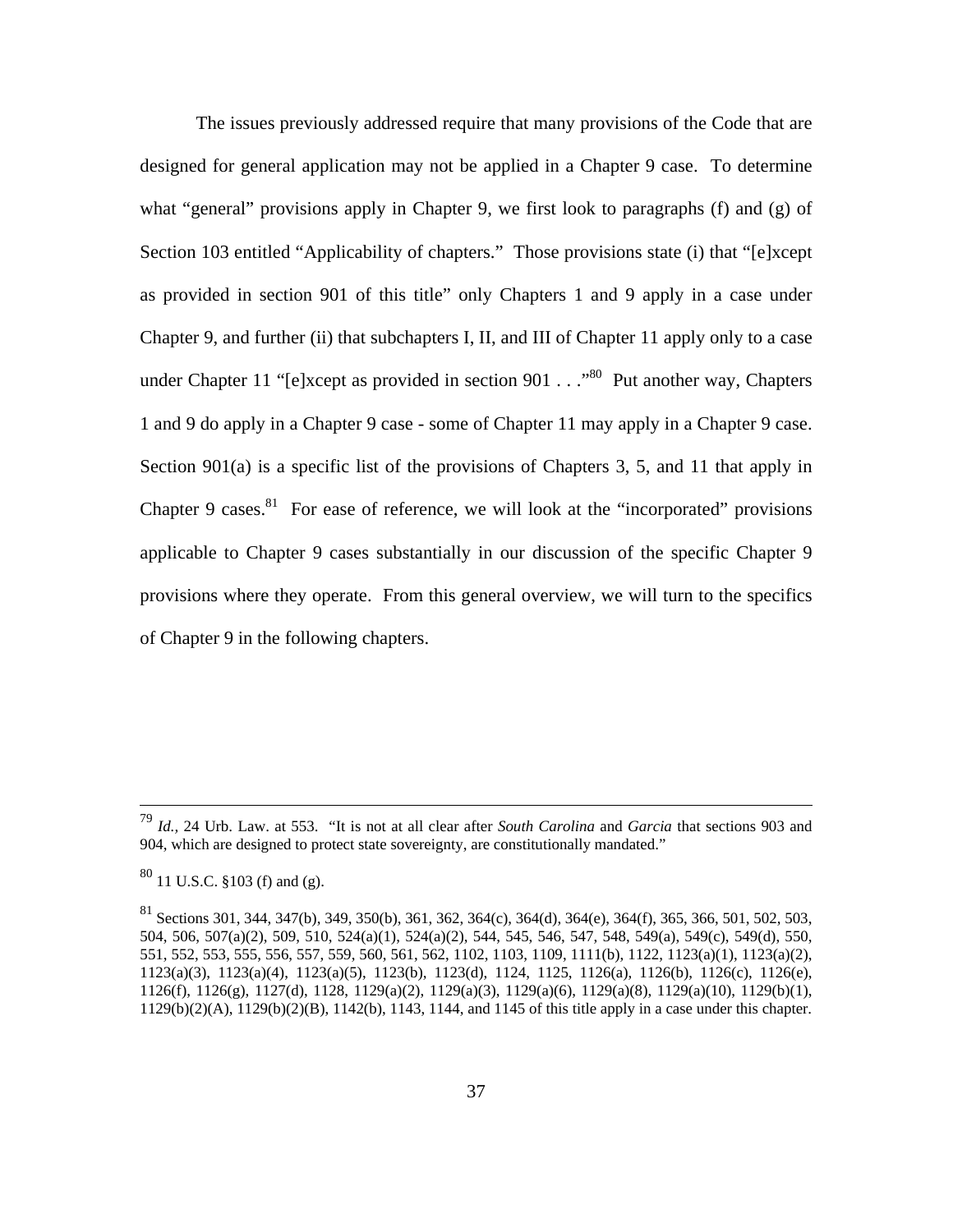The issues previously addressed require that many provisions of the Code that are designed for general application may not be applied in a Chapter 9 case. To determine what "general" provisions apply in Chapter 9, we first look to paragraphs (f) and (g) of Section 103 entitled "Applicability of chapters." Those provisions state (i) that "[e]xcept as provided in section 901 of this title" only Chapters 1 and 9 apply in a case under Chapter 9, and further (ii) that subchapters I, II, and III of Chapter 11 apply only to a case under Chapter 11 "[e]xcept as provided in section 901 . . ."[80] Put another way, Chapters 1 and 9 do apply in a Chapter 9 case - some of Chapter 11 may apply in a Chapter 9 case. Section 901(a) is a specific list of the provisions of Chapters 3, 5, and 11 that apply in Chapter 9 cases.[81] For ease of reference, we will look at the "incorporated" provisions applicable to Chapter 9 cases substantially in our discussion of the specific Chapter 9 provisions where they operate. From this general overview, we will turn to the specifics of Chapter 9 in the following chapters.

---

[79] *Id.*, 24 Urb. Law. at 553. "It is not at all clear after *South Carolina* and *Garcia* that sections 903 and 904, which are designed to protect state sovereignty, are constitutionally mandated."

[80] 11 U.S.C. §103 (f) and (g).

[81] Sections 301, 344, 347(b), 349, 350(b), 361, 362, 364(c), 364(d), 364(e), 364(f), 365, 366, 501, 502, 503, 504, 506, 507(a)(2), 509, 510, 524(a)(1), 524(a)(2), 544, 545, 546, 547, 548, 549(a), 549(c), 549(d), 550, 551, 552, 553, 555, 556, 557, 559, 560, 561, 562, 1102, 1103, 1109, 1111(b), 1122, 1123(a)(1), 1123(a)(2), 1123(a)(3), 1123(a)(4), 1123(a)(5), 1123(b), 1123(d), 1124, 1125, 1126(a), 1126(b), 1126(c), 1126(e), 1126(f), 1126(g), 1127(d), 1128, 1129(a)(2), 1129(a)(3), 1129(a)(6), 1129(a)(8), 1129(a)(10), 1129(b)(1), 1129(b)(2)(A), 1129(b)(2)(B), 1142(b), 1143, 1144, and 1145 of this title apply in a case under this chapter.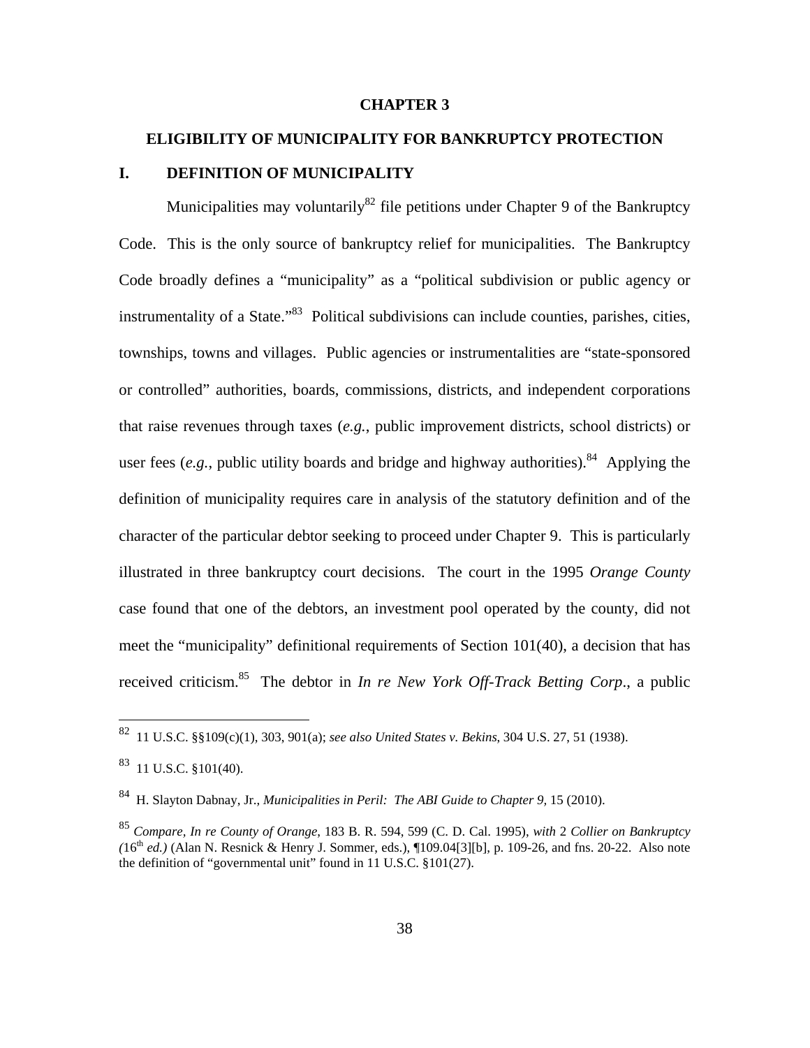# CHAPTER 3

## ELIGIBILITY OF MUNICIPALITY FOR BANKRUPTCY PROTECTION

### I. DEFINITION OF MUNICIPALITY

Municipalities may voluntarily[82] file petitions under Chapter 9 of the Bankruptcy Code. This is the only source of bankruptcy relief for municipalities. The Bankruptcy Code broadly defines a "municipality" as a "political subdivision or public agency or instrumentality of a State."[83] Political subdivisions can include counties, parishes, cities, townships, towns and villages. Public agencies or instrumentalities are "state-sponsored or controlled" authorities, boards, commissions, districts, and independent corporations that raise revenues through taxes (*e.g.*, public improvement districts, school districts) or user fees (*e.g.*, public utility boards and bridge and highway authorities).[84] Applying the definition of municipality requires care in analysis of the statutory definition and of the character of the particular debtor seeking to proceed under Chapter 9. This is particularly illustrated in three bankruptcy court decisions. The court in the 1995 *Orange County* case found that one of the debtors, an investment pool operated by the county, did not meet the "municipality" definitional requirements of Section 101(40), a decision that has received criticism.[85] The debtor in *In re New York Off-Track Betting Corp*., a public

---

[82] 11 U.S.C. §§109(c)(1), 303, 901(a); *see also United States v. Bekins*, 304 U.S. 27, 51 (1938).

[83] 11 U.S.C. §101(40).

[84] H. Slayton Dabnay, Jr., *Municipalities in Peril: The ABI Guide to Chapter 9,* 15 (2010).

[85] *Compare, In re County of Orange*, 183 B. R. 594, 599 (C. D. Cal. 1995), *with* 2 *Collier on Bankruptcy (*16th *ed.)* (Alan N. Resnick & Henry J. Sommer, eds.), ¶109.04[3][b], p. 109-26, and fns. 20-22. Also note the definition of "governmental unit" found in 11 U.S.C. §101(27).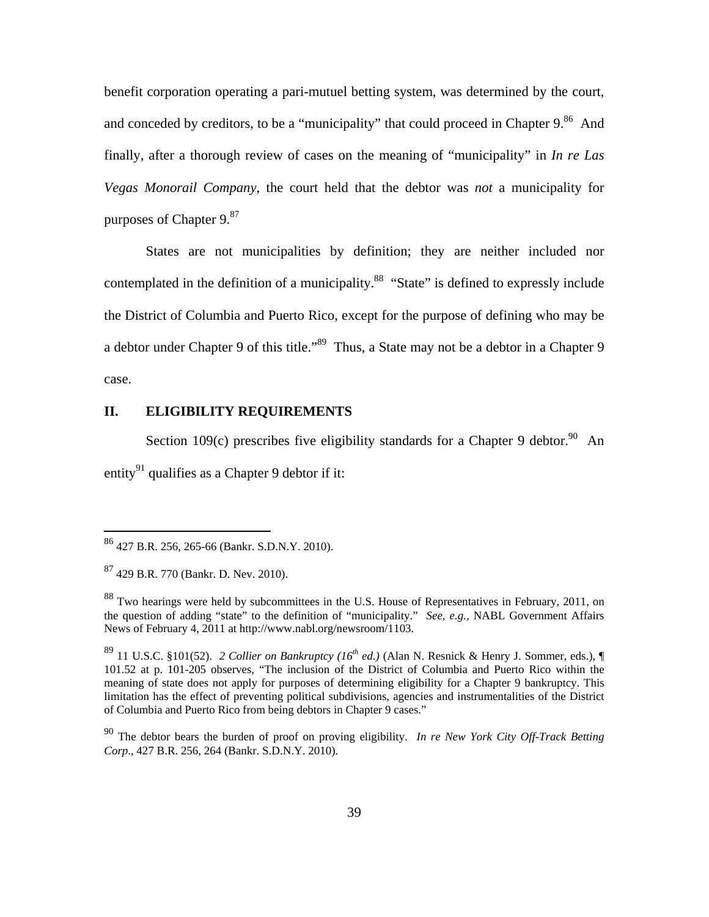benefit corporation operating a pari-mutuel betting system, was determined by the court, and conceded by creditors, to be a "municipality" that could proceed in Chapter 9.[86] And finally, after a thorough review of cases on the meaning of "municipality" in *In re Las Vegas Monorail Company*, the court held that the debtor was *not* a municipality for purposes of Chapter 9.[87]

States are not municipalities by definition; they are neither included nor contemplated in the definition of a municipality.[88] "State" is defined to expressly include the District of Columbia and Puerto Rico, except for the purpose of defining who may be a debtor under Chapter 9 of this title."[89] Thus, a State may not be a debtor in a Chapter 9 case.

## II. ELIGIBILITY REQUIREMENTS

Section 109(c) prescribes five eligibility standards for a Chapter 9 debtor.[90] An entity[91] qualifies as a Chapter 9 debtor if it:

---

[86] 427 B.R. 256, 265-66 (Bankr. S.D.N.Y. 2010).

[87] 429 B.R. 770 (Bankr. D. Nev. 2010).

[88] Two hearings were held by subcommittees in the U.S. House of Representatives in February, 2011, on the question of adding "state" to the definition of "municipality." *See, e.g.,* NABL Government Affairs News of February 4, 2011 at http://www.nabl.org/newsroom/1103.

[89] 11 U.S.C. §101(52). *2 Collier on Bankruptcy (16th ed.)* (Alan N. Resnick & Henry J. Sommer, eds.), ¶ 101.52 at p. 101-205 observes, "The inclusion of the District of Columbia and Puerto Rico within the meaning of state does not apply for purposes of determining eligibility for a Chapter 9 bankruptcy. This limitation has the effect of preventing political subdivisions, agencies and instrumentalities of the District of Columbia and Puerto Rico from being debtors in Chapter 9 cases."

[90] The debtor bears the burden of proof on proving eligibility. *In re New York City Off-Track Betting Corp*., 427 B.R. 256, 264 (Bankr. S.D.N.Y. 2010).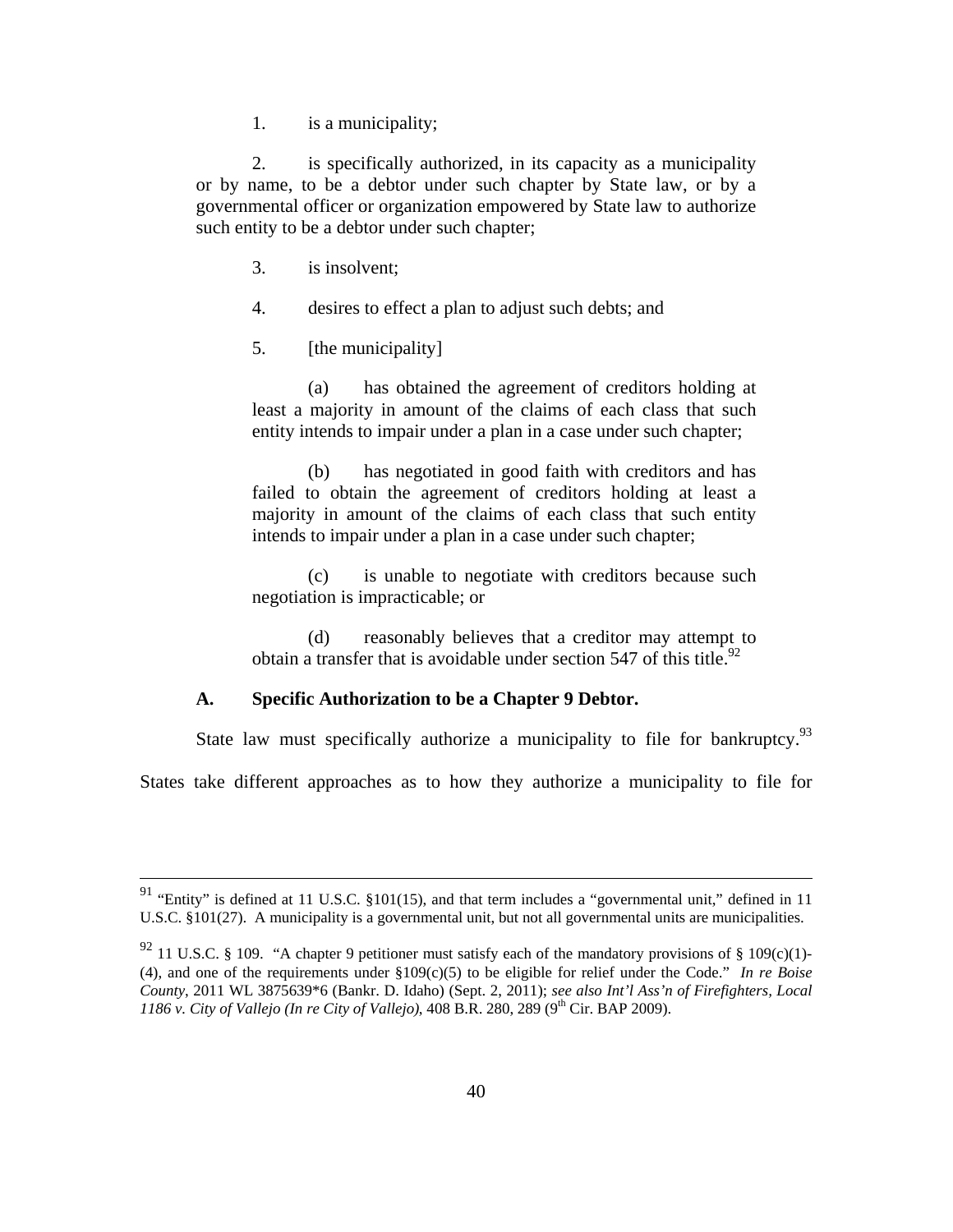1. is a municipality;

2. is specifically authorized, in its capacity as a municipality or by name, to be a debtor under such chapter by State law, or by a governmental officer or organization empowered by State law to authorize such entity to be a debtor under such chapter;

3. is insolvent;

4. desires to effect a plan to adjust such debts; and

5. [the municipality]

   (a) has obtained the agreement of creditors holding at least a majority in amount of the claims of each class that such entity intends to impair under a plan in a case under such chapter;

   (b) has negotiated in good faith with creditors and has failed to obtain the agreement of creditors holding at least a majority in amount of the claims of each class that such entity intends to impair under a plan in a case under such chapter;

   (c) is unable to negotiate with creditors because such negotiation is impracticable; or

   (d) reasonably believes that a creditor may attempt to obtain a transfer that is avoidable under section 547 of this title.[92]

### A. Specific Authorization to be a Chapter 9 Debtor.

State law must specifically authorize a municipality to file for bankruptcy.[93] States take different approaches as to how they authorize a municipality to file for

---

[91] "Entity" is defined at 11 U.S.C. §101(15), and that term includes a "governmental unit," defined in 11 U.S.C. §101(27). A municipality is a governmental unit, but not all governmental units are municipalities.

[92] 11 U.S.C. § 109. "A chapter 9 petitioner must satisfy each of the mandatory provisions of § 109(c)(1)-(4), and one of the requirements under §109(c)(5) to be eligible for relief under the Code." *In re Boise County*, 2011 WL 3875639*6 (Bankr. D. Idaho) (Sept. 2, 2011); *see also Int'l Ass'n of Firefighters, Local 1186 v. City of Vallejo (In re City of Vallejo)*, 408 B.R. 280, 289 (9th Cir. BAP 2009).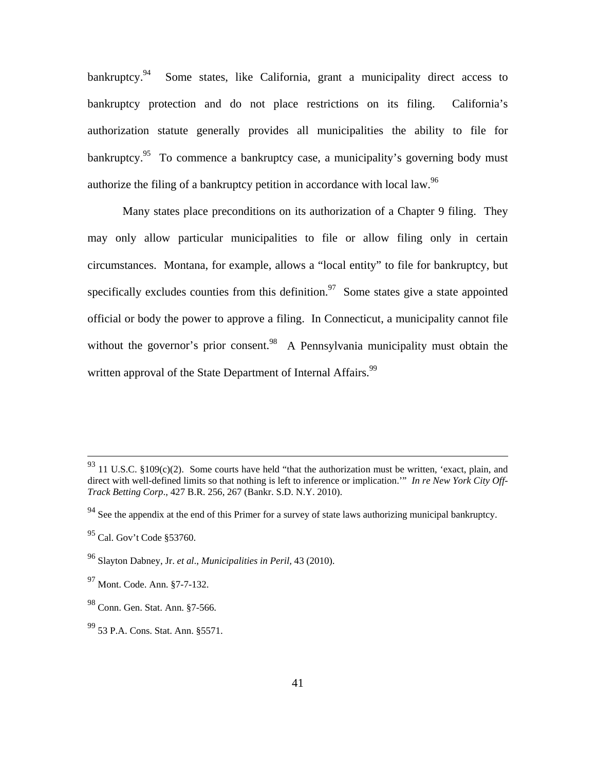bankruptcy.[94] Some states, like California, grant a municipality direct access to bankruptcy protection and do not place restrictions on its filing. California's authorization statute generally provides all municipalities the ability to file for bankruptcy.[95] To commence a bankruptcy case, a municipality's governing body must authorize the filing of a bankruptcy petition in accordance with local law.[96]

Many states place preconditions on its authorization of a Chapter 9 filing. They may only allow particular municipalities to file or allow filing only in certain circumstances. Montana, for example, allows a "local entity" to file for bankruptcy, but specifically excludes counties from this definition.[97] Some states give a state appointed official or body the power to approve a filing. In Connecticut, a municipality cannot file without the governor's prior consent.[98] A Pennsylvania municipality must obtain the written approval of the State Department of Internal Affairs.[99]

---

[93] 11 U.S.C. §109(c)(2). Some courts have held "that the authorization must be written, 'exact, plain, and direct with well-defined limits so that nothing is left to inference or implication.'" *In re New York City Off-Track Betting Corp*., 427 B.R. 256, 267 (Bankr. S.D. N.Y. 2010).

[94] See the appendix at the end of this Primer for a survey of state laws authorizing municipal bankruptcy.

[95] Cal. Gov't Code §53760.

[96] Slayton Dabney, Jr. *et al*., *Municipalities in Peril,* 43 (2010).

[97] Mont. Code. Ann. §7-7-132.

[98] Conn. Gen. Stat. Ann. §7-566.

[99] 53 P.A. Cons. Stat. Ann. §5571.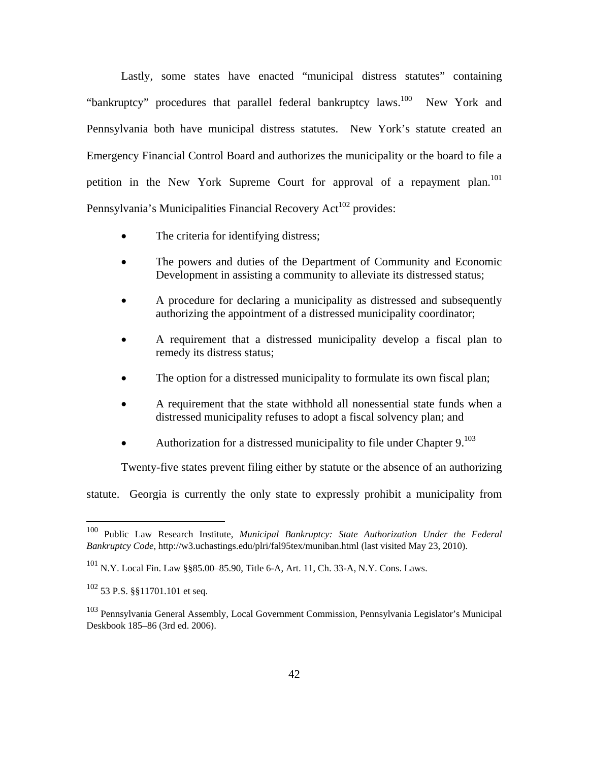Lastly, some states have enacted "municipal distress statutes" containing "bankruptcy" procedures that parallel federal bankruptcy laws.[100] New York and Pennsylvania both have municipal distress statutes. New York's statute created an Emergency Financial Control Board and authorizes the municipality or the board to file a petition in the New York Supreme Court for approval of a repayment plan.[101] Pennsylvania's Municipalities Financial Recovery Act[102] provides:

- The criteria for identifying distress;
- The powers and duties of the Department of Community and Economic Development in assisting a community to alleviate its distressed status;
- A procedure for declaring a municipality as distressed and subsequently authorizing the appointment of a distressed municipality coordinator;
- A requirement that a distressed municipality develop a fiscal plan to remedy its distress status;
- The option for a distressed municipality to formulate its own fiscal plan;
- A requirement that the state withhold all nonessential state funds when a distressed municipality refuses to adopt a fiscal solvency plan; and
- Authorization for a distressed municipality to file under Chapter 9.[103]

Twenty-five states prevent filing either by statute or the absence of an authorizing statute. Georgia is currently the only state to expressly prohibit a municipality from

---

[100] Public Law Research Institute, *Municipal Bankruptcy: State Authorization Under the Federal Bankruptcy Code*, http://w3.uchastings.edu/plri/fal95tex/muniban.html (last visited May 23, 2010).

[101] N.Y. Local Fin. Law §§85.00–85.90, Title 6-A, Art. 11, Ch. 33-A, N.Y. Cons. Laws.

[102] 53 P.S. §§11701.101 et seq.

[103] Pennsylvania General Assembly, Local Government Commission, Pennsylvania Legislator's Municipal Deskbook 185–86 (3rd ed. 2006).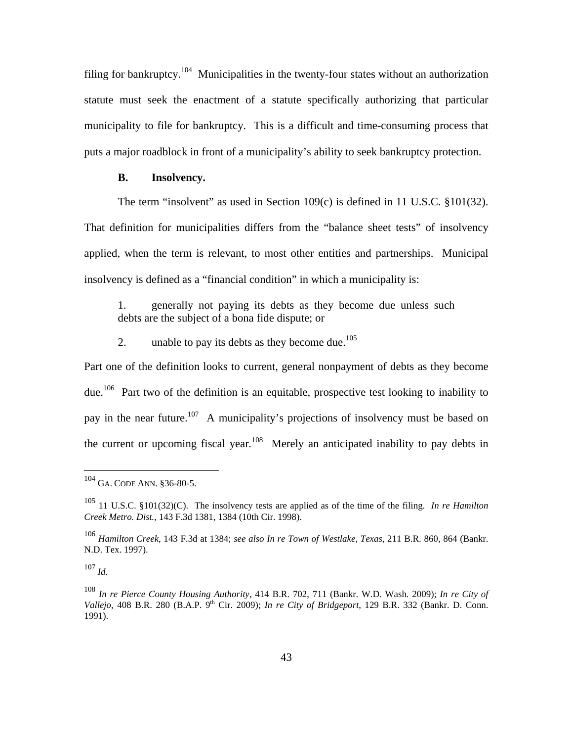filing for bankruptcy.[104] Municipalities in the twenty-four states without an authorization statute must seek the enactment of a statute specifically authorizing that particular municipality to file for bankruptcy. This is a difficult and time-consuming process that puts a major roadblock in front of a municipality's ability to seek bankruptcy protection.

### B. Insolvency.

The term "insolvent" as used in Section 109(c) is defined in 11 U.S.C. §101(32). That definition for municipalities differs from the "balance sheet tests" of insolvency applied, when the term is relevant, to most other entities and partnerships. Municipal insolvency is defined as a "financial condition" in which a municipality is:

1. generally not paying its debts as they become due unless such debts are the subject of a bona fide dispute; or

2. unable to pay its debts as they become due.[105]

Part one of the definition looks to current, general nonpayment of debts as they become due.[106] Part two of the definition is an equitable, prospective test looking to inability to pay in the near future.[107] A municipality's projections of insolvency must be based on the current or upcoming fiscal year.[108] Merely an anticipated inability to pay debts in

---

[104] GA. CODE ANN. §36-80-5.

[105] 11 U.S.C. §101(32)(C). The insolvency tests are applied as of the time of the filing. *In re Hamilton Creek Metro. Dist.*, 143 F.3d 1381, 1384 (10th Cir. 1998).

[106] *Hamilton Creek*, 143 F.3d at 1384; *see also In re Town of Westlake, Texas*, 211 B.R. 860, 864 (Bankr. N.D. Tex. 1997).

[107] *Id*.

[108] *In re Pierce County Housing Authority*, 414 B.R. 702, 711 (Bankr. W.D. Wash. 2009); *In re City of Vallejo*, 408 B.R. 280 (B.A.P. 9th Cir. 2009); *In re City of Bridgeport*, 129 B.R. 332 (Bankr. D. Conn. 1991).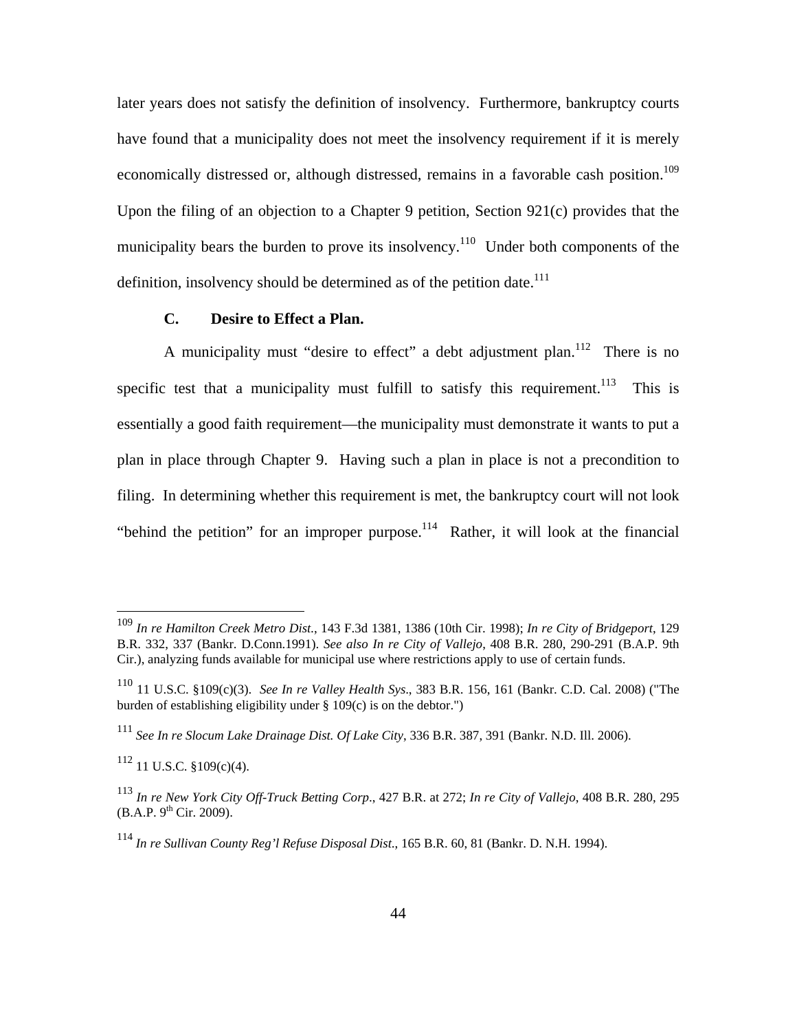later years does not satisfy the definition of insolvency. Furthermore, bankruptcy courts have found that a municipality does not meet the insolvency requirement if it is merely economically distressed or, although distressed, remains in a favorable cash position.[109] Upon the filing of an objection to a Chapter 9 petition, Section 921(c) provides that the municipality bears the burden to prove its insolvency.[110] Under both components of the definition, insolvency should be determined as of the petition date.[111]

### C. Desire to Effect a Plan.

A municipality must "desire to effect" a debt adjustment plan.[112] There is no specific test that a municipality must fulfill to satisfy this requirement.[113] This is essentially a good faith requirement—the municipality must demonstrate it wants to put a plan in place through Chapter 9. Having such a plan in place is not a precondition to filing. In determining whether this requirement is met, the bankruptcy court will not look "behind the petition" for an improper purpose.[114] Rather, it will look at the financial

---

[109] *In re Hamilton Creek Metro Dist.*, 143 F.3d 1381, 1386 (10th Cir. 1998); *In re City of Bridgeport*, 129 B.R. 332, 337 (Bankr. D.Conn.1991). *See also In re City of Vallejo*, 408 B.R. 280, 290-291 (B.A.P. 9th Cir.), analyzing funds available for municipal use where restrictions apply to use of certain funds.

[110] 11 U.S.C. §109(c)(3). *See In re Valley Health Sys.*, 383 B.R. 156, 161 (Bankr. C.D. Cal. 2008) ("The burden of establishing eligibility under § 109(c) is on the debtor.")

[111] *See In re Slocum Lake Drainage Dist. Of Lake City*, 336 B.R. 387, 391 (Bankr. N.D. Ill. 2006).

[112] 11 U.S.C. §109(c)(4).

[113] *In re New York City Off-Truck Betting Corp.*, 427 B.R. at 272; *In re City of Vallejo*, 408 B.R. 280, 295 (B.A.P. 9th Cir. 2009).

[114] *In re Sullivan County Reg'l Refuse Disposal Dist.*, 165 B.R. 60, 81 (Bankr. D. N.H. 1994).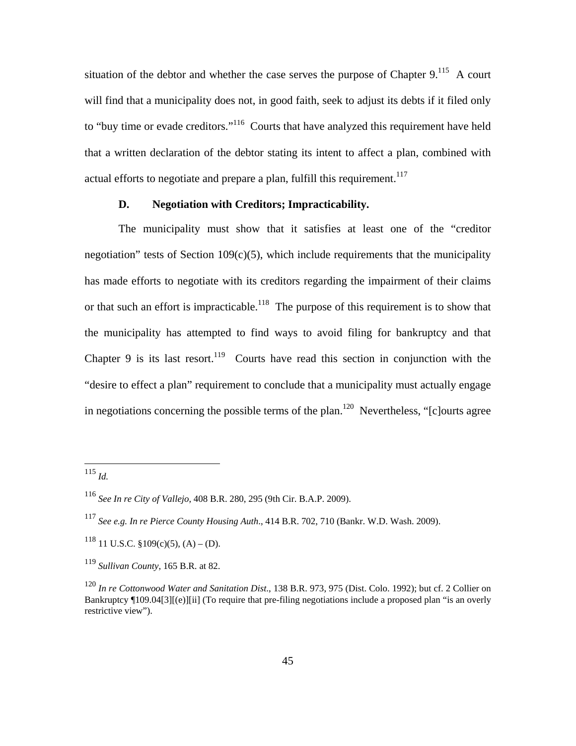situation of the debtor and whether the case serves the purpose of Chapter 9.[115] A court will find that a municipality does not, in good faith, seek to adjust its debts if it filed only to "buy time or evade creditors."[116] Courts that have analyzed this requirement have held that a written declaration of the debtor stating its intent to affect a plan, combined with actual efforts to negotiate and prepare a plan, fulfill this requirement.[117]

### D. Negotiation with Creditors; Impracticability.

The municipality must show that it satisfies at least one of the "creditor negotiation" tests of Section 109(c)(5), which include requirements that the municipality has made efforts to negotiate with its creditors regarding the impairment of their claims or that such an effort is impracticable.[118] The purpose of this requirement is to show that the municipality has attempted to find ways to avoid filing for bankruptcy and that Chapter 9 is its last resort.[119] Courts have read this section in conjunction with the "desire to effect a plan" requirement to conclude that a municipality must actually engage in negotiations concerning the possible terms of the plan.[120] Nevertheless, "[c]ourts agree

---

[115] *Id.*

[116] *See In re City of Vallejo*, 408 B.R. 280, 295 (9th Cir. B.A.P. 2009).

[117] *See e.g. In re Pierce County Housing Auth*., 414 B.R. 702, 710 (Bankr. W.D. Wash. 2009).

[118] 11 U.S.C. §109(c)(5), (A) – (D).

[119] *Sullivan County*, 165 B.R. at 82.

[120] *In re Cottonwood Water and Sanitation Dist*., 138 B.R. 973, 975 (Dist. Colo. 1992); but cf. 2 Collier on Bankruptcy ¶109.04[3][(e)][ii] (To require that pre-filing negotiations include a proposed plan "is an overly restrictive view").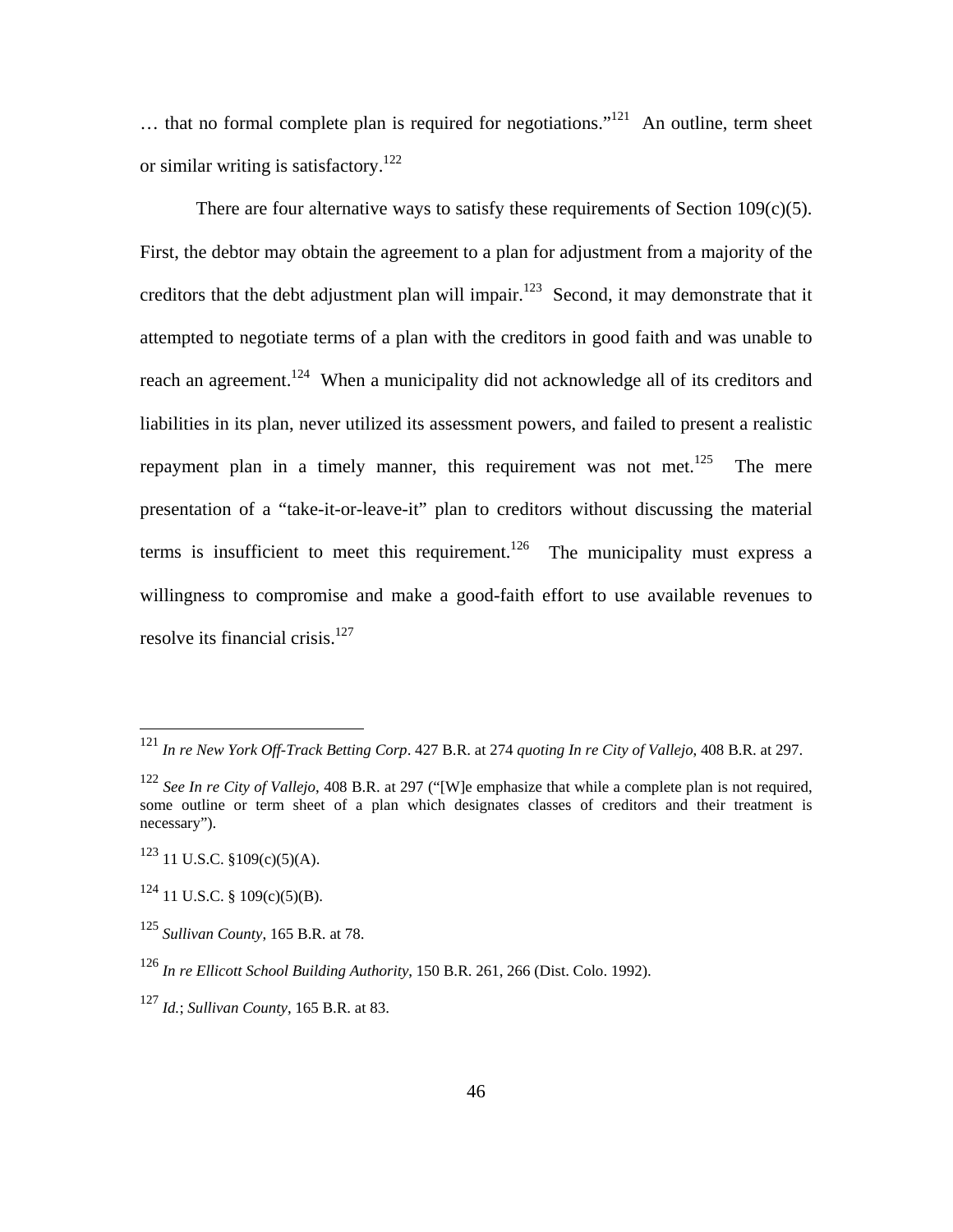… that no formal complete plan is required for negotiations."[121] An outline, term sheet or similar writing is satisfactory.[122]

There are four alternative ways to satisfy these requirements of Section 109(c)(5). First, the debtor may obtain the agreement to a plan for adjustment from a majority of the creditors that the debt adjustment plan will impair.[123] Second, it may demonstrate that it attempted to negotiate terms of a plan with the creditors in good faith and was unable to reach an agreement.[124] When a municipality did not acknowledge all of its creditors and liabilities in its plan, never utilized its assessment powers, and failed to present a realistic repayment plan in a timely manner, this requirement was not met.[125] The mere presentation of a "take-it-or-leave-it" plan to creditors without discussing the material terms is insufficient to meet this requirement.[126] The municipality must express a willingness to compromise and make a good-faith effort to use available revenues to resolve its financial crisis.[127]

---

[121] *In re New York Off-Track Betting Corp*. 427 B.R. at 274 *quoting In re City of Vallejo*, 408 B.R. at 297.

[122] *See In re City of Vallejo*, 408 B.R. at 297 ("[W]e emphasize that while a complete plan is not required, some outline or term sheet of a plan which designates classes of creditors and their treatment is necessary").

[123] 11 U.S.C. §109(c)(5)(A).

[124] 11 U.S.C. § 109(c)(5)(B).

[125] *Sullivan County*, 165 B.R. at 78.

[126] *In re Ellicott School Building Authority*, 150 B.R. 261, 266 (Dist. Colo. 1992).

[127] *Id.*; *Sullivan County*, 165 B.R. at 83.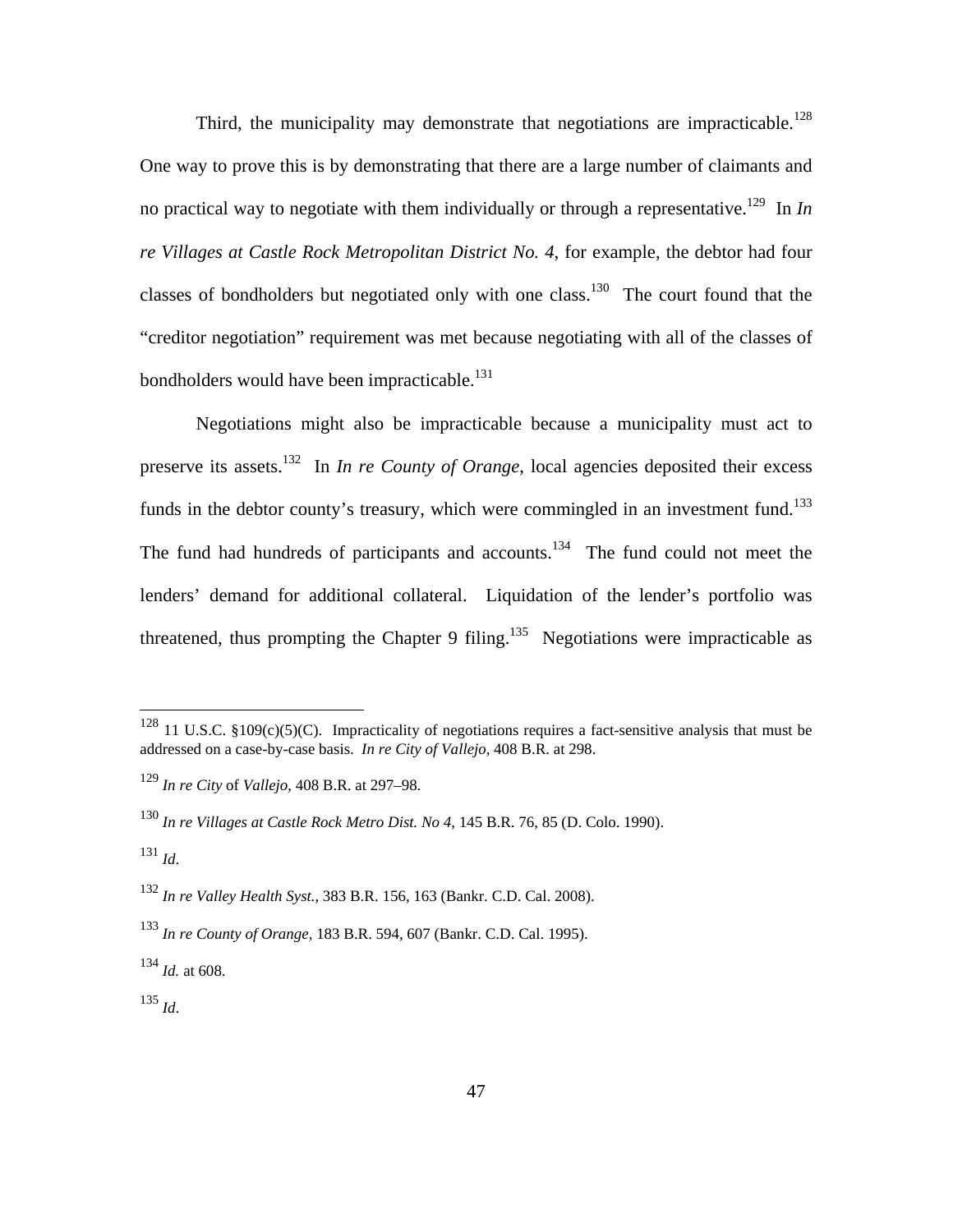Third, the municipality may demonstrate that negotiations are impracticable.[128] One way to prove this is by demonstrating that there are a large number of claimants and no practical way to negotiate with them individually or through a representative.[129] In *In re Villages at Castle Rock Metropolitan District No. 4*, for example, the debtor had four classes of bondholders but negotiated only with one class.[130] The court found that the "creditor negotiation" requirement was met because negotiating with all of the classes of bondholders would have been impracticable.[131]

Negotiations might also be impracticable because a municipality must act to preserve its assets.[132] In *In re County of Orange*, local agencies deposited their excess funds in the debtor county's treasury, which were commingled in an investment fund.[133] The fund had hundreds of participants and accounts.[134] The fund could not meet the lenders' demand for additional collateral. Liquidation of the lender's portfolio was threatened, thus prompting the Chapter 9 filing.[135] Negotiations were impracticable as

---

[128] 11 U.S.C. §109(c)(5)(C). Impracticality of negotiations requires a fact-sensitive analysis that must be addressed on a case-by-case basis. *In re City of Vallejo*, 408 B.R. at 298.

[129] *In re City* of *Vallejo*, 408 B.R. at 297–98.

[130] *In re Villages at Castle Rock Metro Dist. No 4*, 145 B.R. 76, 85 (D. Colo. 1990).

[131] *Id*.

[132] *In re Valley Health Syst.*, 383 B.R. 156, 163 (Bankr. C.D. Cal. 2008).

[133] *In re County of Orange*, 183 B.R. 594, 607 (Bankr. C.D. Cal. 1995).

[134] *Id.* at 608.

[135] *Id*.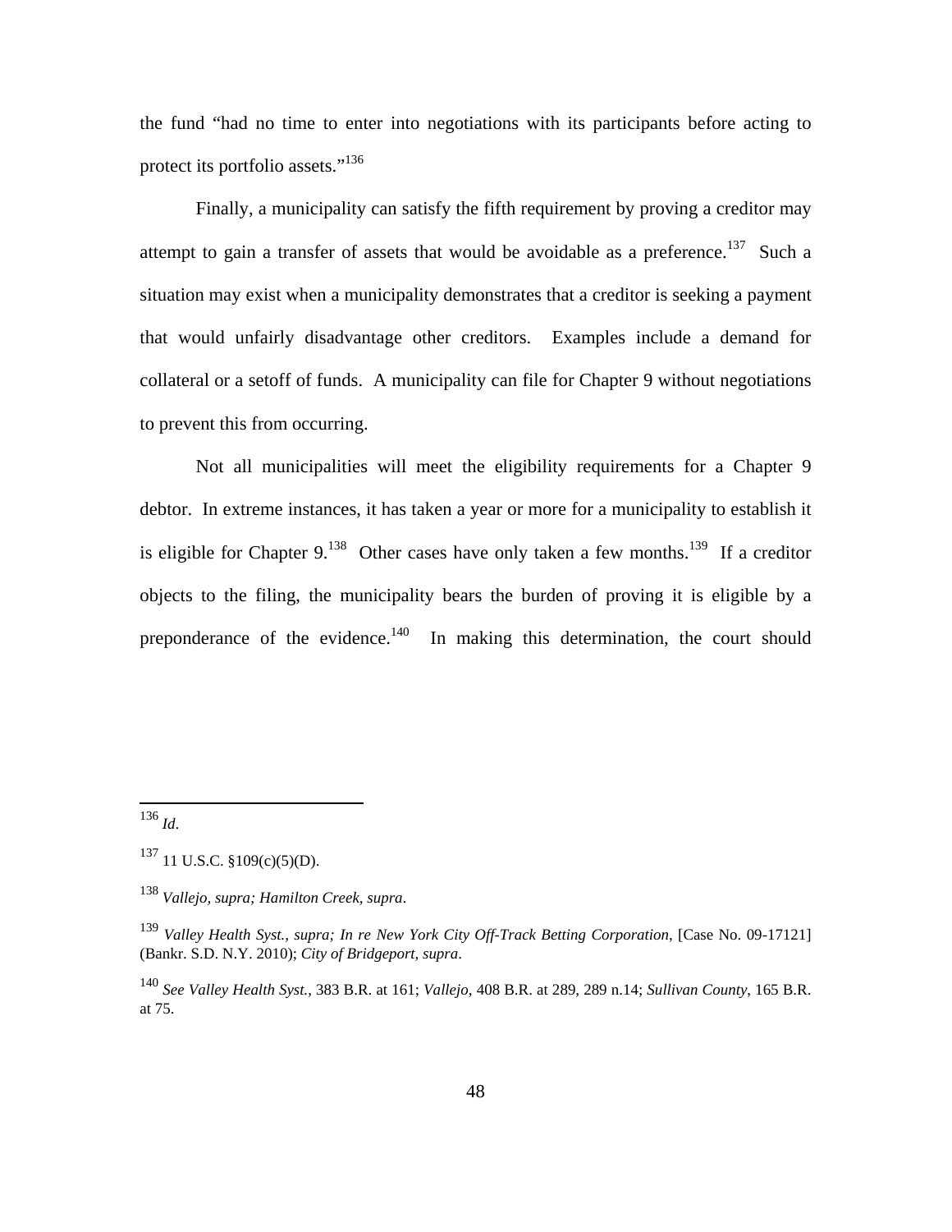the fund "had no time to enter into negotiations with its participants before acting to protect its portfolio assets."[136]

Finally, a municipality can satisfy the fifth requirement by proving a creditor may attempt to gain a transfer of assets that would be avoidable as a preference.[137] Such a situation may exist when a municipality demonstrates that a creditor is seeking a payment that would unfairly disadvantage other creditors. Examples include a demand for collateral or a setoff of funds. A municipality can file for Chapter 9 without negotiations to prevent this from occurring.

Not all municipalities will meet the eligibility requirements for a Chapter 9 debtor. In extreme instances, it has taken a year or more for a municipality to establish it is eligible for Chapter 9.[138] Other cases have only taken a few months.[139] If a creditor objects to the filing, the municipality bears the burden of proving it is eligible by a preponderance of the evidence.[140] In making this determination, the court should

---

[136] *Id*.

[137] 11 U.S.C. §109(c)(5)(D).

[138] *Vallejo, supra; Hamilton Creek, supra*.

[139] *Valley Health Syst., supra; In re New York City Off-Track Betting Corporation*, [Case No. 09-17121] (Bankr. S.D. N.Y. 2010); *City of Bridgeport, supra*.

[140] *See Valley Health Syst.*, 383 B.R. at 161; *Vallejo*, 408 B.R. at 289, 289 n.14; *Sullivan County*, 165 B.R. at 75.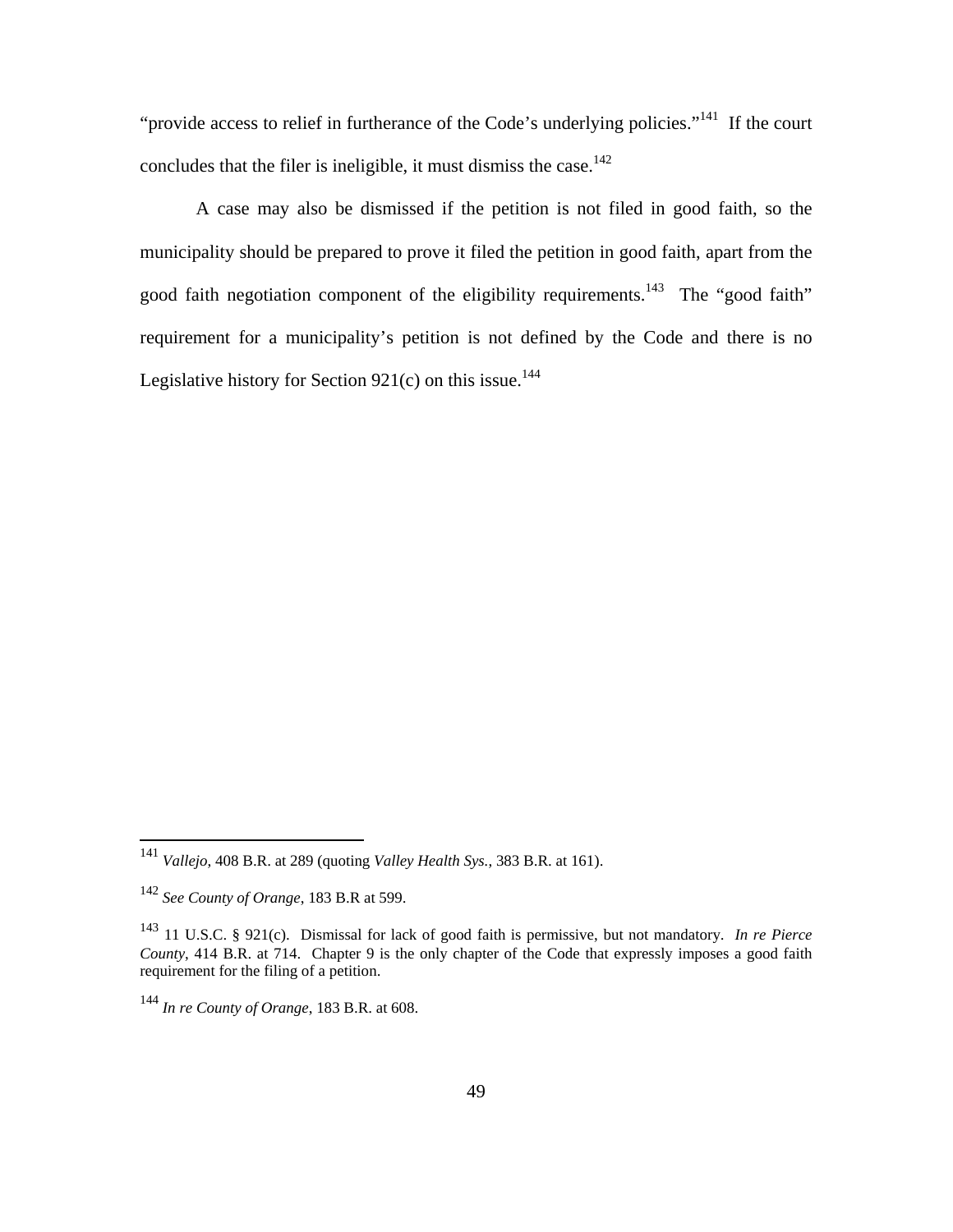"provide access to relief in furtherance of the Code's underlying policies."[141] If the court concludes that the filer is ineligible, it must dismiss the case.[142]

A case may also be dismissed if the petition is not filed in good faith, so the municipality should be prepared to prove it filed the petition in good faith, apart from the good faith negotiation component of the eligibility requirements.[143] The "good faith" requirement for a municipality's petition is not defined by the Code and there is no Legislative history for Section 921(c) on this issue.[144]

---

[141] *Vallejo*, 408 B.R. at 289 (quoting *Valley Health Sys.*, 383 B.R. at 161).

[142] *See County of Orange,* 183 B.R at 599.

[143] 11 U.S.C. § 921(c). Dismissal for lack of good faith is permissive, but not mandatory. *In re Pierce County*, 414 B.R. at 714. Chapter 9 is the only chapter of the Code that expressly imposes a good faith requirement for the filing of a petition.

[144] *In re County of Orange*, 183 B.R. at 608.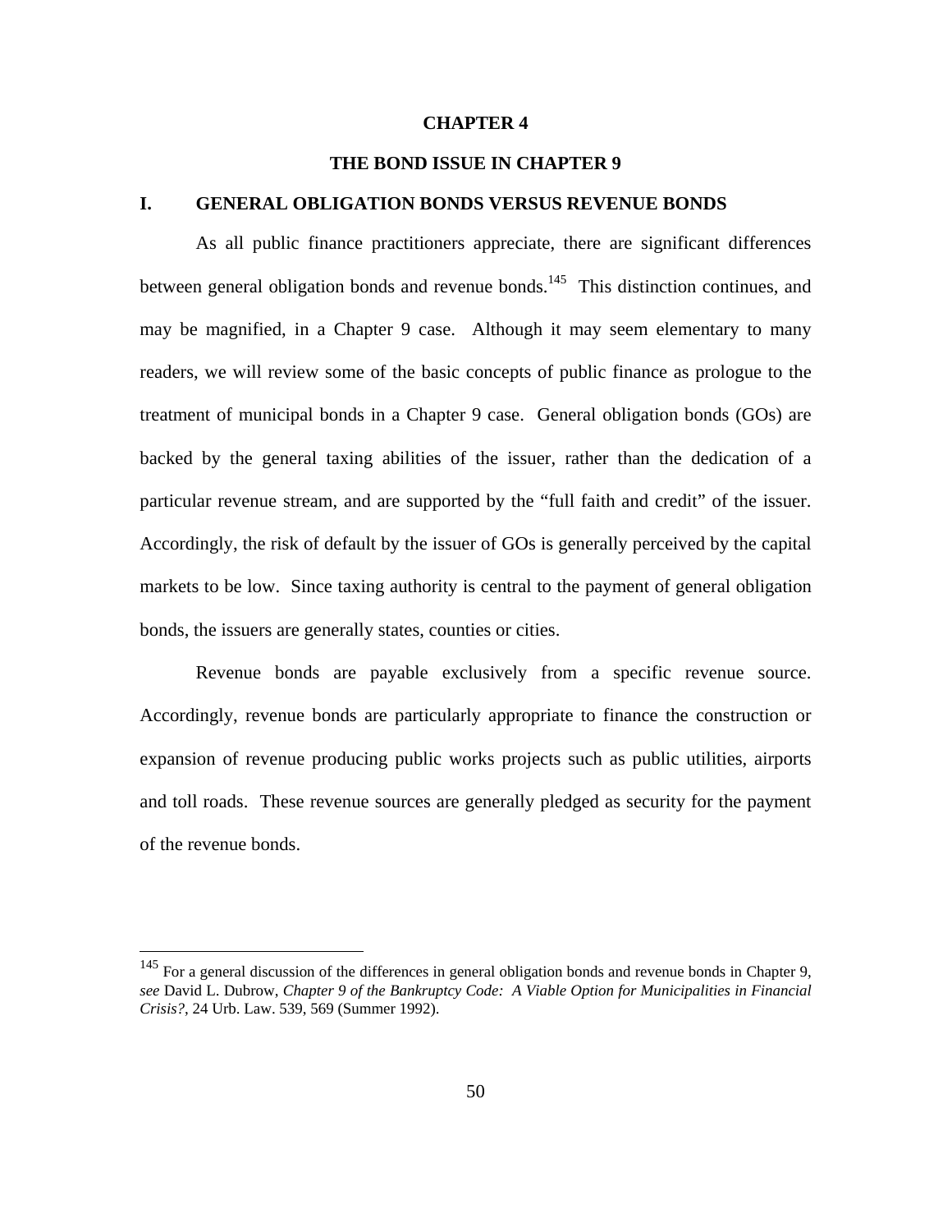# CHAPTER 4

# THE BOND ISSUE IN CHAPTER 9

## I. GENERAL OBLIGATION BONDS VERSUS REVENUE BONDS

As all public finance practitioners appreciate, there are significant differences between general obligation bonds and revenue bonds.[145] This distinction continues, and may be magnified, in a Chapter 9 case. Although it may seem elementary to many readers, we will review some of the basic concepts of public finance as prologue to the treatment of municipal bonds in a Chapter 9 case. General obligation bonds (GOs) are backed by the general taxing abilities of the issuer, rather than the dedication of a particular revenue stream, and are supported by the "full faith and credit" of the issuer. Accordingly, the risk of default by the issuer of GOs is generally perceived by the capital markets to be low. Since taxing authority is central to the payment of general obligation bonds, the issuers are generally states, counties or cities.

Revenue bonds are payable exclusively from a specific revenue source. Accordingly, revenue bonds are particularly appropriate to finance the construction or expansion of revenue producing public works projects such as public utilities, airports and toll roads. These revenue sources are generally pledged as security for the payment of the revenue bonds.

---

[145] For a general discussion of the differences in general obligation bonds and revenue bonds in Chapter 9, *see* David L. Dubrow, *Chapter 9 of the Bankruptcy Code: A Viable Option for Municipalities in Financial Crisis?*, 24 Urb. Law. 539, 569 (Summer 1992).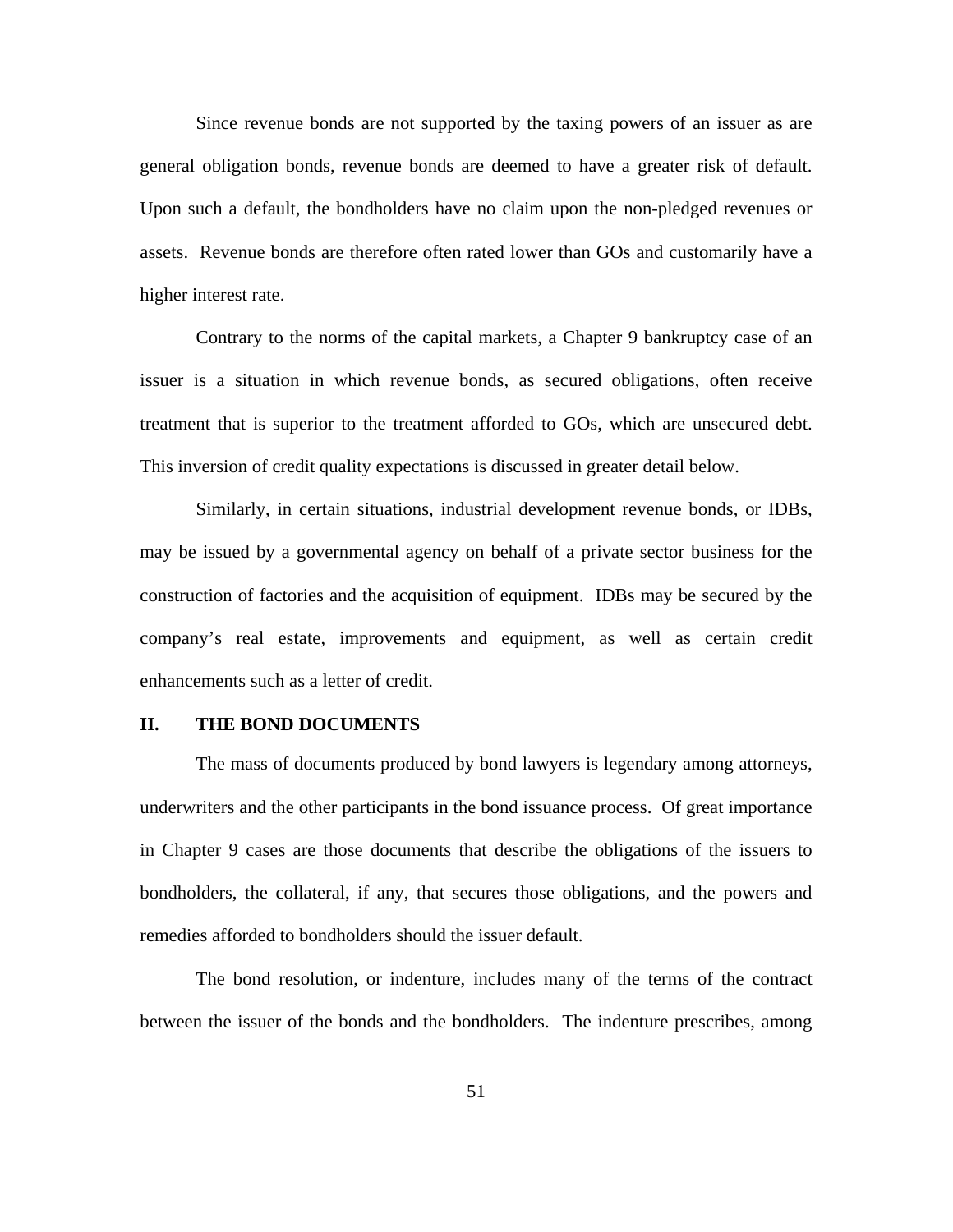Since revenue bonds are not supported by the taxing powers of an issuer as are general obligation bonds, revenue bonds are deemed to have a greater risk of default. Upon such a default, the bondholders have no claim upon the non-pledged revenues or assets. Revenue bonds are therefore often rated lower than GOs and customarily have a higher interest rate.

Contrary to the norms of the capital markets, a Chapter 9 bankruptcy case of an issuer is a situation in which revenue bonds, as secured obligations, often receive treatment that is superior to the treatment afforded to GOs, which are unsecured debt. This inversion of credit quality expectations is discussed in greater detail below.

Similarly, in certain situations, industrial development revenue bonds, or IDBs, may be issued by a governmental agency on behalf of a private sector business for the construction of factories and the acquisition of equipment. IDBs may be secured by the company's real estate, improvements and equipment, as well as certain credit enhancements such as a letter of credit.

## II. THE BOND DOCUMENTS

The mass of documents produced by bond lawyers is legendary among attorneys, underwriters and the other participants in the bond issuance process. Of great importance in Chapter 9 cases are those documents that describe the obligations of the issuers to bondholders, the collateral, if any, that secures those obligations, and the powers and remedies afforded to bondholders should the issuer default.

The bond resolution, or indenture, includes many of the terms of the contract between the issuer of the bonds and the bondholders. The indenture prescribes, among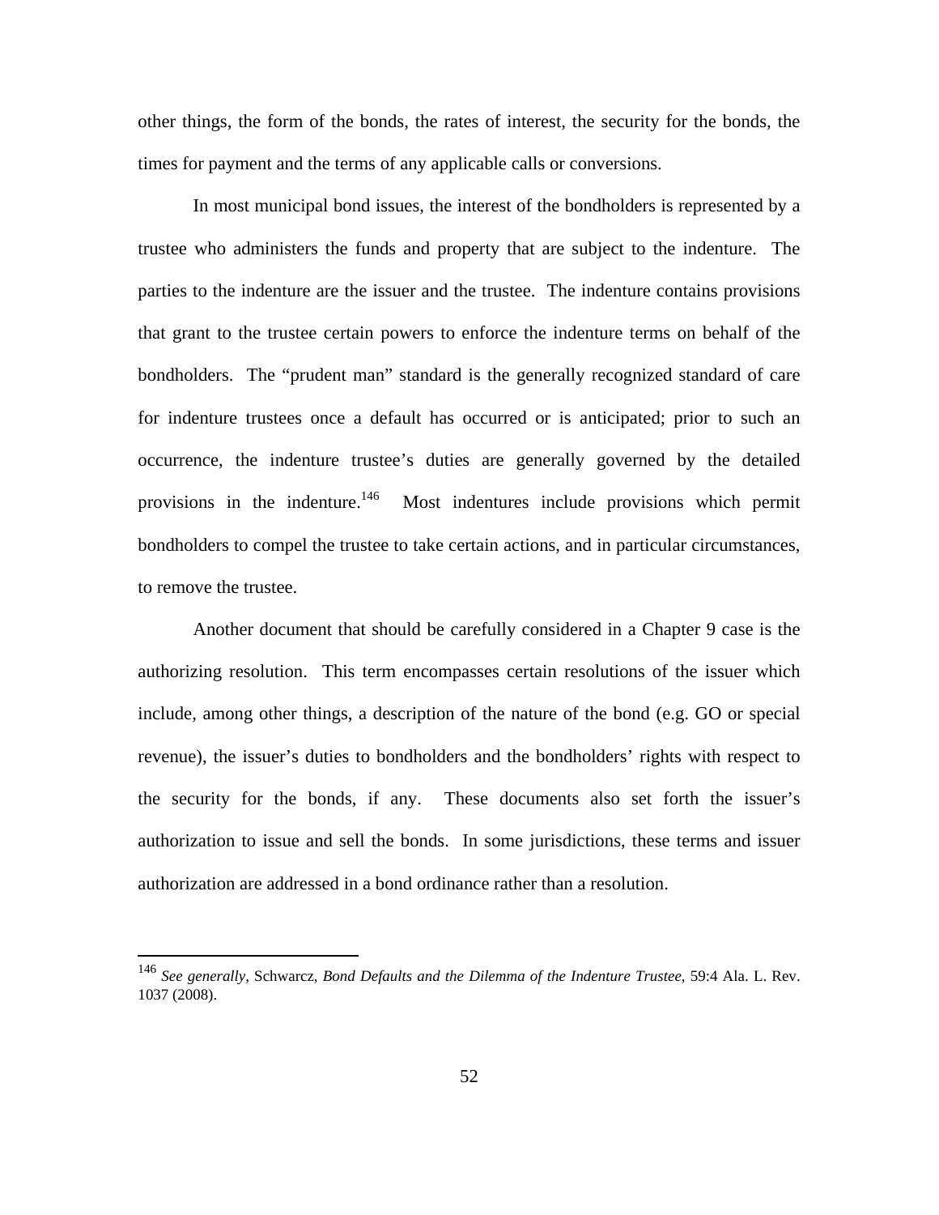other things, the form of the bonds, the rates of interest, the security for the bonds, the times for payment and the terms of any applicable calls or conversions.

In most municipal bond issues, the interest of the bondholders is represented by a trustee who administers the funds and property that are subject to the indenture. The parties to the indenture are the issuer and the trustee. The indenture contains provisions that grant to the trustee certain powers to enforce the indenture terms on behalf of the bondholders. The "prudent man" standard is the generally recognized standard of care for indenture trustees once a default has occurred or is anticipated; prior to such an occurrence, the indenture trustee's duties are generally governed by the detailed provisions in the indenture.[146] Most indentures include provisions which permit bondholders to compel the trustee to take certain actions, and in particular circumstances, to remove the trustee.

Another document that should be carefully considered in a Chapter 9 case is the authorizing resolution. This term encompasses certain resolutions of the issuer which include, among other things, a description of the nature of the bond (e.g. GO or special revenue), the issuer's duties to bondholders and the bondholders' rights with respect to the security for the bonds, if any. These documents also set forth the issuer's authorization to issue and sell the bonds. In some jurisdictions, these terms and issuer authorization are addressed in a bond ordinance rather than a resolution.

---

[146] *See generally*, Schwarcz, *Bond Defaults and the Dilemma of the Indenture Trustee*, 59:4 Ala. L. Rev. 1037 (2008).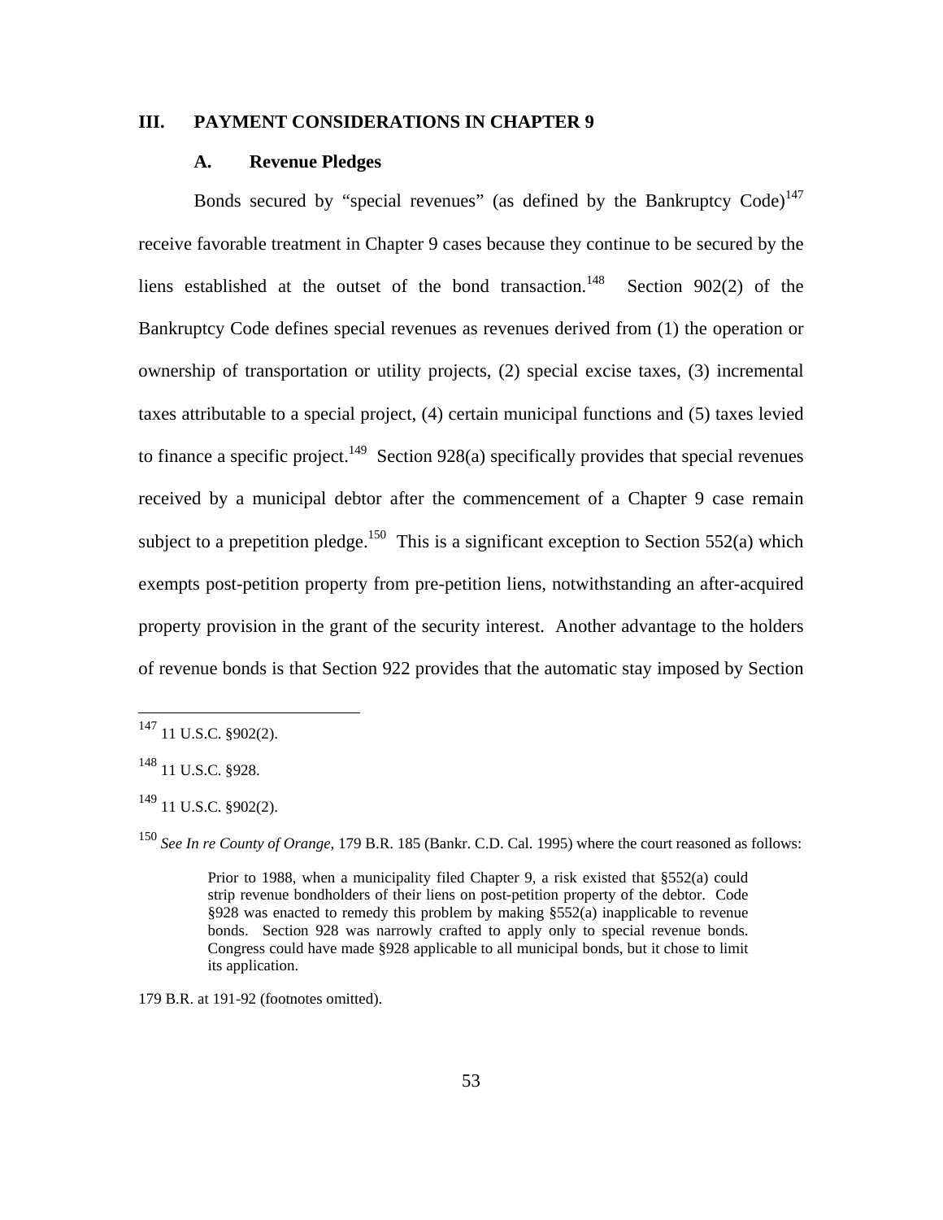## III. PAYMENT CONSIDERATIONS IN CHAPTER 9

### A. Revenue Pledges

Bonds secured by "special revenues" (as defined by the Bankruptcy Code)[147] receive favorable treatment in Chapter 9 cases because they continue to be secured by the liens established at the outset of the bond transaction.[148] Section 902(2) of the Bankruptcy Code defines special revenues as revenues derived from (1) the operation or ownership of transportation or utility projects, (2) special excise taxes, (3) incremental taxes attributable to a special project, (4) certain municipal functions and (5) taxes levied to finance a specific project.[149] Section 928(a) specifically provides that special revenues received by a municipal debtor after the commencement of a Chapter 9 case remain subject to a prepetition pledge.[150] This is a significant exception to Section 552(a) which exempts post-petition property from pre-petition liens, notwithstanding an after-acquired property provision in the grant of the security interest. Another advantage to the holders of revenue bonds is that Section 922 provides that the automatic stay imposed by Section

---

[147] 11 U.S.C. §902(2).

[148] 11 U.S.C. §928.

[149] 11 U.S.C. §902(2).

[150] *See In re County of Orange*, 179 B.R. 185 (Bankr. C.D. Cal. 1995) where the court reasoned as follows:

> Prior to 1988, when a municipality filed Chapter 9, a risk existed that §552(a) could strip revenue bondholders of their liens on post-petition property of the debtor. Code §928 was enacted to remedy this problem by making §552(a) inapplicable to revenue bonds. Section 928 was narrowly crafted to apply only to special revenue bonds. Congress could have made §928 applicable to all municipal bonds, but it chose to limit its application.

179 B.R. at 191-92 (footnotes omitted).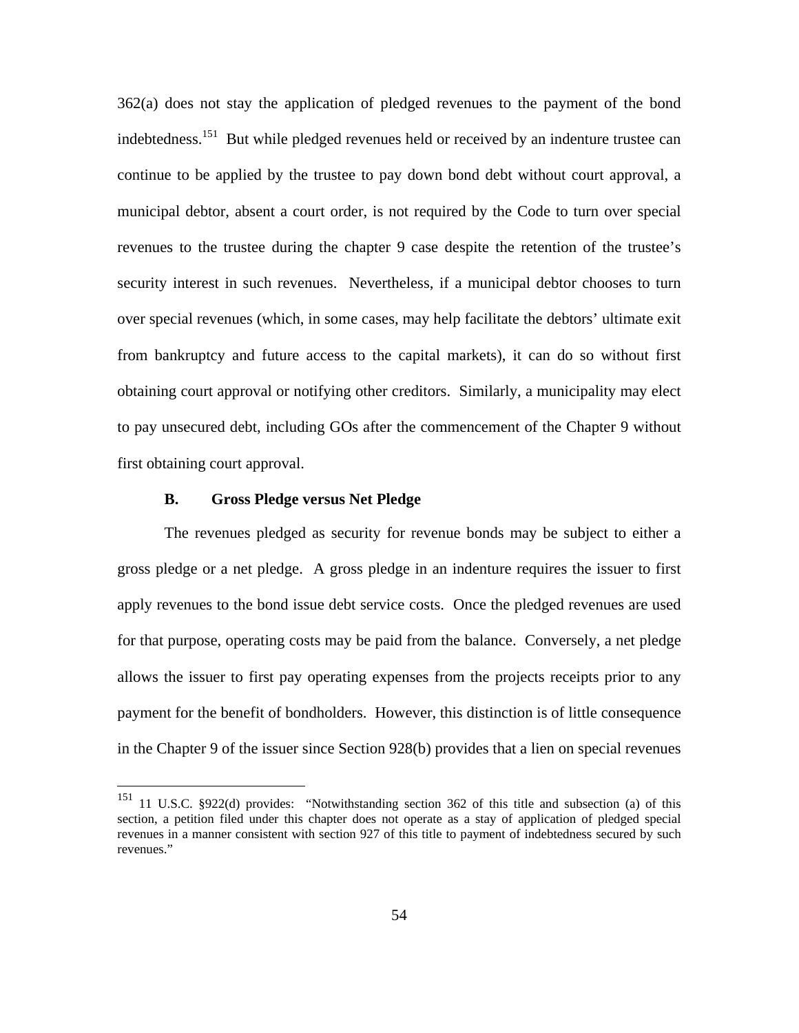362(a) does not stay the application of pledged revenues to the payment of the bond indebtedness.[151] But while pledged revenues held or received by an indenture trustee can continue to be applied by the trustee to pay down bond debt without court approval, a municipal debtor, absent a court order, is not required by the Code to turn over special revenues to the trustee during the chapter 9 case despite the retention of the trustee's security interest in such revenues. Nevertheless, if a municipal debtor chooses to turn over special revenues (which, in some cases, may help facilitate the debtors' ultimate exit from bankruptcy and future access to the capital markets), it can do so without first obtaining court approval or notifying other creditors. Similarly, a municipality may elect to pay unsecured debt, including GOs after the commencement of the Chapter 9 without first obtaining court approval.

### B. Gross Pledge versus Net Pledge

The revenues pledged as security for revenue bonds may be subject to either a gross pledge or a net pledge. A gross pledge in an indenture requires the issuer to first apply revenues to the bond issue debt service costs. Once the pledged revenues are used for that purpose, operating costs may be paid from the balance. Conversely, a net pledge allows the issuer to first pay operating expenses from the projects receipts prior to any payment for the benefit of bondholders. However, this distinction is of little consequence in the Chapter 9 of the issuer since Section 928(b) provides that a lien on special revenues

---

[151] 11 U.S.C. §922(d) provides: "Notwithstanding section 362 of this title and subsection (a) of this section, a petition filed under this chapter does not operate as a stay of application of pledged special revenues in a manner consistent with section 927 of this title to payment of indebtedness secured by such revenues."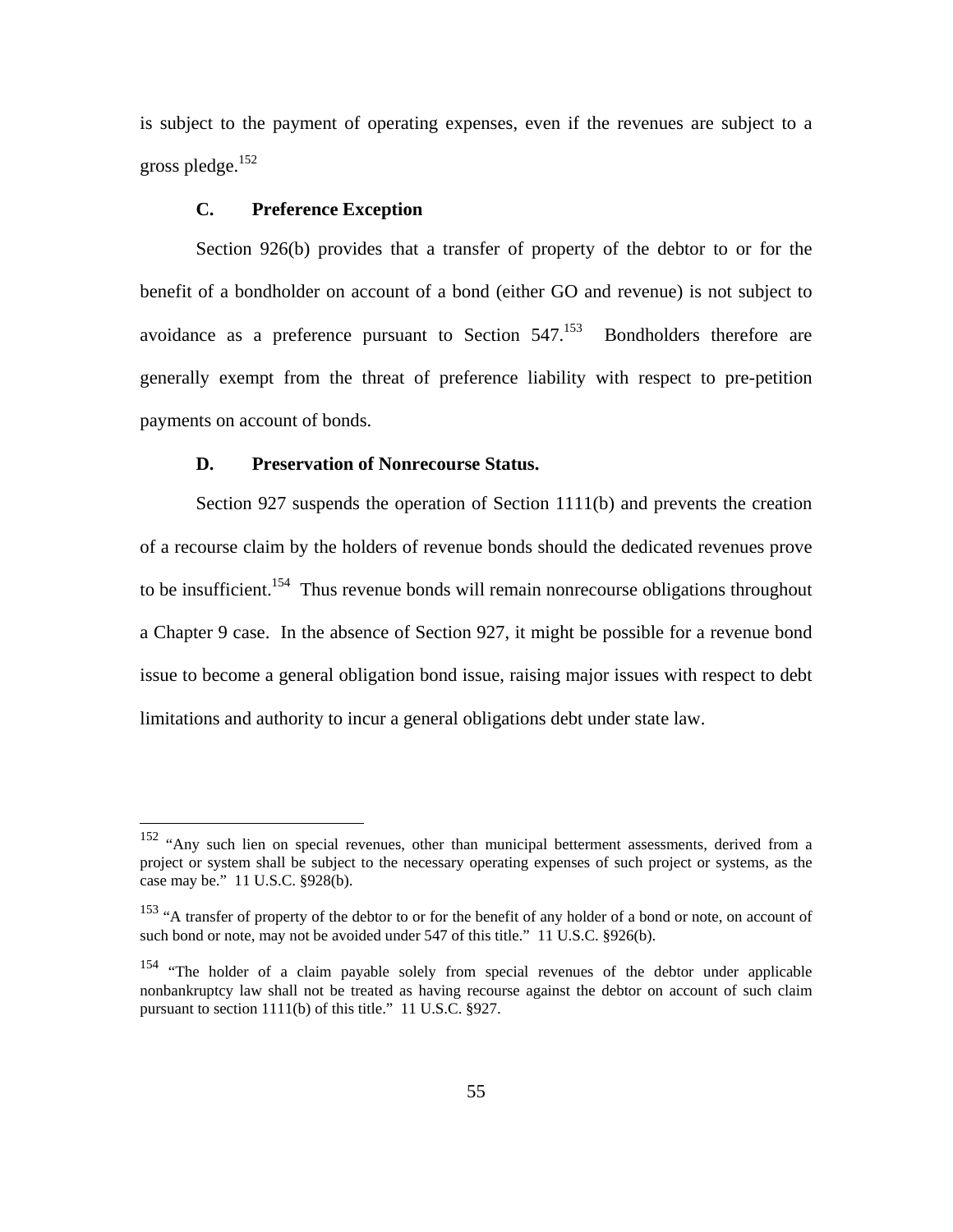is subject to the payment of operating expenses, even if the revenues are subject to a gross pledge.[152]

### C. Preference Exception

Section 926(b) provides that a transfer of property of the debtor to or for the benefit of a bondholder on account of a bond (either GO and revenue) is not subject to avoidance as a preference pursuant to Section 547.[153] Bondholders therefore are generally exempt from the threat of preference liability with respect to pre-petition payments on account of bonds.

### D. Preservation of Nonrecourse Status.

Section 927 suspends the operation of Section 1111(b) and prevents the creation of a recourse claim by the holders of revenue bonds should the dedicated revenues prove to be insufficient.[154] Thus revenue bonds will remain nonrecourse obligations throughout a Chapter 9 case. In the absence of Section 927, it might be possible for a revenue bond issue to become a general obligation bond issue, raising major issues with respect to debt limitations and authority to incur a general obligations debt under state law.

---

[152] "Any such lien on special revenues, other than municipal betterment assessments, derived from a project or system shall be subject to the necessary operating expenses of such project or systems, as the case may be." 11 U.S.C. §928(b).

[153] "A transfer of property of the debtor to or for the benefit of any holder of a bond or note, on account of such bond or note, may not be avoided under 547 of this title." 11 U.S.C. §926(b).

[154] "The holder of a claim payable solely from special revenues of the debtor under applicable nonbankruptcy law shall not be treated as having recourse against the debtor on account of such claim pursuant to section 1111(b) of this title." 11 U.S.C. §927.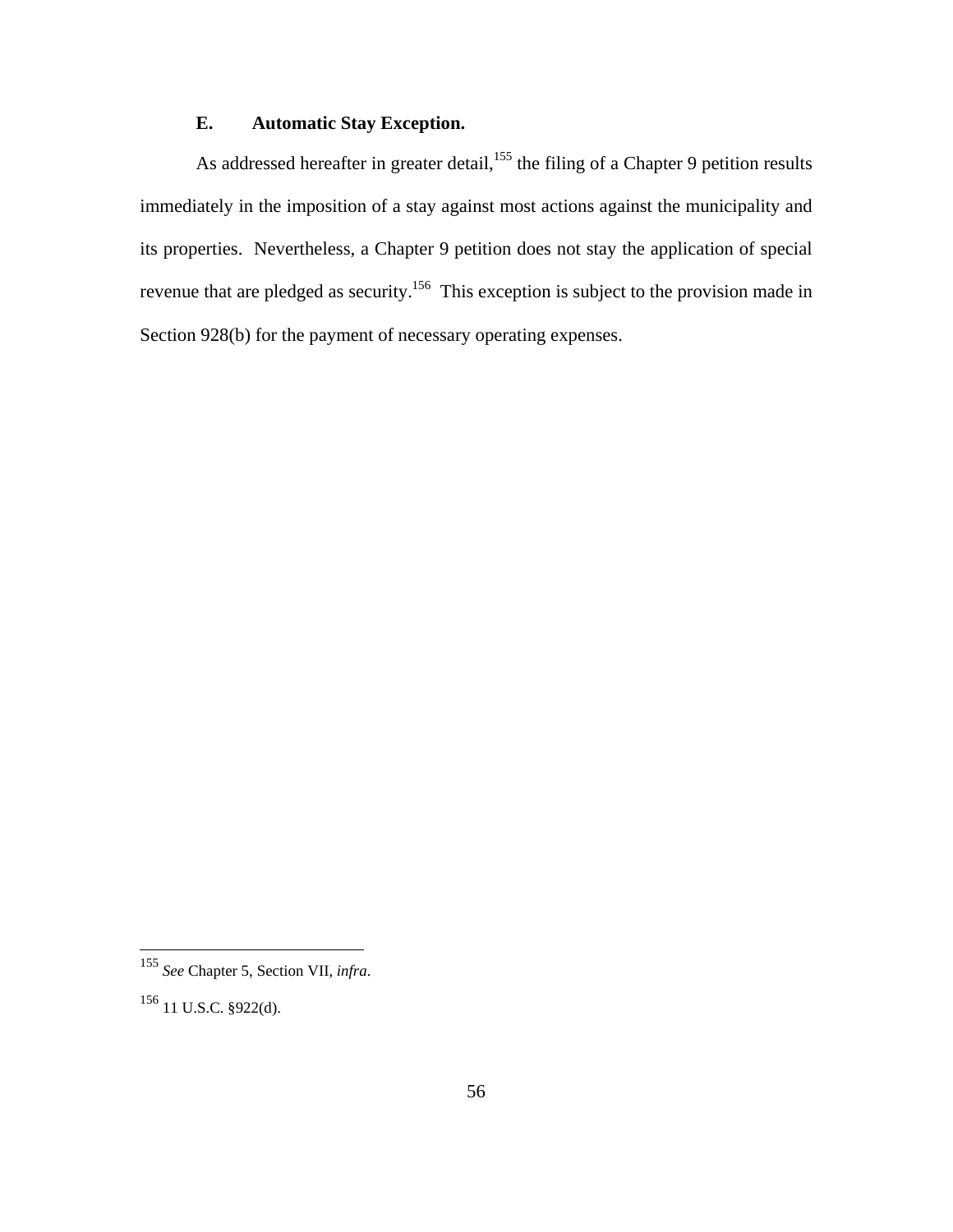### E. Automatic Stay Exception.

As addressed hereafter in greater detail,[155] the filing of a Chapter 9 petition results immediately in the imposition of a stay against most actions against the municipality and its properties. Nevertheless, a Chapter 9 petition does not stay the application of special revenue that are pledged as security.[156] This exception is subject to the provision made in Section 928(b) for the payment of necessary operating expenses.

---

[155] *See* Chapter 5, Section VII, *infra*.

[156] 11 U.S.C. §922(d).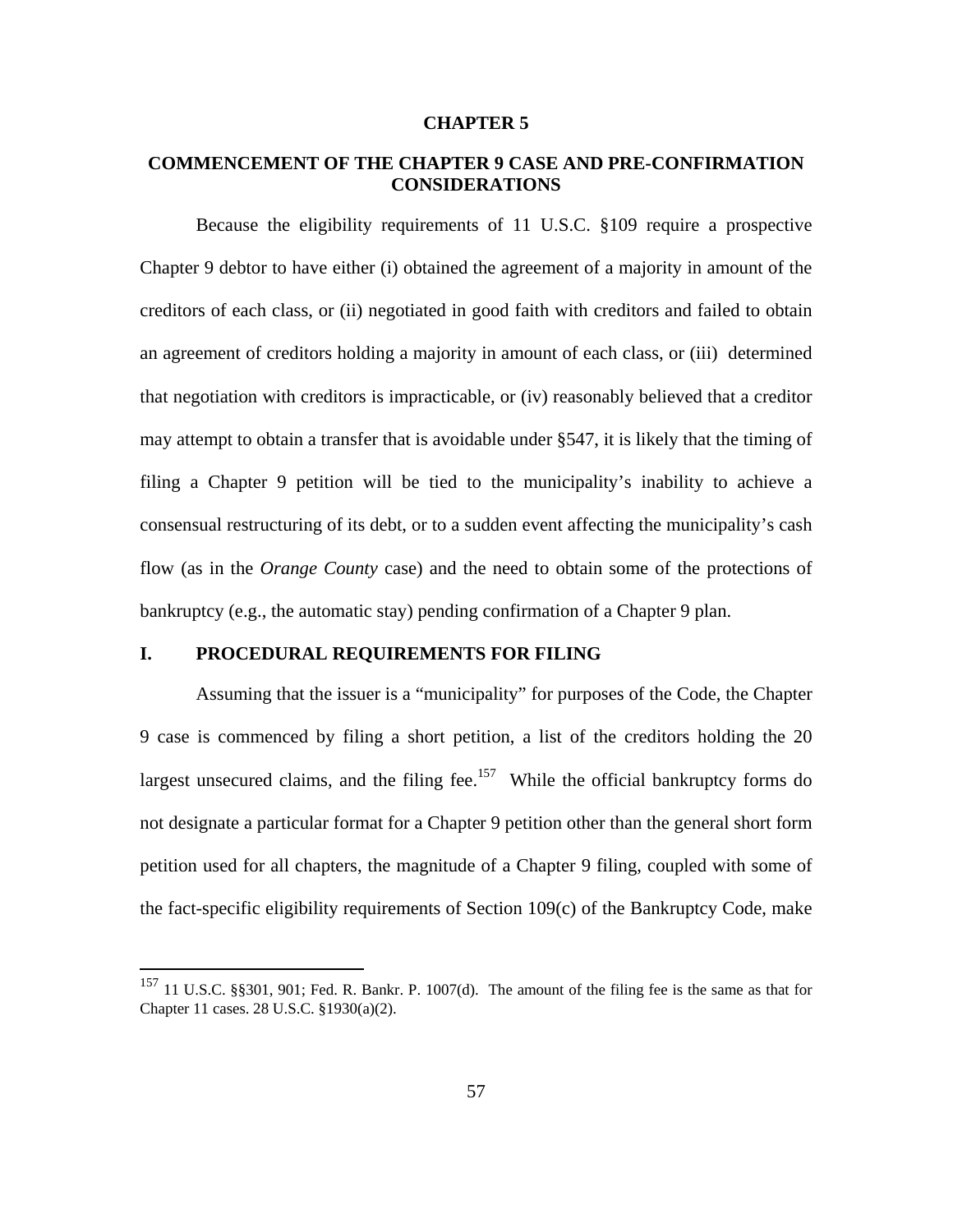# CHAPTER 5

## COMMENCEMENT OF THE CHAPTER 9 CASE AND PRE-CONFIRMATION CONSIDERATIONS

Because the eligibility requirements of 11 U.S.C. §109 require a prospective Chapter 9 debtor to have either (i) obtained the agreement of a majority in amount of the creditors of each class, or (ii) negotiated in good faith with creditors and failed to obtain an agreement of creditors holding a majority in amount of each class, or (iii) determined that negotiation with creditors is impracticable, or (iv) reasonably believed that a creditor may attempt to obtain a transfer that is avoidable under §547, it is likely that the timing of filing a Chapter 9 petition will be tied to the municipality's inability to achieve a consensual restructuring of its debt, or to a sudden event affecting the municipality's cash flow (as in the *Orange County* case) and the need to obtain some of the protections of bankruptcy (e.g., the automatic stay) pending confirmation of a Chapter 9 plan.

### I. PROCEDURAL REQUIREMENTS FOR FILING

Assuming that the issuer is a "municipality" for purposes of the Code, the Chapter 9 case is commenced by filing a short petition, a list of the creditors holding the 20 largest unsecured claims, and the filing fee.[157] While the official bankruptcy forms do not designate a particular format for a Chapter 9 petition other than the general short form petition used for all chapters, the magnitude of a Chapter 9 filing, coupled with some of the fact-specific eligibility requirements of Section 109(c) of the Bankruptcy Code, make

---

[157] 11 U.S.C. §§301, 901; Fed. R. Bankr. P. 1007(d). The amount of the filing fee is the same as that for Chapter 11 cases. 28 U.S.C. §1930(a)(2).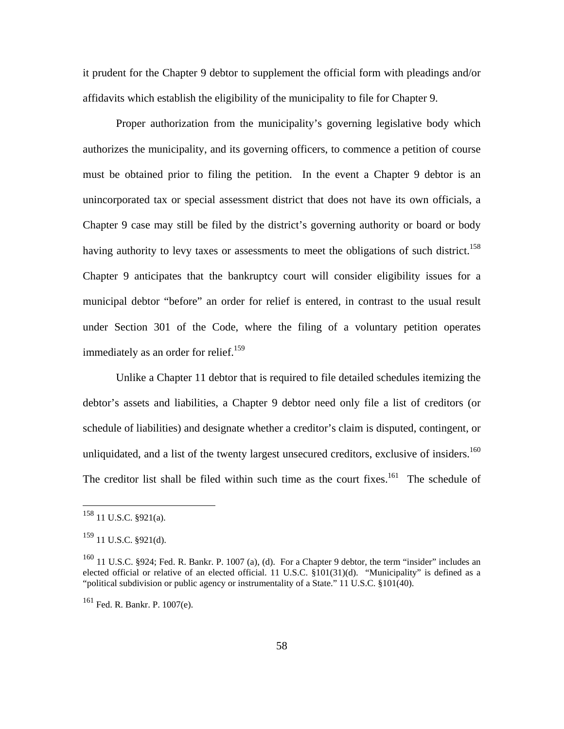it prudent for the Chapter 9 debtor to supplement the official form with pleadings and/or affidavits which establish the eligibility of the municipality to file for Chapter 9.

Proper authorization from the municipality's governing legislative body which authorizes the municipality, and its governing officers, to commence a petition of course must be obtained prior to filing the petition. In the event a Chapter 9 debtor is an unincorporated tax or special assessment district that does not have its own officials, a Chapter 9 case may still be filed by the district's governing authority or board or body having authority to levy taxes or assessments to meet the obligations of such district.[158] Chapter 9 anticipates that the bankruptcy court will consider eligibility issues for a municipal debtor "before" an order for relief is entered, in contrast to the usual result under Section 301 of the Code, where the filing of a voluntary petition operates immediately as an order for relief.[159]

Unlike a Chapter 11 debtor that is required to file detailed schedules itemizing the debtor's assets and liabilities, a Chapter 9 debtor need only file a list of creditors (or schedule of liabilities) and designate whether a creditor's claim is disputed, contingent, or unliquidated, and a list of the twenty largest unsecured creditors, exclusive of insiders.[160] The creditor list shall be filed within such time as the court fixes.[161] The schedule of

---

[158] 11 U.S.C. §921(a).

[159] 11 U.S.C. §921(d).

[160] 11 U.S.C. §924; Fed. R. Bankr. P. 1007 (a), (d). For a Chapter 9 debtor, the term "insider" includes an elected official or relative of an elected official. 11 U.S.C. §101(31)(d). "Municipality" is defined as a "political subdivision or public agency or instrumentality of a State." 11 U.S.C. §101(40).

[161] Fed. R. Bankr. P. 1007(e).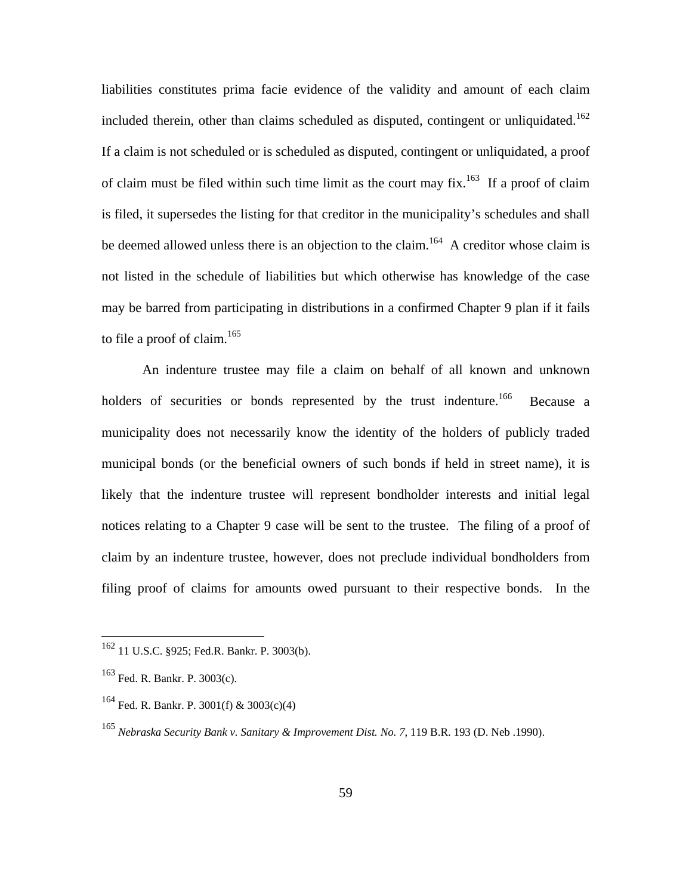liabilities constitutes prima facie evidence of the validity and amount of each claim included therein, other than claims scheduled as disputed, contingent or unliquidated.[162] If a claim is not scheduled or is scheduled as disputed, contingent or unliquidated, a proof of claim must be filed within such time limit as the court may fix.[163] If a proof of claim is filed, it supersedes the listing for that creditor in the municipality's schedules and shall be deemed allowed unless there is an objection to the claim.[164] A creditor whose claim is not listed in the schedule of liabilities but which otherwise has knowledge of the case may be barred from participating in distributions in a confirmed Chapter 9 plan if it fails to file a proof of claim.[165]

An indenture trustee may file a claim on behalf of all known and unknown holders of securities or bonds represented by the trust indenture.[166] Because a municipality does not necessarily know the identity of the holders of publicly traded municipal bonds (or the beneficial owners of such bonds if held in street name), it is likely that the indenture trustee will represent bondholder interests and initial legal notices relating to a Chapter 9 case will be sent to the trustee. The filing of a proof of claim by an indenture trustee, however, does not preclude individual bondholders from filing proof of claims for amounts owed pursuant to their respective bonds. In the

---

[162] 11 U.S.C. §925; Fed.R. Bankr. P. 3003(b).

[163] Fed. R. Bankr. P. 3003(c).

[164] Fed. R. Bankr. P. 3001(f) & 3003(c)(4)

[165] *Nebraska Security Bank v. Sanitary & Improvement Dist. No. 7*, 119 B.R. 193 (D. Neb .1990).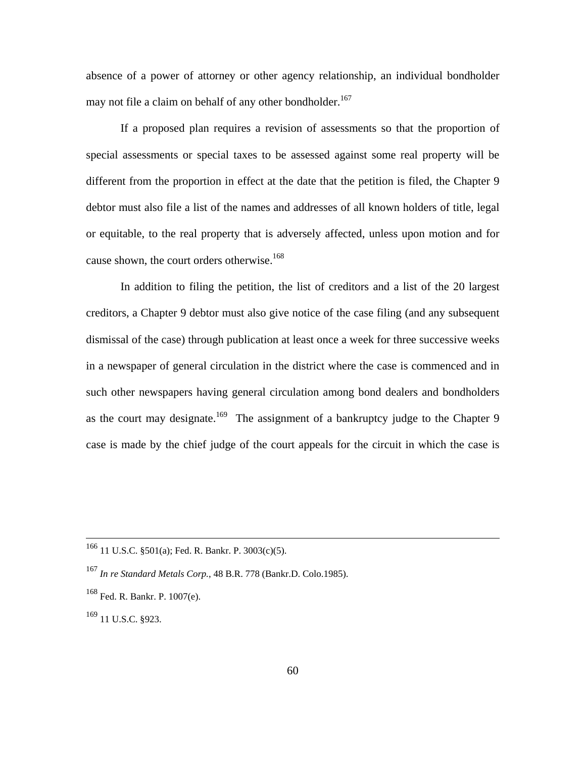absence of a power of attorney or other agency relationship, an individual bondholder may not file a claim on behalf of any other bondholder.[167]

If a proposed plan requires a revision of assessments so that the proportion of special assessments or special taxes to be assessed against some real property will be different from the proportion in effect at the date that the petition is filed, the Chapter 9 debtor must also file a list of the names and addresses of all known holders of title, legal or equitable, to the real property that is adversely affected, unless upon motion and for cause shown, the court orders otherwise.[168]

In addition to filing the petition, the list of creditors and a list of the 20 largest creditors, a Chapter 9 debtor must also give notice of the case filing (and any subsequent dismissal of the case) through publication at least once a week for three successive weeks in a newspaper of general circulation in the district where the case is commenced and in such other newspapers having general circulation among bond dealers and bondholders as the court may designate.[169] The assignment of a bankruptcy judge to the Chapter 9 case is made by the chief judge of the court appeals for the circuit in which the case is

---

[166] 11 U.S.C. §501(a); Fed. R. Bankr. P. 3003(c)(5).

[167] *In re Standard Metals Corp.*, 48 B.R. 778 (Bankr.D. Colo.1985).

[168] Fed. R. Bankr. P. 1007(e).

[169] 11 U.S.C. §923.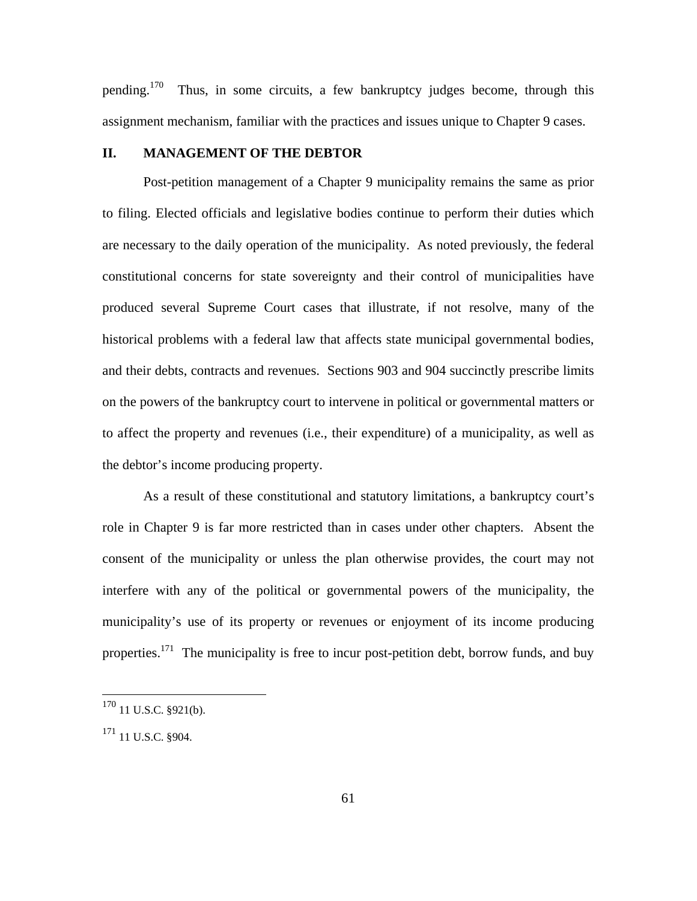pending.[170] Thus, in some circuits, a few bankruptcy judges become, through this assignment mechanism, familiar with the practices and issues unique to Chapter 9 cases.

## II. MANAGEMENT OF THE DEBTOR

Post-petition management of a Chapter 9 municipality remains the same as prior to filing. Elected officials and legislative bodies continue to perform their duties which are necessary to the daily operation of the municipality. As noted previously, the federal constitutional concerns for state sovereignty and their control of municipalities have produced several Supreme Court cases that illustrate, if not resolve, many of the historical problems with a federal law that affects state municipal governmental bodies, and their debts, contracts and revenues. Sections 903 and 904 succinctly prescribe limits on the powers of the bankruptcy court to intervene in political or governmental matters or to affect the property and revenues (i.e., their expenditure) of a municipality, as well as the debtor's income producing property.

As a result of these constitutional and statutory limitations, a bankruptcy court's role in Chapter 9 is far more restricted than in cases under other chapters. Absent the consent of the municipality or unless the plan otherwise provides, the court may not interfere with any of the political or governmental powers of the municipality, the municipality's use of its property or revenues or enjoyment of its income producing properties.[171] The municipality is free to incur post-petition debt, borrow funds, and buy

---

[170] 11 U.S.C. §921(b).

[171] 11 U.S.C. §904.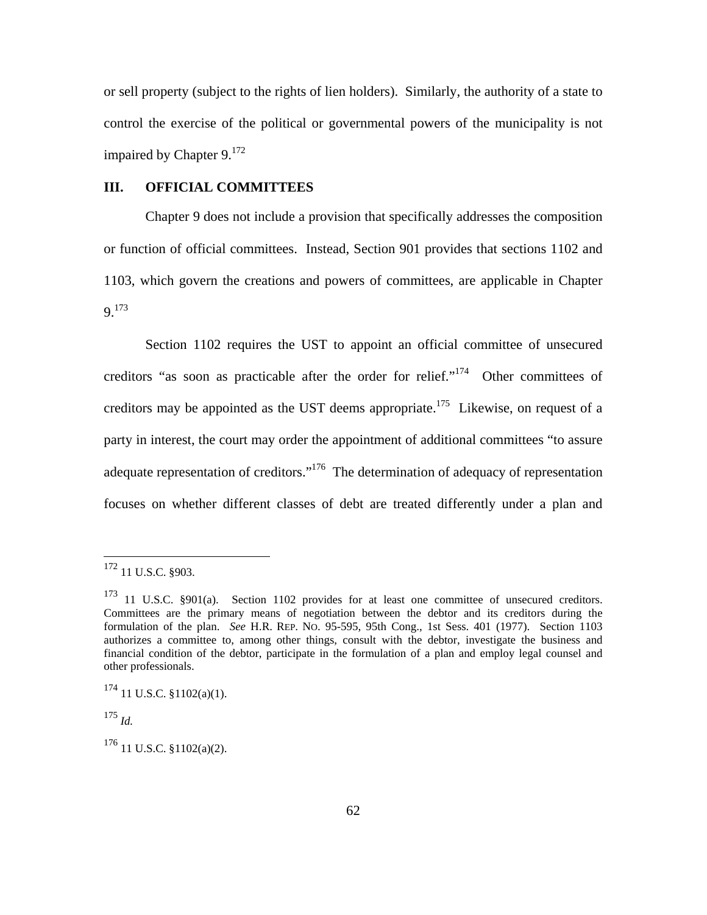or sell property (subject to the rights of lien holders). Similarly, the authority of a state to control the exercise of the political or governmental powers of the municipality is not impaired by Chapter 9.[172]

## III. OFFICIAL COMMITTEES

Chapter 9 does not include a provision that specifically addresses the composition or function of official committees. Instead, Section 901 provides that sections 1102 and 1103, which govern the creations and powers of committees, are applicable in Chapter 9.[173]

Section 1102 requires the UST to appoint an official committee of unsecured creditors "as soon as practicable after the order for relief."[174] Other committees of creditors may be appointed as the UST deems appropriate.[175] Likewise, on request of a party in interest, the court may order the appointment of additional committees "to assure adequate representation of creditors."[176] The determination of adequacy of representation focuses on whether different classes of debt are treated differently under a plan and

---

[172] 11 U.S.C. §903.

[173] 11 U.S.C. §901(a). Section 1102 provides for at least one committee of unsecured creditors. Committees are the primary means of negotiation between the debtor and its creditors during the formulation of the plan. *See* H.R. REP. NO. 95-595, 95th Cong., 1st Sess. 401 (1977). Section 1103 authorizes a committee to, among other things, consult with the debtor, investigate the business and financial condition of the debtor, participate in the formulation of a plan and employ legal counsel and other professionals.

[174] 11 U.S.C. §1102(a)(1).

[175] *Id.*

[176] 11 U.S.C. §1102(a)(2).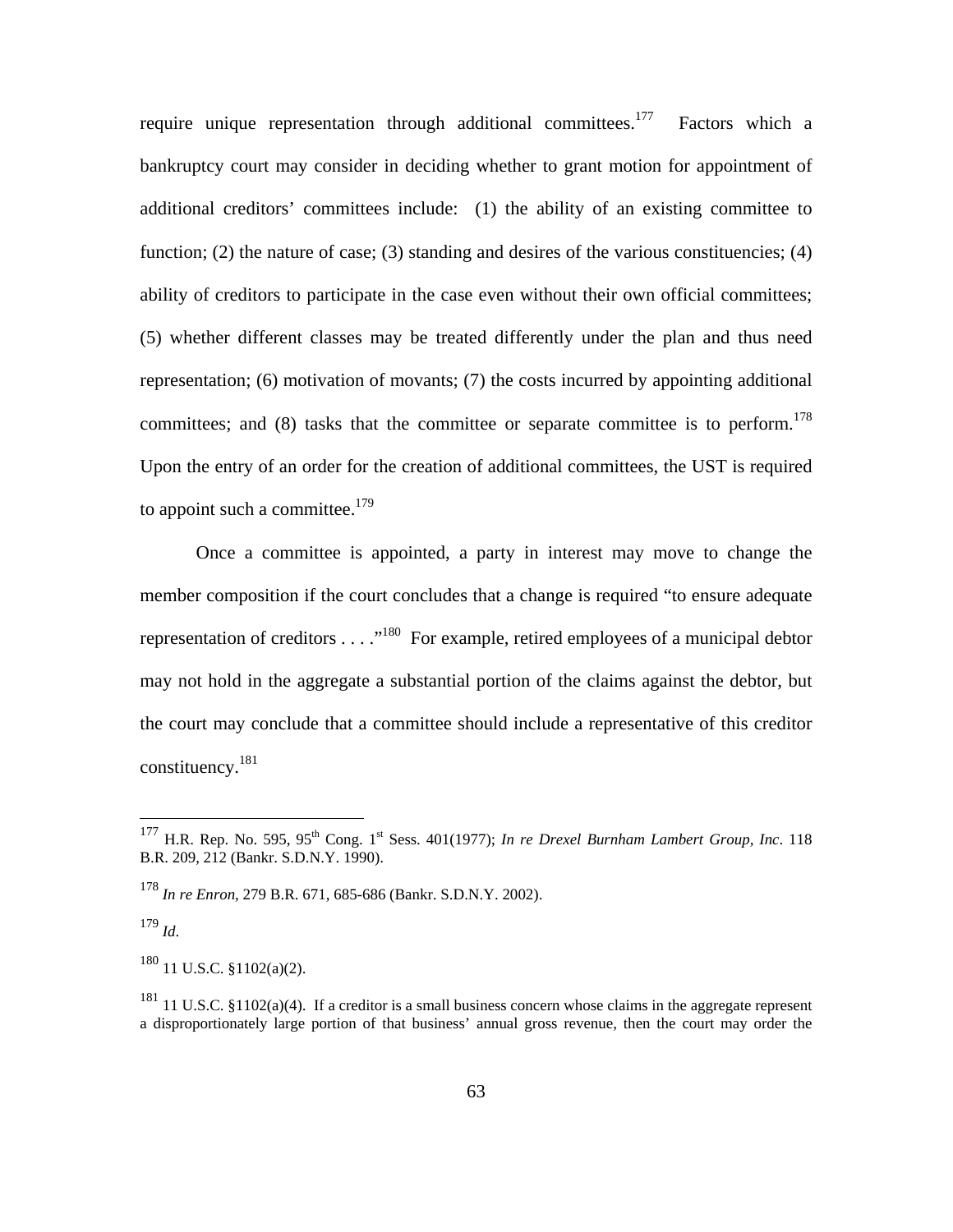require unique representation through additional committees.[177] Factors which a bankruptcy court may consider in deciding whether to grant motion for appointment of additional creditors' committees include: (1) the ability of an existing committee to function; (2) the nature of case; (3) standing and desires of the various constituencies; (4) ability of creditors to participate in the case even without their own official committees; (5) whether different classes may be treated differently under the plan and thus need representation; (6) motivation of movants; (7) the costs incurred by appointing additional committees; and (8) tasks that the committee or separate committee is to perform.[178] Upon the entry of an order for the creation of additional committees, the UST is required to appoint such a committee.[179]

Once a committee is appointed, a party in interest may move to change the member composition if the court concludes that a change is required "to ensure adequate representation of creditors . . . ."[180] For example, retired employees of a municipal debtor may not hold in the aggregate a substantial portion of the claims against the debtor, but the court may conclude that a committee should include a representative of this creditor constituency.[181]

---

[177] H.R. Rep. No. 595, 95th Cong. 1st Sess. 401(1977); *In re Drexel Burnham Lambert Group, Inc*. 118 B.R. 209, 212 (Bankr. S.D.N.Y. 1990).

[178] *In re Enron*, 279 B.R. 671, 685-686 (Bankr. S.D.N.Y. 2002).

[179] *Id*.

[180] 11 U.S.C. §1102(a)(2).

[181] 11 U.S.C. §1102(a)(4). If a creditor is a small business concern whose claims in the aggregate represent a disproportionately large portion of that business' annual gross revenue, then the court may order the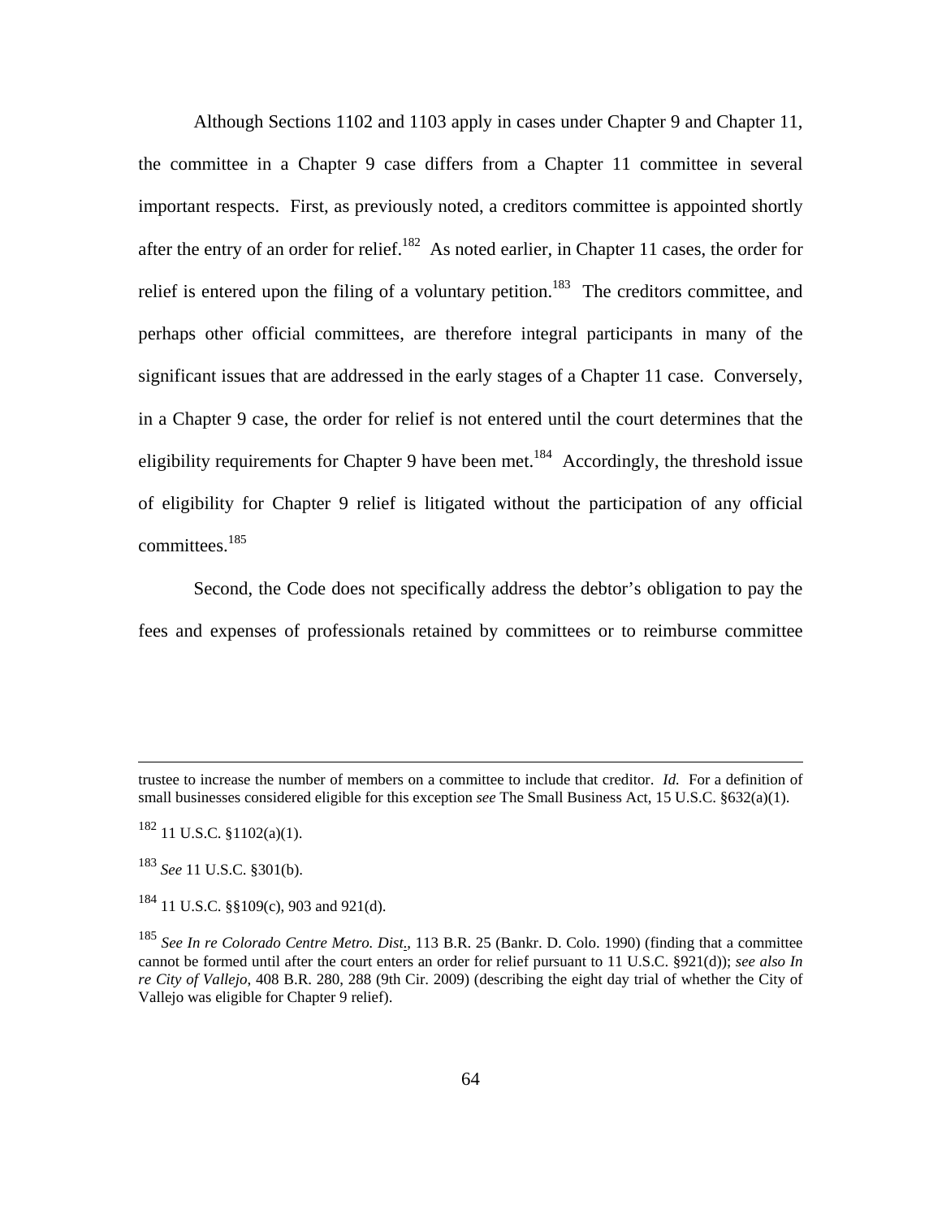Although Sections 1102 and 1103 apply in cases under Chapter 9 and Chapter 11, the committee in a Chapter 9 case differs from a Chapter 11 committee in several important respects. First, as previously noted, a creditors committee is appointed shortly after the entry of an order for relief.[182] As noted earlier, in Chapter 11 cases, the order for relief is entered upon the filing of a voluntary petition.[183] The creditors committee, and perhaps other official committees, are therefore integral participants in many of the significant issues that are addressed in the early stages of a Chapter 11 case. Conversely, in a Chapter 9 case, the order for relief is not entered until the court determines that the eligibility requirements for Chapter 9 have been met.[184] Accordingly, the threshold issue of eligibility for Chapter 9 relief is litigated without the participation of any official committees.[185]

Second, the Code does not specifically address the debtor's obligation to pay the fees and expenses of professionals retained by committees or to reimburse committee

---

trustee to increase the number of members on a committee to include that creditor. *Id.* For a definition of small businesses considered eligible for this exception *see* The Small Business Act, 15 U.S.C. §632(a)(1).

[182] 11 U.S.C. §1102(a)(1).

[183] *See* 11 U.S.C. §301(b).

[184] 11 U.S.C. §§109(c), 903 and 921(d).

[185] *See In re Colorado Centre Metro. Dist.*, 113 B.R. 25 (Bankr. D. Colo. 1990) (finding that a committee cannot be formed until after the court enters an order for relief pursuant to 11 U.S.C. §921(d)); *see also In re City of Vallejo*, 408 B.R. 280, 288 (9th Cir. 2009) (describing the eight day trial of whether the City of Vallejo was eligible for Chapter 9 relief).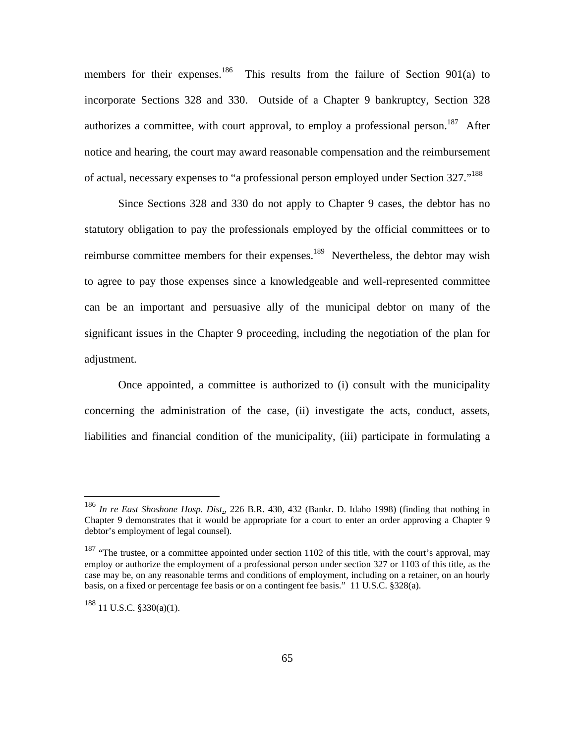members for their expenses.[186] This results from the failure of Section 901(a) to incorporate Sections 328 and 330. Outside of a Chapter 9 bankruptcy, Section 328 authorizes a committee, with court approval, to employ a professional person.[187] After notice and hearing, the court may award reasonable compensation and the reimbursement of actual, necessary expenses to "a professional person employed under Section 327."[188]

Since Sections 328 and 330 do not apply to Chapter 9 cases, the debtor has no statutory obligation to pay the professionals employed by the official committees or to reimburse committee members for their expenses.[189] Nevertheless, the debtor may wish to agree to pay those expenses since a knowledgeable and well-represented committee can be an important and persuasive ally of the municipal debtor on many of the significant issues in the Chapter 9 proceeding, including the negotiation of the plan for adjustment.

Once appointed, a committee is authorized to (i) consult with the municipality concerning the administration of the case, (ii) investigate the acts, conduct, assets, liabilities and financial condition of the municipality, (iii) participate in formulating a

---

[186] *In re East Shoshone Hosp. Dist.*, 226 B.R. 430, 432 (Bankr. D. Idaho 1998) (finding that nothing in Chapter 9 demonstrates that it would be appropriate for a court to enter an order approving a Chapter 9 debtor's employment of legal counsel).

[187] "The trustee, or a committee appointed under section 1102 of this title, with the court's approval, may employ or authorize the employment of a professional person under section 327 or 1103 of this title, as the case may be, on any reasonable terms and conditions of employment, including on a retainer, on an hourly basis, on a fixed or percentage fee basis or on a contingent fee basis." 11 U.S.C. §328(a).

[188] 11 U.S.C. §330(a)(1).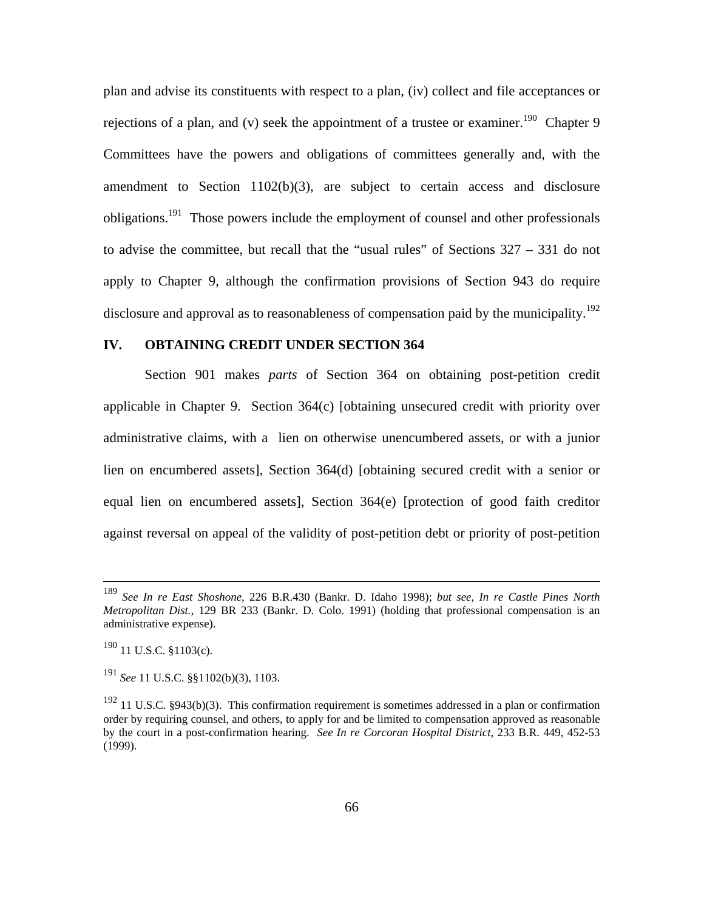plan and advise its constituents with respect to a plan, (iv) collect and file acceptances or rejections of a plan, and (v) seek the appointment of a trustee or examiner.[190] Chapter 9 Committees have the powers and obligations of committees generally and, with the amendment to Section 1102(b)(3), are subject to certain access and disclosure obligations.[191] Those powers include the employment of counsel and other professionals to advise the committee, but recall that the "usual rules" of Sections 327 – 331 do not apply to Chapter 9, although the confirmation provisions of Section 943 do require disclosure and approval as to reasonableness of compensation paid by the municipality.[192]

## IV. OBTAINING CREDIT UNDER SECTION 364

Section 901 makes *parts* of Section 364 on obtaining post-petition credit applicable in Chapter 9. Section 364(c) [obtaining unsecured credit with priority over administrative claims, with a lien on otherwise unencumbered assets, or with a junior lien on encumbered assets], Section 364(d) [obtaining secured credit with a senior or equal lien on encumbered assets], Section 364(e) [protection of good faith creditor against reversal on appeal of the validity of post-petition debt or priority of post-petition

---

[189] *See In re East Shoshone*, 226 B.R.430 (Bankr. D. Idaho 1998); *but see*, *In re Castle Pines North Metropolitan Dist.*, 129 BR 233 (Bankr. D. Colo. 1991) (holding that professional compensation is an administrative expense).

[190] 11 U.S.C. §1103(c).

[191] *See* 11 U.S.C. §§1102(b)(3), 1103.

[192] 11 U.S.C. §943(b)(3). This confirmation requirement is sometimes addressed in a plan or confirmation order by requiring counsel, and others, to apply for and be limited to compensation approved as reasonable by the court in a post-confirmation hearing. *See In re Corcoran Hospital District*, 233 B.R. 449, 452-53 (1999).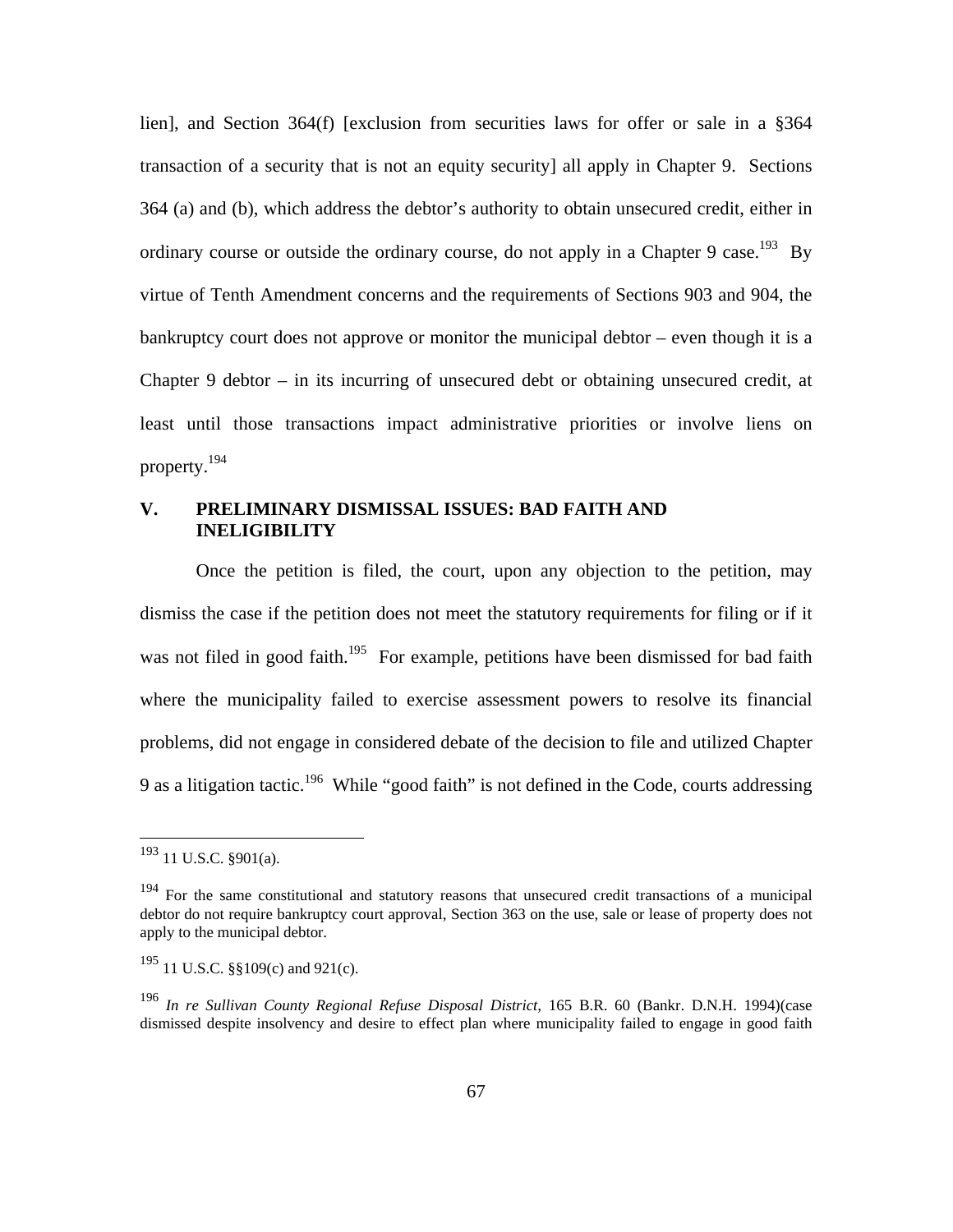lien], and Section 364(f) [exclusion from securities laws for offer or sale in a §364 transaction of a security that is not an equity security] all apply in Chapter 9. Sections 364 (a) and (b), which address the debtor's authority to obtain unsecured credit, either in ordinary course or outside the ordinary course, do not apply in a Chapter 9 case.[193] By virtue of Tenth Amendment concerns and the requirements of Sections 903 and 904, the bankruptcy court does not approve or monitor the municipal debtor – even though it is a Chapter 9 debtor – in its incurring of unsecured debt or obtaining unsecured credit, at least until those transactions impact administrative priorities or involve liens on property.[194]

## V. PRELIMINARY DISMISSAL ISSUES: BAD FAITH AND INELIGIBILITY

Once the petition is filed, the court, upon any objection to the petition, may dismiss the case if the petition does not meet the statutory requirements for filing or if it was not filed in good faith.[195] For example, petitions have been dismissed for bad faith where the municipality failed to exercise assessment powers to resolve its financial problems, did not engage in considered debate of the decision to file and utilized Chapter 9 as a litigation tactic.[196] While "good faith" is not defined in the Code, courts addressing

---

[193] 11 U.S.C. §901(a).

[194] For the same constitutional and statutory reasons that unsecured credit transactions of a municipal debtor do not require bankruptcy court approval, Section 363 on the use, sale or lease of property does not apply to the municipal debtor.

[195] 11 U.S.C. §§109(c) and 921(c).

[196] *In re Sullivan County Regional Refuse Disposal District*, 165 B.R. 60 (Bankr. D.N.H. 1994)(case dismissed despite insolvency and desire to effect plan where municipality failed to engage in good faith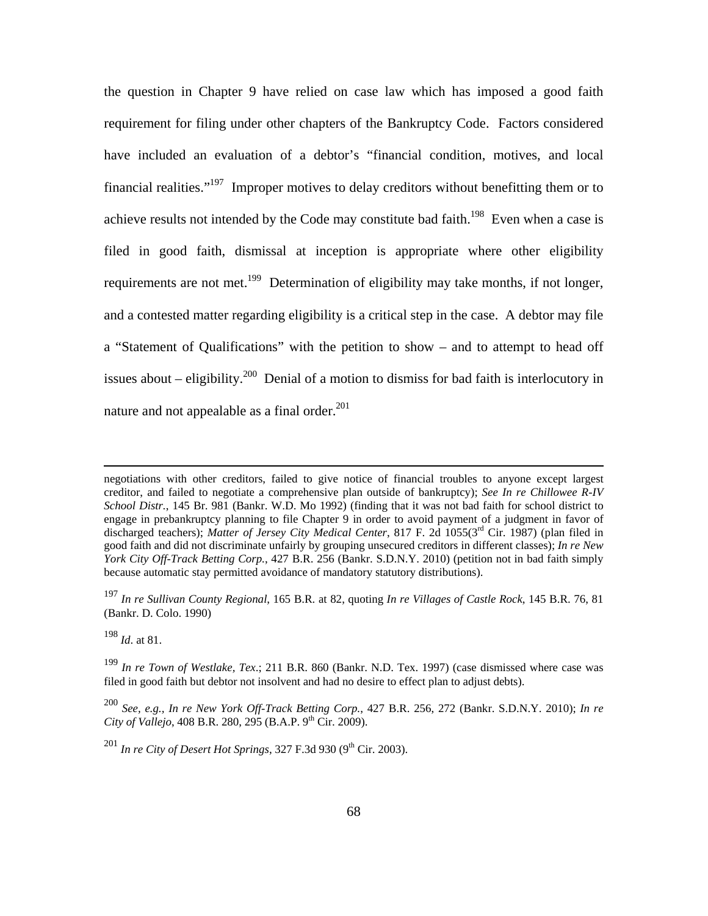the question in Chapter 9 have relied on case law which has imposed a good faith requirement for filing under other chapters of the Bankruptcy Code. Factors considered have included an evaluation of a debtor's "financial condition, motives, and local financial realities."[197] Improper motives to delay creditors without benefitting them or to achieve results not intended by the Code may constitute bad faith.[198] Even when a case is filed in good faith, dismissal at inception is appropriate where other eligibility requirements are not met.[199] Determination of eligibility may take months, if not longer, and a contested matter regarding eligibility is a critical step in the case. A debtor may file a "Statement of Qualifications" with the petition to show – and to attempt to head off issues about – eligibility.[200] Denial of a motion to dismiss for bad faith is interlocutory in nature and not appealable as a final order.[201]

---

negotiations with other creditors, failed to give notice of financial troubles to anyone except largest creditor, and failed to negotiate a comprehensive plan outside of bankruptcy); *See In re Chillowee R-IV School Distr.*, 145 Br. 981 (Bankr. W.D. Mo 1992) (finding that it was not bad faith for school district to engage in prebankruptcy planning to file Chapter 9 in order to avoid payment of a judgment in favor of discharged teachers); *Matter of Jersey City Medical Center*, 817 F. 2d 1055(3rd Cir. 1987) (plan filed in good faith and did not discriminate unfairly by grouping unsecured creditors in different classes); *In re New York City Off-Track Betting Corp.*, 427 B.R. 256 (Bankr. S.D.N.Y. 2010) (petition not in bad faith simply because automatic stay permitted avoidance of mandatory statutory distributions).

[197] *In re Sullivan County Regional*, 165 B.R. at 82, quoting *In re Villages of Castle Rock*, 145 B.R. 76, 81 (Bankr. D. Colo. 1990)

[198] *Id.* at 81.

[199] *In re Town of Westlake, Tex.*; 211 B.R. 860 (Bankr. N.D. Tex. 1997) (case dismissed where case was filed in good faith but debtor not insolvent and had no desire to effect plan to adjust debts).

[200] *See, e.g.*, *In re New York Off-Track Betting Corp.*, 427 B.R. 256, 272 (Bankr. S.D.N.Y. 2010); *In re City of Vallejo*, 408 B.R. 280, 295 (B.A.P. 9th Cir. 2009).

[201] *In re City of Desert Hot Springs*, 327 F.3d 930 (9th Cir. 2003).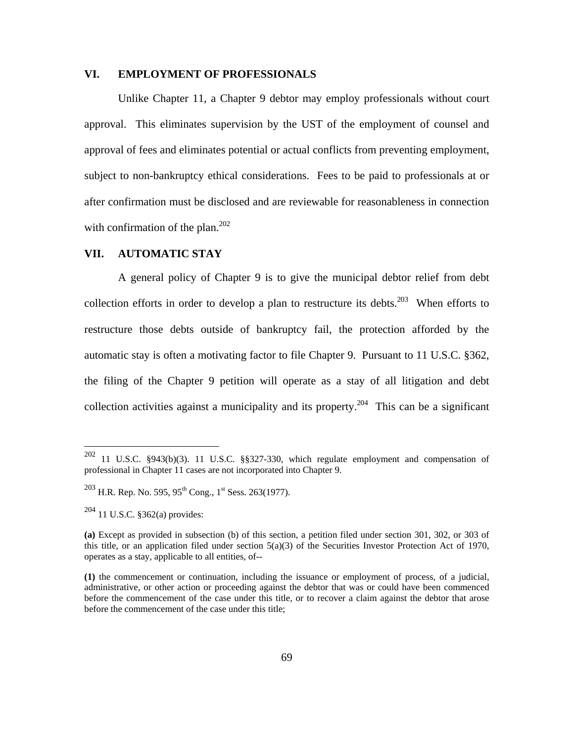## VI. EMPLOYMENT OF PROFESSIONALS

Unlike Chapter 11, a Chapter 9 debtor may employ professionals without court approval. This eliminates supervision by the UST of the employment of counsel and approval of fees and eliminates potential or actual conflicts from preventing employment, subject to non-bankruptcy ethical considerations. Fees to be paid to professionals at or after confirmation must be disclosed and are reviewable for reasonableness in connection with confirmation of the plan.[202]

## VII. AUTOMATIC STAY

A general policy of Chapter 9 is to give the municipal debtor relief from debt collection efforts in order to develop a plan to restructure its debts.[203] When efforts to restructure those debts outside of bankruptcy fail, the protection afforded by the automatic stay is often a motivating factor to file Chapter 9. Pursuant to 11 U.S.C. §362, the filing of the Chapter 9 petition will operate as a stay of all litigation and debt collection activities against a municipality and its property.[204] This can be a significant

---

[202] 11 U.S.C. §943(b)(3). 11 U.S.C. §§327-330, which regulate employment and compensation of professional in Chapter 11 cases are not incorporated into Chapter 9.

[203] H.R. Rep. No. 595, 95th Cong., 1st Sess. 263(1977).

[204] 11 U.S.C. §362(a) provides:

**(a)** Except as provided in subsection (b) of this section, a petition filed under section 301, 302, or 303 of this title, or an application filed under section 5(a)(3) of the Securities Investor Protection Act of 1970, operates as a stay, applicable to all entities, of--

**(1)** the commencement or continuation, including the issuance or employment of process, of a judicial, administrative, or other action or proceeding against the debtor that was or could have been commenced before the commencement of the case under this title, or to recover a claim against the debtor that arose before the commencement of the case under this title;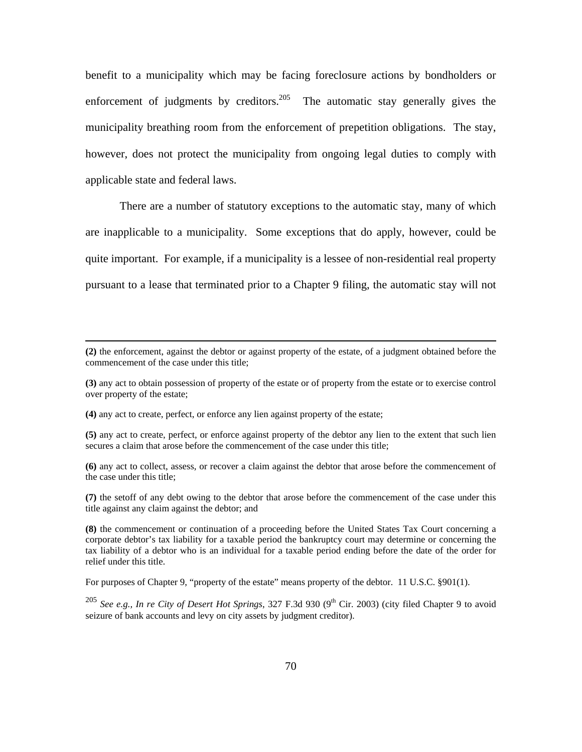benefit to a municipality which may be facing foreclosure actions by bondholders or enforcement of judgments by creditors.[205] The automatic stay generally gives the municipality breathing room from the enforcement of prepetition obligations. The stay, however, does not protect the municipality from ongoing legal duties to comply with applicable state and federal laws.

There are a number of statutory exceptions to the automatic stay, many of which are inapplicable to a municipality. Some exceptions that do apply, however, could be quite important. For example, if a municipality is a lessee of non-residential real property pursuant to a lease that terminated prior to a Chapter 9 filing, the automatic stay will not

---

**(2)** the enforcement, against the debtor or against property of the estate, of a judgment obtained before the commencement of the case under this title;

**(3)** any act to obtain possession of property of the estate or of property from the estate or to exercise control over property of the estate;

**(4)** any act to create, perfect, or enforce any lien against property of the estate;

**(5)** any act to create, perfect, or enforce against property of the debtor any lien to the extent that such lien secures a claim that arose before the commencement of the case under this title;

**(6)** any act to collect, assess, or recover a claim against the debtor that arose before the commencement of the case under this title;

**(7)** the setoff of any debt owing to the debtor that arose before the commencement of the case under this title against any claim against the debtor; and

**(8)** the commencement or continuation of a proceeding before the United States Tax Court concerning a corporate debtor's tax liability for a taxable period the bankruptcy court may determine or concerning the tax liability of a debtor who is an individual for a taxable period ending before the date of the order for relief under this title.

For purposes of Chapter 9, "property of the estate" means property of the debtor. 11 U.S.C. §901(1).

[205] *See e.g., In re City of Desert Hot Springs*, 327 F.3d 930 (9th Cir. 2003) (city filed Chapter 9 to avoid seizure of bank accounts and levy on city assets by judgment creditor).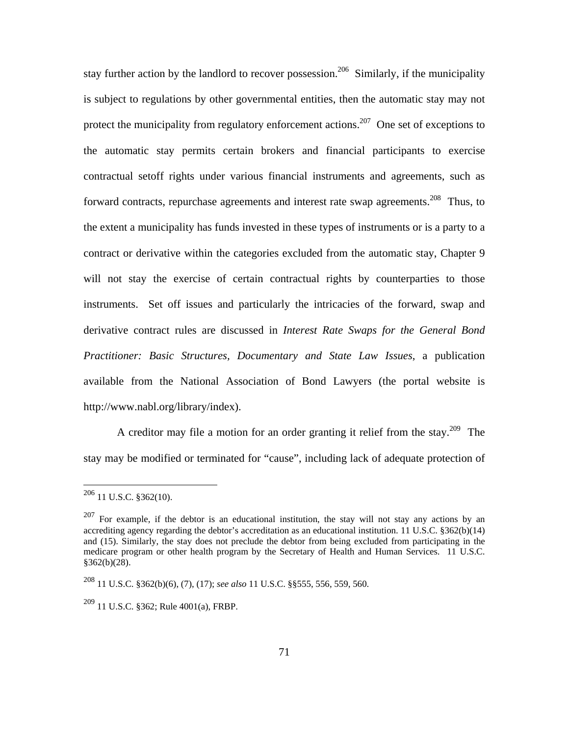stay further action by the landlord to recover possession.[206] Similarly, if the municipality is subject to regulations by other governmental entities, then the automatic stay may not protect the municipality from regulatory enforcement actions.[207] One set of exceptions to the automatic stay permits certain brokers and financial participants to exercise contractual setoff rights under various financial instruments and agreements, such as forward contracts, repurchase agreements and interest rate swap agreements.[208] Thus, to the extent a municipality has funds invested in these types of instruments or is a party to a contract or derivative within the categories excluded from the automatic stay, Chapter 9 will not stay the exercise of certain contractual rights by counterparties to those instruments. Set off issues and particularly the intricacies of the forward, swap and derivative contract rules are discussed in *Interest Rate Swaps for the General Bond Practitioner: Basic Structures, Documentary and State Law Issues*, a publication available from the National Association of Bond Lawyers (the portal website is http://www.nabl.org/library/index).

A creditor may file a motion for an order granting it relief from the stay.[209] The stay may be modified or terminated for "cause", including lack of adequate protection of

---

[206] 11 U.S.C. §362(10).

[207] For example, if the debtor is an educational institution, the stay will not stay any actions by an accrediting agency regarding the debtor's accreditation as an educational institution. 11 U.S.C. §362(b)(14) and (15). Similarly, the stay does not preclude the debtor from being excluded from participating in the medicare program or other health program by the Secretary of Health and Human Services. 11 U.S.C. §362(b)(28).

[208] 11 U.S.C. §362(b)(6), (7), (17); *see also* 11 U.S.C. §§555, 556, 559, 560.

[209] 11 U.S.C. §362; Rule 4001(a), FRBP.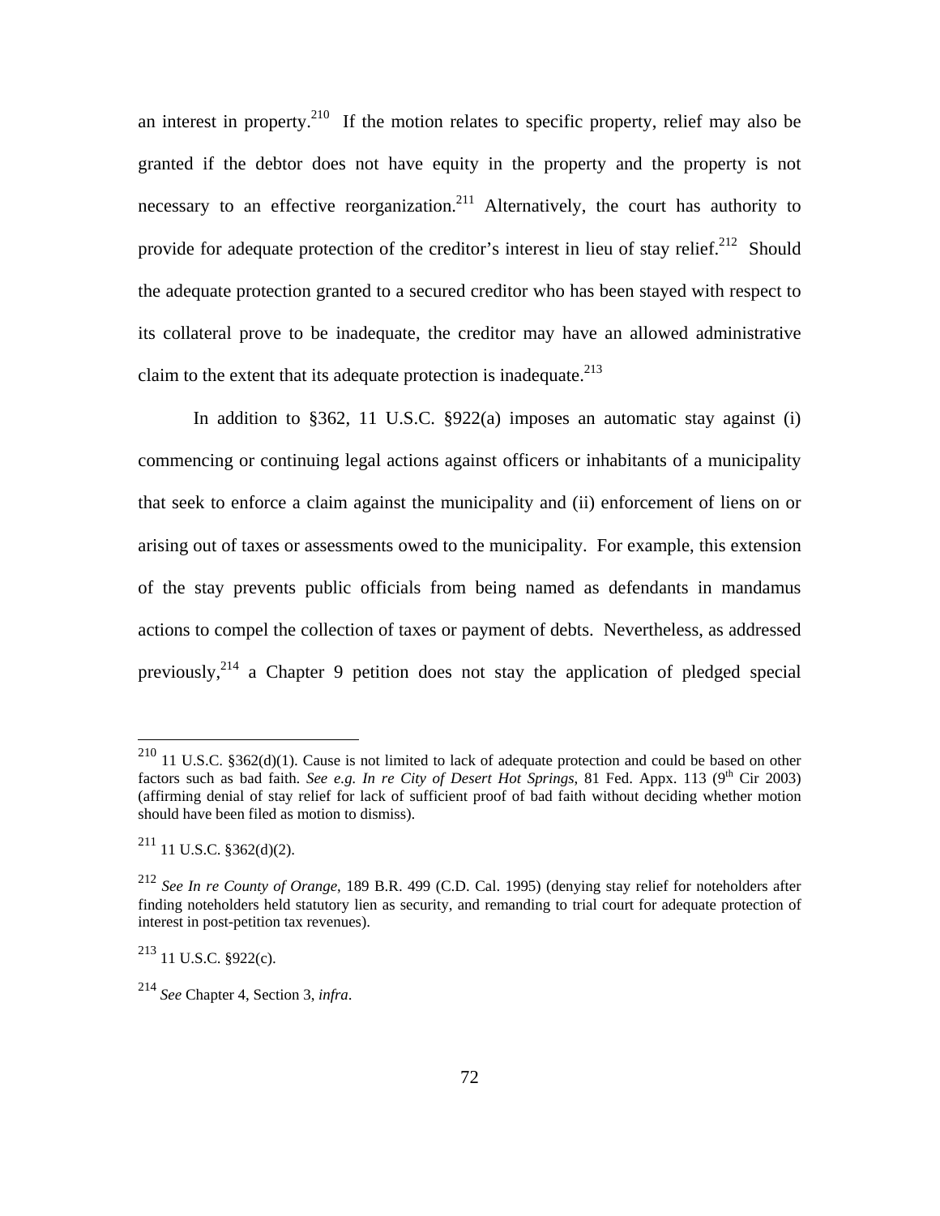an interest in property.[210] If the motion relates to specific property, relief may also be granted if the debtor does not have equity in the property and the property is not necessary to an effective reorganization.[211] Alternatively, the court has authority to provide for adequate protection of the creditor's interest in lieu of stay relief.[212] Should the adequate protection granted to a secured creditor who has been stayed with respect to its collateral prove to be inadequate, the creditor may have an allowed administrative claim to the extent that its adequate protection is inadequate.[213]

In addition to §362, 11 U.S.C. §922(a) imposes an automatic stay against (i) commencing or continuing legal actions against officers or inhabitants of a municipality that seek to enforce a claim against the municipality and (ii) enforcement of liens on or arising out of taxes or assessments owed to the municipality. For example, this extension of the stay prevents public officials from being named as defendants in mandamus actions to compel the collection of taxes or payment of debts. Nevertheless, as addressed previously,[214] a Chapter 9 petition does not stay the application of pledged special

---

[210] 11 U.S.C. §362(d)(1). Cause is not limited to lack of adequate protection and could be based on other factors such as bad faith. *See e.g. In re City of Desert Hot Springs*, 81 Fed. Appx. 113 (9th Cir 2003) (affirming denial of stay relief for lack of sufficient proof of bad faith without deciding whether motion should have been filed as motion to dismiss).

[211] 11 U.S.C. §362(d)(2).

[212] *See In re County of Orange*, 189 B.R. 499 (C.D. Cal. 1995) (denying stay relief for noteholders after finding noteholders held statutory lien as security, and remanding to trial court for adequate protection of interest in post-petition tax revenues).

[213] 11 U.S.C. §922(c).

[214] *See* Chapter 4, Section 3, *infra*.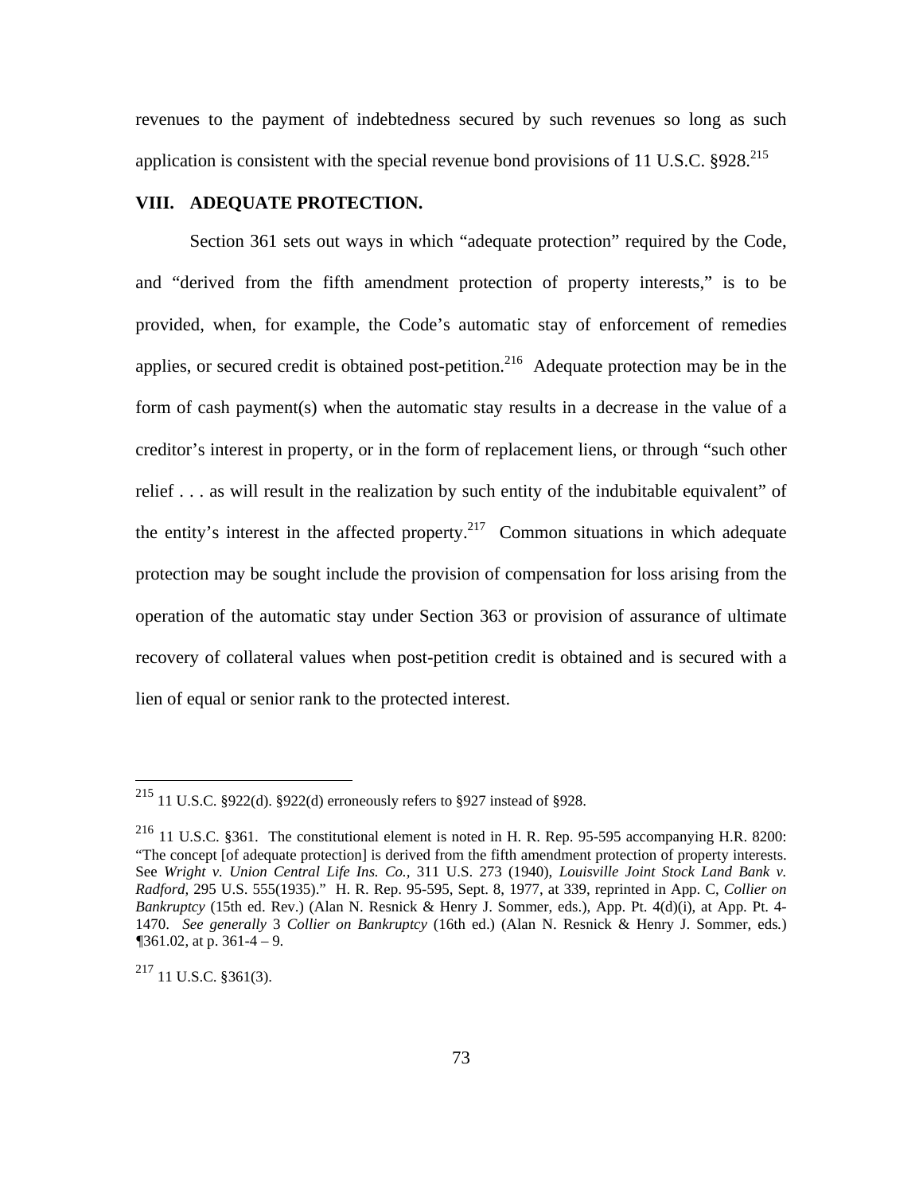revenues to the payment of indebtedness secured by such revenues so long as such application is consistent with the special revenue bond provisions of 11 U.S.C. §928.[215]

## VIII. ADEQUATE PROTECTION.

Section 361 sets out ways in which "adequate protection" required by the Code, and "derived from the fifth amendment protection of property interests," is to be provided, when, for example, the Code's automatic stay of enforcement of remedies applies, or secured credit is obtained post-petition.[216] Adequate protection may be in the form of cash payment(s) when the automatic stay results in a decrease in the value of a creditor's interest in property, or in the form of replacement liens, or through "such other relief . . . as will result in the realization by such entity of the indubitable equivalent" of the entity's interest in the affected property.[217] Common situations in which adequate protection may be sought include the provision of compensation for loss arising from the operation of the automatic stay under Section 363 or provision of assurance of ultimate recovery of collateral values when post-petition credit is obtained and is secured with a lien of equal or senior rank to the protected interest.

---

[215] 11 U.S.C. §922(d). §922(d) erroneously refers to §927 instead of §928.

[216] 11 U.S.C. §361. The constitutional element is noted in H. R. Rep. 95-595 accompanying H.R. 8200: "The concept [of adequate protection] is derived from the fifth amendment protection of property interests. See *Wright v. Union Central Life Ins. Co.*, 311 U.S. 273 (1940), *Louisville Joint Stock Land Bank v. Radford*, 295 U.S. 555(1935)." H. R. Rep. 95-595, Sept. 8, 1977, at 339, reprinted in App. C, *Collier on Bankruptcy* (15th ed. Rev.) (Alan N. Resnick & Henry J. Sommer, eds.), App. Pt. 4(d)(i), at App. Pt. 4-1470. *See generally* 3 *Collier on Bankruptcy* (16th ed.) (Alan N. Resnick & Henry J. Sommer, eds.) ¶361.02, at p. 361-4 – 9.

[217] 11 U.S.C. §361(3).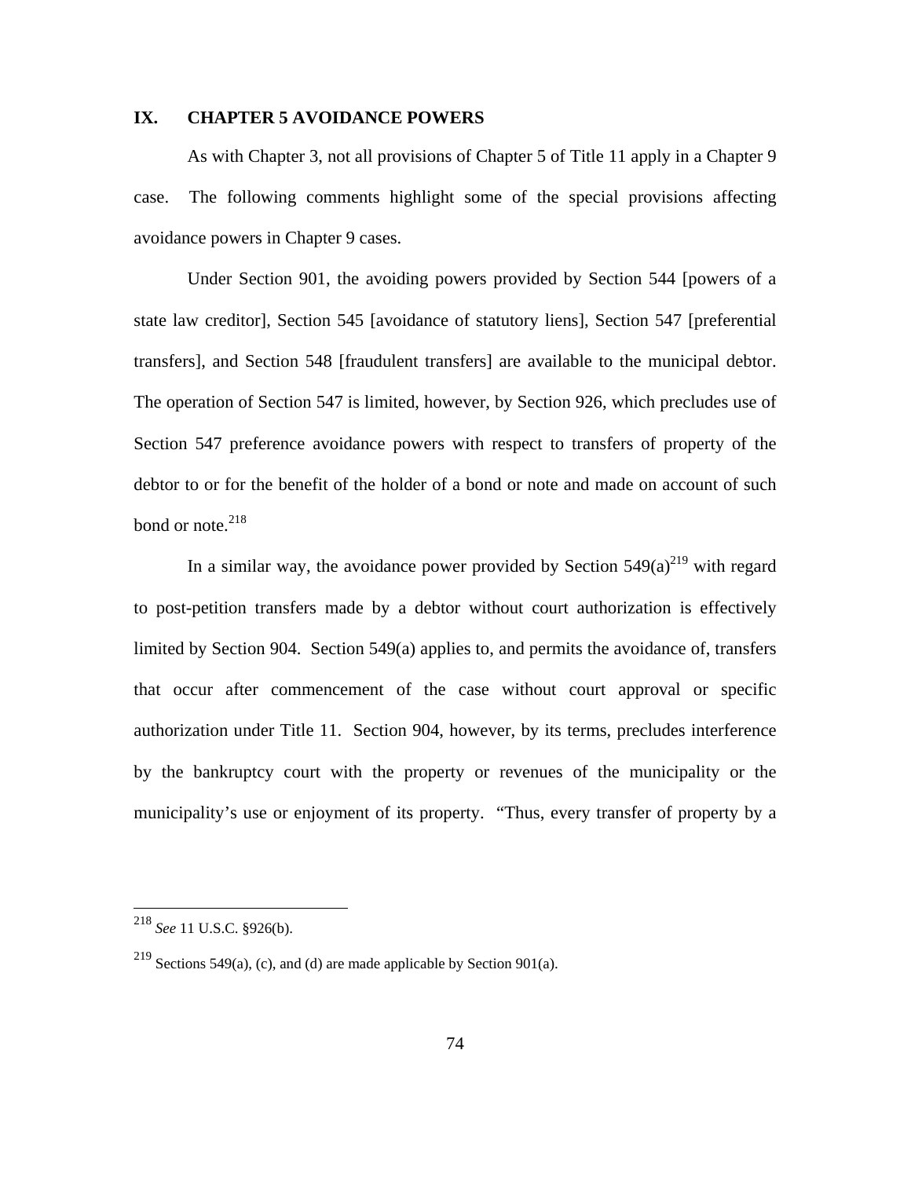## IX. CHAPTER 5 AVOIDANCE POWERS

As with Chapter 3, not all provisions of Chapter 5 of Title 11 apply in a Chapter 9 case. The following comments highlight some of the special provisions affecting avoidance powers in Chapter 9 cases.

Under Section 901, the avoiding powers provided by Section 544 [powers of a state law creditor], Section 545 [avoidance of statutory liens], Section 547 [preferential transfers], and Section 548 [fraudulent transfers] are available to the municipal debtor. The operation of Section 547 is limited, however, by Section 926, which precludes use of Section 547 preference avoidance powers with respect to transfers of property of the debtor to or for the benefit of the holder of a bond or note and made on account of such bond or note.[218]

In a similar way, the avoidance power provided by Section 549(a)[219] with regard to post-petition transfers made by a debtor without court authorization is effectively limited by Section 904. Section 549(a) applies to, and permits the avoidance of, transfers that occur after commencement of the case without court approval or specific authorization under Title 11. Section 904, however, by its terms, precludes interference by the bankruptcy court with the property or revenues of the municipality or the municipality's use or enjoyment of its property. "Thus, every transfer of property by a

---

[218] *See* 11 U.S.C. §926(b).

[219] Sections 549(a), (c), and (d) are made applicable by Section 901(a).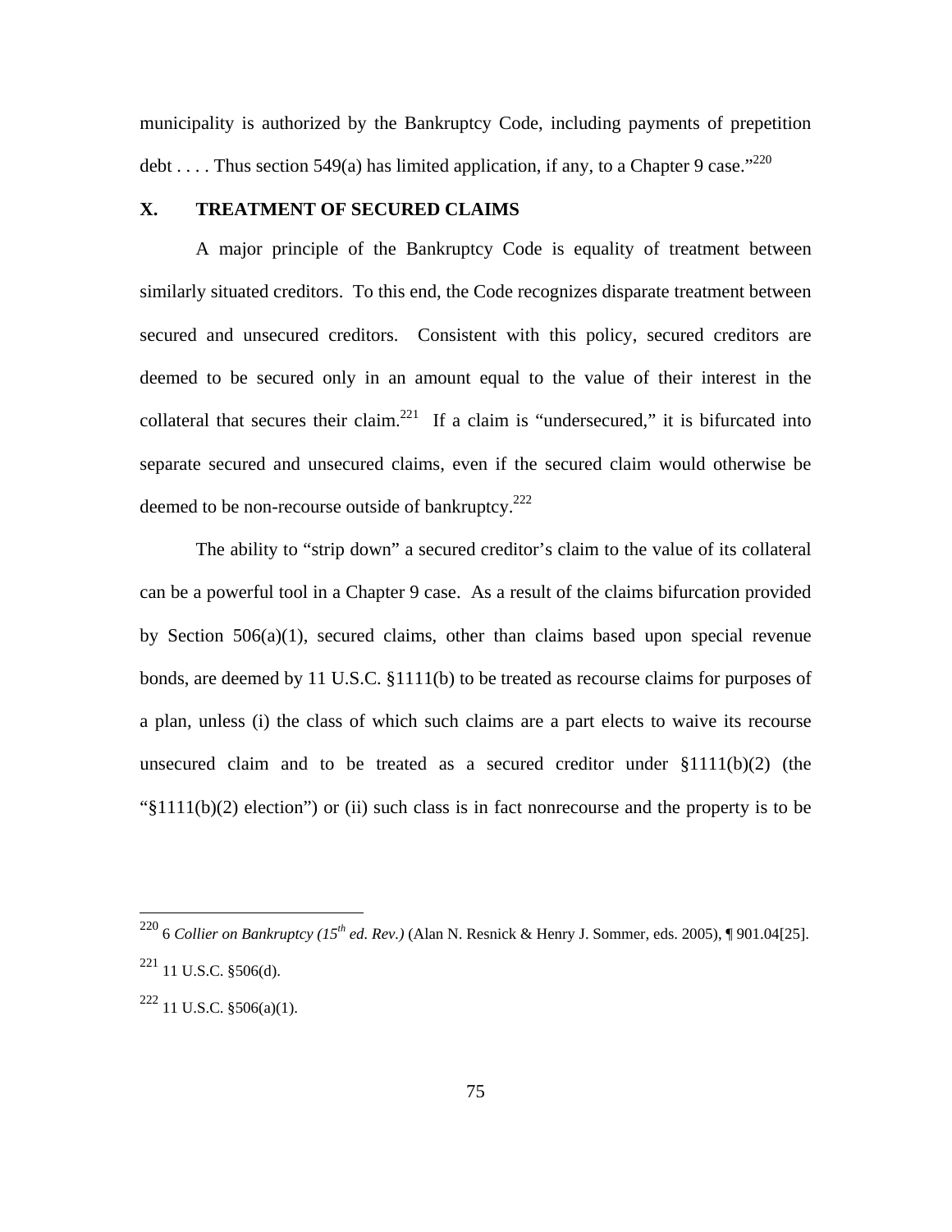municipality is authorized by the Bankruptcy Code, including payments of prepetition debt . . . . Thus section 549(a) has limited application, if any, to a Chapter 9 case."[220]

## X. TREATMENT OF SECURED CLAIMS

A major principle of the Bankruptcy Code is equality of treatment between similarly situated creditors. To this end, the Code recognizes disparate treatment between secured and unsecured creditors. Consistent with this policy, secured creditors are deemed to be secured only in an amount equal to the value of their interest in the collateral that secures their claim.[221] If a claim is "undersecured," it is bifurcated into separate secured and unsecured claims, even if the secured claim would otherwise be deemed to be non-recourse outside of bankruptcy.[222]

The ability to "strip down" a secured creditor's claim to the value of its collateral can be a powerful tool in a Chapter 9 case. As a result of the claims bifurcation provided by Section 506(a)(1), secured claims, other than claims based upon special revenue bonds, are deemed by 11 U.S.C. §1111(b) to be treated as recourse claims for purposes of a plan, unless (i) the class of which such claims are a part elects to waive its recourse unsecured claim and to be treated as a secured creditor under §1111(b)(2) (the "§1111(b)(2) election") or (ii) such class is in fact nonrecourse and the property is to be

---

[220] 6 *Collier on Bankruptcy (15th ed. Rev.)* (Alan N. Resnick & Henry J. Sommer, eds. 2005), ¶ 901.04[25].

[221] 11 U.S.C. §506(d).

[222] 11 U.S.C. §506(a)(1).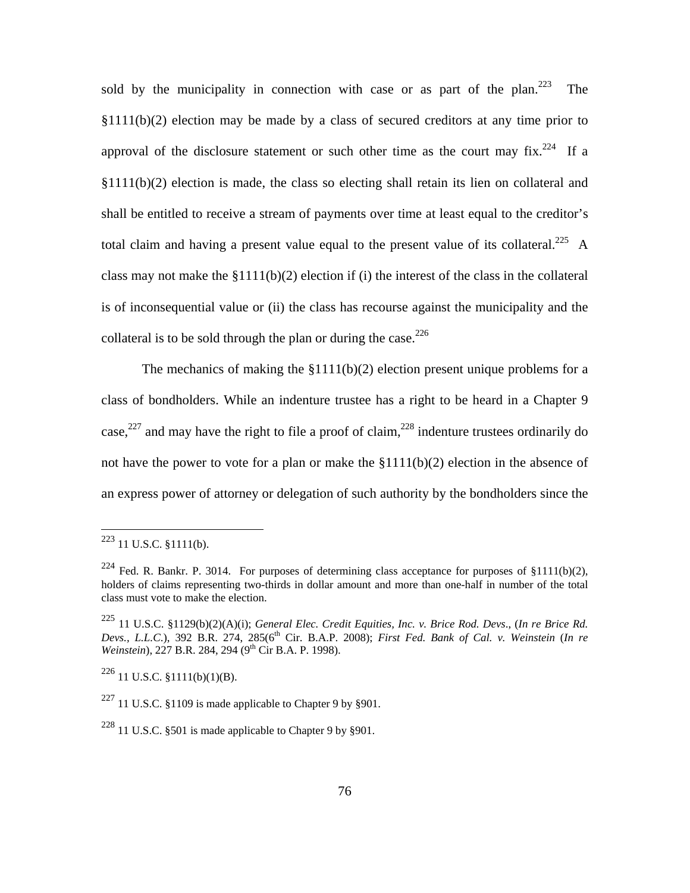sold by the municipality in connection with case or as part of the plan.[223] The §1111(b)(2) election may be made by a class of secured creditors at any time prior to approval of the disclosure statement or such other time as the court may fix.[224] If a §1111(b)(2) election is made, the class so electing shall retain its lien on collateral and shall be entitled to receive a stream of payments over time at least equal to the creditor's total claim and having a present value equal to the present value of its collateral.[225] A class may not make the §1111(b)(2) election if (i) the interest of the class in the collateral is of inconsequential value or (ii) the class has recourse against the municipality and the collateral is to be sold through the plan or during the case.[226]

The mechanics of making the §1111(b)(2) election present unique problems for a class of bondholders. While an indenture trustee has a right to be heard in a Chapter 9 case,[227] and may have the right to file a proof of claim,[228] indenture trustees ordinarily do not have the power to vote for a plan or make the §1111(b)(2) election in the absence of an express power of attorney or delegation of such authority by the bondholders since the

---

[223] 11 U.S.C. §1111(b).

[224] Fed. R. Bankr. P. 3014. For purposes of determining class acceptance for purposes of §1111(b)(2), holders of claims representing two-thirds in dollar amount and more than one-half in number of the total class must vote to make the election.

[225] 11 U.S.C. §1129(b)(2)(A)(i); *General Elec. Credit Equities, Inc. v. Brice Rod. Devs*., (*In re Brice Rd. Devs., L.L.C.*), 392 B.R. 274, 285(6th Cir. B.A.P. 2008); *First Fed. Bank of Cal. v. Weinstein* (*In re Weinstein*), 227 B.R. 284, 294 (9th Cir B.A. P. 1998).

[226] 11 U.S.C. §1111(b)(1)(B).

[227] 11 U.S.C. §1109 is made applicable to Chapter 9 by §901.

[228] 11 U.S.C. §501 is made applicable to Chapter 9 by §901.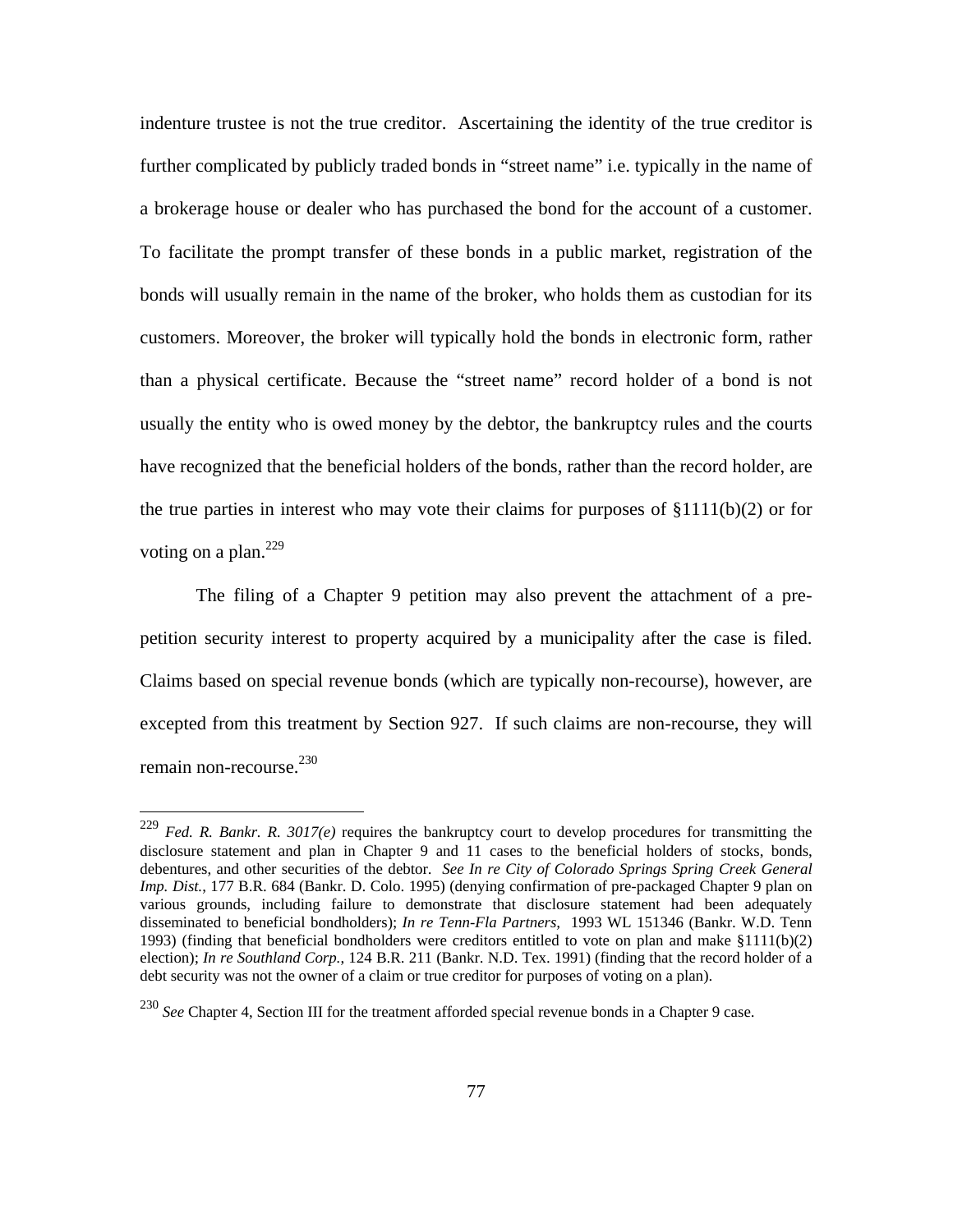indenture trustee is not the true creditor. Ascertaining the identity of the true creditor is further complicated by publicly traded bonds in "street name" i.e. typically in the name of a brokerage house or dealer who has purchased the bond for the account of a customer. To facilitate the prompt transfer of these bonds in a public market, registration of the bonds will usually remain in the name of the broker, who holds them as custodian for its customers. Moreover, the broker will typically hold the bonds in electronic form, rather than a physical certificate. Because the "street name" record holder of a bond is not usually the entity who is owed money by the debtor, the bankruptcy rules and the courts have recognized that the beneficial holders of the bonds, rather than the record holder, are the true parties in interest who may vote their claims for purposes of §1111(b)(2) or for voting on a plan.[229]

The filing of a Chapter 9 petition may also prevent the attachment of a pre-petition security interest to property acquired by a municipality after the case is filed. Claims based on special revenue bonds (which are typically non-recourse), however, are excepted from this treatment by Section 927. If such claims are non-recourse, they will remain non-recourse.[230]

---

[229] *Fed. R. Bankr. R. 3017(e)* requires the bankruptcy court to develop procedures for transmitting the disclosure statement and plan in Chapter 9 and 11 cases to the beneficial holders of stocks, bonds, debentures, and other securities of the debtor. *See In re City of Colorado Springs Spring Creek General Imp. Dist.*, 177 B.R. 684 (Bankr. D. Colo. 1995) (denying confirmation of pre-packaged Chapter 9 plan on various grounds, including failure to demonstrate that disclosure statement had been adequately disseminated to beneficial bondholders); *In re Tenn-Fla Partners,* 1993 WL 151346 (Bankr. W.D. Tenn 1993) (finding that beneficial bondholders were creditors entitled to vote on plan and make §1111(b)(2) election); *In re Southland Corp.*, 124 B.R. 211 (Bankr. N.D. Tex. 1991) (finding that the record holder of a debt security was not the owner of a claim or true creditor for purposes of voting on a plan).

[230] *See* Chapter 4, Section III for the treatment afforded special revenue bonds in a Chapter 9 case.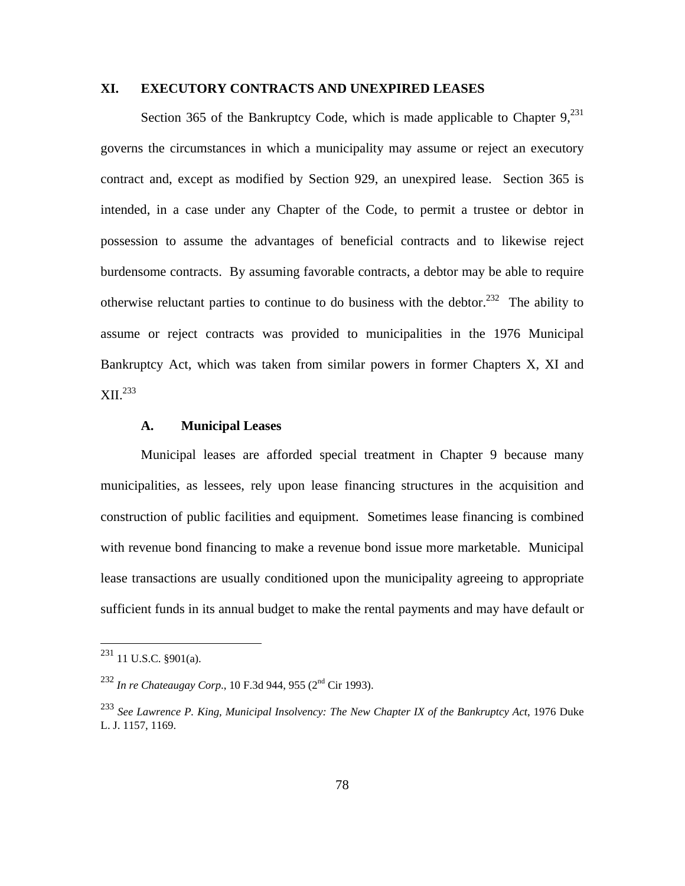## XI. EXECUTORY CONTRACTS AND UNEXPIRED LEASES

Section 365 of the Bankruptcy Code, which is made applicable to Chapter 9,[231] governs the circumstances in which a municipality may assume or reject an executory contract and, except as modified by Section 929, an unexpired lease. Section 365 is intended, in a case under any Chapter of the Code, to permit a trustee or debtor in possession to assume the advantages of beneficial contracts and to likewise reject burdensome contracts. By assuming favorable contracts, a debtor may be able to require otherwise reluctant parties to continue to do business with the debtor.[232] The ability to assume or reject contracts was provided to municipalities in the 1976 Municipal Bankruptcy Act, which was taken from similar powers in former Chapters X, XI and XII.[233]

### A. Municipal Leases

Municipal leases are afforded special treatment in Chapter 9 because many municipalities, as lessees, rely upon lease financing structures in the acquisition and construction of public facilities and equipment. Sometimes lease financing is combined with revenue bond financing to make a revenue bond issue more marketable. Municipal lease transactions are usually conditioned upon the municipality agreeing to appropriate sufficient funds in its annual budget to make the rental payments and may have default or

---

[231] 11 U.S.C. §901(a).

[232] *In re Chateaugay Corp.*, 10 F.3d 944, 955 (2nd Cir 1993).

[233] *See Lawrence P. King, Municipal Insolvency: The New Chapter IX of the Bankruptcy Act*, 1976 Duke L. J. 1157, 1169.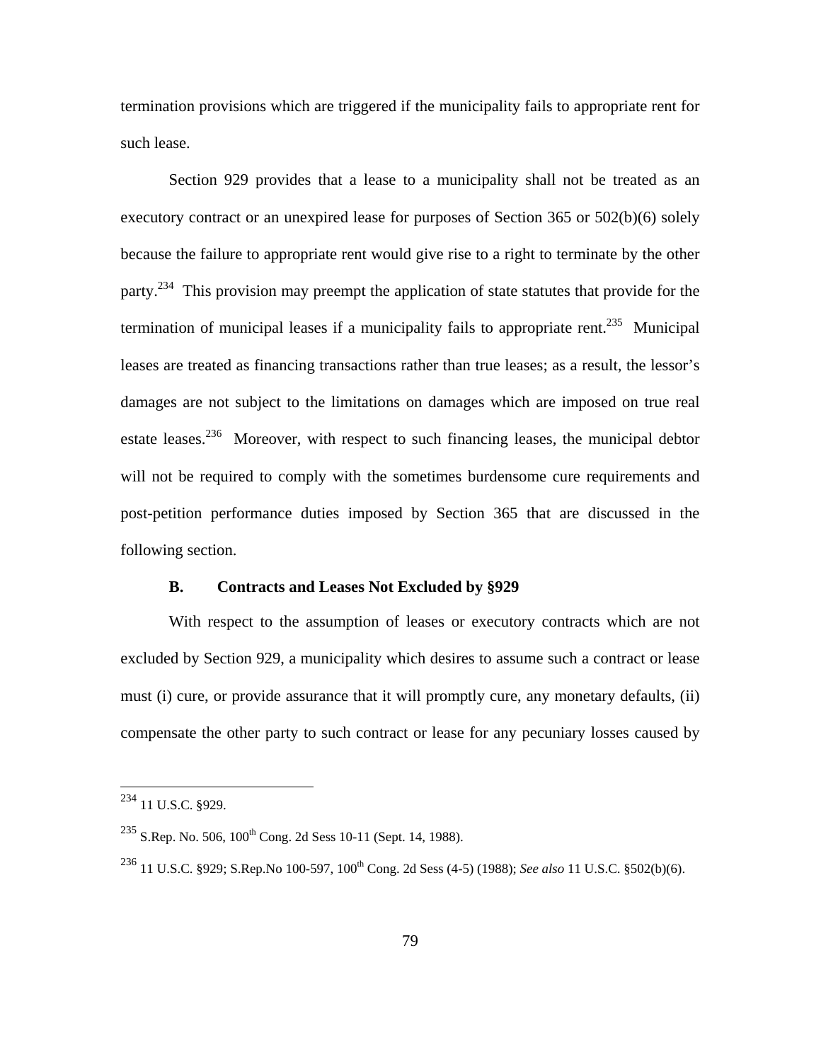termination provisions which are triggered if the municipality fails to appropriate rent for such lease.

Section 929 provides that a lease to a municipality shall not be treated as an executory contract or an unexpired lease for purposes of Section 365 or 502(b)(6) solely because the failure to appropriate rent would give rise to a right to terminate by the other party.[234] This provision may preempt the application of state statutes that provide for the termination of municipal leases if a municipality fails to appropriate rent.[235] Municipal leases are treated as financing transactions rather than true leases; as a result, the lessor's damages are not subject to the limitations on damages which are imposed on true real estate leases.[236] Moreover, with respect to such financing leases, the municipal debtor will not be required to comply with the sometimes burdensome cure requirements and post-petition performance duties imposed by Section 365 that are discussed in the following section.

### B. Contracts and Leases Not Excluded by §929

With respect to the assumption of leases or executory contracts which are not excluded by Section 929, a municipality which desires to assume such a contract or lease must (i) cure, or provide assurance that it will promptly cure, any monetary defaults, (ii) compensate the other party to such contract or lease for any pecuniary losses caused by

---

[234] 11 U.S.C. §929.

[235] S.Rep. No. 506, 100th Cong. 2d Sess 10-11 (Sept. 14, 1988).

[236] 11 U.S.C. §929; S.Rep.No 100-597, 100th Cong. 2d Sess (4-5) (1988); *See also* 11 U.S.C. §502(b)(6).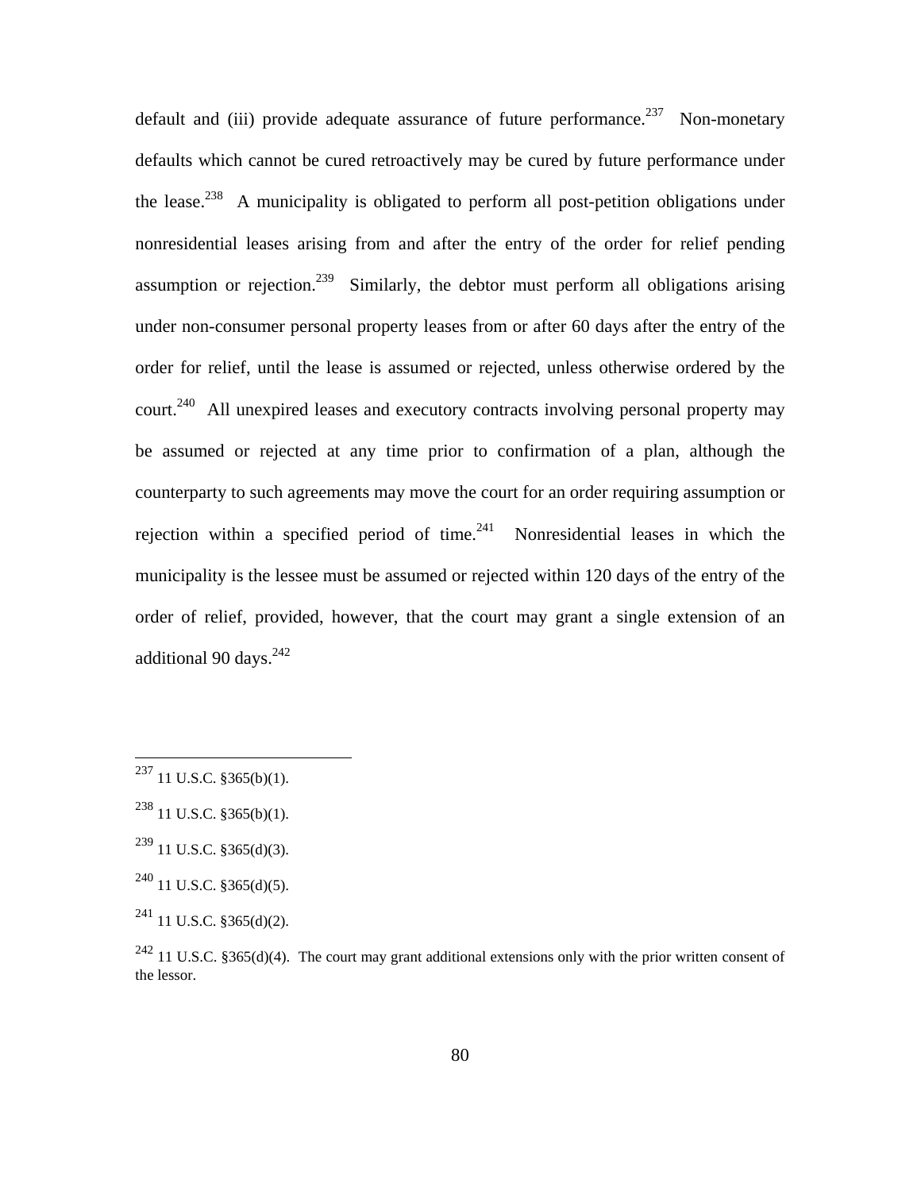default and (iii) provide adequate assurance of future performance.[237] Non-monetary defaults which cannot be cured retroactively may be cured by future performance under the lease.[238] A municipality is obligated to perform all post-petition obligations under nonresidential leases arising from and after the entry of the order for relief pending assumption or rejection.[239] Similarly, the debtor must perform all obligations arising under non-consumer personal property leases from or after 60 days after the entry of the order for relief, until the lease is assumed or rejected, unless otherwise ordered by the court.[240] All unexpired leases and executory contracts involving personal property may be assumed or rejected at any time prior to confirmation of a plan, although the counterparty to such agreements may move the court for an order requiring assumption or rejection within a specified period of time.[241] Nonresidential leases in which the municipality is the lessee must be assumed or rejected within 120 days of the entry of the order of relief, provided, however, that the court may grant a single extension of an additional 90 days.[242]

---

[237] 11 U.S.C. §365(b)(1).

[238] 11 U.S.C. §365(b)(1).

[239] 11 U.S.C. §365(d)(3).

[240] 11 U.S.C. §365(d)(5).

[241] 11 U.S.C. §365(d)(2).

[242] 11 U.S.C. §365(d)(4). The court may grant additional extensions only with the prior written consent of the lessor.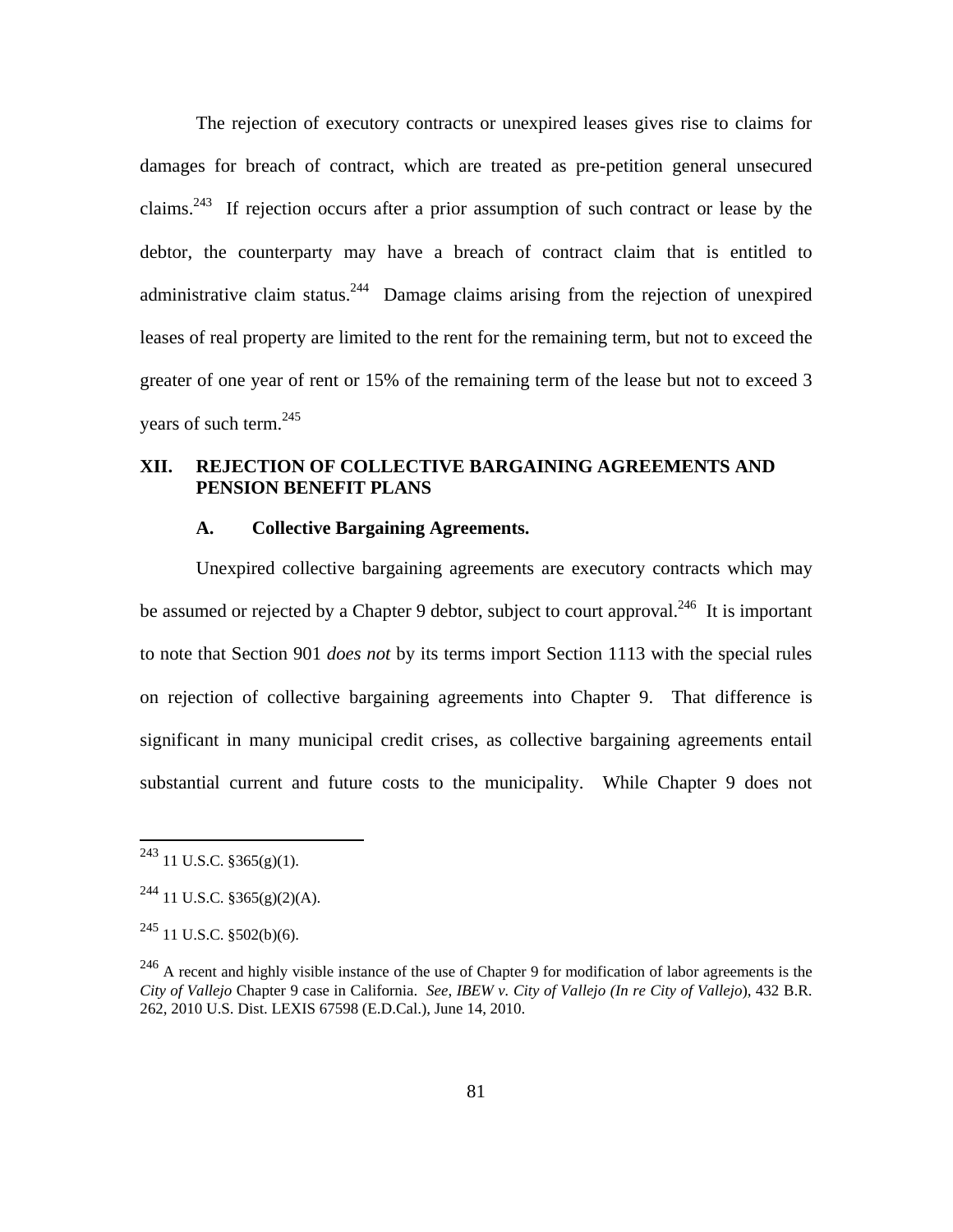The rejection of executory contracts or unexpired leases gives rise to claims for damages for breach of contract, which are treated as pre-petition general unsecured claims.[243] If rejection occurs after a prior assumption of such contract or lease by the debtor, the counterparty may have a breach of contract claim that is entitled to administrative claim status.[244] Damage claims arising from the rejection of unexpired leases of real property are limited to the rent for the remaining term, but not to exceed the greater of one year of rent or 15% of the remaining term of the lease but not to exceed 3 years of such term.[245]

## XII. REJECTION OF COLLECTIVE BARGAINING AGREEMENTS AND PENSION BENEFIT PLANS

### A. Collective Bargaining Agreements.

Unexpired collective bargaining agreements are executory contracts which may be assumed or rejected by a Chapter 9 debtor, subject to court approval.[246] It is important to note that Section 901 *does not* by its terms import Section 1113 with the special rules on rejection of collective bargaining agreements into Chapter 9. That difference is significant in many municipal credit crises, as collective bargaining agreements entail substantial current and future costs to the municipality. While Chapter 9 does not

---

[243] 11 U.S.C. §365(g)(1).

[244] 11 U.S.C. §365(g)(2)(A).

[245] 11 U.S.C. §502(b)(6).

[246] A recent and highly visible instance of the use of Chapter 9 for modification of labor agreements is the *City of Vallejo* Chapter 9 case in California. *See*, *IBEW v. City of Vallejo (In re City of Vallejo*), 432 B.R. 262, 2010 U.S. Dist. LEXIS 67598 (E.D.Cal.), June 14, 2010.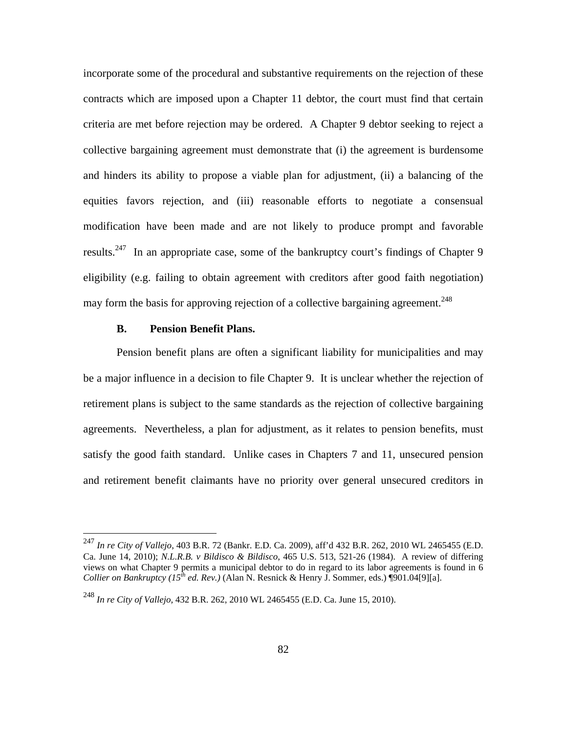incorporate some of the procedural and substantive requirements on the rejection of these contracts which are imposed upon a Chapter 11 debtor, the court must find that certain criteria are met before rejection may be ordered. A Chapter 9 debtor seeking to reject a collective bargaining agreement must demonstrate that (i) the agreement is burdensome and hinders its ability to propose a viable plan for adjustment, (ii) a balancing of the equities favors rejection, and (iii) reasonable efforts to negotiate a consensual modification have been made and are not likely to produce prompt and favorable results.[247] In an appropriate case, some of the bankruptcy court's findings of Chapter 9 eligibility (e.g. failing to obtain agreement with creditors after good faith negotiation) may form the basis for approving rejection of a collective bargaining agreement.[248]

### B. Pension Benefit Plans.

Pension benefit plans are often a significant liability for municipalities and may be a major influence in a decision to file Chapter 9. It is unclear whether the rejection of retirement plans is subject to the same standards as the rejection of collective bargaining agreements. Nevertheless, a plan for adjustment, as it relates to pension benefits, must satisfy the good faith standard. Unlike cases in Chapters 7 and 11, unsecured pension and retirement benefit claimants have no priority over general unsecured creditors in

---

[247] *In re City of Vallejo*, 403 B.R. 72 (Bankr. E.D. Ca. 2009), aff'd 432 B.R. 262, 2010 WL 2465455 (E.D. Ca. June 14, 2010); *N.L.R.B. v Bildisco & Bildisco*, 465 U.S. 513, 521-26 (1984). A review of differing views on what Chapter 9 permits a municipal debtor to do in regard to its labor agreements is found in 6 *Collier on Bankruptcy (15th ed. Rev.)* (Alan N. Resnick & Henry J. Sommer, eds.) ¶901.04[9][a].

[248] *In re City of Vallejo*, 432 B.R. 262, 2010 WL 2465455 (E.D. Ca. June 15, 2010).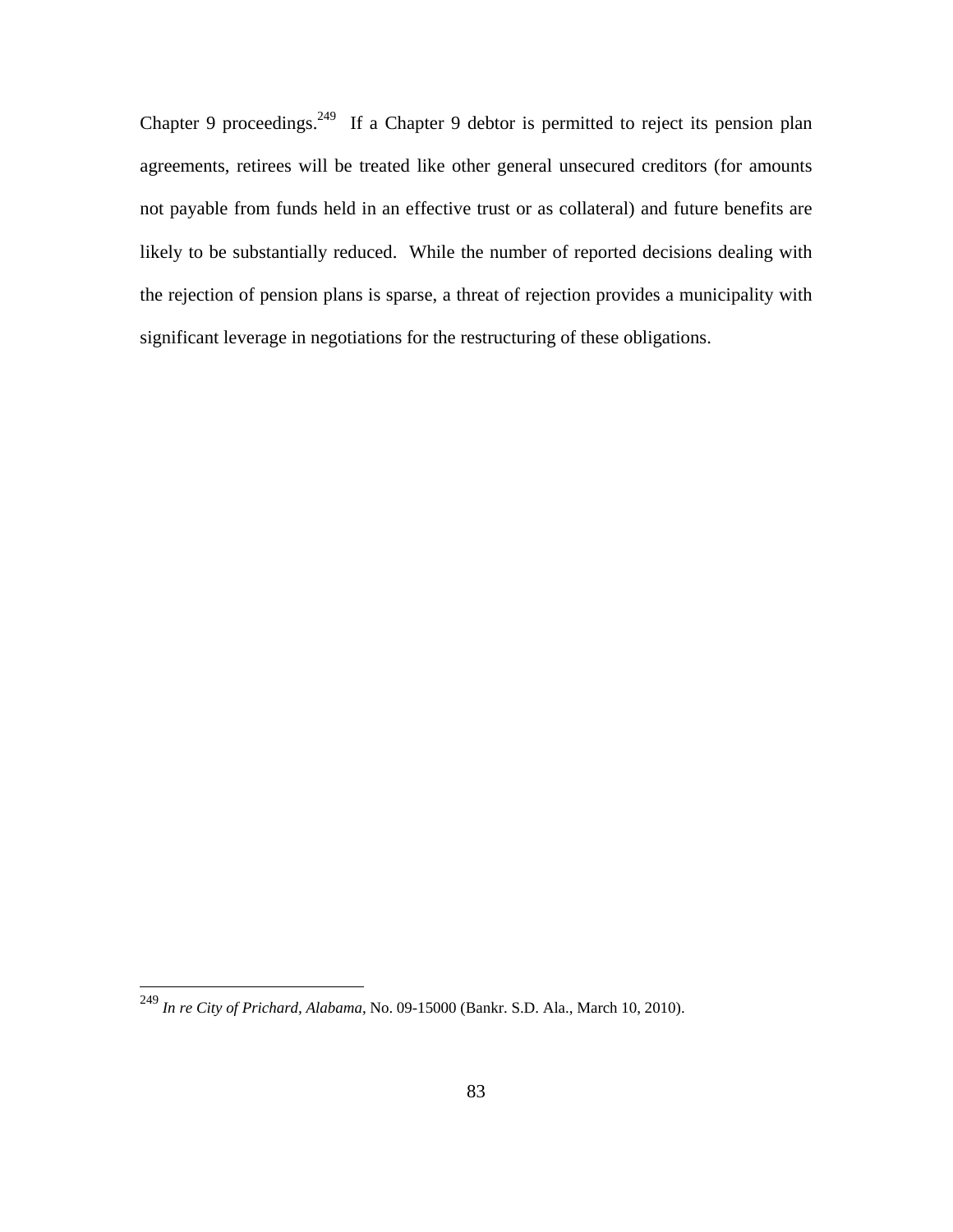Chapter 9 proceedings.[249] If a Chapter 9 debtor is permitted to reject its pension plan agreements, retirees will be treated like other general unsecured creditors (for amounts not payable from funds held in an effective trust or as collateral) and future benefits are likely to be substantially reduced. While the number of reported decisions dealing with the rejection of pension plans is sparse, a threat of rejection provides a municipality with significant leverage in negotiations for the restructuring of these obligations.

---

[249] *In re City of Prichard, Alabama*, No. 09-15000 (Bankr. S.D. Ala., March 10, 2010).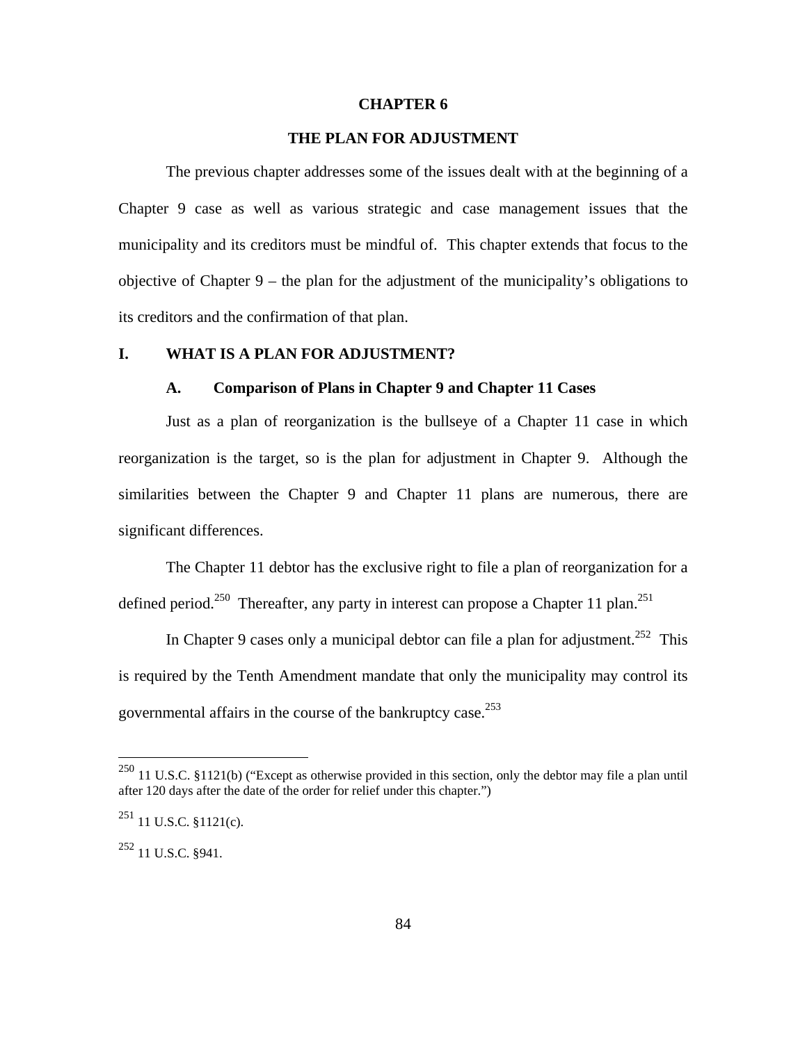# CHAPTER 6

# THE PLAN FOR ADJUSTMENT

The previous chapter addresses some of the issues dealt with at the beginning of a Chapter 9 case as well as various strategic and case management issues that the municipality and its creditors must be mindful of. This chapter extends that focus to the objective of Chapter 9 – the plan for the adjustment of the municipality's obligations to its creditors and the confirmation of that plan.

## I. WHAT IS A PLAN FOR ADJUSTMENT?

### A. Comparison of Plans in Chapter 9 and Chapter 11 Cases

Just as a plan of reorganization is the bullseye of a Chapter 11 case in which reorganization is the target, so is the plan for adjustment in Chapter 9. Although the similarities between the Chapter 9 and Chapter 11 plans are numerous, there are significant differences.

The Chapter 11 debtor has the exclusive right to file a plan of reorganization for a defined period.[250] Thereafter, any party in interest can propose a Chapter 11 plan.[251]

In Chapter 9 cases only a municipal debtor can file a plan for adjustment.[252] This is required by the Tenth Amendment mandate that only the municipality may control its governmental affairs in the course of the bankruptcy case.[253]

---

[250] 11 U.S.C. §1121(b) ("Except as otherwise provided in this section, only the debtor may file a plan until after 120 days after the date of the order for relief under this chapter.")

[251] 11 U.S.C. §1121(c).

[252] 11 U.S.C. §941.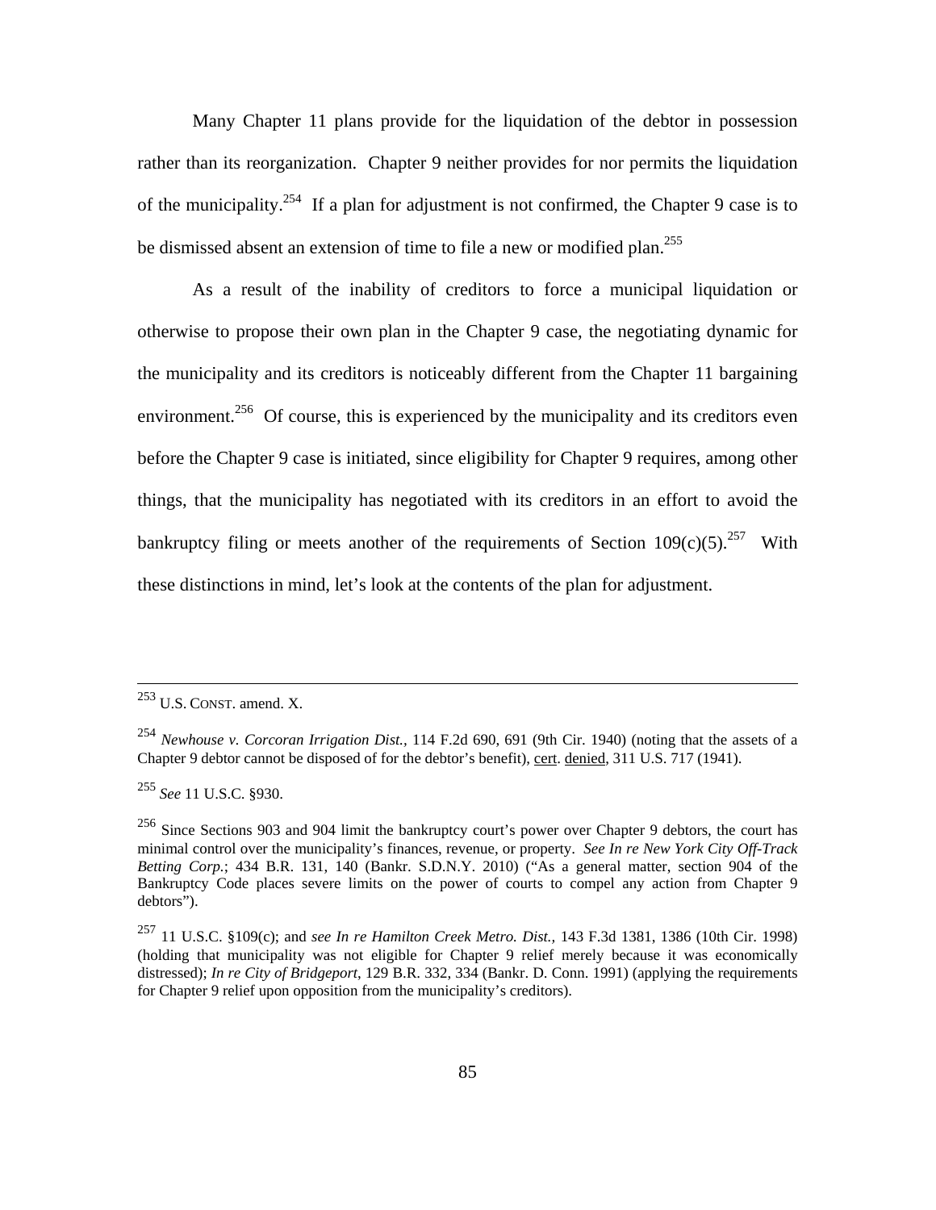Many Chapter 11 plans provide for the liquidation of the debtor in possession rather than its reorganization. Chapter 9 neither provides for nor permits the liquidation of the municipality.[254] If a plan for adjustment is not confirmed, the Chapter 9 case is to be dismissed absent an extension of time to file a new or modified plan.[255]

As a result of the inability of creditors to force a municipal liquidation or otherwise to propose their own plan in the Chapter 9 case, the negotiating dynamic for the municipality and its creditors is noticeably different from the Chapter 11 bargaining environment.[256] Of course, this is experienced by the municipality and its creditors even before the Chapter 9 case is initiated, since eligibility for Chapter 9 requires, among other things, that the municipality has negotiated with its creditors in an effort to avoid the bankruptcy filing or meets another of the requirements of Section 109(c)(5).[257] With these distinctions in mind, let's look at the contents of the plan for adjustment.

---

[253] U.S. CONST. amend. X.

[254] *Newhouse v. Corcoran Irrigation Dist.*, 114 F.2d 690, 691 (9th Cir. 1940) (noting that the assets of a Chapter 9 debtor cannot be disposed of for the debtor's benefit), cert. denied, 311 U.S. 717 (1941).

[255] *See* 11 U.S.C. §930.

[256] Since Sections 903 and 904 limit the bankruptcy court's power over Chapter 9 debtors, the court has minimal control over the municipality's finances, revenue, or property. *See In re New York City Off-Track Betting Corp.*; 434 B.R. 131, 140 (Bankr. S.D.N.Y. 2010) ("As a general matter, section 904 of the Bankruptcy Code places severe limits on the power of courts to compel any action from Chapter 9 debtors").

[257] 11 U.S.C. §109(c); and *see In re Hamilton Creek Metro. Dist.*, 143 F.3d 1381, 1386 (10th Cir. 1998) (holding that municipality was not eligible for Chapter 9 relief merely because it was economically distressed); *In re City of Bridgeport*, 129 B.R. 332, 334 (Bankr. D. Conn. 1991) (applying the requirements for Chapter 9 relief upon opposition from the municipality's creditors).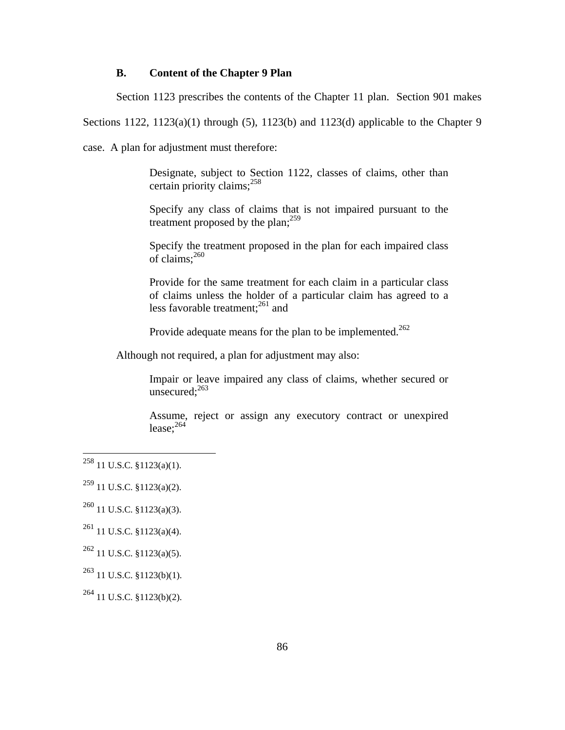### B. Content of the Chapter 9 Plan

Section 1123 prescribes the contents of the Chapter 11 plan. Section 901 makes Sections 1122, 1123(a)(1) through (5), 1123(b) and 1123(d) applicable to the Chapter 9 case. A plan for adjustment must therefore:

> Designate, subject to Section 1122, classes of claims, other than certain priority claims;[258]
>
> Specify any class of claims that is not impaired pursuant to the treatment proposed by the plan;[259]
>
> Specify the treatment proposed in the plan for each impaired class of claims;[260]
>
> Provide for the same treatment for each claim in a particular class of claims unless the holder of a particular claim has agreed to a less favorable treatment;[261] and
>
> Provide adequate means for the plan to be implemented.[262]

Although not required, a plan for adjustment may also:

> Impair or leave impaired any class of claims, whether secured or unsecured;[263]
>
> Assume, reject or assign any executory contract or unexpired lease;[264]

---

[258] 11 U.S.C. §1123(a)(1).

[259] 11 U.S.C. §1123(a)(2).

[260] 11 U.S.C. §1123(a)(3).

[261] 11 U.S.C. §1123(a)(4).

[262] 11 U.S.C. §1123(a)(5).

[263] 11 U.S.C. §1123(b)(1).

[264] 11 U.S.C. §1123(b)(2).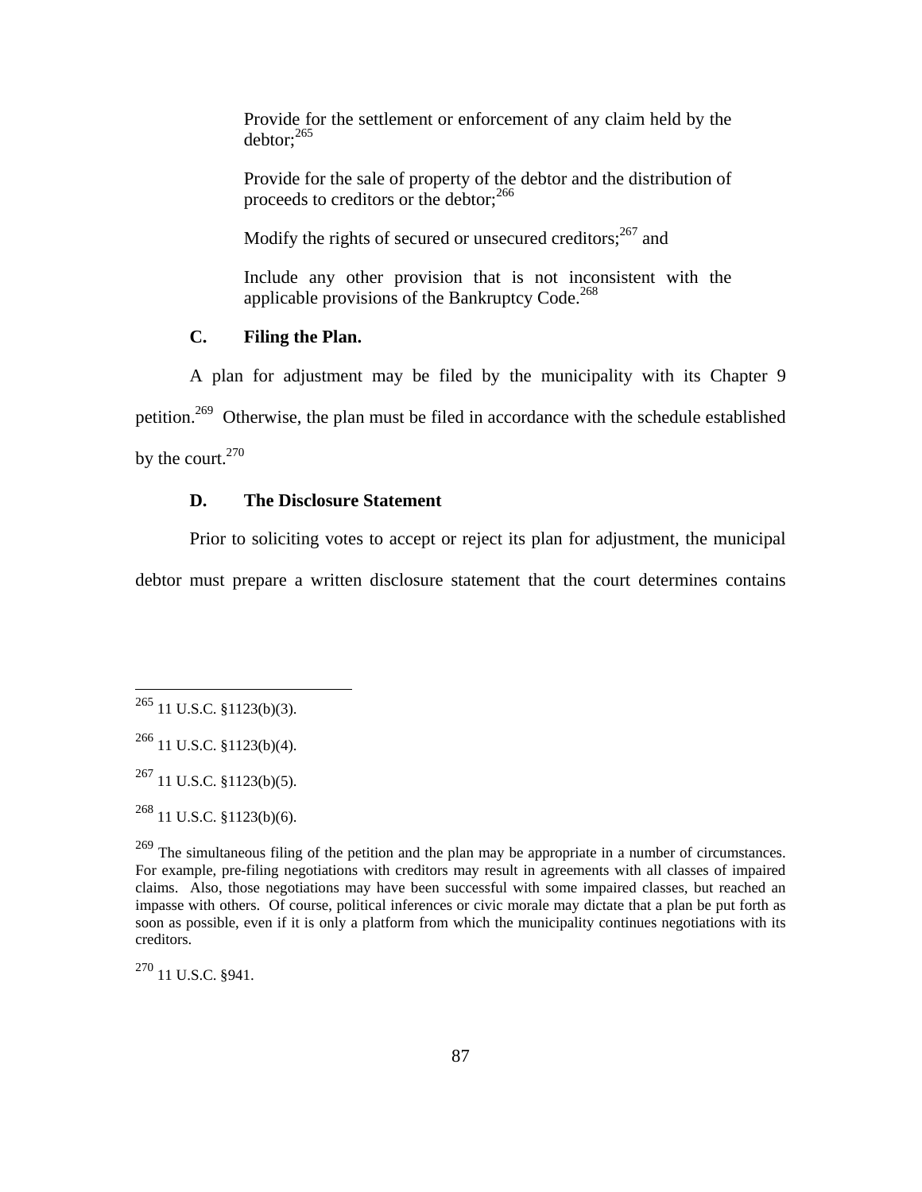Provide for the settlement or enforcement of any claim held by the debtor;[265]

Provide for the sale of property of the debtor and the distribution of proceeds to creditors or the debtor;[266]

Modify the rights of secured or unsecured creditors;[267] and

Include any other provision that is not inconsistent with the applicable provisions of the Bankruptcy Code.[268]

### C. Filing the Plan.

A plan for adjustment may be filed by the municipality with its Chapter 9 petition.[269] Otherwise, the plan must be filed in accordance with the schedule established by the court.[270]

### D. The Disclosure Statement

Prior to soliciting votes to accept or reject its plan for adjustment, the municipal debtor must prepare a written disclosure statement that the court determines contains

---

[265] 11 U.S.C. §1123(b)(3).

[266] 11 U.S.C. §1123(b)(4).

[267] 11 U.S.C. §1123(b)(5).

[268] 11 U.S.C. §1123(b)(6).

[269] The simultaneous filing of the petition and the plan may be appropriate in a number of circumstances. For example, pre-filing negotiations with creditors may result in agreements with all classes of impaired claims. Also, those negotiations may have been successful with some impaired classes, but reached an impasse with others. Of course, political inferences or civic morale may dictate that a plan be put forth as soon as possible, even if it is only a platform from which the municipality continues negotiations with its creditors.

[270] 11 U.S.C. §941.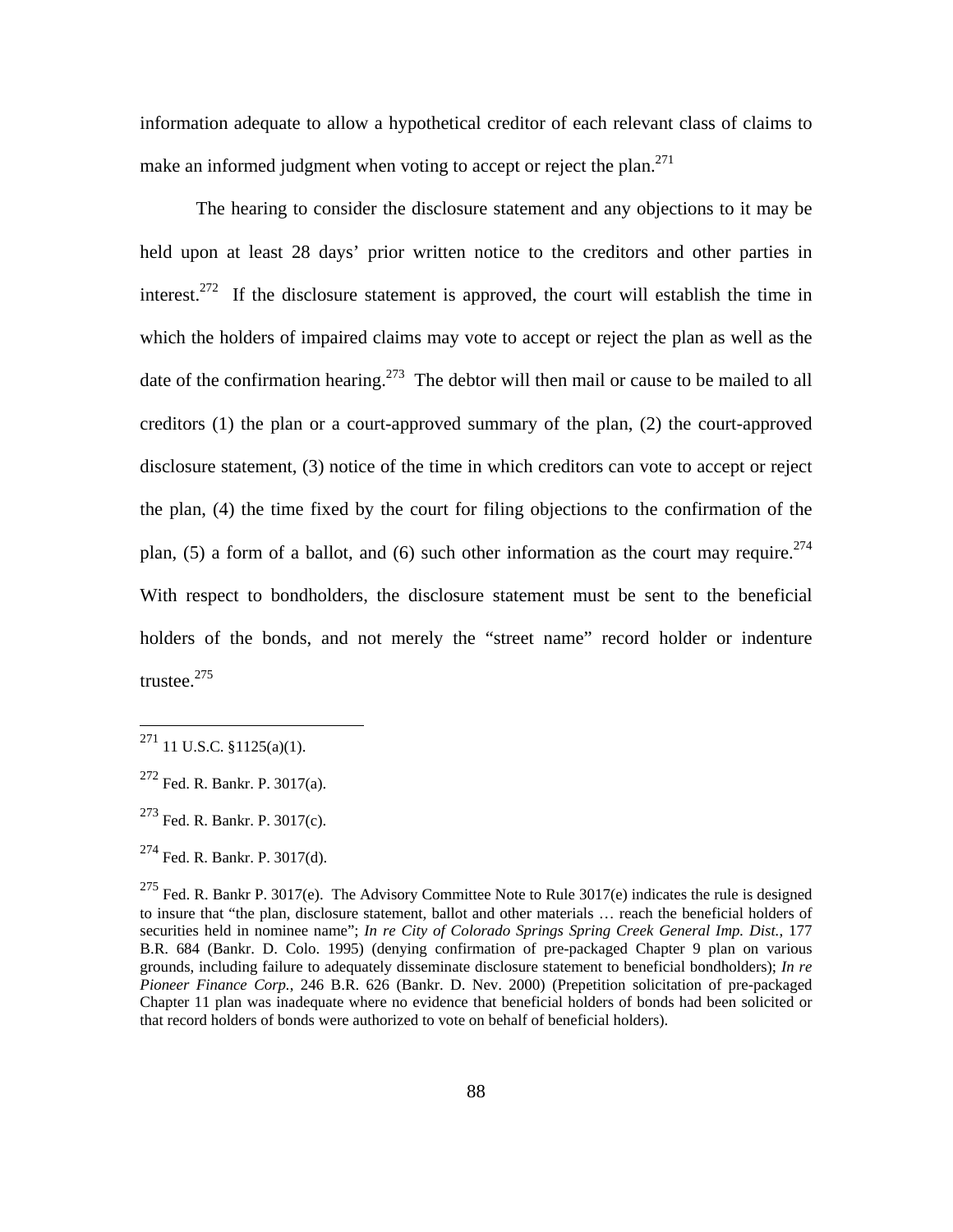information adequate to allow a hypothetical creditor of each relevant class of claims to make an informed judgment when voting to accept or reject the plan.[271]

The hearing to consider the disclosure statement and any objections to it may be held upon at least 28 days' prior written notice to the creditors and other parties in interest.[272] If the disclosure statement is approved, the court will establish the time in which the holders of impaired claims may vote to accept or reject the plan as well as the date of the confirmation hearing.[273] The debtor will then mail or cause to be mailed to all creditors (1) the plan or a court-approved summary of the plan, (2) the court-approved disclosure statement, (3) notice of the time in which creditors can vote to accept or reject the plan, (4) the time fixed by the court for filing objections to the confirmation of the plan, (5) a form of a ballot, and (6) such other information as the court may require.[274] With respect to bondholders, the disclosure statement must be sent to the beneficial holders of the bonds, and not merely the "street name" record holder or indenture trustee.[275]

---

[271] 11 U.S.C. §1125(a)(1).

[272] Fed. R. Bankr. P. 3017(a).

[273] Fed. R. Bankr. P. 3017(c).

[274] Fed. R. Bankr. P. 3017(d).

[275] Fed. R. Bankr P. 3017(e). The Advisory Committee Note to Rule 3017(e) indicates the rule is designed to insure that "the plan, disclosure statement, ballot and other materials … reach the beneficial holders of securities held in nominee name"; *In re City of Colorado Springs Spring Creek General Imp. Dist.*, 177 B.R. 684 (Bankr. D. Colo. 1995) (denying confirmation of pre-packaged Chapter 9 plan on various grounds, including failure to adequately disseminate disclosure statement to beneficial bondholders); *In re Pioneer Finance Corp.*, 246 B.R. 626 (Bankr. D. Nev. 2000) (Prepetition solicitation of pre-packaged Chapter 11 plan was inadequate where no evidence that beneficial holders of bonds had been solicited or that record holders of bonds were authorized to vote on behalf of beneficial holders).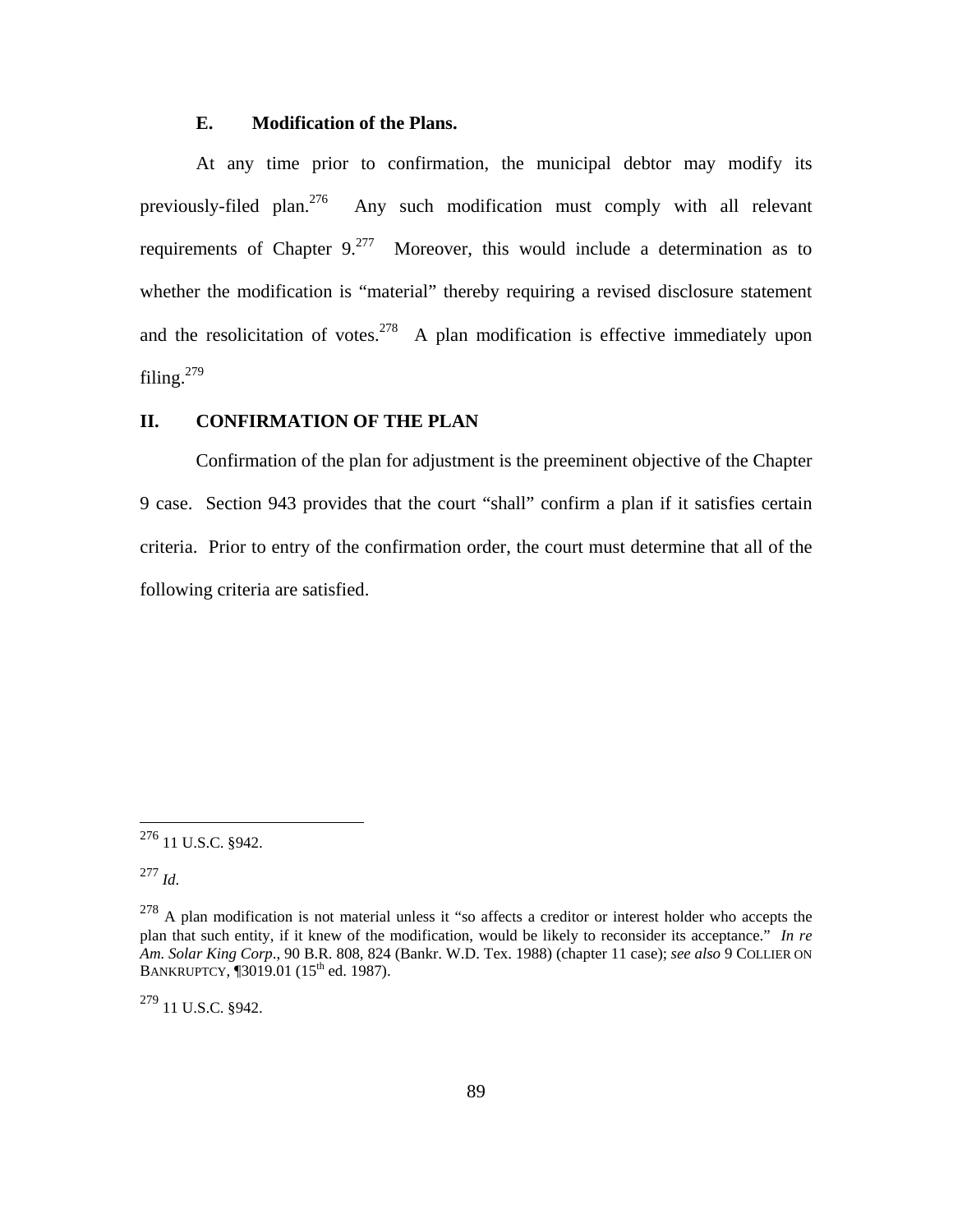### E. Modification of the Plans.

At any time prior to confirmation, the municipal debtor may modify its previously-filed plan.[276] Any such modification must comply with all relevant requirements of Chapter 9.[277] Moreover, this would include a determination as to whether the modification is "material" thereby requiring a revised disclosure statement and the resolicitation of votes.[278] A plan modification is effective immediately upon filing.[279]

## II. CONFIRMATION OF THE PLAN

Confirmation of the plan for adjustment is the preeminent objective of the Chapter 9 case. Section 943 provides that the court "shall" confirm a plan if it satisfies certain criteria. Prior to entry of the confirmation order, the court must determine that all of the following criteria are satisfied.

---

[276] 11 U.S.C. §942.

[277] *Id.*

[278] A plan modification is not material unless it "so affects a creditor or interest holder who accepts the plan that such entity, if it knew of the modification, would be likely to reconsider its acceptance." *In re Am. Solar King Corp.*, 90 B.R. 808, 824 (Bankr. W.D. Tex. 1988) (chapter 11 case); *see also* 9 COLLIER ON BANKRUPTCY, ¶3019.01 (15th ed. 1987).

[279] 11 U.S.C. §942.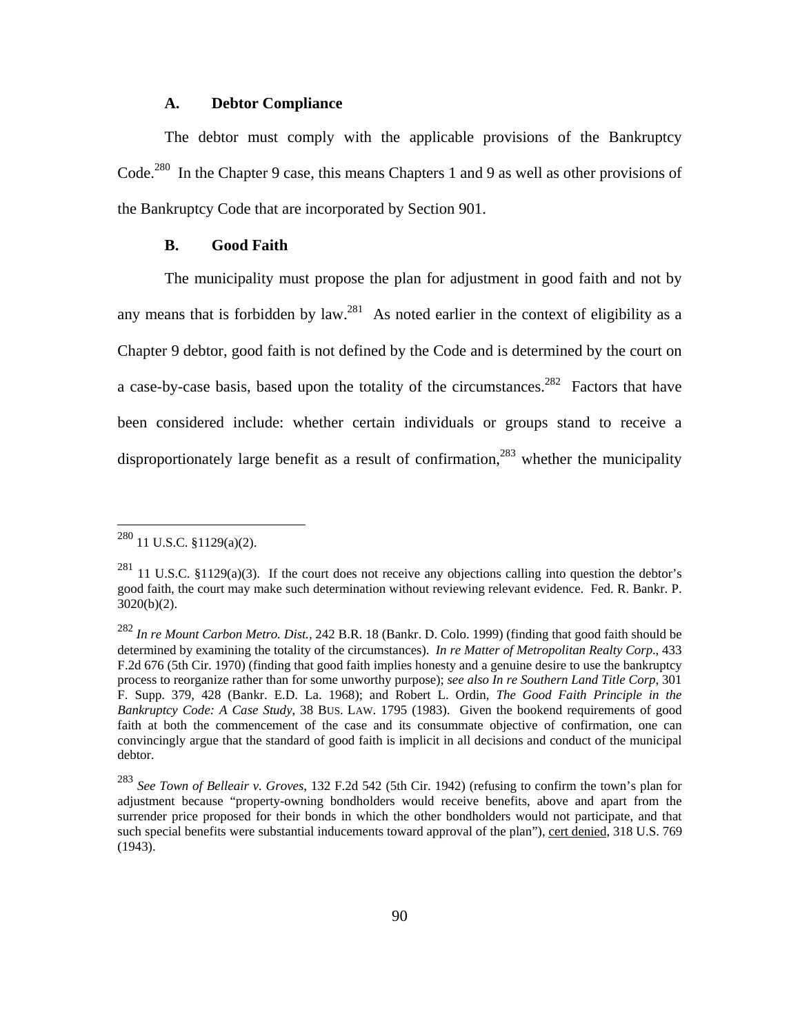### A. Debtor Compliance

The debtor must comply with the applicable provisions of the Bankruptcy Code.[280] In the Chapter 9 case, this means Chapters 1 and 9 as well as other provisions of the Bankruptcy Code that are incorporated by Section 901.

### B. Good Faith

The municipality must propose the plan for adjustment in good faith and not by any means that is forbidden by law.[281] As noted earlier in the context of eligibility as a Chapter 9 debtor, good faith is not defined by the Code and is determined by the court on a case-by-case basis, based upon the totality of the circumstances.[282] Factors that have been considered include: whether certain individuals or groups stand to receive a disproportionately large benefit as a result of confirmation,[283] whether the municipality

---

[280] 11 U.S.C. §1129(a)(2).

[281] 11 U.S.C. §1129(a)(3). If the court does not receive any objections calling into question the debtor's good faith, the court may make such determination without reviewing relevant evidence. Fed. R. Bankr. P. 3020(b)(2).

[282] *In re Mount Carbon Metro. Dist.*, 242 B.R. 18 (Bankr. D. Colo. 1999) (finding that good faith should be determined by examining the totality of the circumstances). *In re Matter of Metropolitan Realty Corp*., 433 F.2d 676 (5th Cir. 1970) (finding that good faith implies honesty and a genuine desire to use the bankruptcy process to reorganize rather than for some unworthy purpose); *see also In re Southern Land Title Corp*, 301 F. Supp. 379, 428 (Bankr. E.D. La. 1968); and Robert L. Ordin, *The Good Faith Principle in the Bankruptcy Code: A Case Study*, 38 BUS. LAW. 1795 (1983). Given the bookend requirements of good faith at both the commencement of the case and its consummate objective of confirmation, one can convincingly argue that the standard of good faith is implicit in all decisions and conduct of the municipal debtor.

[283] *See Town of Belleair v. Groves*, 132 F.2d 542 (5th Cir. 1942) (refusing to confirm the town's plan for adjustment because "property-owning bondholders would receive benefits, above and apart from the surrender price proposed for their bonds in which the other bondholders would not participate, and that such special benefits were substantial inducements toward approval of the plan"), cert denied, 318 U.S. 769 (1943).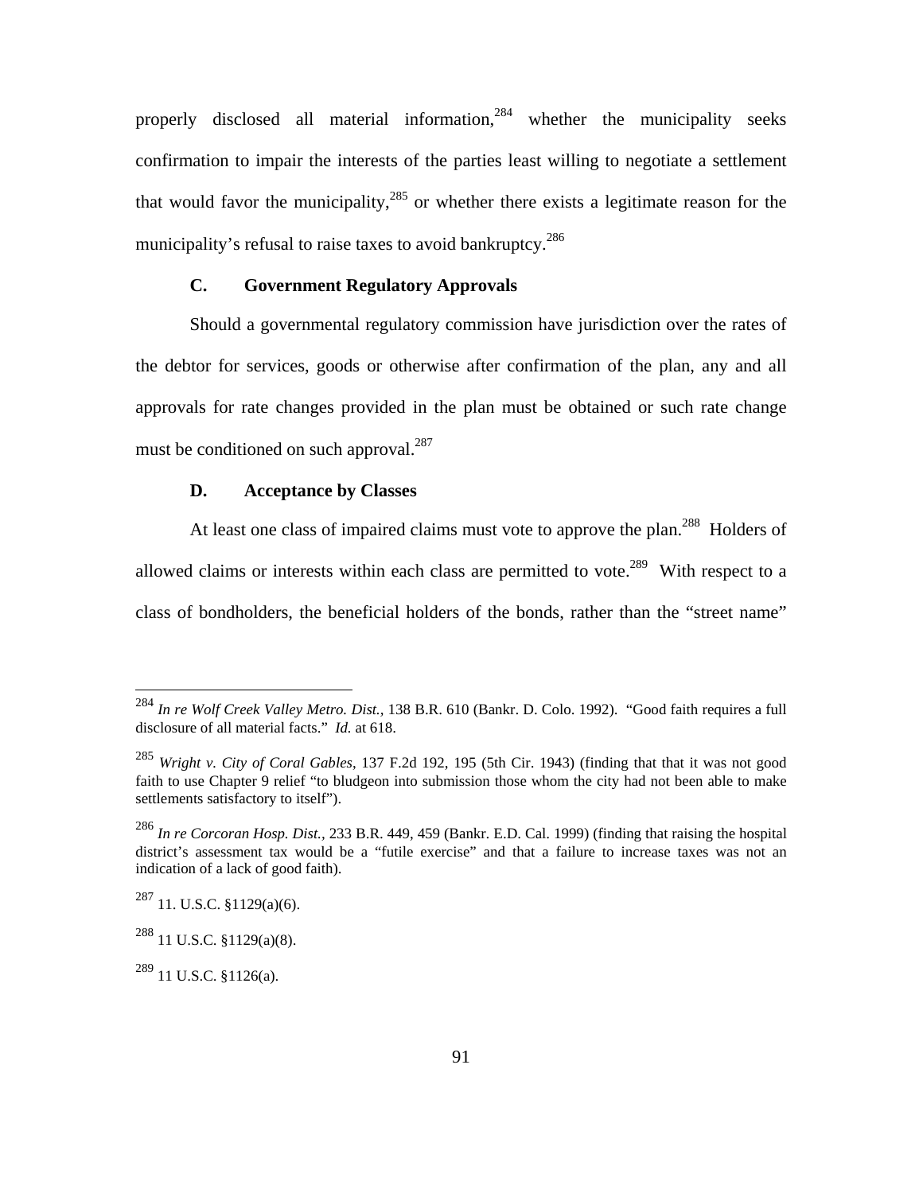properly disclosed all material information,[284] whether the municipality seeks confirmation to impair the interests of the parties least willing to negotiate a settlement that would favor the municipality,[285] or whether there exists a legitimate reason for the municipality's refusal to raise taxes to avoid bankruptcy.[286]

### C. Government Regulatory Approvals

Should a governmental regulatory commission have jurisdiction over the rates of the debtor for services, goods or otherwise after confirmation of the plan, any and all approvals for rate changes provided in the plan must be obtained or such rate change must be conditioned on such approval.[287]

### D. Acceptance by Classes

At least one class of impaired claims must vote to approve the plan.[288] Holders of allowed claims or interests within each class are permitted to vote.[289] With respect to a class of bondholders, the beneficial holders of the bonds, rather than the "street name"

---

[284] *In re Wolf Creek Valley Metro. Dist.*, 138 B.R. 610 (Bankr. D. Colo. 1992). "Good faith requires a full disclosure of all material facts." *Id.* at 618.

[285] *Wright v. City of Coral Gables*, 137 F.2d 192, 195 (5th Cir. 1943) (finding that that it was not good faith to use Chapter 9 relief "to bludgeon into submission those whom the city had not been able to make settlements satisfactory to itself").

[286] *In re Corcoran Hosp. Dist.*, 233 B.R. 449, 459 (Bankr. E.D. Cal. 1999) (finding that raising the hospital district's assessment tax would be a "futile exercise" and that a failure to increase taxes was not an indication of a lack of good faith).

[287] 11. U.S.C. §1129(a)(6).

[288] 11 U.S.C. §1129(a)(8).

[289] 11 U.S.C. §1126(a).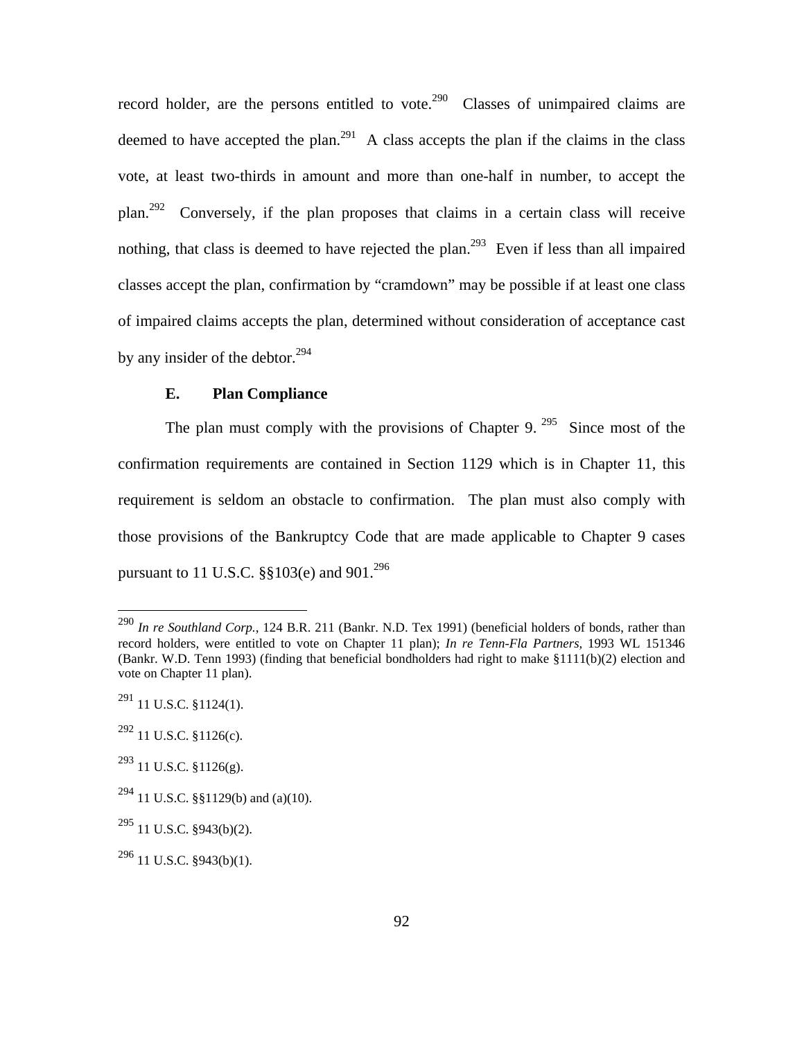record holder, are the persons entitled to vote.[290] Classes of unimpaired claims are deemed to have accepted the plan.[291] A class accepts the plan if the claims in the class vote, at least two-thirds in amount and more than one-half in number, to accept the plan.[292] Conversely, if the plan proposes that claims in a certain class will receive nothing, that class is deemed to have rejected the plan.[293] Even if less than all impaired classes accept the plan, confirmation by "cramdown" may be possible if at least one class of impaired claims accepts the plan, determined without consideration of acceptance cast by any insider of the debtor.[294]

### E. Plan Compliance

The plan must comply with the provisions of Chapter 9.[295] Since most of the confirmation requirements are contained in Section 1129 which is in Chapter 11, this requirement is seldom an obstacle to confirmation. The plan must also comply with those provisions of the Bankruptcy Code that are made applicable to Chapter 9 cases pursuant to 11 U.S.C. §§103(e) and 901.[296]

---

[290] *In re Southland Corp.*, 124 B.R. 211 (Bankr. N.D. Tex 1991) (beneficial holders of bonds, rather than record holders, were entitled to vote on Chapter 11 plan); *In re Tenn-Fla Partners*, 1993 WL 151346 (Bankr. W.D. Tenn 1993) (finding that beneficial bondholders had right to make §1111(b)(2) election and vote on Chapter 11 plan).

[291] 11 U.S.C. §1124(1).

[292] 11 U.S.C. §1126(c).

[293] 11 U.S.C. §1126(g).

[294] 11 U.S.C. §§1129(b) and (a)(10).

[295] 11 U.S.C. §943(b)(2).

[296] 11 U.S.C. §943(b)(1).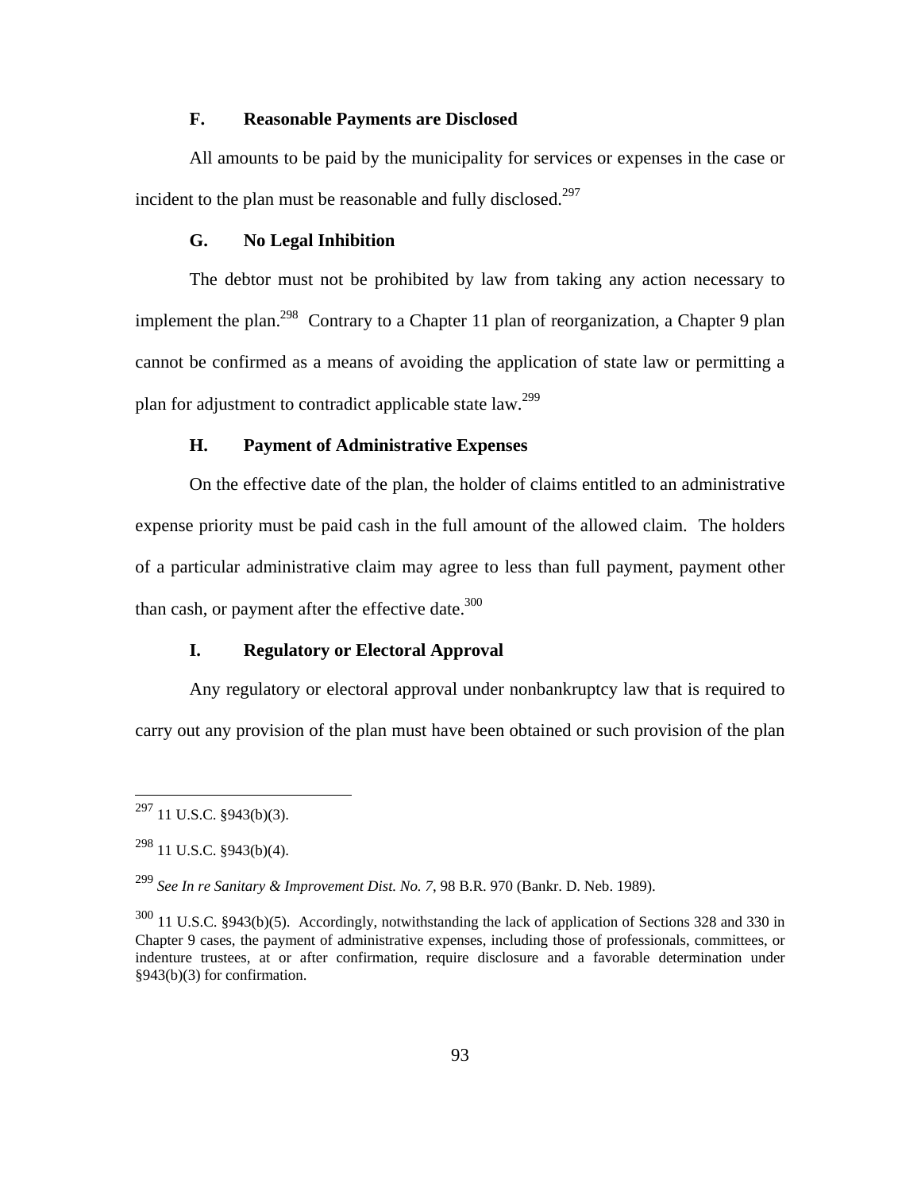### F. Reasonable Payments are Disclosed

All amounts to be paid by the municipality for services or expenses in the case or incident to the plan must be reasonable and fully disclosed.[297]

### G. No Legal Inhibition

The debtor must not be prohibited by law from taking any action necessary to implement the plan.[298] Contrary to a Chapter 11 plan of reorganization, a Chapter 9 plan cannot be confirmed as a means of avoiding the application of state law or permitting a plan for adjustment to contradict applicable state law.[299]

### H. Payment of Administrative Expenses

On the effective date of the plan, the holder of claims entitled to an administrative expense priority must be paid cash in the full amount of the allowed claim. The holders of a particular administrative claim may agree to less than full payment, payment other than cash, or payment after the effective date.[300]

### I. Regulatory or Electoral Approval

Any regulatory or electoral approval under nonbankruptcy law that is required to carry out any provision of the plan must have been obtained or such provision of the plan

---

[297] 11 U.S.C. §943(b)(3).

[298] 11 U.S.C. §943(b)(4).

[299] *See In re Sanitary & Improvement Dist. No. 7*, 98 B.R. 970 (Bankr. D. Neb. 1989).

[300] 11 U.S.C. §943(b)(5). Accordingly, notwithstanding the lack of application of Sections 328 and 330 in Chapter 9 cases, the payment of administrative expenses, including those of professionals, committees, or indenture trustees, at or after confirmation, require disclosure and a favorable determination under §943(b)(3) for confirmation.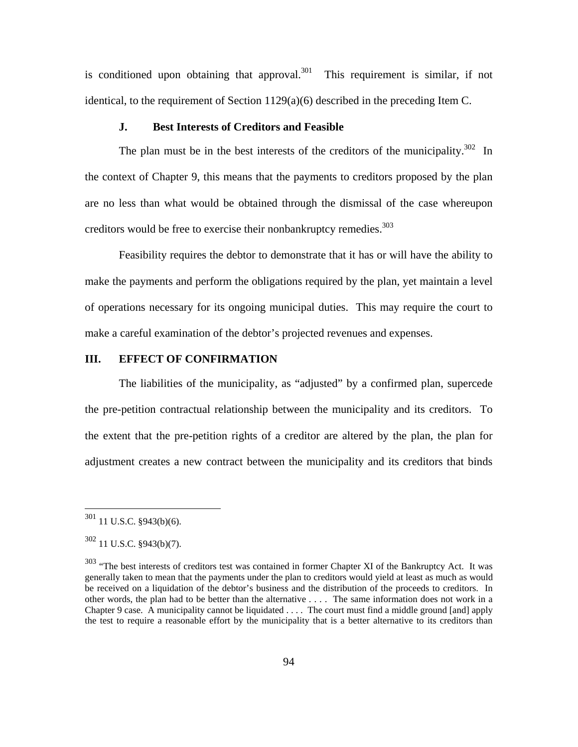is conditioned upon obtaining that approval.[301] This requirement is similar, if not identical, to the requirement of Section 1129(a)(6) described in the preceding Item C.

### J. Best Interests of Creditors and Feasible

The plan must be in the best interests of the creditors of the municipality.[302] In the context of Chapter 9, this means that the payments to creditors proposed by the plan are no less than what would be obtained through the dismissal of the case whereupon creditors would be free to exercise their nonbankruptcy remedies.[303]

Feasibility requires the debtor to demonstrate that it has or will have the ability to make the payments and perform the obligations required by the plan, yet maintain a level of operations necessary for its ongoing municipal duties. This may require the court to make a careful examination of the debtor's projected revenues and expenses.

## III. EFFECT OF CONFIRMATION

The liabilities of the municipality, as "adjusted" by a confirmed plan, supercede the pre-petition contractual relationship between the municipality and its creditors. To the extent that the pre-petition rights of a creditor are altered by the plan, the plan for adjustment creates a new contract between the municipality and its creditors that binds

---

[301] 11 U.S.C. §943(b)(6).

[302] 11 U.S.C. §943(b)(7).

[303] "The best interests of creditors test was contained in former Chapter XI of the Bankruptcy Act. It was generally taken to mean that the payments under the plan to creditors would yield at least as much as would be received on a liquidation of the debtor's business and the distribution of the proceeds to creditors. In other words, the plan had to be better than the alternative . . . . The same information does not work in a Chapter 9 case. A municipality cannot be liquidated . . . . The court must find a middle ground [and] apply the test to require a reasonable effort by the municipality that is a better alternative to its creditors than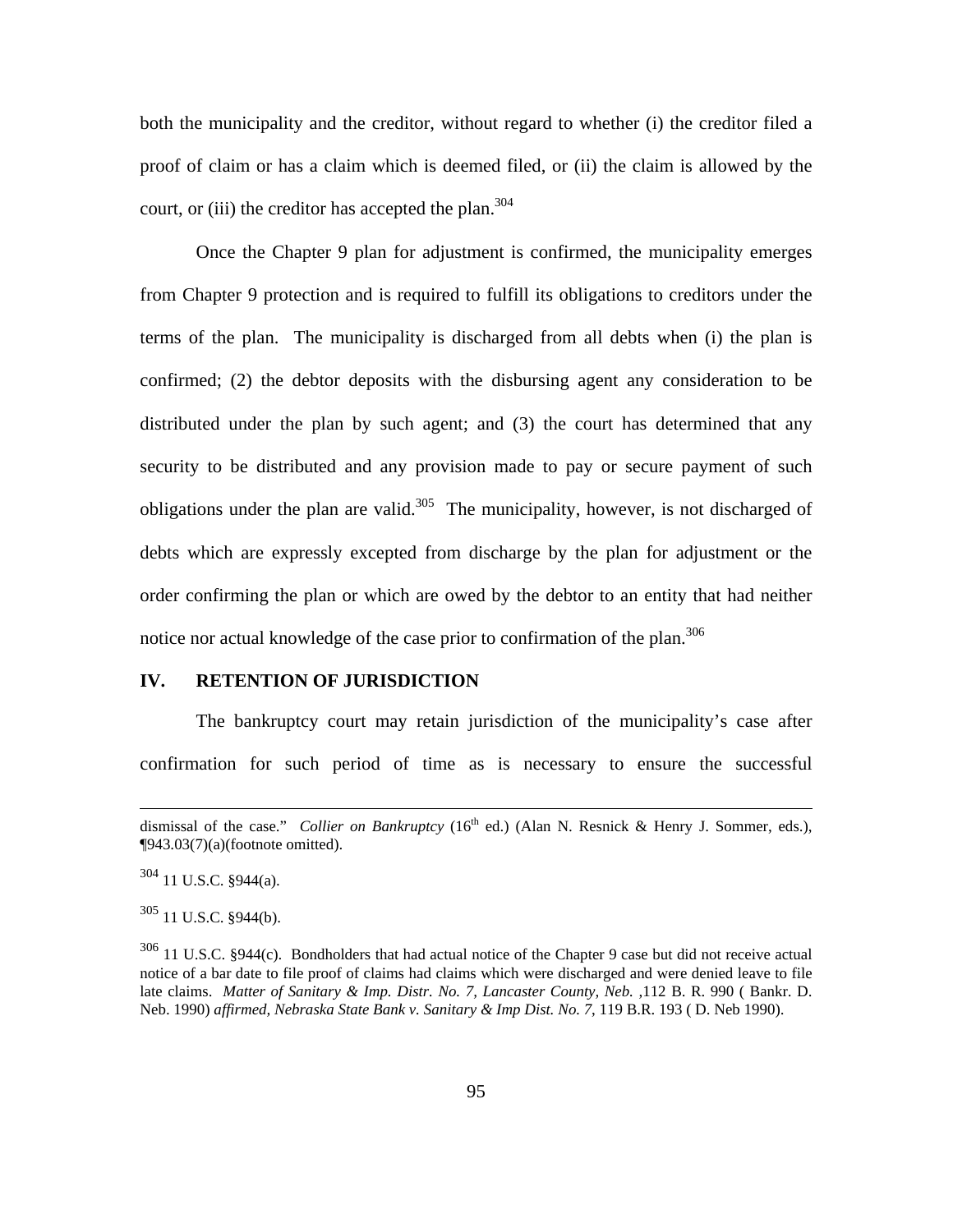both the municipality and the creditor, without regard to whether (i) the creditor filed a proof of claim or has a claim which is deemed filed, or (ii) the claim is allowed by the court, or (iii) the creditor has accepted the plan.[304]

Once the Chapter 9 plan for adjustment is confirmed, the municipality emerges from Chapter 9 protection and is required to fulfill its obligations to creditors under the terms of the plan. The municipality is discharged from all debts when (i) the plan is confirmed; (2) the debtor deposits with the disbursing agent any consideration to be distributed under the plan by such agent; and (3) the court has determined that any security to be distributed and any provision made to pay or secure payment of such obligations under the plan are valid.[305] The municipality, however, is not discharged of debts which are expressly excepted from discharge by the plan for adjustment or the order confirming the plan or which are owed by the debtor to an entity that had neither notice nor actual knowledge of the case prior to confirmation of the plan.[306]

## IV. RETENTION OF JURISDICTION

The bankruptcy court may retain jurisdiction of the municipality's case after confirmation for such period of time as is necessary to ensure the successful

---

dismissal of the case." *Collier on Bankruptcy* (16th ed.) (Alan N. Resnick & Henry J. Sommer, eds.), ¶943.03(7)(a)(footnote omitted).

[304] 11 U.S.C. §944(a).

[305] 11 U.S.C. §944(b).

[306] 11 U.S.C. §944(c). Bondholders that had actual notice of the Chapter 9 case but did not receive actual notice of a bar date to file proof of claims had claims which were discharged and were denied leave to file late claims. *Matter of Sanitary & Imp. Distr. No. 7, Lancaster County, Neb.* ,112 B. R. 990 ( Bankr. D. Neb. 1990) *affirmed, Nebraska State Bank v. Sanitary & Imp Dist. No. 7*, 119 B.R. 193 ( D. Neb 1990).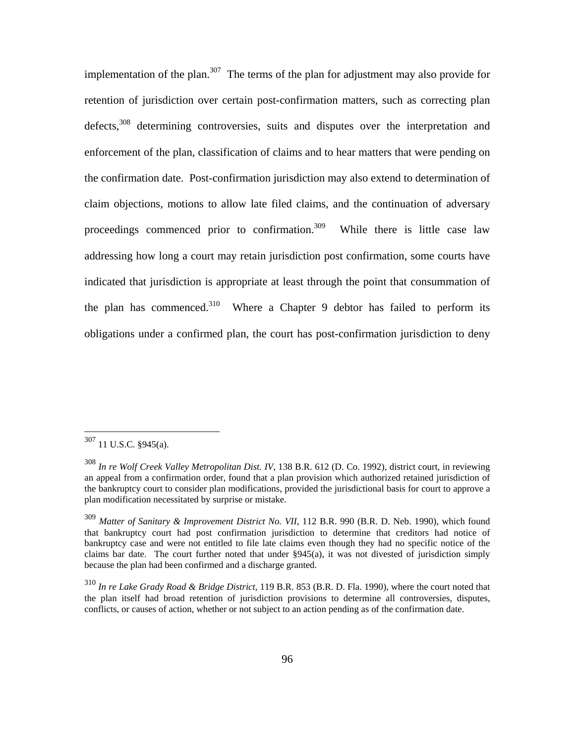implementation of the plan.[307] The terms of the plan for adjustment may also provide for retention of jurisdiction over certain post-confirmation matters, such as correcting plan defects,[308] determining controversies, suits and disputes over the interpretation and enforcement of the plan, classification of claims and to hear matters that were pending on the confirmation date. Post-confirmation jurisdiction may also extend to determination of claim objections, motions to allow late filed claims, and the continuation of adversary proceedings commenced prior to confirmation.[309] While there is little case law addressing how long a court may retain jurisdiction post confirmation, some courts have indicated that jurisdiction is appropriate at least through the point that consummation of the plan has commenced.[310] Where a Chapter 9 debtor has failed to perform its obligations under a confirmed plan, the court has post-confirmation jurisdiction to deny

---

[307] 11 U.S.C. §945(a).

[308] *In re Wolf Creek Valley Metropolitan Dist. IV*, 138 B.R. 612 (D. Co. 1992), district court, in reviewing an appeal from a confirmation order, found that a plan provision which authorized retained jurisdiction of the bankruptcy court to consider plan modifications, provided the jurisdictional basis for court to approve a plan modification necessitated by surprise or mistake.

[309] *Matter of Sanitary & Improvement District No. VII*, 112 B.R. 990 (B.R. D. Neb. 1990), which found that bankruptcy court had post confirmation jurisdiction to determine that creditors had notice of bankruptcy case and were not entitled to file late claims even though they had no specific notice of the claims bar date. The court further noted that under §945(a), it was not divested of jurisdiction simply because the plan had been confirmed and a discharge granted.

[310] *In re Lake Grady Road & Bridge District*, 119 B.R. 853 (B.R. D. Fla. 1990), where the court noted that the plan itself had broad retention of jurisdiction provisions to determine all controversies, disputes, conflicts, or causes of action, whether or not subject to an action pending as of the confirmation date.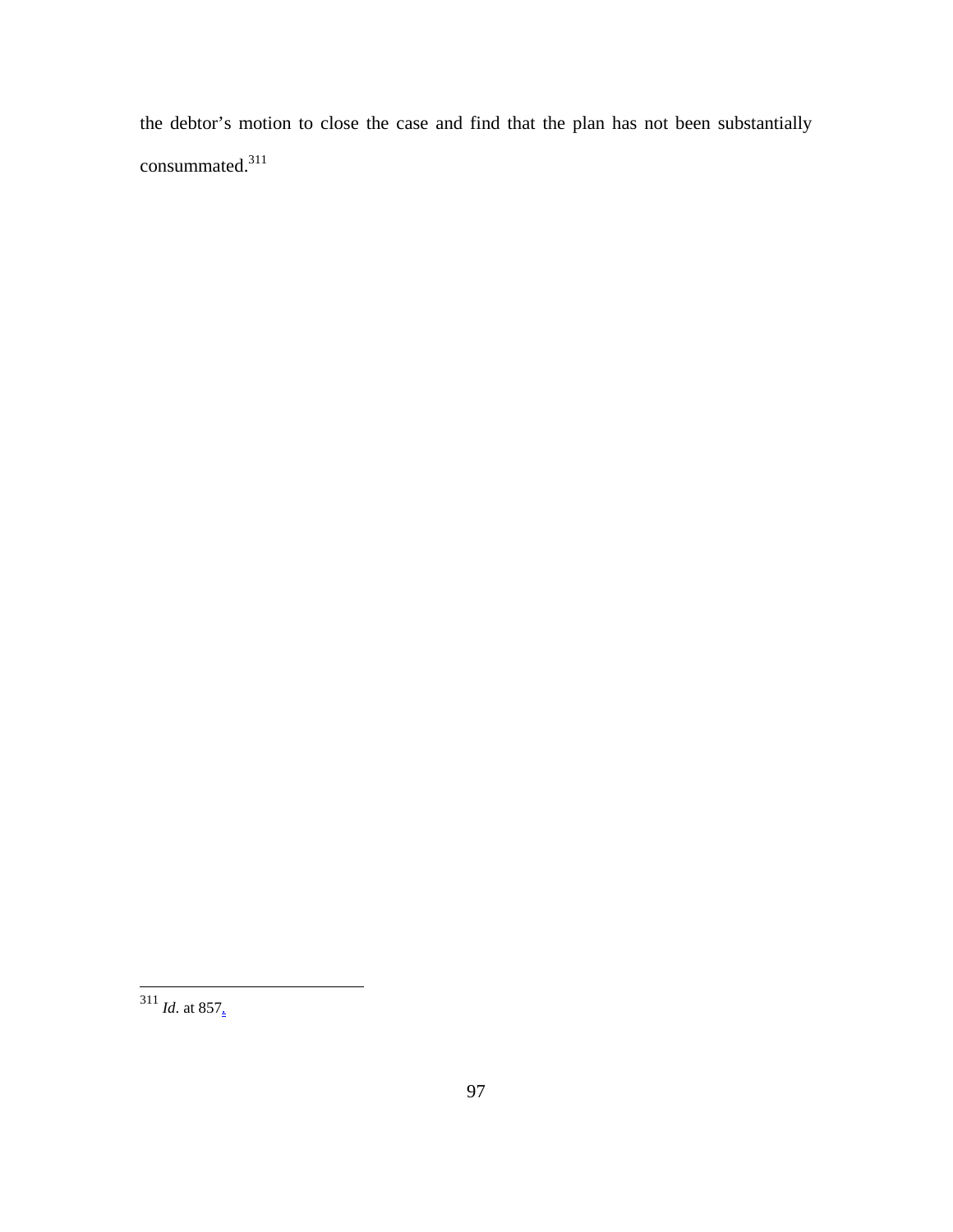the debtor's motion to close the case and find that the plan has not been substantially consummated.[311]

---

[311] *Id*. at 857.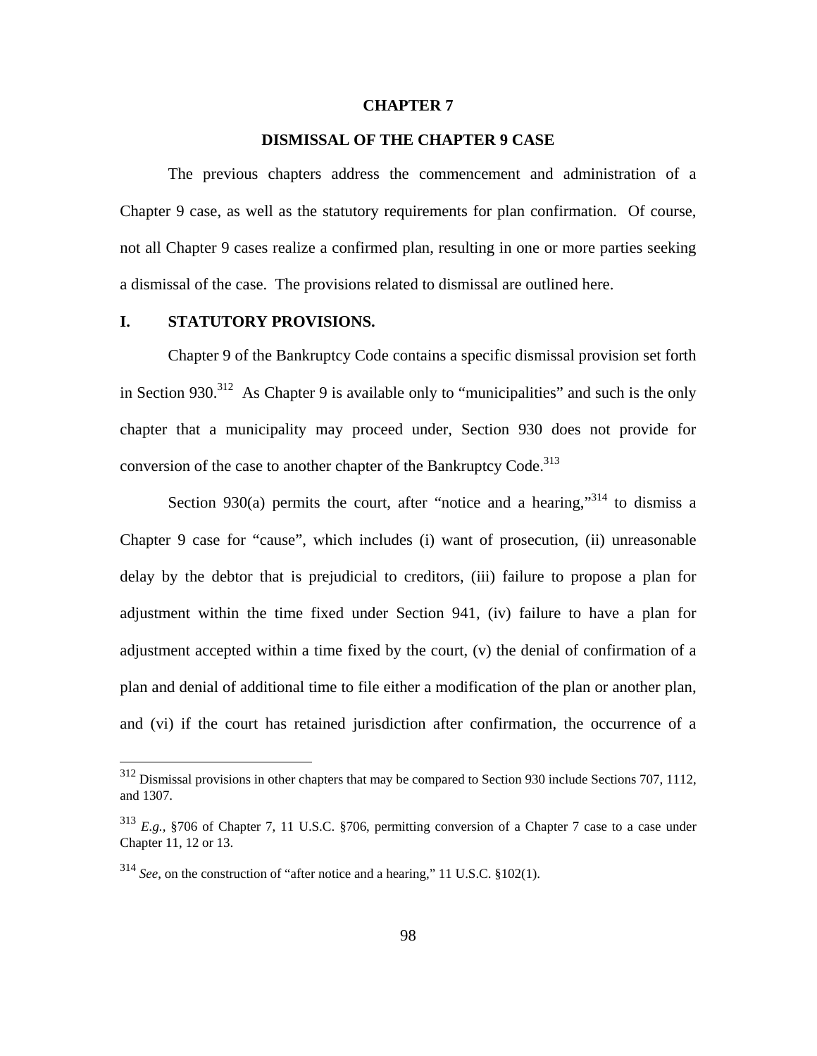# CHAPTER 7

## DISMISSAL OF THE CHAPTER 9 CASE

The previous chapters address the commencement and administration of a Chapter 9 case, as well as the statutory requirements for plan confirmation. Of course, not all Chapter 9 cases realize a confirmed plan, resulting in one or more parties seeking a dismissal of the case. The provisions related to dismissal are outlined here.

### I. STATUTORY PROVISIONS.

Chapter 9 of the Bankruptcy Code contains a specific dismissal provision set forth in Section 930.[312] As Chapter 9 is available only to "municipalities" and such is the only chapter that a municipality may proceed under, Section 930 does not provide for conversion of the case to another chapter of the Bankruptcy Code.[313]

Section 930(a) permits the court, after "notice and a hearing,"[314] to dismiss a Chapter 9 case for "cause", which includes (i) want of prosecution, (ii) unreasonable delay by the debtor that is prejudicial to creditors, (iii) failure to propose a plan for adjustment within the time fixed under Section 941, (iv) failure to have a plan for adjustment accepted within a time fixed by the court, (v) the denial of confirmation of a plan and denial of additional time to file either a modification of the plan or another plan, and (vi) if the court has retained jurisdiction after confirmation, the occurrence of a

---

[312] Dismissal provisions in other chapters that may be compared to Section 930 include Sections 707, 1112, and 1307.

[313] *E.g.,* §706 of Chapter 7, 11 U.S.C. §706, permitting conversion of a Chapter 7 case to a case under Chapter 11, 12 or 13.

[314] *See*, on the construction of "after notice and a hearing," 11 U.S.C. §102(1).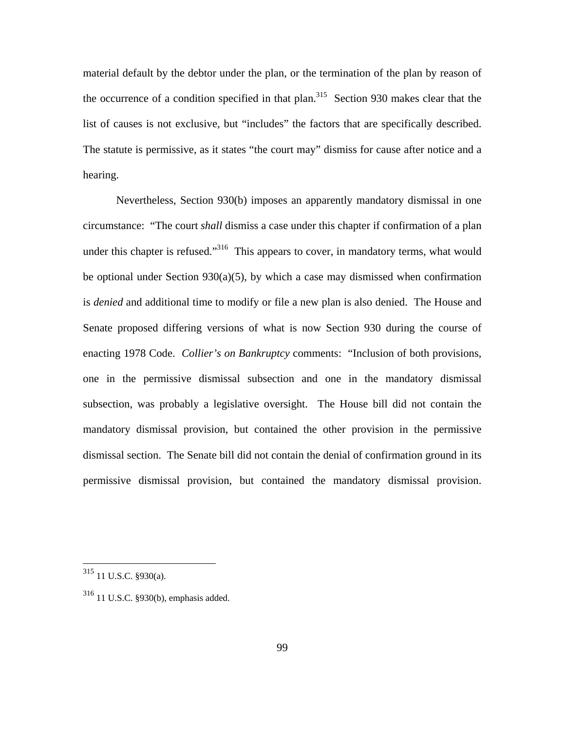material default by the debtor under the plan, or the termination of the plan by reason of the occurrence of a condition specified in that plan.[315] Section 930 makes clear that the list of causes is not exclusive, but "includes" the factors that are specifically described. The statute is permissive, as it states "the court may" dismiss for cause after notice and a hearing.

Nevertheless, Section 930(b) imposes an apparently mandatory dismissal in one circumstance: "The court *shall* dismiss a case under this chapter if confirmation of a plan under this chapter is refused."[316] This appears to cover, in mandatory terms, what would be optional under Section 930(a)(5), by which a case may dismissed when confirmation is *denied* and additional time to modify or file a new plan is also denied. The House and Senate proposed differing versions of what is now Section 930 during the course of enacting 1978 Code. *Collier's on Bankruptcy* comments: "Inclusion of both provisions, one in the permissive dismissal subsection and one in the mandatory dismissal subsection, was probably a legislative oversight. The House bill did not contain the mandatory dismissal provision, but contained the other provision in the permissive dismissal section. The Senate bill did not contain the denial of confirmation ground in its permissive dismissal provision, but contained the mandatory dismissal provision.

---

[315] 11 U.S.C. §930(a).

[316] 11 U.S.C. §930(b), emphasis added.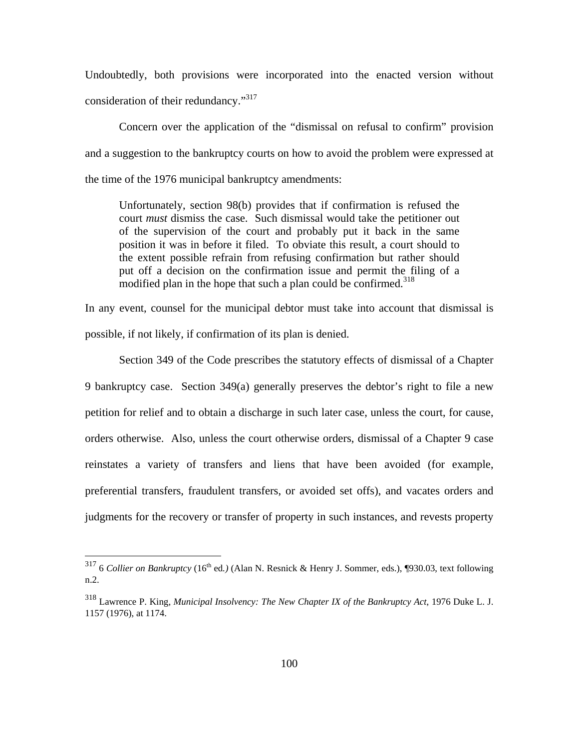Undoubtedly, both provisions were incorporated into the enacted version without consideration of their redundancy."[317]

Concern over the application of the "dismissal on refusal to confirm" provision and a suggestion to the bankruptcy courts on how to avoid the problem were expressed at the time of the 1976 municipal bankruptcy amendments:

> Unfortunately, section 98(b) provides that if confirmation is refused the court *must* dismiss the case. Such dismissal would take the petitioner out of the supervision of the court and probably put it back in the same position it was in before it filed. To obviate this result, a court should to the extent possible refrain from refusing confirmation but rather should put off a decision on the confirmation issue and permit the filing of a modified plan in the hope that such a plan could be confirmed.[318]

In any event, counsel for the municipal debtor must take into account that dismissal is possible, if not likely, if confirmation of its plan is denied.

Section 349 of the Code prescribes the statutory effects of dismissal of a Chapter 9 bankruptcy case. Section 349(a) generally preserves the debtor's right to file a new petition for relief and to obtain a discharge in such later case, unless the court, for cause, orders otherwise. Also, unless the court otherwise orders, dismissal of a Chapter 9 case reinstates a variety of transfers and liens that have been avoided (for example, preferential transfers, fraudulent transfers, or avoided set offs), and vacates orders and judgments for the recovery or transfer of property in such instances, and revests property

---

[317] 6 *Collier on Bankruptcy* (16th ed.) (Alan N. Resnick & Henry J. Sommer, eds.), ¶930.03, text following n.2.

[318] Lawrence P. King, *Municipal Insolvency: The New Chapter IX of the Bankruptcy Act*, 1976 Duke L. J. 1157 (1976), at 1174.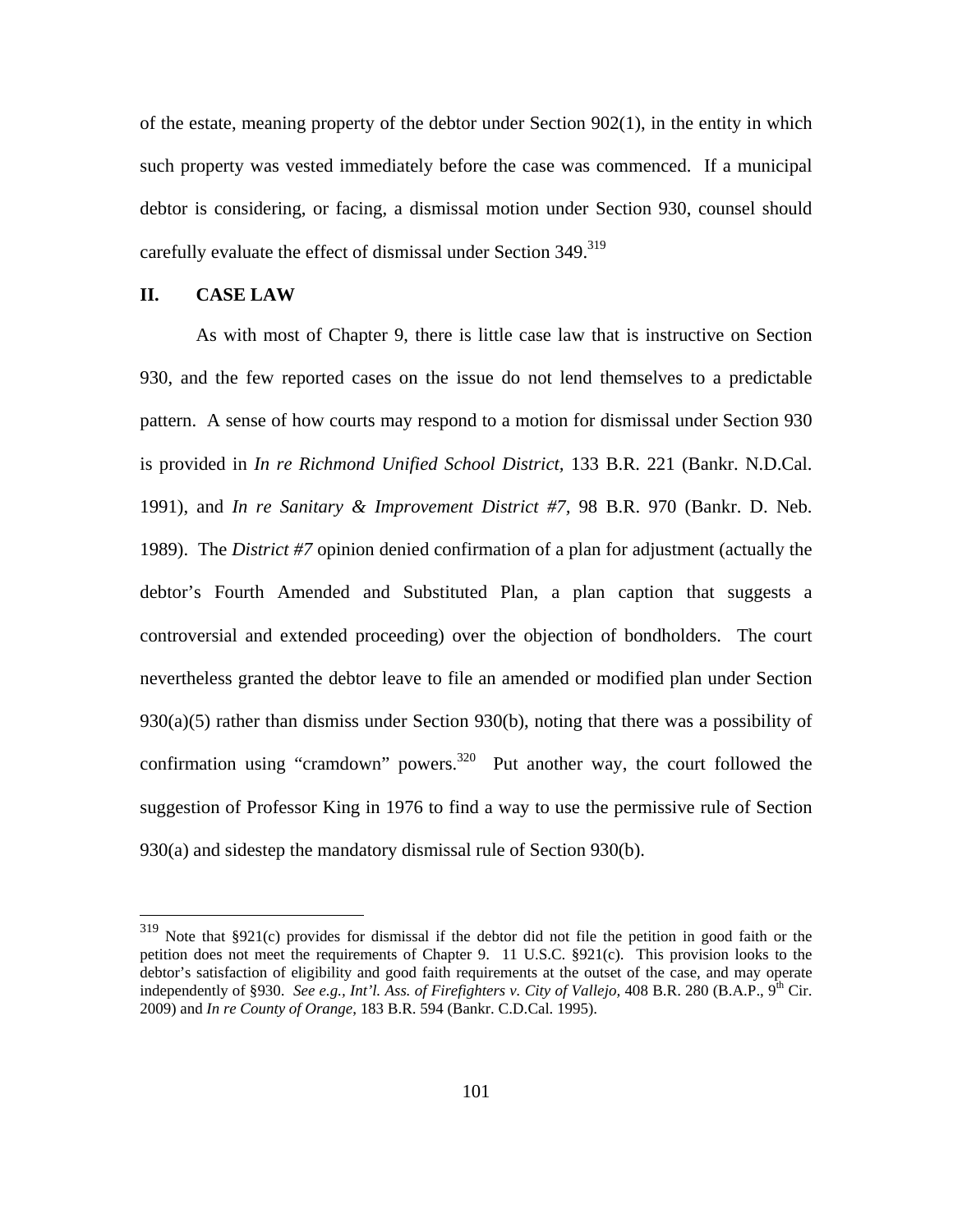of the estate, meaning property of the debtor under Section 902(1), in the entity in which such property was vested immediately before the case was commenced. If a municipal debtor is considering, or facing, a dismissal motion under Section 930, counsel should carefully evaluate the effect of dismissal under Section 349.[319]

## II. CASE LAW

As with most of Chapter 9, there is little case law that is instructive on Section 930, and the few reported cases on the issue do not lend themselves to a predictable pattern. A sense of how courts may respond to a motion for dismissal under Section 930 is provided in *In re Richmond Unified School District*, 133 B.R. 221 (Bankr. N.D.Cal. 1991), and *In re Sanitary & Improvement District #7*, 98 B.R. 970 (Bankr. D. Neb. 1989). The *District #7* opinion denied confirmation of a plan for adjustment (actually the debtor's Fourth Amended and Substituted Plan, a plan caption that suggests a controversial and extended proceeding) over the objection of bondholders. The court nevertheless granted the debtor leave to file an amended or modified plan under Section 930(a)(5) rather than dismiss under Section 930(b), noting that there was a possibility of confirmation using "cramdown" powers.[320] Put another way, the court followed the suggestion of Professor King in 1976 to find a way to use the permissive rule of Section 930(a) and sidestep the mandatory dismissal rule of Section 930(b).

---

[319] Note that §921(c) provides for dismissal if the debtor did not file the petition in good faith or the petition does not meet the requirements of Chapter 9. 11 U.S.C. §921(c). This provision looks to the debtor's satisfaction of eligibility and good faith requirements at the outset of the case, and may operate independently of §930. *See e.g., Int'l. Ass. of Firefighters v. City of Vallejo,* 408 B.R. 280 (B.A.P., 9th Cir. 2009) and *In re County of Orange*, 183 B.R. 594 (Bankr. C.D.Cal. 1995).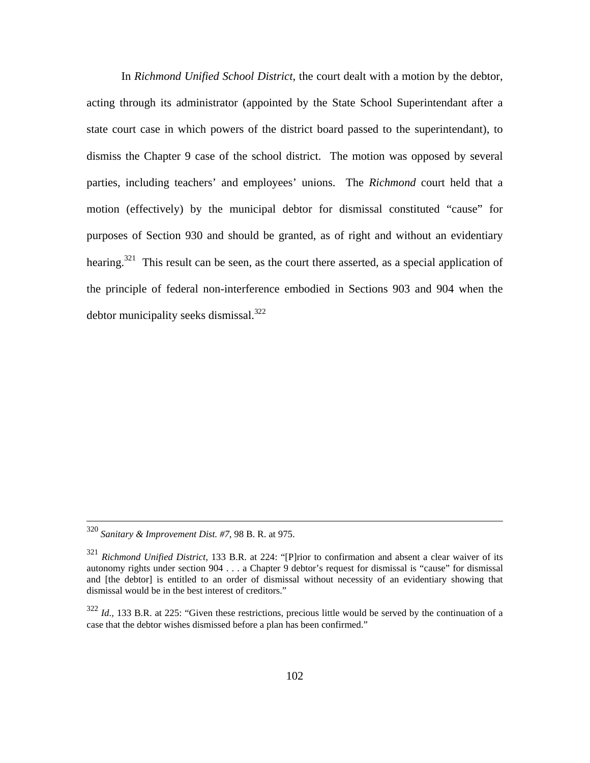In *Richmond Unified School District*, the court dealt with a motion by the debtor, acting through its administrator (appointed by the State School Superintendant after a state court case in which powers of the district board passed to the superintendant), to dismiss the Chapter 9 case of the school district. The motion was opposed by several parties, including teachers' and employees' unions. The *Richmond* court held that a motion (effectively) by the municipal debtor for dismissal constituted "cause" for purposes of Section 930 and should be granted, as of right and without an evidentiary hearing.[321] This result can be seen, as the court there asserted, as a special application of the principle of federal non-interference embodied in Sections 903 and 904 when the debtor municipality seeks dismissal.[322]

---

[320] *Sanitary & Improvement Dist. #7*, 98 B. R. at 975.

[321] *Richmond Unified District,* 133 B.R. at 224: "[P]rior to confirmation and absent a clear waiver of its autonomy rights under section 904 . . . a Chapter 9 debtor's request for dismissal is "cause" for dismissal and [the debtor] is entitled to an order of dismissal without necessity of an evidentiary showing that dismissal would be in the best interest of creditors."

[322] *Id.,* 133 B.R. at 225: "Given these restrictions, precious little would be served by the continuation of a case that the debtor wishes dismissed before a plan has been confirmed."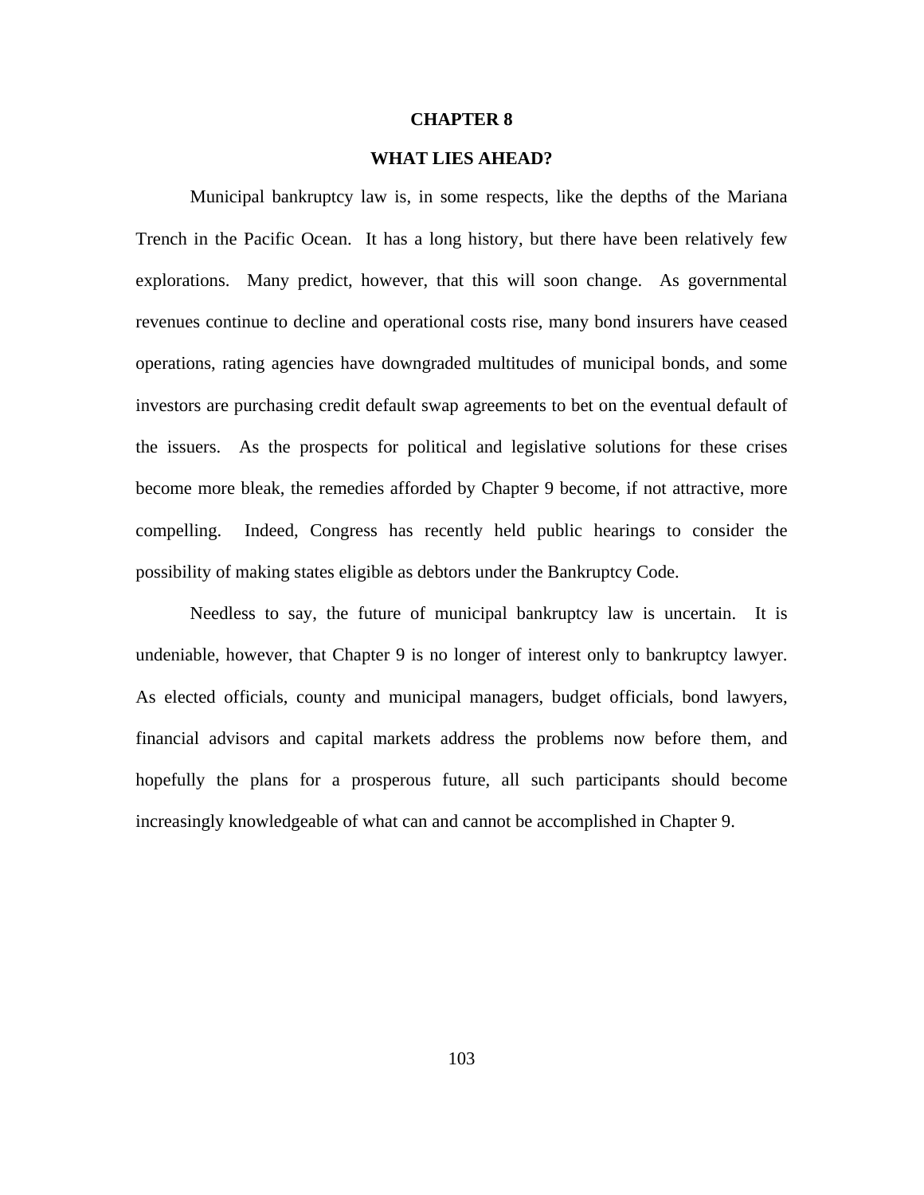# CHAPTER 8

## WHAT LIES AHEAD?

Municipal bankruptcy law is, in some respects, like the depths of the Mariana Trench in the Pacific Ocean. It has a long history, but there have been relatively few explorations. Many predict, however, that this will soon change. As governmental revenues continue to decline and operational costs rise, many bond insurers have ceased operations, rating agencies have downgraded multitudes of municipal bonds, and some investors are purchasing credit default swap agreements to bet on the eventual default of the issuers. As the prospects for political and legislative solutions for these crises become more bleak, the remedies afforded by Chapter 9 become, if not attractive, more compelling. Indeed, Congress has recently held public hearings to consider the possibility of making states eligible as debtors under the Bankruptcy Code.

Needless to say, the future of municipal bankruptcy law is uncertain. It is undeniable, however, that Chapter 9 is no longer of interest only to bankruptcy lawyer. As elected officials, county and municipal managers, budget officials, bond lawyers, financial advisors and capital markets address the problems now before them, and hopefully the plans for a prosperous future, all such participants should become increasingly knowledgeable of what can and cannot be accomplished in Chapter 9.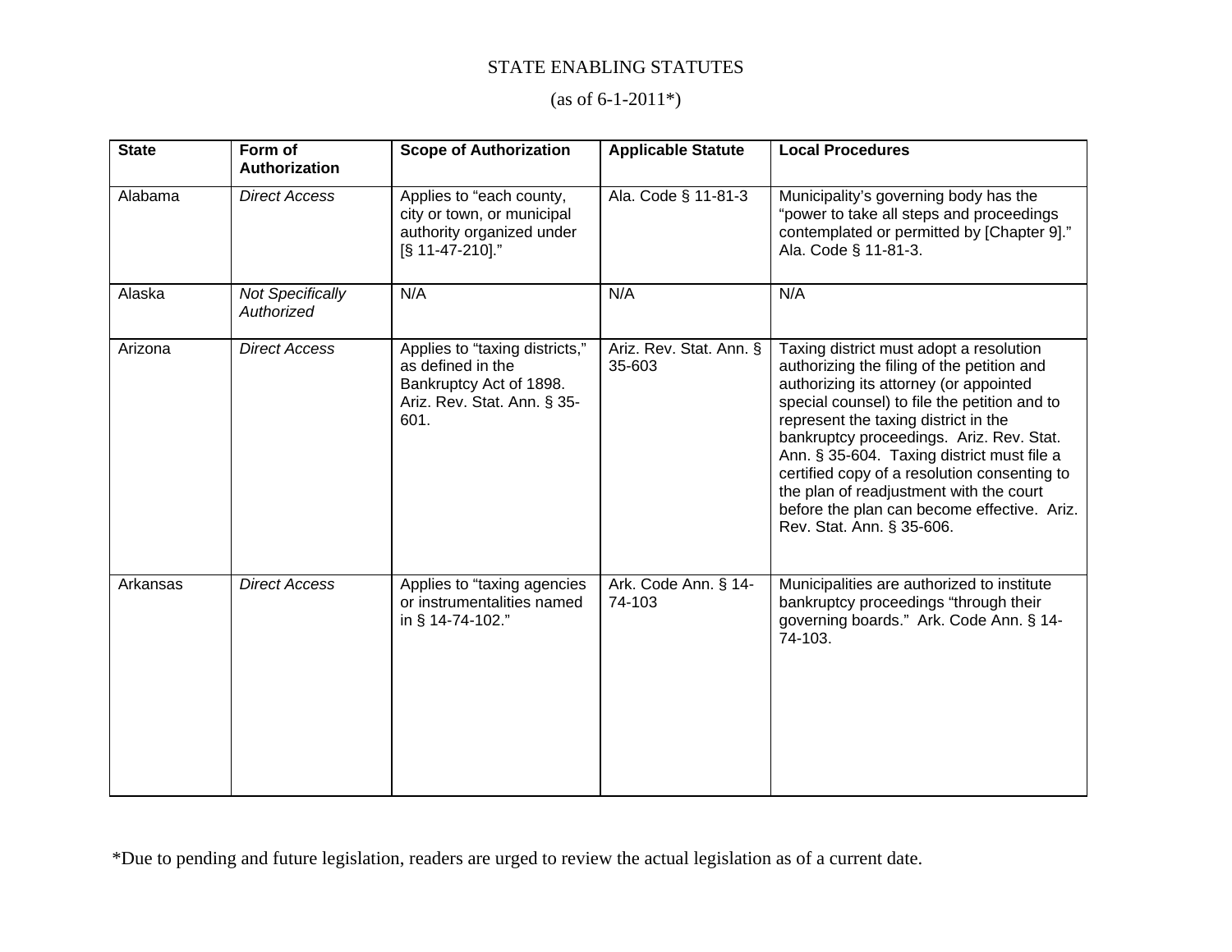# STATE ENABLING STATUTES

(as of 6-1-2011*)

| State | Form of Authorization | Scope of Authorization | Applicable Statute | Local Procedures |
|---|---|---|---|---|
| Alabama | *Direct Access* | Applies to "each county, city or town, or municipal authority organized under [§ 11-47-210]." | Ala. Code § 11-81-3 | Municipality's governing body has the "power to take all steps and proceedings contemplated or permitted by [Chapter 9]." Ala. Code § 11-81-3. |
| Alaska | *Not Specifically Authorized* | N/A | N/A | N/A |
| Arizona | *Direct Access* | Applies to "taxing districts," as defined in the Bankruptcy Act of 1898. Ariz. Rev. Stat. Ann. § 35-601. | Ariz. Rev. Stat. Ann. § 35-603 | Taxing district must adopt a resolution authorizing the filing of the petition and authorizing its attorney (or appointed special counsel) to file the petition and to represent the taxing district in the bankruptcy proceedings. Ariz. Rev. Stat. Ann. § 35-604. Taxing district must file a certified copy of a resolution consenting to the plan of readjustment with the court before the plan can become effective. Ariz. Rev. Stat. Ann. § 35-606. |
| Arkansas | *Direct Access* | Applies to "taxing agencies or instrumentalities named in § 14-74-102." | Ark. Code Ann. § 14-74-103 | Municipalities are authorized to institute bankruptcy proceedings "through their governing boards." Ark. Code Ann. § 14-74-103. |

*Due to pending and future legislation, readers are urged to review the actual legislation as of a current date.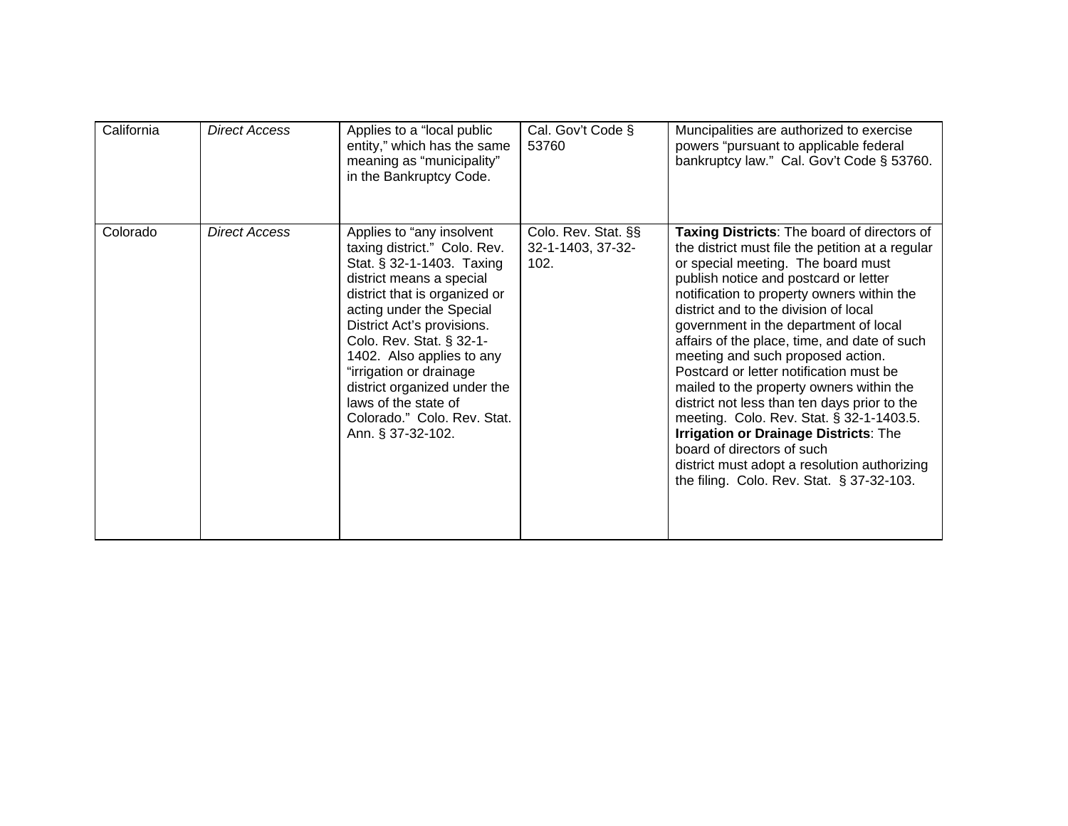| California | *Direct Access* | Applies to a "local public entity," which has the same meaning as "municipality" in the Bankruptcy Code. | Cal. Gov't Code § 53760 | Muncipalities are authorized to exercise powers "pursuant to applicable federal bankruptcy law." Cal. Gov't Code § 53760. |
|---|---|---|---|---|
| Colorado | *Direct Access* | Applies to "any insolvent taxing district." Colo. Rev. Stat. § 32-1-1403. Taxing district means a special district that is organized or acting under the Special District Act's provisions. Colo. Rev. Stat. § 32-1-1402. Also applies to any "irrigation or drainage district organized under the laws of the state of Colorado." Colo. Rev. Stat. Ann. § 37-32-102. | Colo. Rev. Stat. §§ 32-1-1403, 37-32-102. | **Taxing Districts**: The board of directors of the district must file the petition at a regular or special meeting. The board must publish notice and postcard or letter notification to property owners within the district and to the division of local government in the department of local affairs of the place, time, and date of such meeting and such proposed action. Postcard or letter notification must be mailed to the property owners within the district not less than ten days prior to the meeting. Colo. Rev. Stat. § 32-1-1403.5. **Irrigation or Drainage Districts**: The board of directors of such district must adopt a resolution authorizing the filing. Colo. Rev. Stat. § 37-32-103. |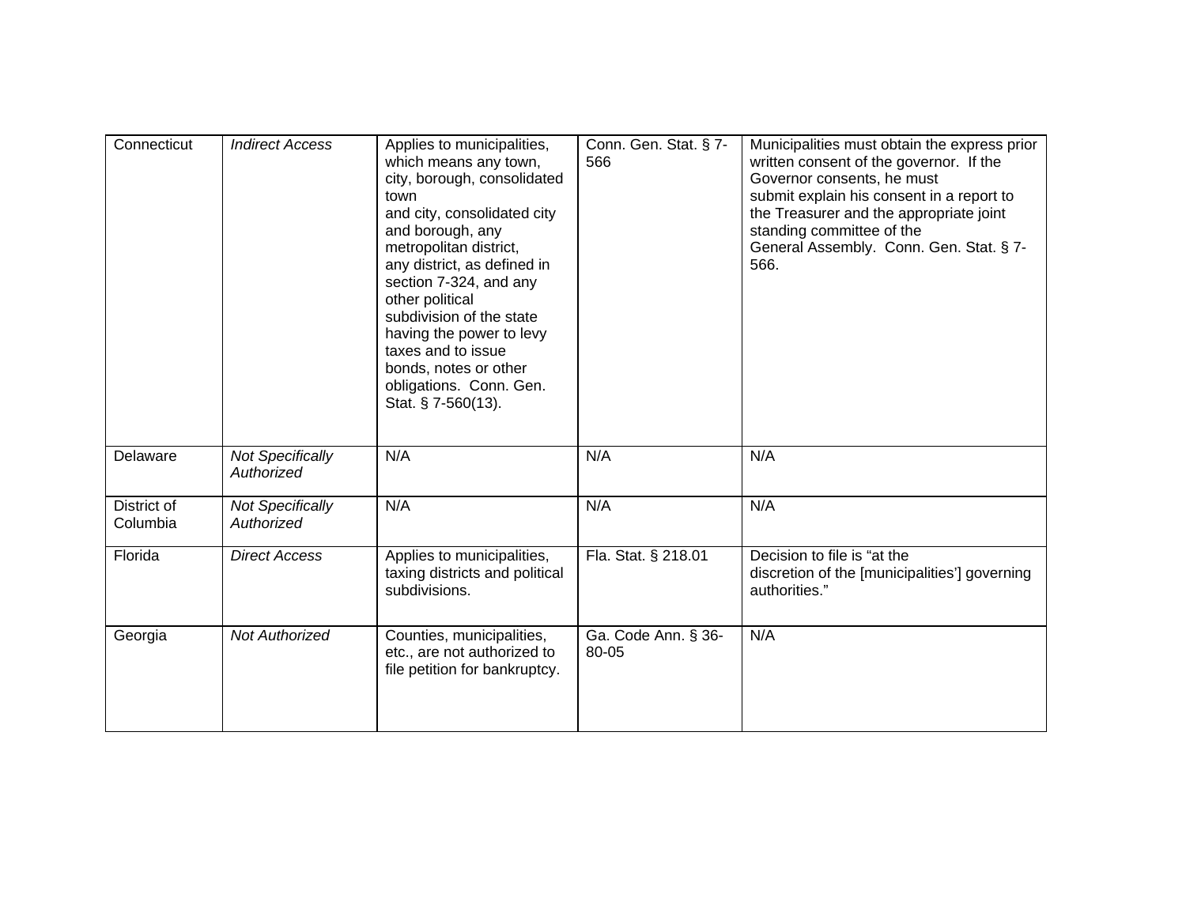| Connecticut | *Indirect Access* | Applies to municipalities, which means any town, city, borough, consolidated town and city, consolidated city and borough, any metropolitan district, any district, as defined in section 7-324, and any other political subdivision of the state having the power to levy taxes and to issue bonds, notes or other obligations. Conn. Gen. Stat. § 7-560(13). | Conn. Gen. Stat. § 7-566 | Municipalities must obtain the express prior written consent of the governor. If the Governor consents, he must submit explain his consent in a report to the Treasurer and the appropriate joint standing committee of the General Assembly. Conn. Gen. Stat. § 7-566. |
|---|---|---|---|---|
| Delaware | *Not Specifically Authorized* | N/A | N/A | N/A |
| District of Columbia | *Not Specifically Authorized* | N/A | N/A | N/A |
| Florida | *Direct Access* | Applies to municipalities, taxing districts and political subdivisions. | Fla. Stat. § 218.01 | Decision to file is "at the discretion of the [municipalities'] governing authorities." |
| Georgia | *Not Authorized* | Counties, municipalities, etc., are not authorized to file petition for bankruptcy. | Ga. Code Ann. § 36-80-05 | N/A |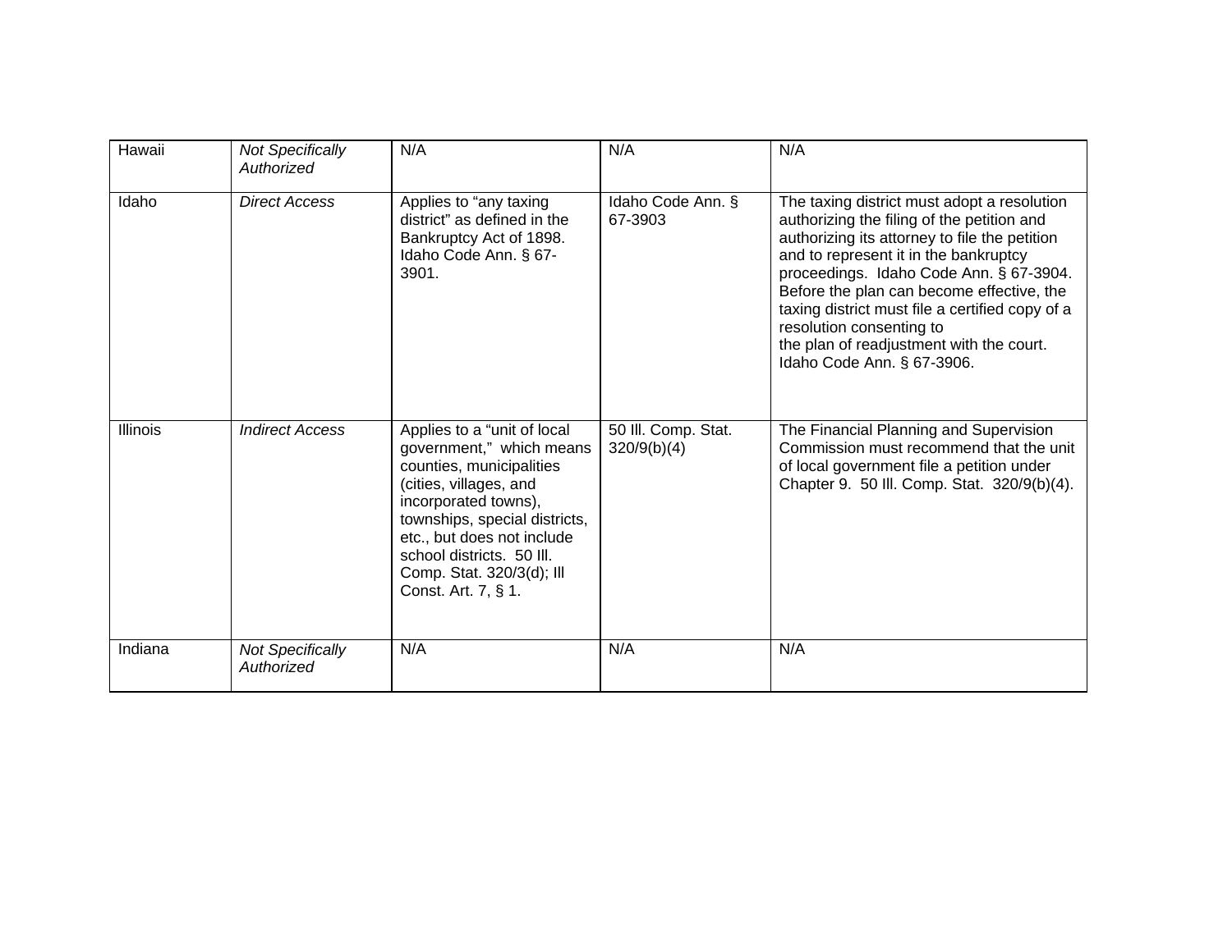| Hawaii | *Not Specifically Authorized* | N/A | N/A | N/A |
|---|---|---|---|---|
| Idaho | *Direct Access* | Applies to "any taxing district" as defined in the Bankruptcy Act of 1898. Idaho Code Ann. § 67-3901. | Idaho Code Ann. § 67-3903 | The taxing district must adopt a resolution authorizing the filing of the petition and authorizing its attorney to file the petition and to represent it in the bankruptcy proceedings. Idaho Code Ann. § 67-3904. Before the plan can become effective, the taxing district must file a certified copy of a resolution consenting to the plan of readjustment with the court. Idaho Code Ann. § 67-3906. |
| Illinois | *Indirect Access* | Applies to a "unit of local government," which means counties, municipalities (cities, villages, and incorporated towns), townships, special districts, etc., but does not include school districts. 50 Ill. Comp. Stat. 320/3(d); Ill Const. Art. 7, § 1. | 50 Ill. Comp. Stat. 320/9(b)(4) | The Financial Planning and Supervision Commission must recommend that the unit of local government file a petition under Chapter 9. 50 Ill. Comp. Stat. 320/9(b)(4). |
| Indiana | *Not Specifically Authorized* | N/A | N/A | N/A |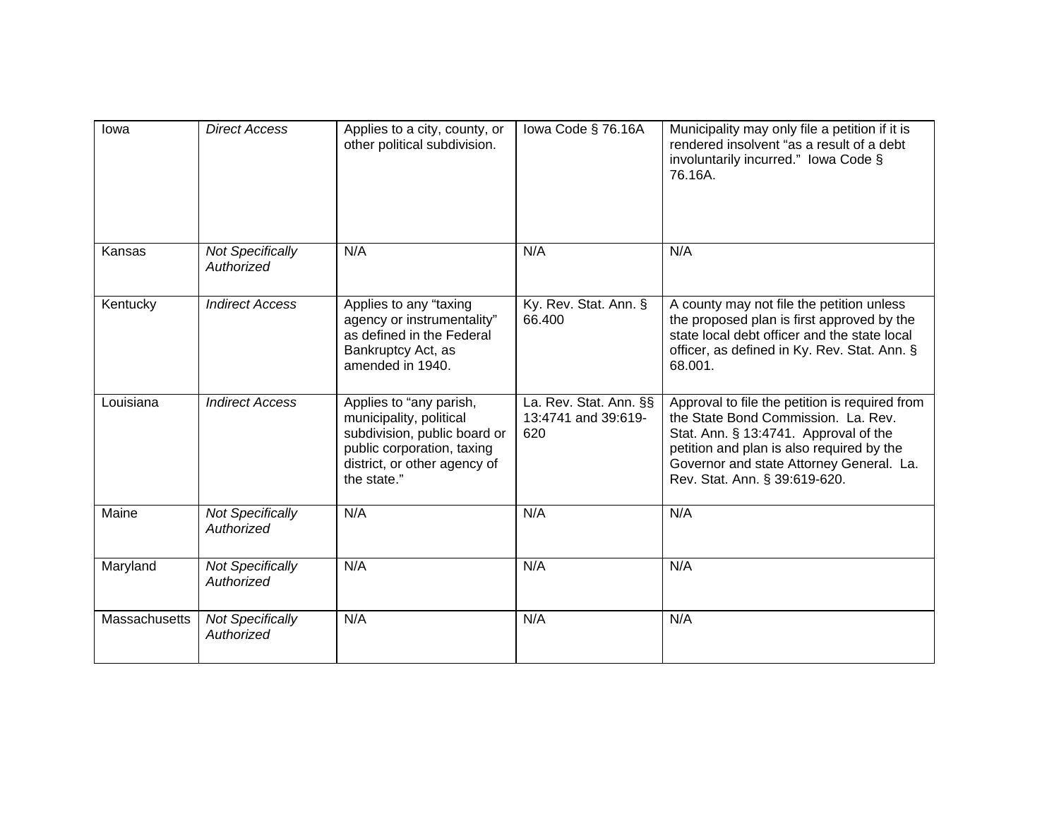| | | | | |
|---|---|---|---|---|
| Iowa | *Direct Access* | Applies to a city, county, or other political subdivision. | Iowa Code § 76.16A | Municipality may only file a petition if it is rendered insolvent "as a result of a debt involuntarily incurred." Iowa Code § 76.16A. |
| Kansas | *Not Specifically Authorized* | N/A | N/A | N/A |
| Kentucky | *Indirect Access* | Applies to any "taxing agency or instrumentality" as defined in the Federal Bankruptcy Act, as amended in 1940. | Ky. Rev. Stat. Ann. § 66.400 | A county may not file the petition unless the proposed plan is first approved by the state local debt officer and the state local officer, as defined in Ky. Rev. Stat. Ann. § 68.001. |
| Louisiana | *Indirect Access* | Applies to "any parish, municipality, political subdivision, public board or public corporation, taxing district, or other agency of the state." | La. Rev. Stat. Ann. §§ 13:4741 and 39:619-620 | Approval to file the petition is required from the State Bond Commission. La. Rev. Stat. Ann. § 13:4741. Approval of the petition and plan is also required by the Governor and state Attorney General. La. Rev. Stat. Ann. § 39:619-620. |
| Maine | *Not Specifically Authorized* | N/A | N/A | N/A |
| Maryland | *Not Specifically Authorized* | N/A | N/A | N/A |
| Massachusetts | *Not Specifically Authorized* | N/A | N/A | N/A |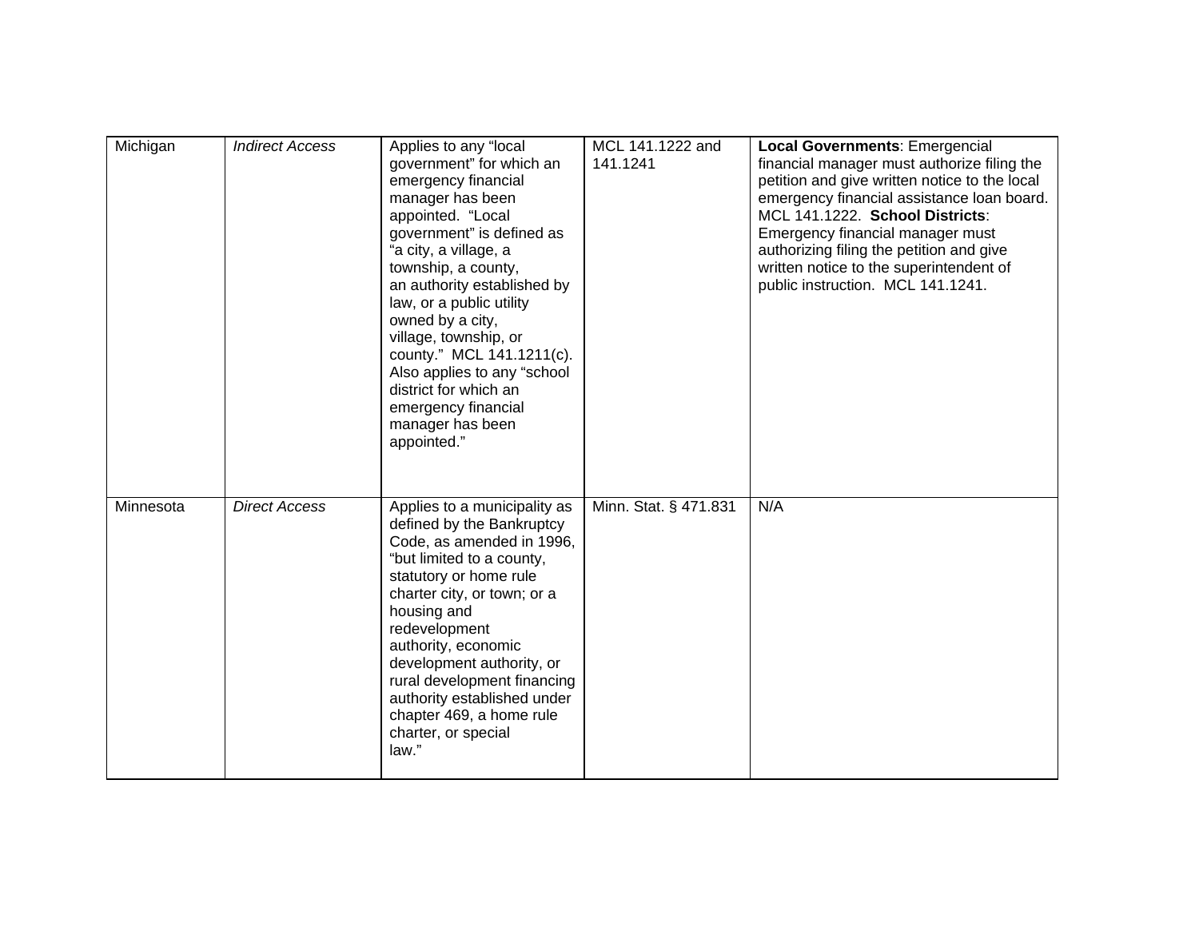| | | | | |
|---|---|---|---|---|
| Michigan | *Indirect Access* | Applies to any "local government" for which an emergency financial manager has been appointed. "Local government" is defined as "a city, a village, a township, a county, an authority established by law, or a public utility owned by a city, village, township, or county." MCL 141.1211(c). Also applies to any "school district for which an emergency financial manager has been appointed." | MCL 141.1222 and 141.1241 | **Local Governments**: Emergencial financial manager must authorize filing the petition and give written notice to the local emergency financial assistance loan board. MCL 141.1222. **School Districts**: Emergency financial manager must authorizing filing the petition and give written notice to the superintendent of public instruction. MCL 141.1241. |
| Minnesota | *Direct Access* | Applies to a municipality as defined by the Bankruptcy Code, as amended in 1996, "but limited to a county, statutory or home rule charter city, or town; or a housing and redevelopment authority, economic development authority, or rural development financing authority established under chapter 469, a home rule charter, or special law." | Minn. Stat. § 471.831 | N/A |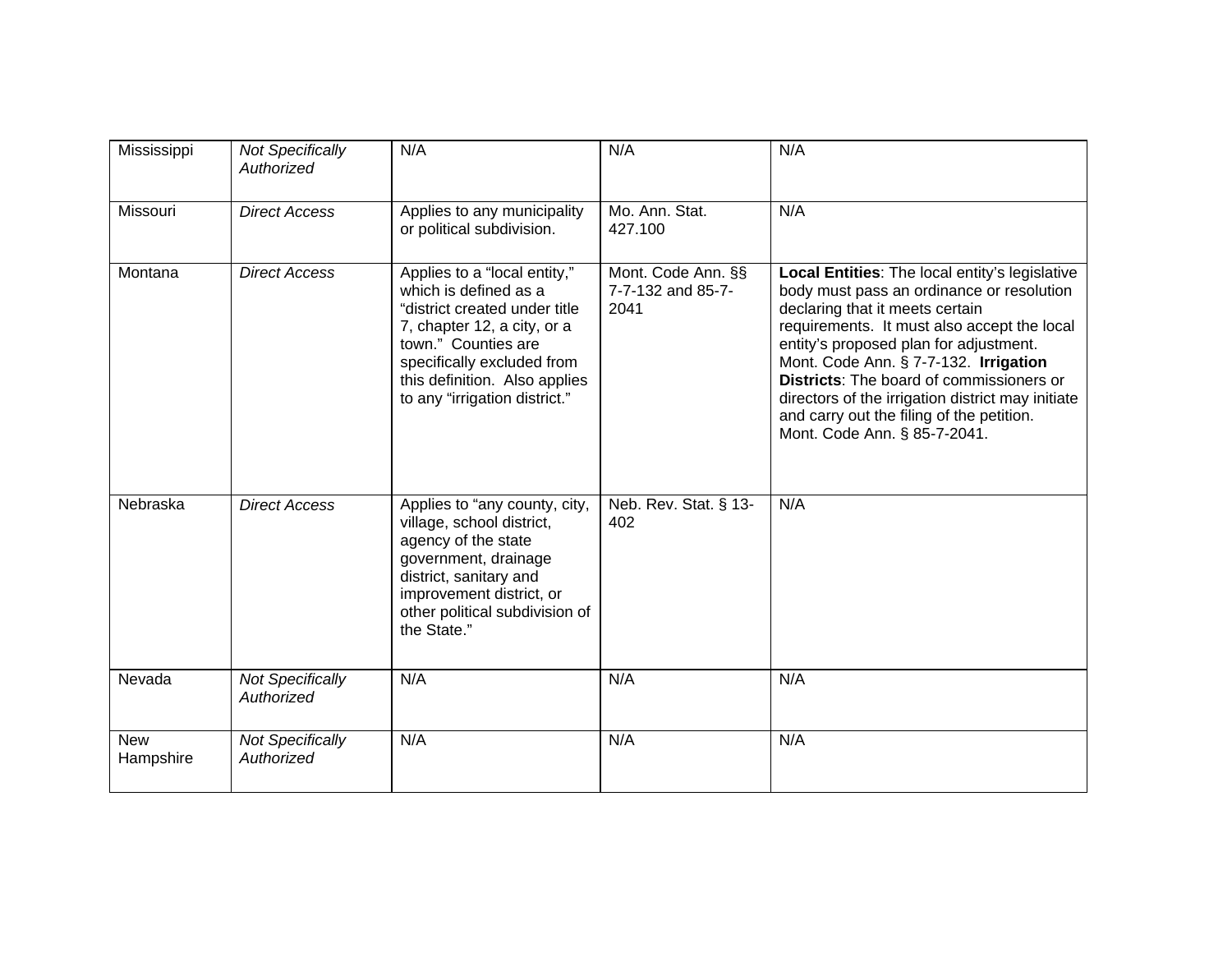| Mississippi | *Not Specifically Authorized* | N/A | N/A | N/A |
|---|---|---|---|---|
| Missouri | *Direct Access* | Applies to any municipality or political subdivision. | Mo. Ann. Stat. 427.100 | N/A |
| Montana | *Direct Access* | Applies to a "local entity," which is defined as a "district created under title 7, chapter 12, a city, or a town." Counties are specifically excluded from this definition. Also applies to any "irrigation district." | Mont. Code Ann. §§ 7-7-132 and 85-7-2041 | **Local Entities**: The local entity's legislative body must pass an ordinance or resolution declaring that it meets certain requirements. It must also accept the local entity's proposed plan for adjustment. Mont. Code Ann. § 7-7-132. **Irrigation Districts**: The board of commissioners or directors of the irrigation district may initiate and carry out the filing of the petition. Mont. Code Ann. § 85-7-2041. |
| Nebraska | *Direct Access* | Applies to "any county, city, village, school district, agency of the state government, drainage district, sanitary and improvement district, or other political subdivision of the State." | Neb. Rev. Stat. § 13-402 | N/A |
| Nevada | *Not Specifically Authorized* | N/A | N/A | N/A |
| New Hampshire | *Not Specifically Authorized* | N/A | N/A | N/A |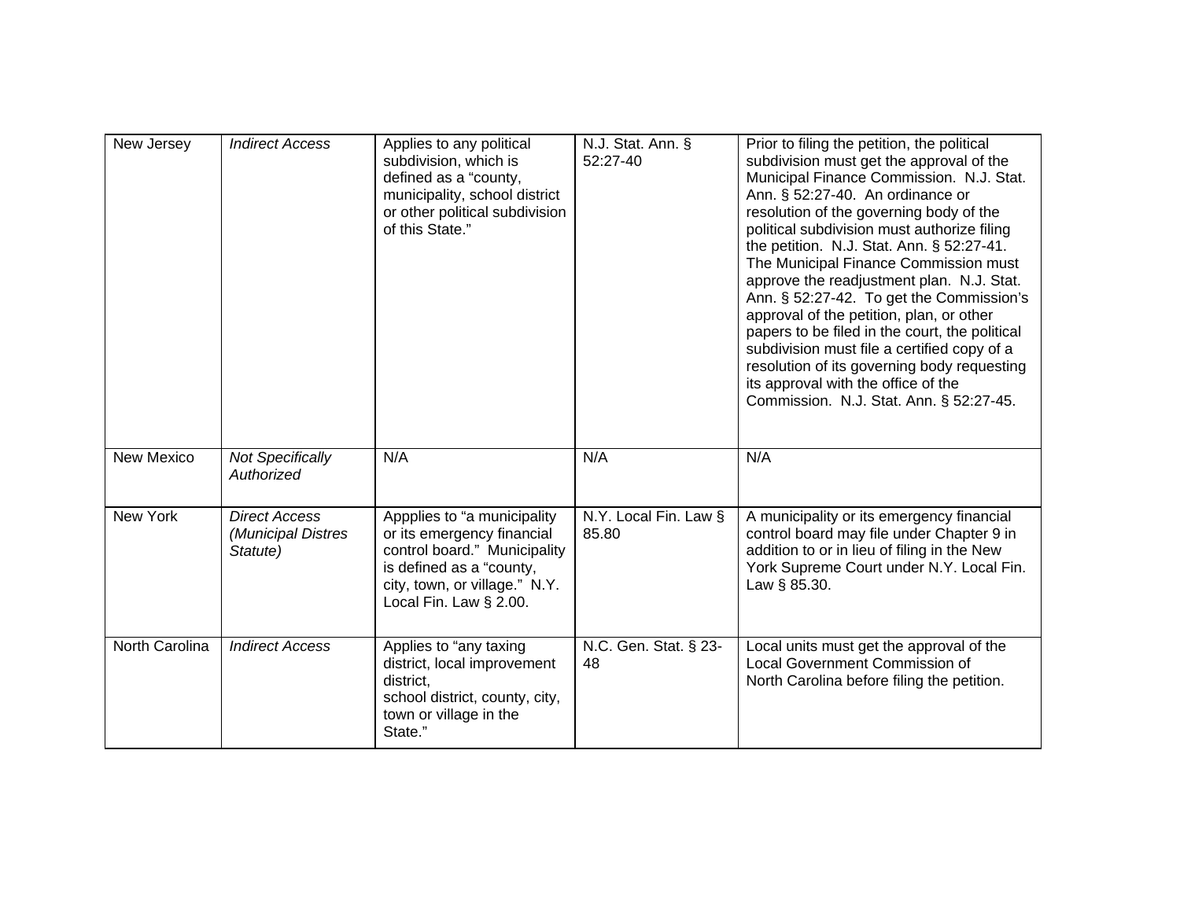| New Jersey | *Indirect Access* | Applies to any political subdivision, which is defined as a "county, municipality, school district or other political subdivision of this State." | N.J. Stat. Ann. § 52:27-40 | Prior to filing the petition, the political subdivision must get the approval of the Municipal Finance Commission. N.J. Stat. Ann. § 52:27-40. An ordinance or resolution of the governing body of the political subdivision must authorize filing the petition. N.J. Stat. Ann. § 52:27-41. The Municipal Finance Commission must approve the readjustment plan. N.J. Stat. Ann. § 52:27-42. To get the Commission's approval of the petition, plan, or other papers to be filed in the court, the political subdivision must file a certified copy of a resolution of its governing body requesting its approval with the office of the Commission. N.J. Stat. Ann. § 52:27-45. |
|---|---|---|---|---|
| New Mexico | *Not Specifically Authorized* | N/A | N/A | N/A |
| New York | *Direct Access (Municipal Distres Statute)* | Appplies to "a municipality or its emergency financial control board." Municipality is defined as a "county, city, town, or village." N.Y. Local Fin. Law § 2.00. | N.Y. Local Fin. Law § 85.80 | A municipality or its emergency financial control board may file under Chapter 9 in addition to or in lieu of filing in the New York Supreme Court under N.Y. Local Fin. Law § 85.30. |
| North Carolina | *Indirect Access* | Applies to "any taxing district, local improvement district, school district, county, city, town or village in the State." | N.C. Gen. Stat. § 23-48 | Local units must get the approval of the Local Government Commission of North Carolina before filing the petition. |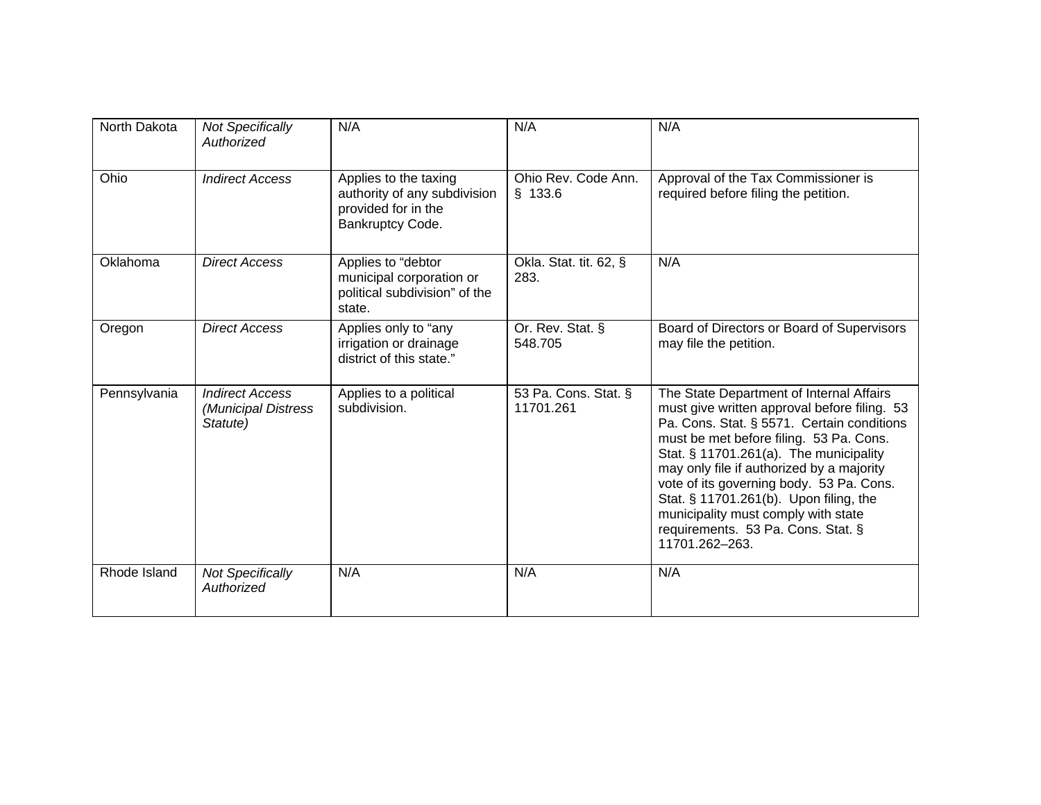| North Dakota | *Not Specifically Authorized* | N/A | N/A | N/A |
|---|---|---|---|---|
| Ohio | *Indirect Access* | Applies to the taxing authority of any subdivision provided for in the Bankruptcy Code. | Ohio Rev. Code Ann. § 133.6 | Approval of the Tax Commissioner is required before filing the petition. |
| Oklahoma | *Direct Access* | Applies to "debtor municipal corporation or political subdivision" of the state. | Okla. Stat. tit. 62, § 283. | N/A |
| Oregon | *Direct Access* | Applies only to "any irrigation or drainage district of this state." | Or. Rev. Stat. § 548.705 | Board of Directors or Board of Supervisors may file the petition. |
| Pennsylvania | *Indirect Access (Municipal Distress Statute)* | Applies to a political subdivision. | 53 Pa. Cons. Stat. § 11701.261 | The State Department of Internal Affairs must give written approval before filing. 53 Pa. Cons. Stat. § 5571. Certain conditions must be met before filing. 53 Pa. Cons. Stat. § 11701.261(a). The municipality may only file if authorized by a majority vote of its governing body. 53 Pa. Cons. Stat. § 11701.261(b). Upon filing, the municipality must comply with state requirements. 53 Pa. Cons. Stat. § 11701.262–263. |
| Rhode Island | *Not Specifically Authorized* | N/A | N/A | N/A |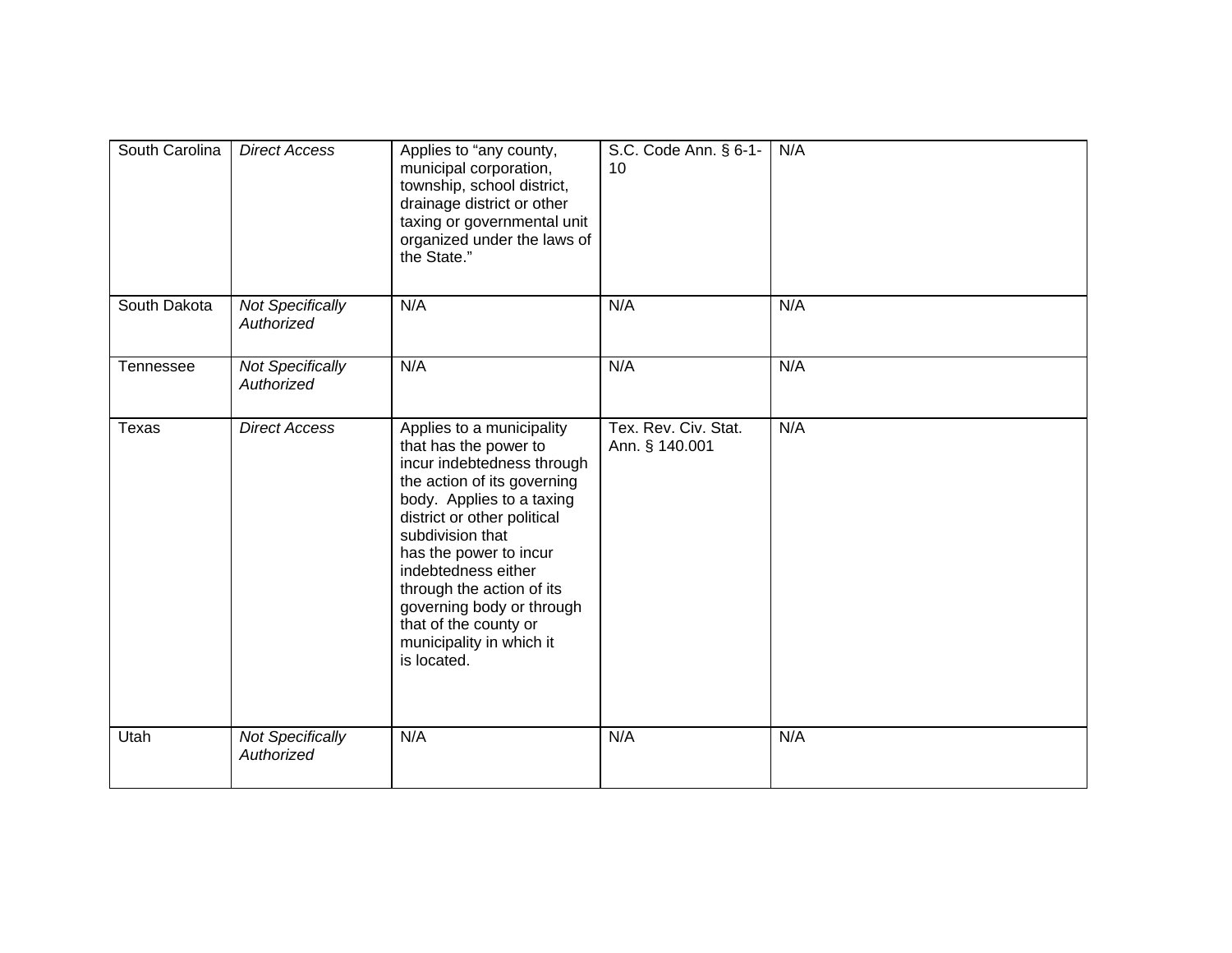| South Carolina | *Direct Access* | Applies to "any county, municipal corporation, township, school district, drainage district or other taxing or governmental unit organized under the laws of the State." | S.C. Code Ann. § 6-1-10 | N/A |
|---|---|---|---|---|
| South Dakota | *Not Specifically Authorized* | N/A | N/A | N/A |
| Tennessee | *Not Specifically Authorized* | N/A | N/A | N/A |
| Texas | *Direct Access* | Applies to a municipality that has the power to incur indebtedness through the action of its governing body. Applies to a taxing district or other political subdivision that has the power to incur indebtedness either through the action of its governing body or through that of the county or municipality in which it is located. | Tex. Rev. Civ. Stat. Ann. § 140.001 | N/A |
| Utah | *Not Specifically Authorized* | N/A | N/A | N/A |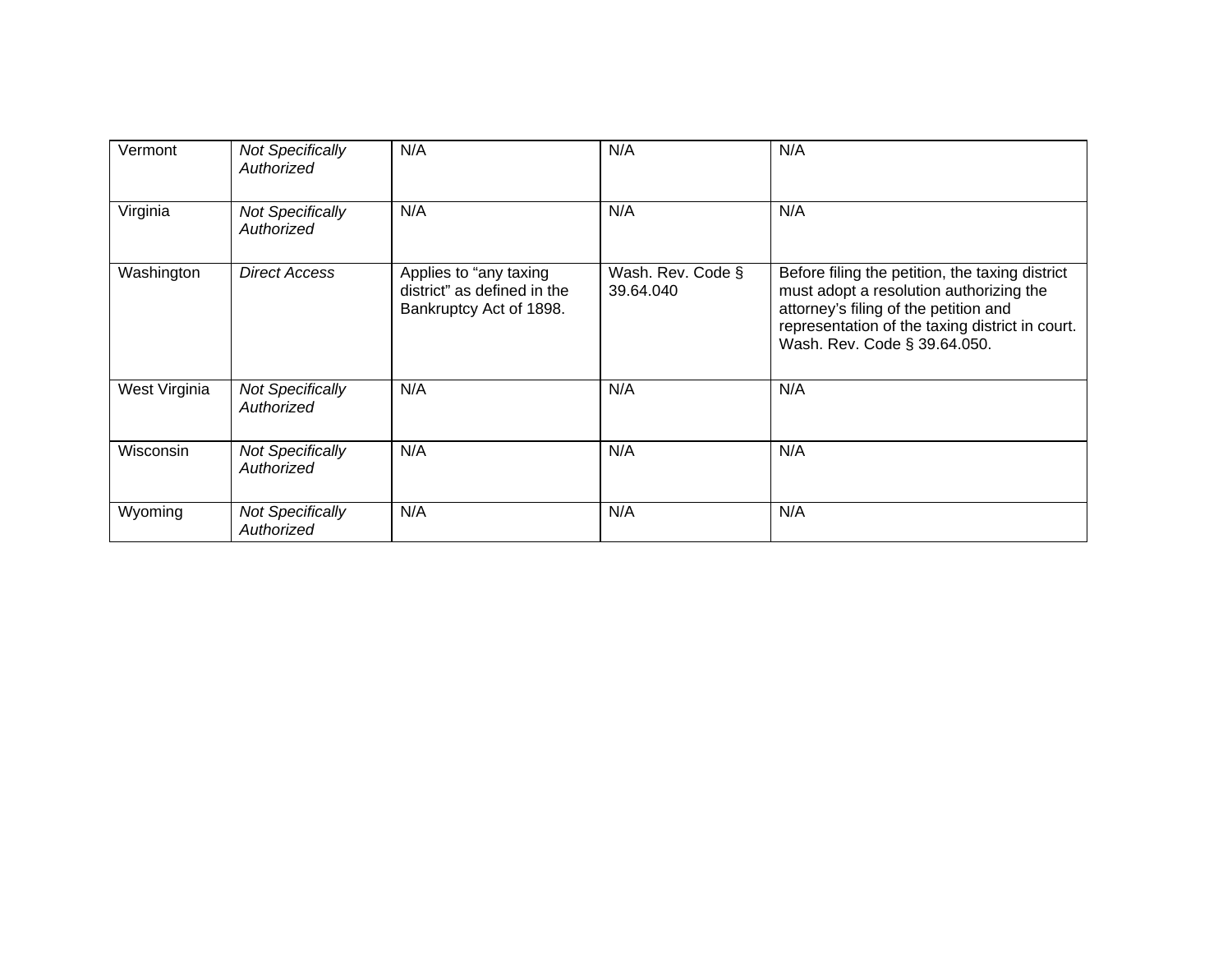| | | | | |
|---|---|---|---|---|
| Vermont | *Not Specifically Authorized* | N/A | N/A | N/A |
| Virginia | *Not Specifically Authorized* | N/A | N/A | N/A |
| Washington | *Direct Access* | Applies to “any taxing district” as defined in the Bankruptcy Act of 1898. | Wash. Rev. Code § 39.64.040 | Before filing the petition, the taxing district must adopt a resolution authorizing the attorney’s filing of the petition and representation of the taxing district in court. Wash. Rev. Code § 39.64.050. |
| West Virginia | *Not Specifically Authorized* | N/A | N/A | N/A |
| Wisconsin | *Not Specifically Authorized* | N/A | N/A | N/A |
| Wyoming | *Not Specifically Authorized* | N/A | N/A | N/A |